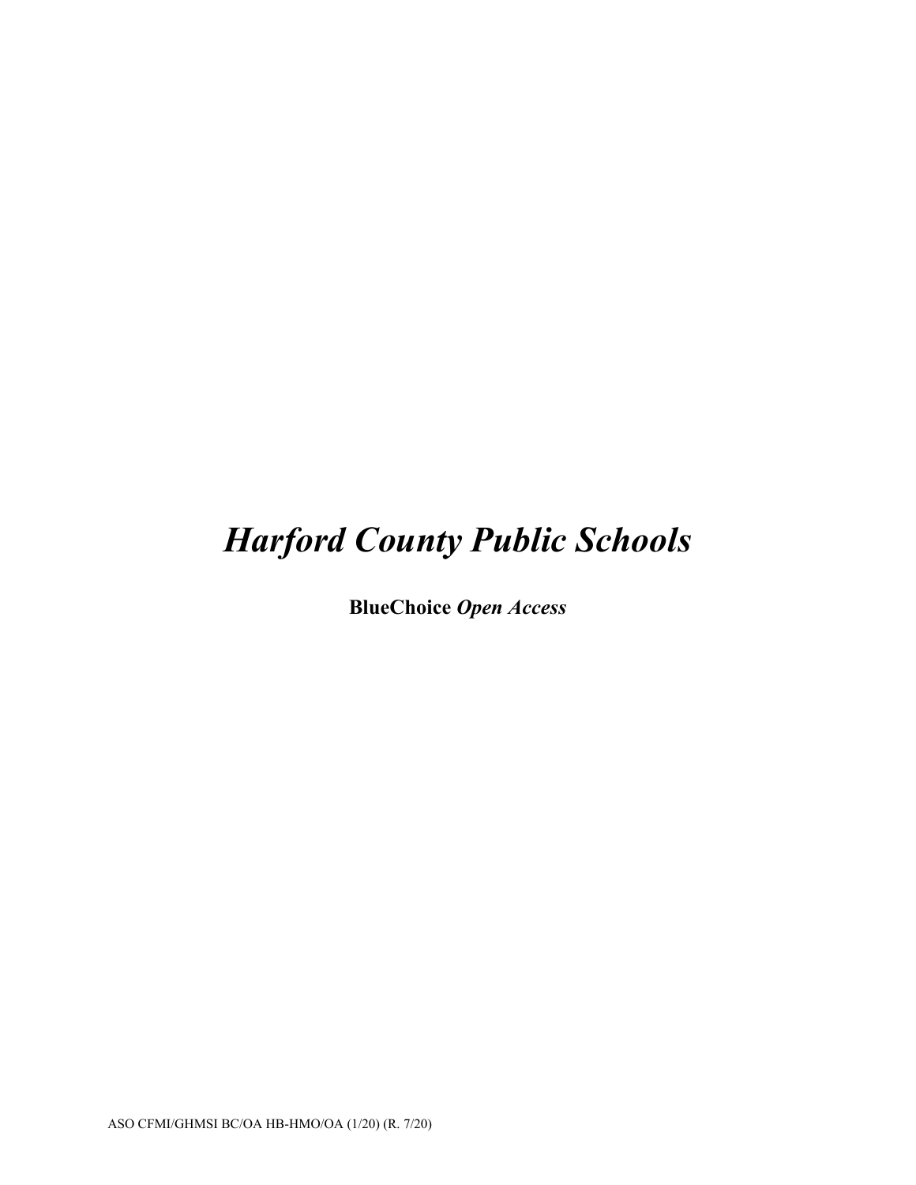# *Harford County Public Schools*

**BlueChoice** ***Open Access***

ASO CFMI/GHMSI BC/OA HB-HMO/OA (1/20) (R. 7/20)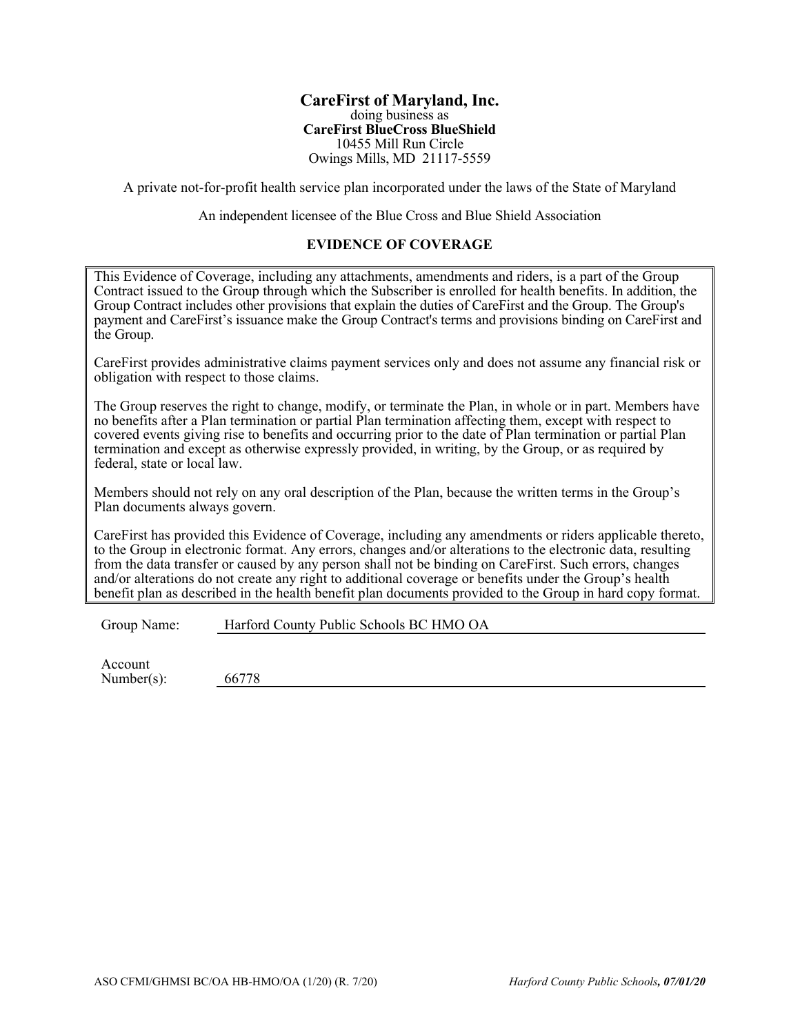**CareFirst of Maryland, Inc.**
doing business as
**CareFirst BlueCross BlueShield**
10455 Mill Run Circle
Owings Mills, MD 21117-5559

A private not-for-profit health service plan incorporated under the laws of the State of Maryland

An independent licensee of the Blue Cross and Blue Shield Association

**EVIDENCE OF COVERAGE**

This Evidence of Coverage, including any attachments, amendments and riders, is a part of the Group Contract issued to the Group through which the Subscriber is enrolled for health benefits. In addition, the Group Contract includes other provisions that explain the duties of CareFirst and the Group. The Group's payment and CareFirst's issuance make the Group Contract's terms and provisions binding on CareFirst and the Group.

CareFirst provides administrative claims payment services only and does not assume any financial risk or obligation with respect to those claims.

The Group reserves the right to change, modify, or terminate the Plan, in whole or in part. Members have no benefits after a Plan termination or partial Plan termination affecting them, except with respect to covered events giving rise to benefits and occurring prior to the date of Plan termination or partial Plan termination and except as otherwise expressly provided, in writing, by the Group, or as required by federal, state or local law.

Members should not rely on any oral description of the Plan, because the written terms in the Group's Plan documents always govern.

CareFirst has provided this Evidence of Coverage, including any amendments or riders applicable thereto, to the Group in electronic format. Any errors, changes and/or alterations to the electronic data, resulting from the data transfer or caused by any person shall not be binding on CareFirst. Such errors, changes and/or alterations do not create any right to additional coverage or benefits under the Group's health benefit plan as described in the health benefit plan documents provided to the Group in hard copy format.

Group Name: Harford County Public Schools BC HMO OA

Account Number(s): 66778

ASO CFMI/GHMSI BC/OA HB-HMO/OA (1/20) (R. 7/20) *Harford County Public Schools, **07/01/20***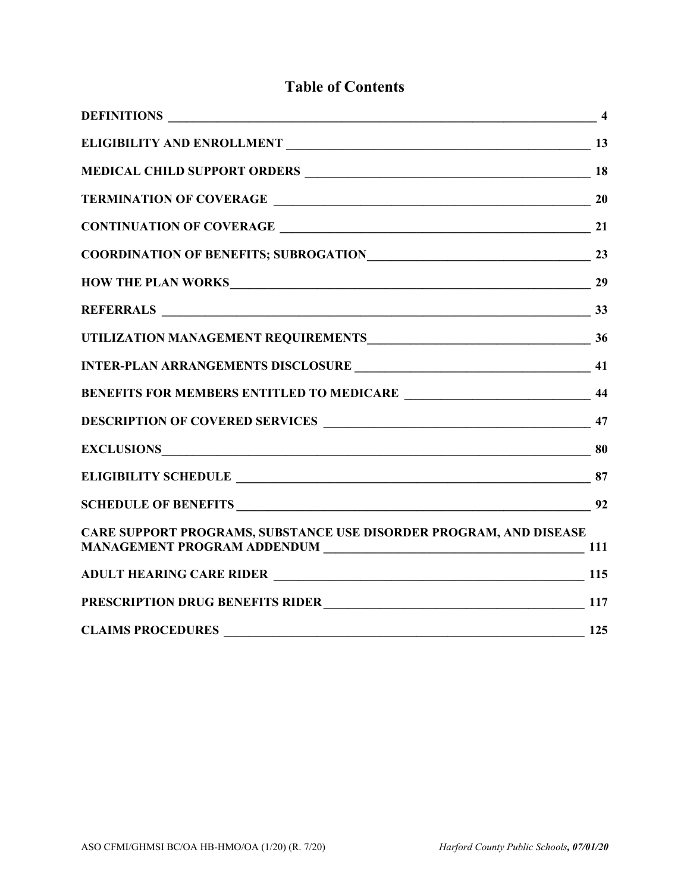# Table of Contents

| | |
|---|---|
| DEFINITIONS | 4 |
| ELIGIBILITY AND ENROLLMENT | 13 |
| MEDICAL CHILD SUPPORT ORDERS | 18 |
| TERMINATION OF COVERAGE | 20 |
| CONTINUATION OF COVERAGE | 21 |
| COORDINATION OF BENEFITS; SUBROGATION | 23 |
| HOW THE PLAN WORKS | 29 |
| REFERRALS | 33 |
| UTILIZATION MANAGEMENT REQUIREMENTS | 36 |
| INTER-PLAN ARRANGEMENTS DISCLOSURE | 41 |
| BENEFITS FOR MEMBERS ENTITLED TO MEDICARE | 44 |
| DESCRIPTION OF COVERED SERVICES | 47 |
| EXCLUSIONS | 80 |
| ELIGIBILITY SCHEDULE | 87 |
| SCHEDULE OF BENEFITS | 92 |
| CARE SUPPORT PROGRAMS, SUBSTANCE USE DISORDER PROGRAM, AND DISEASE MANAGEMENT PROGRAM ADDENDUM | 111 |
| ADULT HEARING CARE RIDER | 115 |
| PRESCRIPTION DRUG BENEFITS RIDER | 117 |
| CLAIMS PROCEDURES | 125 |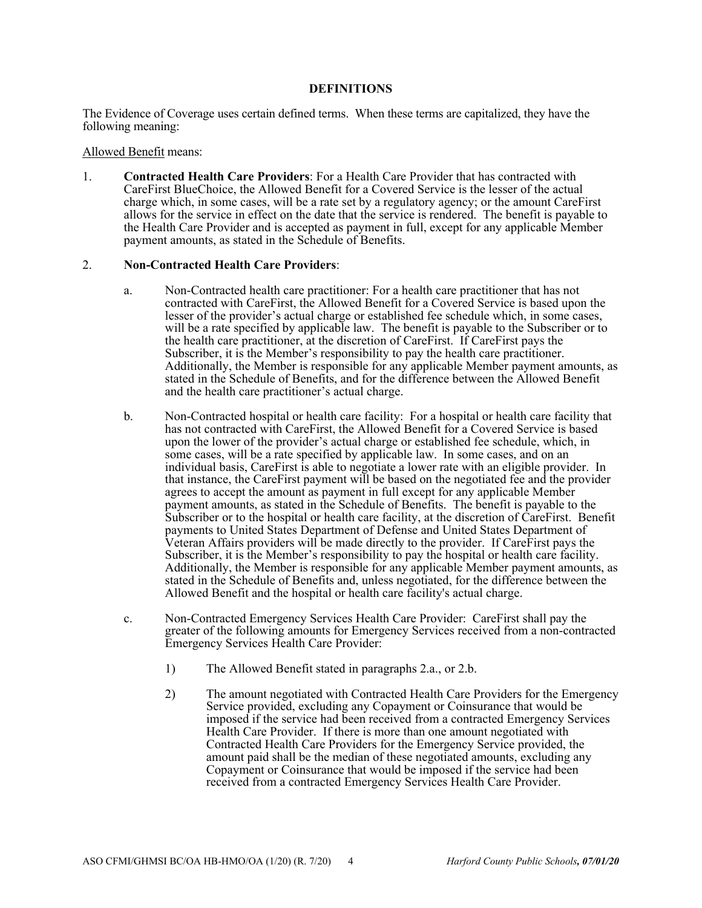# DEFINITIONS

The Evidence of Coverage uses certain defined terms. When these terms are capitalized, they have the following meaning:

Allowed Benefit means:

1. **Contracted Health Care Providers**: For a Health Care Provider that has contracted with CareFirst BlueChoice, the Allowed Benefit for a Covered Service is the lesser of the actual charge which, in some cases, will be a rate set by a regulatory agency; or the amount CareFirst allows for the service in effect on the date that the service is rendered. The benefit is payable to the Health Care Provider and is accepted as payment in full, except for any applicable Member payment amounts, as stated in the Schedule of Benefits.

2. **Non-Contracted Health Care Providers**:

   a. Non-Contracted health care practitioner: For a health care practitioner that has not contracted with CareFirst, the Allowed Benefit for a Covered Service is based upon the lesser of the provider's actual charge or established fee schedule which, in some cases, will be a rate specified by applicable law. The benefit is payable to the Subscriber or to the health care practitioner, at the discretion of CareFirst. If CareFirst pays the Subscriber, it is the Member's responsibility to pay the health care practitioner. Additionally, the Member is responsible for any applicable Member payment amounts, as stated in the Schedule of Benefits, and for the difference between the Allowed Benefit and the health care practitioner's actual charge.

   b. Non-Contracted hospital or health care facility: For a hospital or health care facility that has not contracted with CareFirst, the Allowed Benefit for a Covered Service is based upon the lower of the provider's actual charge or established fee schedule, which, in some cases, will be a rate specified by applicable law. In some cases, and on an individual basis, CareFirst is able to negotiate a lower rate with an eligible provider. In that instance, the CareFirst payment will be based on the negotiated fee and the provider agrees to accept the amount as payment in full except for any applicable Member payment amounts, as stated in the Schedule of Benefits. The benefit is payable to the Subscriber or to the hospital or health care facility, at the discretion of CareFirst. Benefit payments to United States Department of Defense and United States Department of Veteran Affairs providers will be made directly to the provider. If CareFirst pays the Subscriber, it is the Member's responsibility to pay the hospital or health care facility. Additionally, the Member is responsible for any applicable Member payment amounts, as stated in the Schedule of Benefits and, unless negotiated, for the difference between the Allowed Benefit and the hospital or health care facility's actual charge.

   c. Non-Contracted Emergency Services Health Care Provider: CareFirst shall pay the greater of the following amounts for Emergency Services received from a non-contracted Emergency Services Health Care Provider:

      1) The Allowed Benefit stated in paragraphs 2.a., or 2.b.

      2) The amount negotiated with Contracted Health Care Providers for the Emergency Service provided, excluding any Copayment or Coinsurance that would be imposed if the service had been received from a contracted Emergency Services Health Care Provider. If there is more than one amount negotiated with Contracted Health Care Providers for the Emergency Service provided, the amount paid shall be the median of these negotiated amounts, excluding any Copayment or Coinsurance that would be imposed if the service had been received from a contracted Emergency Services Health Care Provider.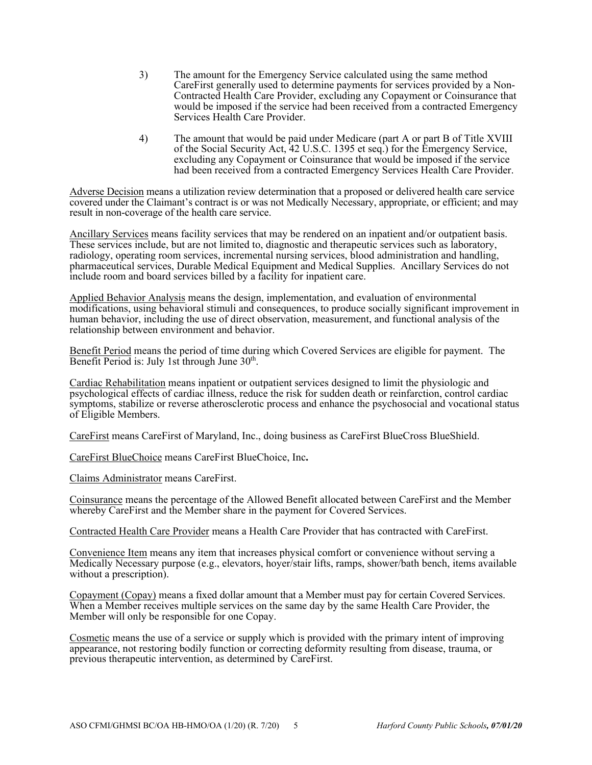3) The amount for the Emergency Service calculated using the same method CareFirst generally used to determine payments for services provided by a Non-Contracted Health Care Provider, excluding any Copayment or Coinsurance that would be imposed if the service had been received from a contracted Emergency Services Health Care Provider.

4) The amount that would be paid under Medicare (part A or part B of Title XVIII of the Social Security Act, 42 U.S.C. 1395 et seq.) for the Emergency Service, excluding any Copayment or Coinsurance that would be imposed if the service had been received from a contracted Emergency Services Health Care Provider.

<u>Adverse Decision</u> means a utilization review determination that a proposed or delivered health care service covered under the Claimant's contract is or was not Medically Necessary, appropriate, or efficient; and may result in non-coverage of the health care service.

<u>Ancillary Services</u> means facility services that may be rendered on an inpatient and/or outpatient basis. These services include, but are not limited to, diagnostic and therapeutic services such as laboratory, radiology, operating room services, incremental nursing services, blood administration and handling, pharmaceutical services, Durable Medical Equipment and Medical Supplies. Ancillary Services do not include room and board services billed by a facility for inpatient care.

<u>Applied Behavior Analysis</u> means the design, implementation, and evaluation of environmental modifications, using behavioral stimuli and consequences, to produce socially significant improvement in human behavior, including the use of direct observation, measurement, and functional analysis of the relationship between environment and behavior.

<u>Benefit Period</u> means the period of time during which Covered Services are eligible for payment. The Benefit Period is: July 1st through June 30th.

<u>Cardiac Rehabilitation</u> means inpatient or outpatient services designed to limit the physiologic and psychological effects of cardiac illness, reduce the risk for sudden death or reinfarction, control cardiac symptoms, stabilize or reverse atherosclerotic process and enhance the psychosocial and vocational status of Eligible Members.

<u>CareFirst</u> means CareFirst of Maryland, Inc., doing business as CareFirst BlueCross BlueShield.

<u>CareFirst BlueChoice</u> means CareFirst BlueChoice, Inc**.**

<u>Claims Administrator</u> means CareFirst.

<u>Coinsurance</u> means the percentage of the Allowed Benefit allocated between CareFirst and the Member whereby CareFirst and the Member share in the payment for Covered Services.

<u>Contracted Health Care Provider</u> means a Health Care Provider that has contracted with CareFirst.

<u>Convenience Item</u> means any item that increases physical comfort or convenience without serving a Medically Necessary purpose (e.g., elevators, hoyer/stair lifts, ramps, shower/bath bench, items available without a prescription).

<u>Copayment (Copay)</u> means a fixed dollar amount that a Member must pay for certain Covered Services. When a Member receives multiple services on the same day by the same Health Care Provider, the Member will only be responsible for one Copay.

<u>Cosmetic</u> means the use of a service or supply which is provided with the primary intent of improving appearance, not restoring bodily function or correcting deformity resulting from disease, trauma, or previous therapeutic intervention, as determined by CareFirst.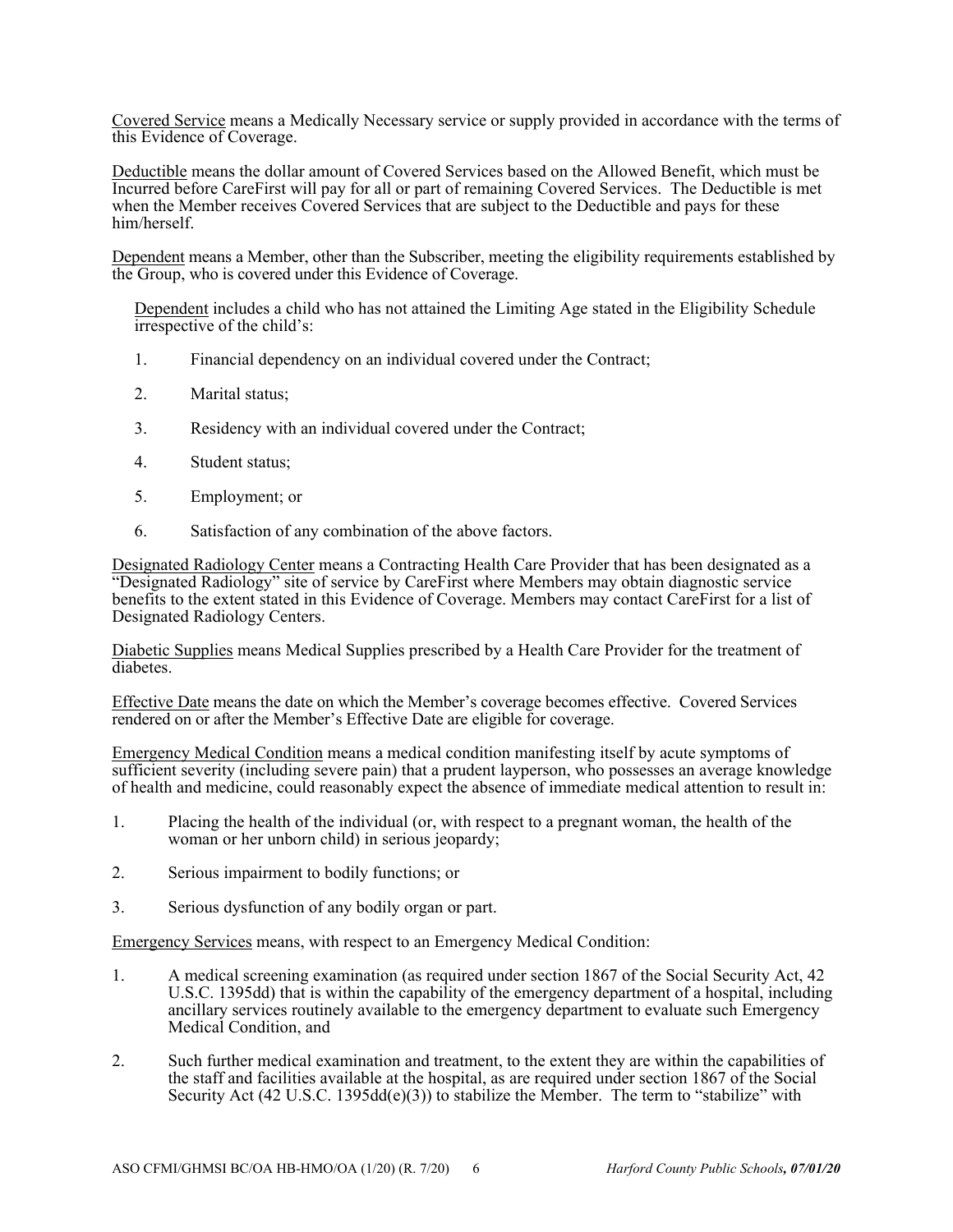Covered Service means a Medically Necessary service or supply provided in accordance with the terms of this Evidence of Coverage.

Deductible means the dollar amount of Covered Services based on the Allowed Benefit, which must be Incurred before CareFirst will pay for all or part of remaining Covered Services. The Deductible is met when the Member receives Covered Services that are subject to the Deductible and pays for these him/herself.

Dependent means a Member, other than the Subscriber, meeting the eligibility requirements established by the Group, who is covered under this Evidence of Coverage.

Dependent includes a child who has not attained the Limiting Age stated in the Eligibility Schedule irrespective of the child's:

1. Financial dependency on an individual covered under the Contract;
2. Marital status;
3. Residency with an individual covered under the Contract;
4. Student status;
5. Employment; or
6. Satisfaction of any combination of the above factors.

Designated Radiology Center means a Contracting Health Care Provider that has been designated as a "Designated Radiology" site of service by CareFirst where Members may obtain diagnostic service benefits to the extent stated in this Evidence of Coverage. Members may contact CareFirst for a list of Designated Radiology Centers.

Diabetic Supplies means Medical Supplies prescribed by a Health Care Provider for the treatment of diabetes.

Effective Date means the date on which the Member's coverage becomes effective. Covered Services rendered on or after the Member's Effective Date are eligible for coverage.

Emergency Medical Condition means a medical condition manifesting itself by acute symptoms of sufficient severity (including severe pain) that a prudent layperson, who possesses an average knowledge of health and medicine, could reasonably expect the absence of immediate medical attention to result in:

1. Placing the health of the individual (or, with respect to a pregnant woman, the health of the woman or her unborn child) in serious jeopardy;
2. Serious impairment to bodily functions; or
3. Serious dysfunction of any bodily organ or part.

Emergency Services means, with respect to an Emergency Medical Condition:

1. A medical screening examination (as required under section 1867 of the Social Security Act, 42 U.S.C. 1395dd) that is within the capability of the emergency department of a hospital, including ancillary services routinely available to the emergency department to evaluate such Emergency Medical Condition, and
2. Such further medical examination and treatment, to the extent they are within the capabilities of the staff and facilities available at the hospital, as are required under section 1867 of the Social Security Act (42 U.S.C. 1395dd(e)(3)) to stabilize the Member. The term to "stabilize" with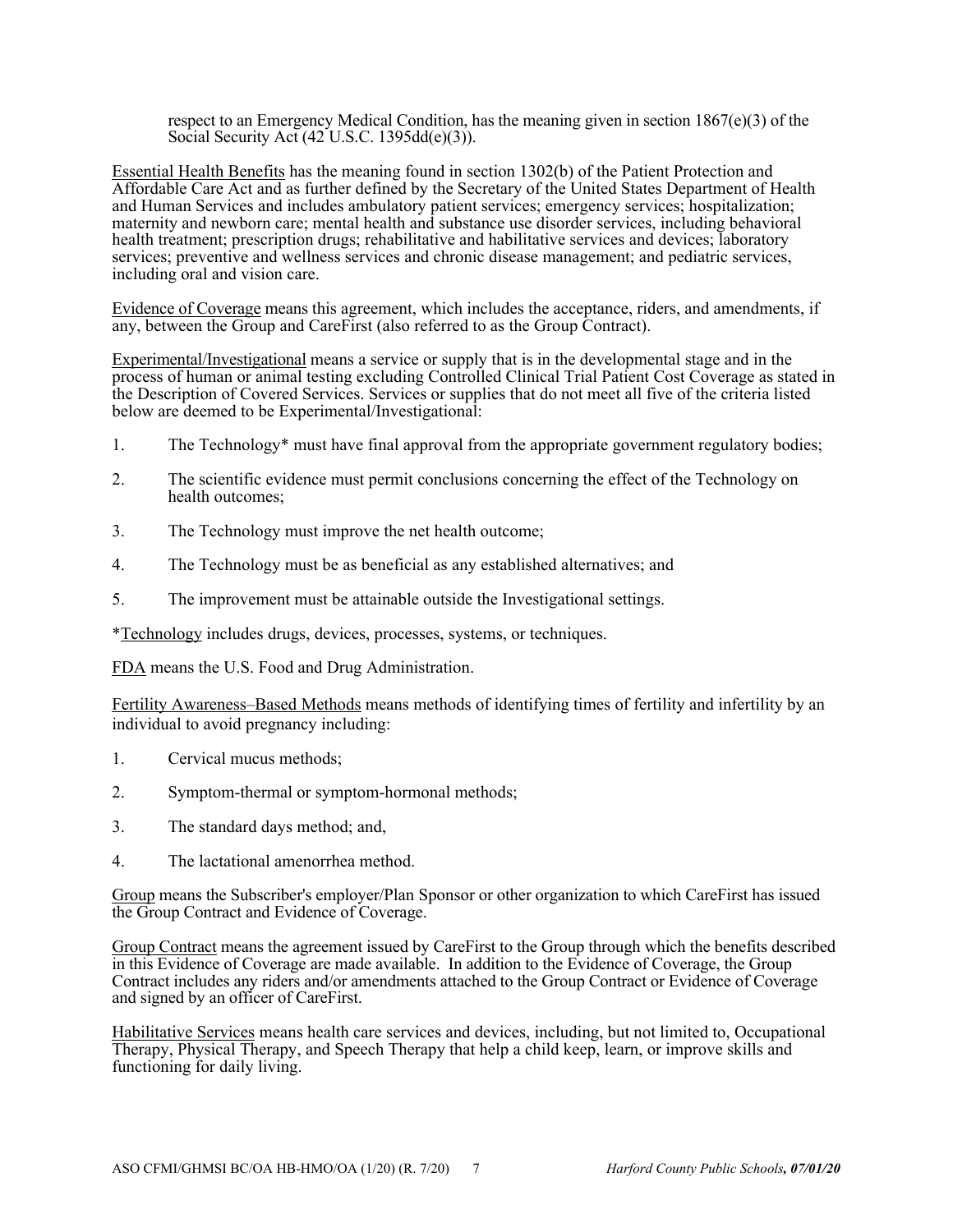respect to an Emergency Medical Condition, has the meaning given in section 1867(e)(3) of the Social Security Act (42 U.S.C. 1395dd(e)(3)).

<u>Essential Health Benefits</u> has the meaning found in section 1302(b) of the Patient Protection and Affordable Care Act and as further defined by the Secretary of the United States Department of Health and Human Services and includes ambulatory patient services; emergency services; hospitalization; maternity and newborn care; mental health and substance use disorder services, including behavioral health treatment; prescription drugs; rehabilitative and habilitative services and devices; laboratory services; preventive and wellness services and chronic disease management; and pediatric services, including oral and vision care.

<u>Evidence of Coverage</u> means this agreement, which includes the acceptance, riders, and amendments, if any, between the Group and CareFirst (also referred to as the Group Contract).

<u>Experimental/Investigational</u> means a service or supply that is in the developmental stage and in the process of human or animal testing excluding Controlled Clinical Trial Patient Cost Coverage as stated in the Description of Covered Services. Services or supplies that do not meet all five of the criteria listed below are deemed to be Experimental/Investigational:

1. The Technology* must have final approval from the appropriate government regulatory bodies;
2. The scientific evidence must permit conclusions concerning the effect of the Technology on health outcomes;
3. The Technology must improve the net health outcome;
4. The Technology must be as beneficial as any established alternatives; and
5. The improvement must be attainable outside the Investigational settings.

*<u>Technology</u> includes drugs, devices, processes, systems, or techniques.

<u>FDA</u> means the U.S. Food and Drug Administration.

<u>Fertility Awareness–Based Methods</u> means methods of identifying times of fertility and infertility by an individual to avoid pregnancy including:

1. Cervical mucus methods;
2. Symptom-thermal or symptom-hormonal methods;
3. The standard days method; and,
4. The lactational amenorrhea method.

<u>Group</u> means the Subscriber's employer/Plan Sponsor or other organization to which CareFirst has issued the Group Contract and Evidence of Coverage.

<u>Group Contract</u> means the agreement issued by CareFirst to the Group through which the benefits described in this Evidence of Coverage are made available. In addition to the Evidence of Coverage, the Group Contract includes any riders and/or amendments attached to the Group Contract or Evidence of Coverage and signed by an officer of CareFirst.

<u>Habilitative Services</u> means health care services and devices, including, but not limited to, Occupational Therapy, Physical Therapy, and Speech Therapy that help a child keep, learn, or improve skills and functioning for daily living.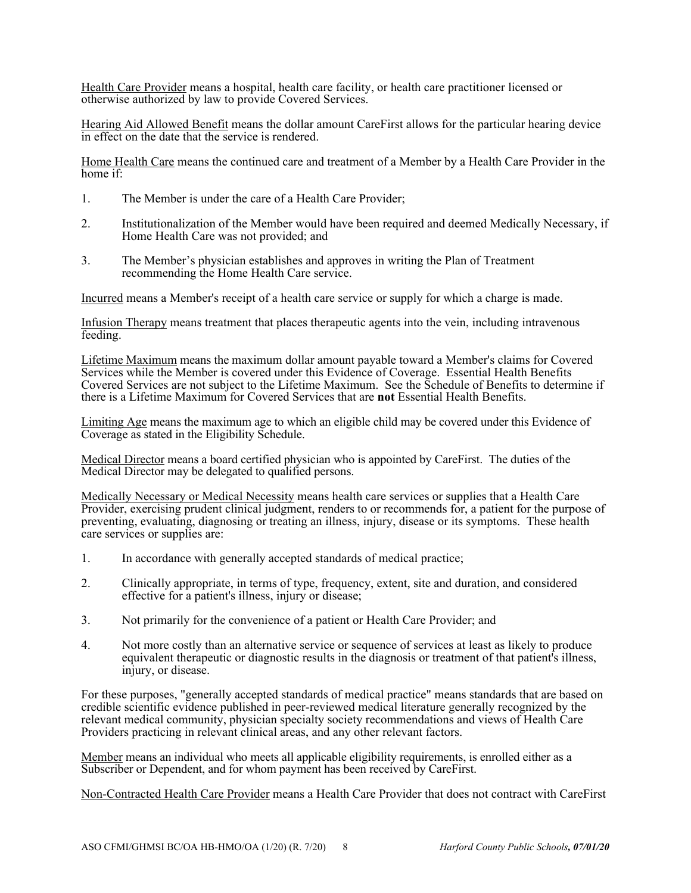Health Care Provider means a hospital, health care facility, or health care practitioner licensed or otherwise authorized by law to provide Covered Services.

Hearing Aid Allowed Benefit means the dollar amount CareFirst allows for the particular hearing device in effect on the date that the service is rendered.

Home Health Care means the continued care and treatment of a Member by a Health Care Provider in the home if:

1. The Member is under the care of a Health Care Provider;

2. Institutionalization of the Member would have been required and deemed Medically Necessary, if Home Health Care was not provided; and

3. The Member's physician establishes and approves in writing the Plan of Treatment recommending the Home Health Care service.

Incurred means a Member's receipt of a health care service or supply for which a charge is made.

Infusion Therapy means treatment that places therapeutic agents into the vein, including intravenous feeding.

Lifetime Maximum means the maximum dollar amount payable toward a Member's claims for Covered Services while the Member is covered under this Evidence of Coverage. Essential Health Benefits Covered Services are not subject to the Lifetime Maximum. See the Schedule of Benefits to determine if there is a Lifetime Maximum for Covered Services that are **not** Essential Health Benefits.

Limiting Age means the maximum age to which an eligible child may be covered under this Evidence of Coverage as stated in the Eligibility Schedule.

Medical Director means a board certified physician who is appointed by CareFirst. The duties of the Medical Director may be delegated to qualified persons.

Medically Necessary or Medical Necessity means health care services or supplies that a Health Care Provider, exercising prudent clinical judgment, renders to or recommends for, a patient for the purpose of preventing, evaluating, diagnosing or treating an illness, injury, disease or its symptoms. These health care services or supplies are:

1. In accordance with generally accepted standards of medical practice;

2. Clinically appropriate, in terms of type, frequency, extent, site and duration, and considered effective for a patient's illness, injury or disease;

3. Not primarily for the convenience of a patient or Health Care Provider; and

4. Not more costly than an alternative service or sequence of services at least as likely to produce equivalent therapeutic or diagnostic results in the diagnosis or treatment of that patient's illness, injury, or disease.

For these purposes, "generally accepted standards of medical practice" means standards that are based on credible scientific evidence published in peer-reviewed medical literature generally recognized by the relevant medical community, physician specialty society recommendations and views of Health Care Providers practicing in relevant clinical areas, and any other relevant factors.

Member means an individual who meets all applicable eligibility requirements, is enrolled either as a Subscriber or Dependent, and for whom payment has been received by CareFirst.

Non-Contracted Health Care Provider means a Health Care Provider that does not contract with CareFirst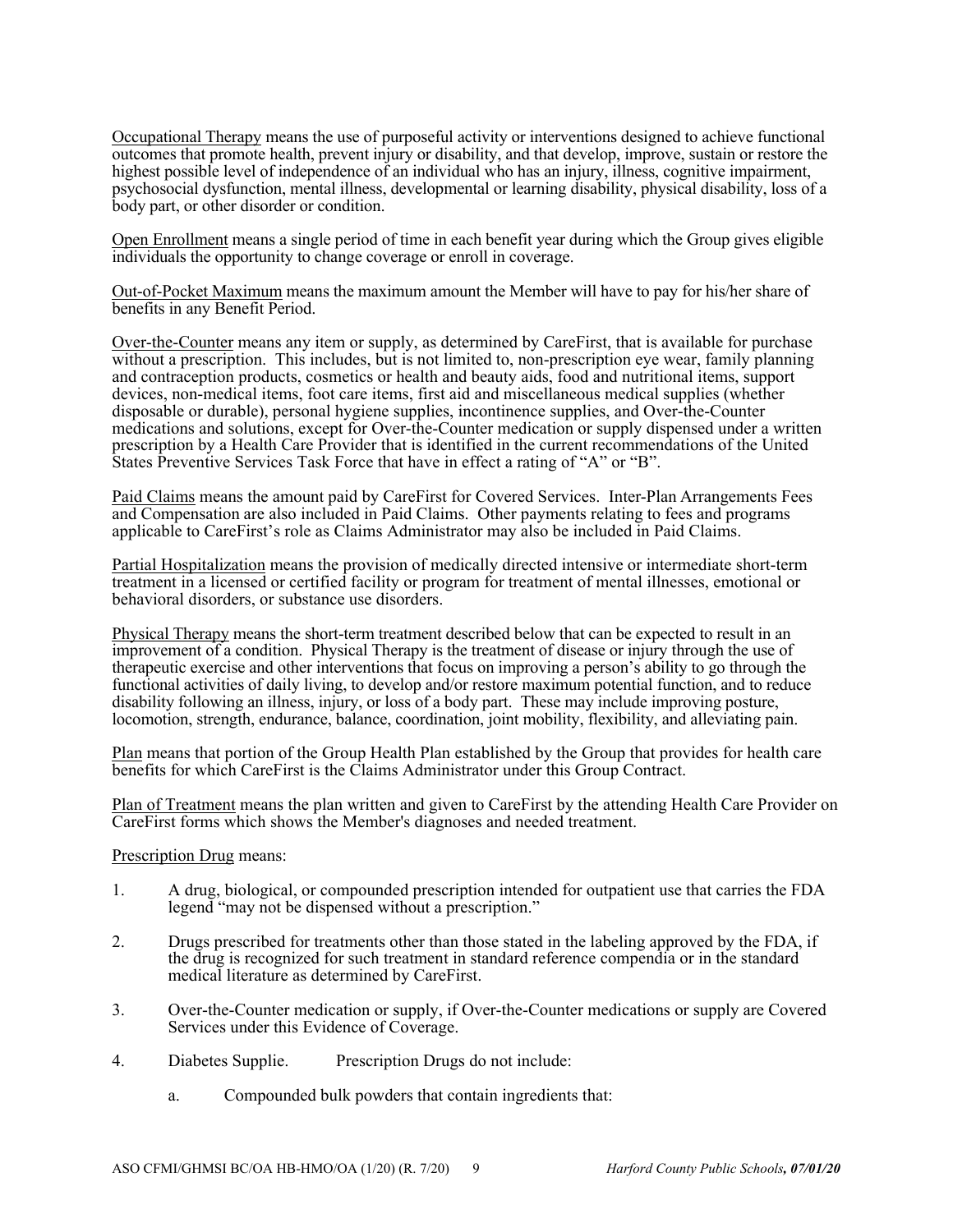Occupational Therapy means the use of purposeful activity or interventions designed to achieve functional outcomes that promote health, prevent injury or disability, and that develop, improve, sustain or restore the highest possible level of independence of an individual who has an injury, illness, cognitive impairment, psychosocial dysfunction, mental illness, developmental or learning disability, physical disability, loss of a body part, or other disorder or condition.

Open Enrollment means a single period of time in each benefit year during which the Group gives eligible individuals the opportunity to change coverage or enroll in coverage.

Out-of-Pocket Maximum means the maximum amount the Member will have to pay for his/her share of benefits in any Benefit Period.

Over-the-Counter means any item or supply, as determined by CareFirst, that is available for purchase without a prescription. This includes, but is not limited to, non-prescription eye wear, family planning and contraception products, cosmetics or health and beauty aids, food and nutritional items, support devices, non-medical items, foot care items, first aid and miscellaneous medical supplies (whether disposable or durable), personal hygiene supplies, incontinence supplies, and Over-the-Counter medications and solutions, except for Over-the-Counter medication or supply dispensed under a written prescription by a Health Care Provider that is identified in the current recommendations of the United States Preventive Services Task Force that have in effect a rating of "A" or "B".

Paid Claims means the amount paid by CareFirst for Covered Services. Inter-Plan Arrangements Fees and Compensation are also included in Paid Claims. Other payments relating to fees and programs applicable to CareFirst's role as Claims Administrator may also be included in Paid Claims.

Partial Hospitalization means the provision of medically directed intensive or intermediate short-term treatment in a licensed or certified facility or program for treatment of mental illnesses, emotional or behavioral disorders, or substance use disorders.

Physical Therapy means the short-term treatment described below that can be expected to result in an improvement of a condition. Physical Therapy is the treatment of disease or injury through the use of therapeutic exercise and other interventions that focus on improving a person's ability to go through the functional activities of daily living, to develop and/or restore maximum potential function, and to reduce disability following an illness, injury, or loss of a body part. These may include improving posture, locomotion, strength, endurance, balance, coordination, joint mobility, flexibility, and alleviating pain.

Plan means that portion of the Group Health Plan established by the Group that provides for health care benefits for which CareFirst is the Claims Administrator under this Group Contract.

Plan of Treatment means the plan written and given to CareFirst by the attending Health Care Provider on CareFirst forms which shows the Member's diagnoses and needed treatment.

Prescription Drug means:

1. A drug, biological, or compounded prescription intended for outpatient use that carries the FDA legend "may not be dispensed without a prescription."

2. Drugs prescribed for treatments other than those stated in the labeling approved by the FDA, if the drug is recognized for such treatment in standard reference compendia or in the standard medical literature as determined by CareFirst.

3. Over-the-Counter medication or supply, if Over-the-Counter medications or supply are Covered Services under this Evidence of Coverage.

4. Diabetes Supplie. Prescription Drugs do not include:

    a. Compounded bulk powders that contain ingredients that: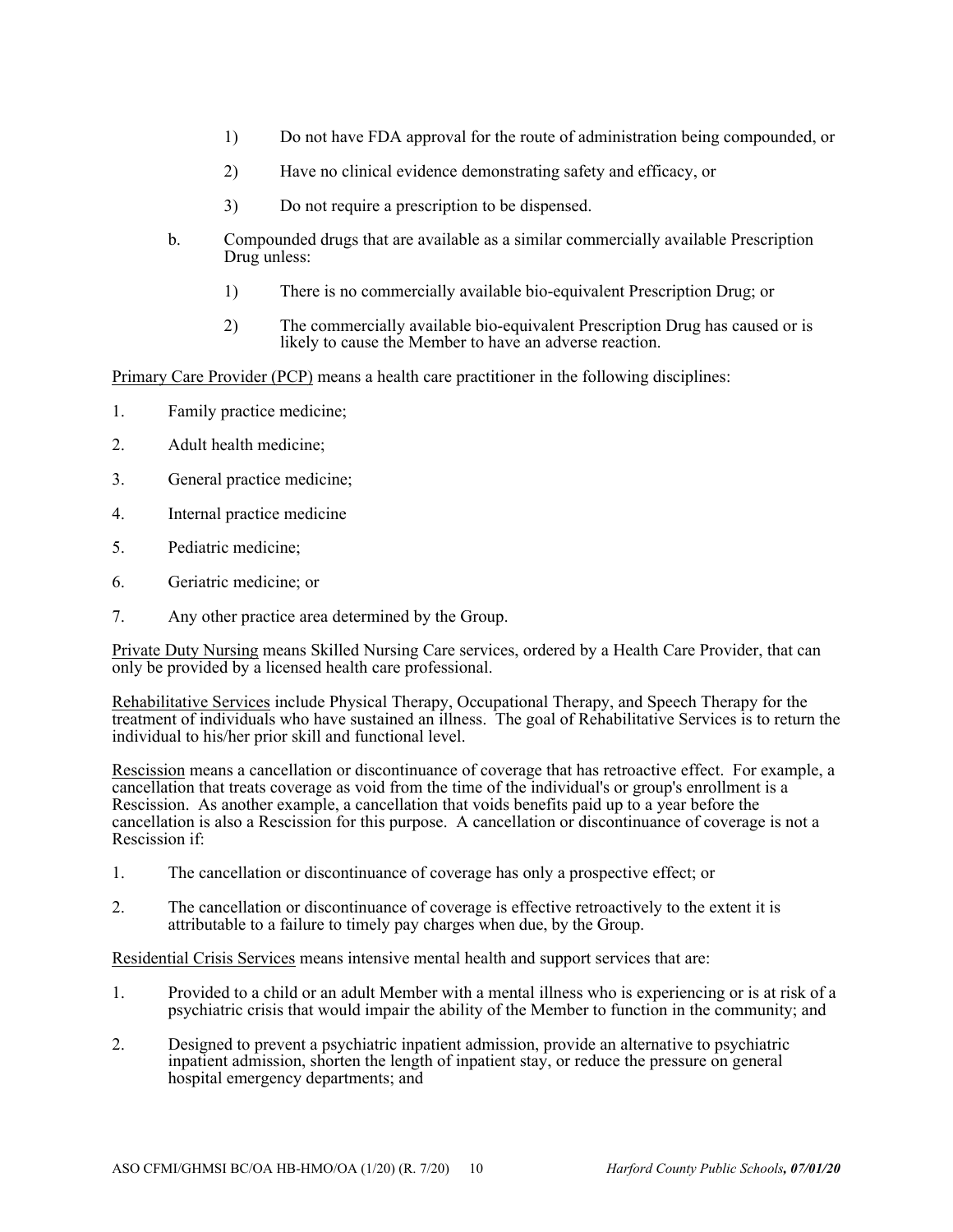1) Do not have FDA approval for the route of administration being compounded, or

2) Have no clinical evidence demonstrating safety and efficacy, or

3) Do not require a prescription to be dispensed.

b. Compounded drugs that are available as a similar commercially available Prescription Drug unless:

1) There is no commercially available bio-equivalent Prescription Drug; or

2) The commercially available bio-equivalent Prescription Drug has caused or is likely to cause the Member to have an adverse reaction.

Primary Care Provider (PCP) means a health care practitioner in the following disciplines:

1. Family practice medicine;
2. Adult health medicine;
3. General practice medicine;
4. Internal practice medicine
5. Pediatric medicine;
6. Geriatric medicine; or
7. Any other practice area determined by the Group.

Private Duty Nursing means Skilled Nursing Care services, ordered by a Health Care Provider, that can only be provided by a licensed health care professional.

Rehabilitative Services include Physical Therapy, Occupational Therapy, and Speech Therapy for the treatment of individuals who have sustained an illness. The goal of Rehabilitative Services is to return the individual to his/her prior skill and functional level.

Rescission means a cancellation or discontinuance of coverage that has retroactive effect. For example, a cancellation that treats coverage as void from the time of the individual's or group's enrollment is a Rescission. As another example, a cancellation that voids benefits paid up to a year before the cancellation is also a Rescission for this purpose. A cancellation or discontinuance of coverage is not a Rescission if:

1. The cancellation or discontinuance of coverage has only a prospective effect; or
2. The cancellation or discontinuance of coverage is effective retroactively to the extent it is attributable to a failure to timely pay charges when due, by the Group.

Residential Crisis Services means intensive mental health and support services that are:

1. Provided to a child or an adult Member with a mental illness who is experiencing or is at risk of a psychiatric crisis that would impair the ability of the Member to function in the community; and
2. Designed to prevent a psychiatric inpatient admission, provide an alternative to psychiatric inpatient admission, shorten the length of inpatient stay, or reduce the pressure on general hospital emergency departments; and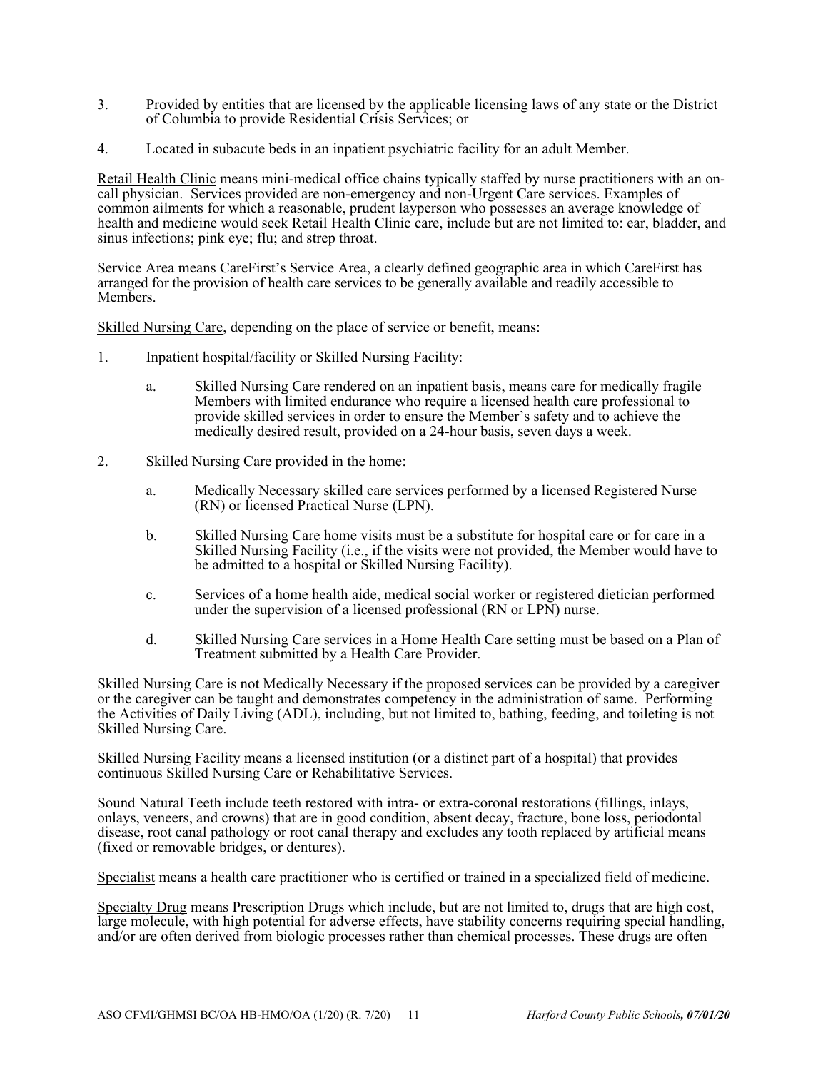3. Provided by entities that are licensed by the applicable licensing laws of any state or the District of Columbia to provide Residential Crisis Services; or

4. Located in subacute beds in an inpatient psychiatric facility for an adult Member.

Retail Health Clinic means mini-medical office chains typically staffed by nurse practitioners with an on-call physician. Services provided are non-emergency and non-Urgent Care services. Examples of common ailments for which a reasonable, prudent layperson who possesses an average knowledge of health and medicine would seek Retail Health Clinic care, include but are not limited to: ear, bladder, and sinus infections; pink eye; flu; and strep throat.

Service Area means CareFirst's Service Area, a clearly defined geographic area in which CareFirst has arranged for the provision of health care services to be generally available and readily accessible to Members.

Skilled Nursing Care, depending on the place of service or benefit, means:

1. Inpatient hospital/facility or Skilled Nursing Facility:

   a. Skilled Nursing Care rendered on an inpatient basis, means care for medically fragile Members with limited endurance who require a licensed health care professional to provide skilled services in order to ensure the Member's safety and to achieve the medically desired result, provided on a 24-hour basis, seven days a week.

2. Skilled Nursing Care provided in the home:

   a. Medically Necessary skilled care services performed by a licensed Registered Nurse (RN) or licensed Practical Nurse (LPN).

   b. Skilled Nursing Care home visits must be a substitute for hospital care or for care in a Skilled Nursing Facility (i.e., if the visits were not provided, the Member would have to be admitted to a hospital or Skilled Nursing Facility).

   c. Services of a home health aide, medical social worker or registered dietician performed under the supervision of a licensed professional (RN or LPN) nurse.

   d. Skilled Nursing Care services in a Home Health Care setting must be based on a Plan of Treatment submitted by a Health Care Provider.

Skilled Nursing Care is not Medically Necessary if the proposed services can be provided by a caregiver or the caregiver can be taught and demonstrates competency in the administration of same. Performing the Activities of Daily Living (ADL), including, but not limited to, bathing, feeding, and toileting is not Skilled Nursing Care.

Skilled Nursing Facility means a licensed institution (or a distinct part of a hospital) that provides continuous Skilled Nursing Care or Rehabilitative Services.

Sound Natural Teeth include teeth restored with intra- or extra-coronal restorations (fillings, inlays, onlays, veneers, and crowns) that are in good condition, absent decay, fracture, bone loss, periodontal disease, root canal pathology or root canal therapy and excludes any tooth replaced by artificial means (fixed or removable bridges, or dentures).

Specialist means a health care practitioner who is certified or trained in a specialized field of medicine.

Specialty Drug means Prescription Drugs which include, but are not limited to, drugs that are high cost, large molecule, with high potential for adverse effects, have stability concerns requiring special handling, and/or are often derived from biologic processes rather than chemical processes. These drugs are often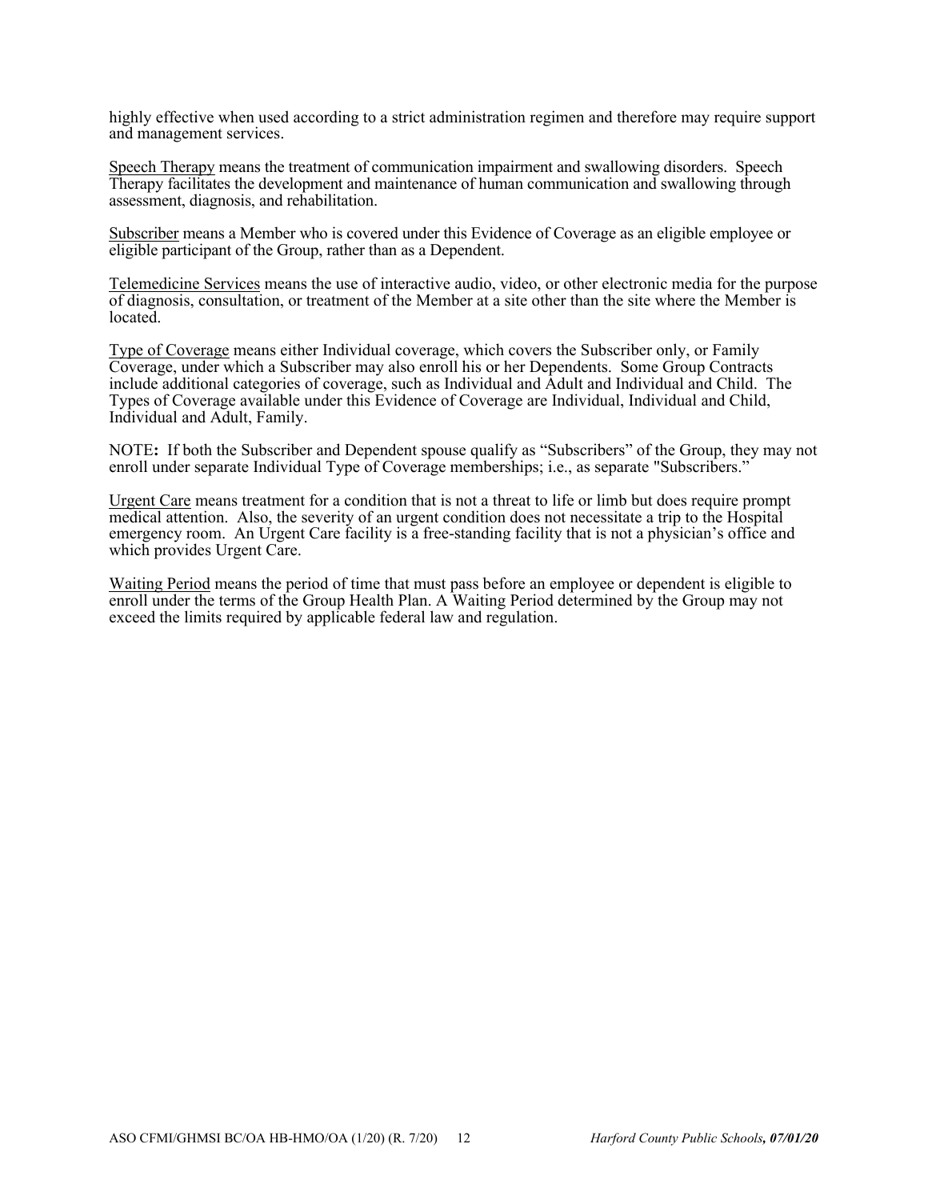highly effective when used according to a strict administration regimen and therefore may require support and management services.

Speech Therapy means the treatment of communication impairment and swallowing disorders. Speech Therapy facilitates the development and maintenance of human communication and swallowing through assessment, diagnosis, and rehabilitation.

Subscriber means a Member who is covered under this Evidence of Coverage as an eligible employee or eligible participant of the Group, rather than as a Dependent.

Telemedicine Services means the use of interactive audio, video, or other electronic media for the purpose of diagnosis, consultation, or treatment of the Member at a site other than the site where the Member is located.

Type of Coverage means either Individual coverage, which covers the Subscriber only, or Family Coverage, under which a Subscriber may also enroll his or her Dependents. Some Group Contracts include additional categories of coverage, such as Individual and Adult and Individual and Child. The Types of Coverage available under this Evidence of Coverage are Individual, Individual and Child, Individual and Adult, Family.

NOTE**:** If both the Subscriber and Dependent spouse qualify as "Subscribers" of the Group, they may not enroll under separate Individual Type of Coverage memberships; i.e., as separate "Subscribers."

Urgent Care means treatment for a condition that is not a threat to life or limb but does require prompt medical attention. Also, the severity of an urgent condition does not necessitate a trip to the Hospital emergency room. An Urgent Care facility is a free-standing facility that is not a physician's office and which provides Urgent Care.

Waiting Period means the period of time that must pass before an employee or dependent is eligible to enroll under the terms of the Group Health Plan. A Waiting Period determined by the Group may not exceed the limits required by applicable federal law and regulation.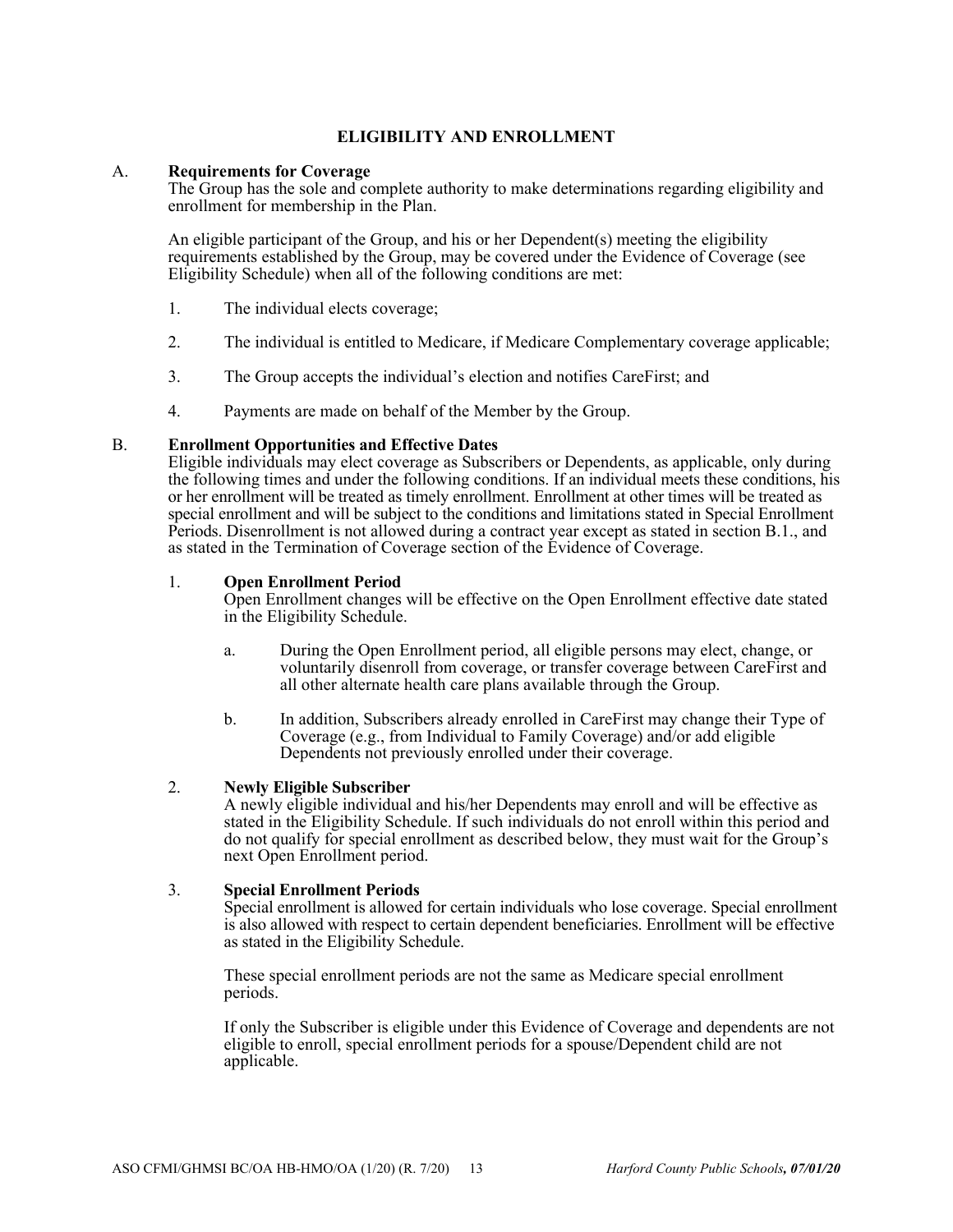# ELIGIBILITY AND ENROLLMENT

A. **Requirements for Coverage**

The Group has the sole and complete authority to make determinations regarding eligibility and enrollment for membership in the Plan.

An eligible participant of the Group, and his or her Dependent(s) meeting the eligibility requirements established by the Group, may be covered under the Evidence of Coverage (see Eligibility Schedule) when all of the following conditions are met:

1. The individual elects coverage;
2. The individual is entitled to Medicare, if Medicare Complementary coverage applicable;
3. The Group accepts the individual's election and notifies CareFirst; and
4. Payments are made on behalf of the Member by the Group.

B. **Enrollment Opportunities and Effective Dates**

Eligible individuals may elect coverage as Subscribers or Dependents, as applicable, only during the following times and under the following conditions. If an individual meets these conditions, his or her enrollment will be treated as timely enrollment. Enrollment at other times will be treated as special enrollment and will be subject to the conditions and limitations stated in Special Enrollment Periods. Disenrollment is not allowed during a contract year except as stated in section B.1., and as stated in the Termination of Coverage section of the Evidence of Coverage.

1. **Open Enrollment Period**

   Open Enrollment changes will be effective on the Open Enrollment effective date stated in the Eligibility Schedule.

   a. During the Open Enrollment period, all eligible persons may elect, change, or voluntarily disenroll from coverage, or transfer coverage between CareFirst and all other alternate health care plans available through the Group.

   b. In addition, Subscribers already enrolled in CareFirst may change their Type of Coverage (e.g., from Individual to Family Coverage) and/or add eligible Dependents not previously enrolled under their coverage.

2. **Newly Eligible Subscriber**

   A newly eligible individual and his/her Dependents may enroll and will be effective as stated in the Eligibility Schedule. If such individuals do not enroll within this period and do not qualify for special enrollment as described below, they must wait for the Group's next Open Enrollment period.

3. **Special Enrollment Periods**

   Special enrollment is allowed for certain individuals who lose coverage. Special enrollment is also allowed with respect to certain dependent beneficiaries. Enrollment will be effective as stated in the Eligibility Schedule.

   These special enrollment periods are not the same as Medicare special enrollment periods.

   If only the Subscriber is eligible under this Evidence of Coverage and dependents are not eligible to enroll, special enrollment periods for a spouse/Dependent child are not applicable.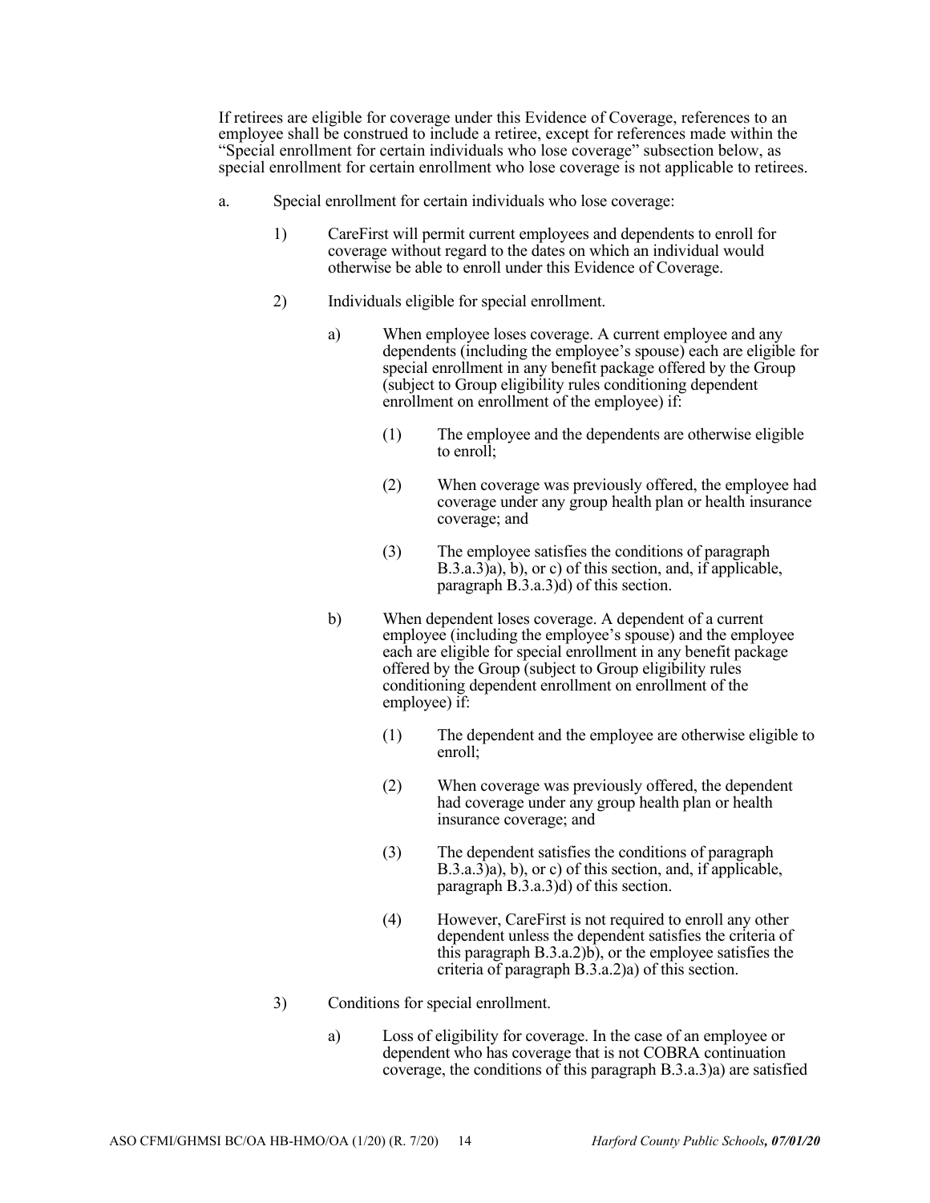If retirees are eligible for coverage under this Evidence of Coverage, references to an employee shall be construed to include a retiree, except for references made within the "Special enrollment for certain individuals who lose coverage" subsection below, as special enrollment for certain enrollment who lose coverage is not applicable to retirees.

a. Special enrollment for certain individuals who lose coverage:

  1) CareFirst will permit current employees and dependents to enroll for coverage without regard to the dates on which an individual would otherwise be able to enroll under this Evidence of Coverage.

  2) Individuals eligible for special enrollment.

    a) When employee loses coverage. A current employee and any dependents (including the employee's spouse) each are eligible for special enrollment in any benefit package offered by the Group (subject to Group eligibility rules conditioning dependent enrollment on enrollment of the employee) if:

      (1) The employee and the dependents are otherwise eligible to enroll;

      (2) When coverage was previously offered, the employee had coverage under any group health plan or health insurance coverage; and

      (3) The employee satisfies the conditions of paragraph B.3.a.3)a), b), or c) of this section, and, if applicable, paragraph B.3.a.3)d) of this section.

    b) When dependent loses coverage. A dependent of a current employee (including the employee's spouse) and the employee each are eligible for special enrollment in any benefit package offered by the Group (subject to Group eligibility rules conditioning dependent enrollment on enrollment of the employee) if:

      (1) The dependent and the employee are otherwise eligible to enroll;

      (2) When coverage was previously offered, the dependent had coverage under any group health plan or health insurance coverage; and

      (3) The dependent satisfies the conditions of paragraph B.3.a.3)a), b), or c) of this section, and, if applicable, paragraph B.3.a.3)d) of this section.

      (4) However, CareFirst is not required to enroll any other dependent unless the dependent satisfies the criteria of this paragraph B.3.a.2)b), or the employee satisfies the criteria of paragraph B.3.a.2)a) of this section.

  3) Conditions for special enrollment.

    a) Loss of eligibility for coverage. In the case of an employee or dependent who has coverage that is not COBRA continuation coverage, the conditions of this paragraph B.3.a.3)a) are satisfied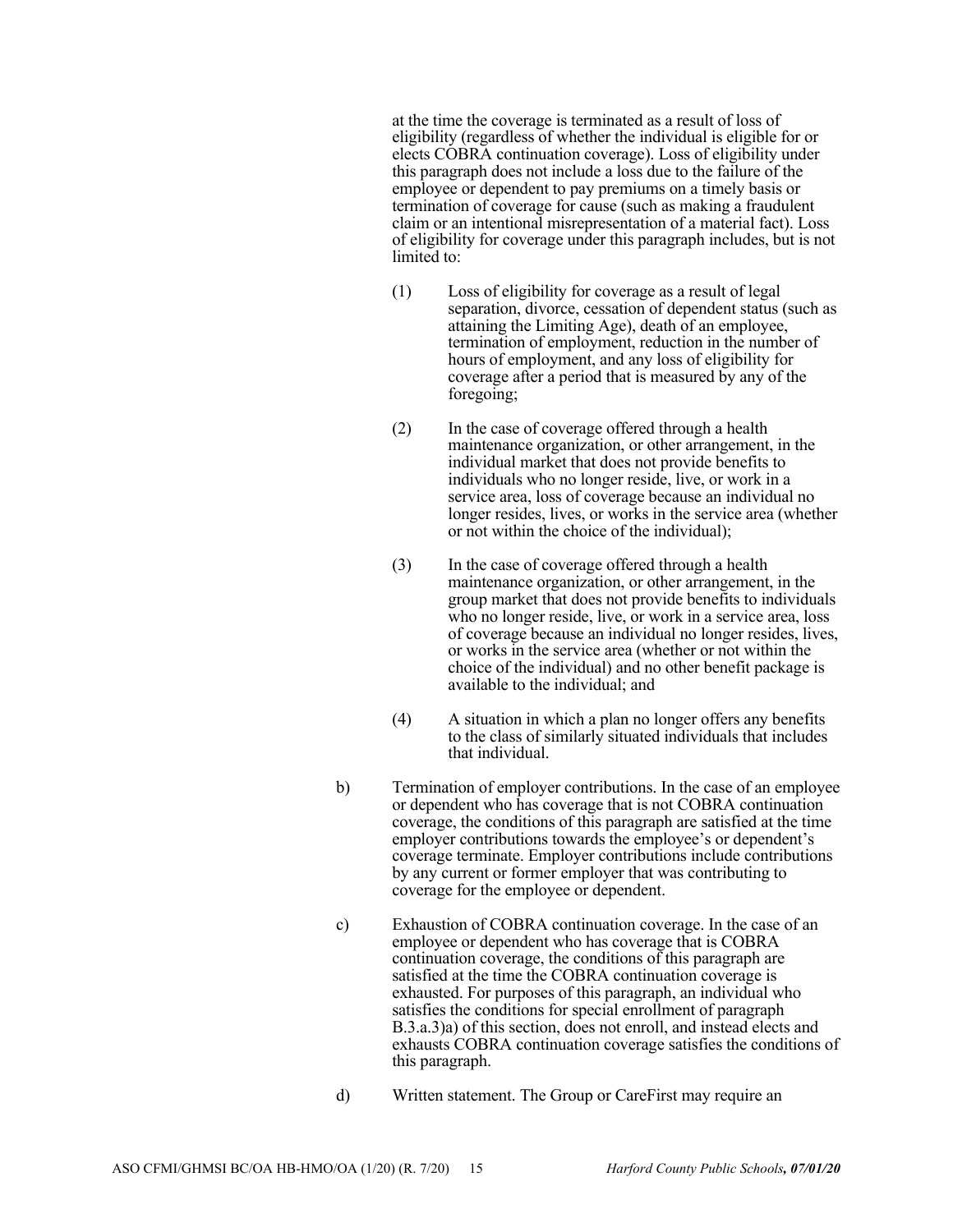at the time the coverage is terminated as a result of loss of eligibility (regardless of whether the individual is eligible for or elects COBRA continuation coverage). Loss of eligibility under this paragraph does not include a loss due to the failure of the employee or dependent to pay premiums on a timely basis or termination of coverage for cause (such as making a fraudulent claim or an intentional misrepresentation of a material fact). Loss of eligibility for coverage under this paragraph includes, but is not limited to:

(1) Loss of eligibility for coverage as a result of legal separation, divorce, cessation of dependent status (such as attaining the Limiting Age), death of an employee, termination of employment, reduction in the number of hours of employment, and any loss of eligibility for coverage after a period that is measured by any of the foregoing;

(2) In the case of coverage offered through a health maintenance organization, or other arrangement, in the individual market that does not provide benefits to individuals who no longer reside, live, or work in a service area, loss of coverage because an individual no longer resides, lives, or works in the service area (whether or not within the choice of the individual);

(3) In the case of coverage offered through a health maintenance organization, or other arrangement, in the group market that does not provide benefits to individuals who no longer reside, live, or work in a service area, loss of coverage because an individual no longer resides, lives, or works in the service area (whether or not within the choice of the individual) and no other benefit package is available to the individual; and

(4) A situation in which a plan no longer offers any benefits to the class of similarly situated individuals that includes that individual.

b) Termination of employer contributions. In the case of an employee or dependent who has coverage that is not COBRA continuation coverage, the conditions of this paragraph are satisfied at the time employer contributions towards the employee's or dependent's coverage terminate. Employer contributions include contributions by any current or former employer that was contributing to coverage for the employee or dependent.

c) Exhaustion of COBRA continuation coverage. In the case of an employee or dependent who has coverage that is COBRA continuation coverage, the conditions of this paragraph are satisfied at the time the COBRA continuation coverage is exhausted. For purposes of this paragraph, an individual who satisfies the conditions for special enrollment of paragraph B.3.a.3)a) of this section, does not enroll, and instead elects and exhausts COBRA continuation coverage satisfies the conditions of this paragraph.

d) Written statement. The Group or CareFirst may require an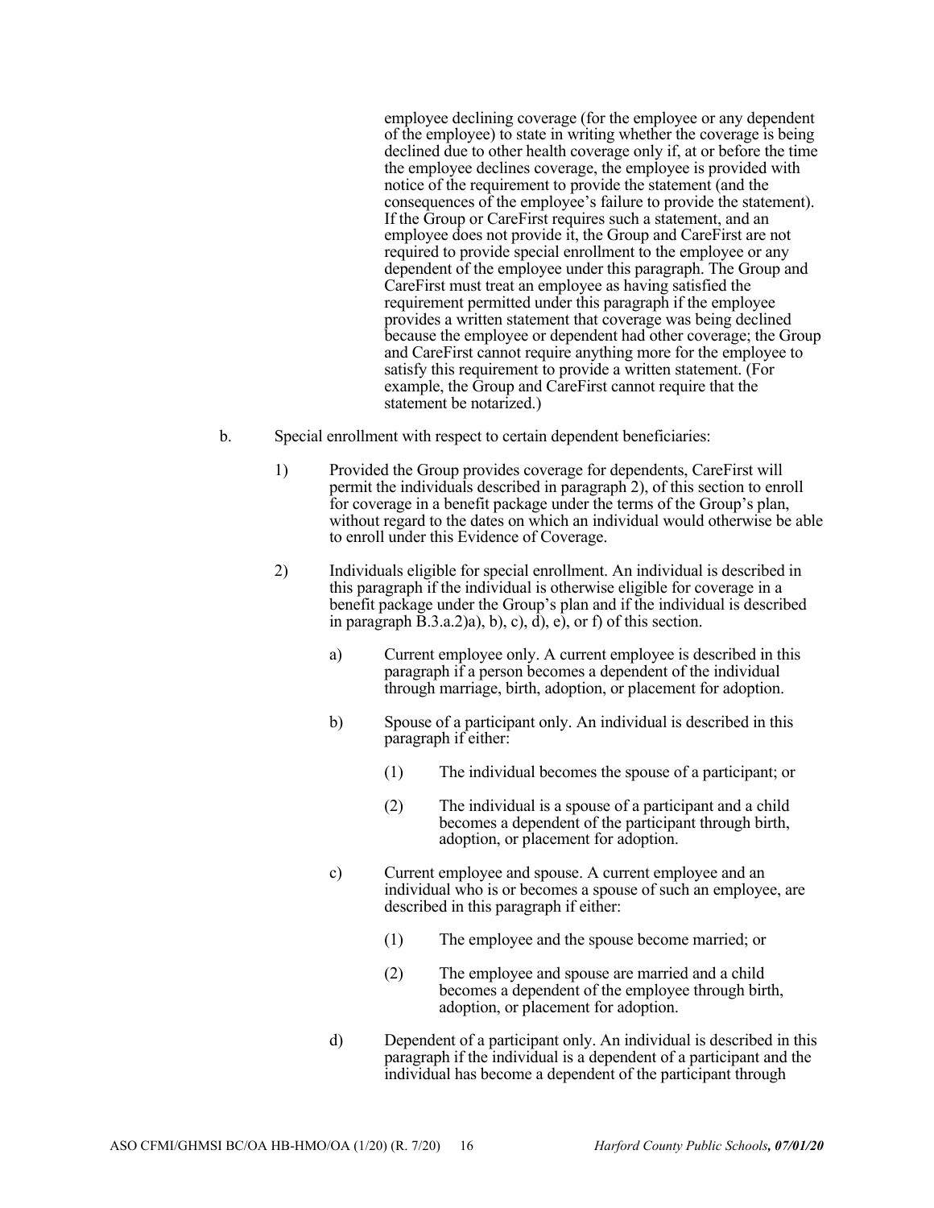employee declining coverage (for the employee or any dependent of the employee) to state in writing whether the coverage is being declined due to other health coverage only if, at or before the time the employee declines coverage, the employee is provided with notice of the requirement to provide the statement (and the consequences of the employee's failure to provide the statement). If the Group or CareFirst requires such a statement, and an employee does not provide it, the Group and CareFirst are not required to provide special enrollment to the employee or any dependent of the employee under this paragraph. The Group and CareFirst must treat an employee as having satisfied the requirement permitted under this paragraph if the employee provides a written statement that coverage was being declined because the employee or dependent had other coverage; the Group and CareFirst cannot require anything more for the employee to satisfy this requirement to provide a written statement. (For example, the Group and CareFirst cannot require that the statement be notarized.)

b. Special enrollment with respect to certain dependent beneficiaries:

1) Provided the Group provides coverage for dependents, CareFirst will permit the individuals described in paragraph 2), of this section to enroll for coverage in a benefit package under the terms of the Group's plan, without regard to the dates on which an individual would otherwise be able to enroll under this Evidence of Coverage.

2) Individuals eligible for special enrollment. An individual is described in this paragraph if the individual is otherwise eligible for coverage in a benefit package under the Group's plan and if the individual is described in paragraph B.3.a.2)a), b), c), d), e), or f) of this section.

a) Current employee only. A current employee is described in this paragraph if a person becomes a dependent of the individual through marriage, birth, adoption, or placement for adoption.

b) Spouse of a participant only. An individual is described in this paragraph if either:

(1) The individual becomes the spouse of a participant; or

(2) The individual is a spouse of a participant and a child becomes a dependent of the participant through birth, adoption, or placement for adoption.

c) Current employee and spouse. A current employee and an individual who is or becomes a spouse of such an employee, are described in this paragraph if either:

(1) The employee and the spouse become married; or

(2) The employee and spouse are married and a child becomes a dependent of the employee through birth, adoption, or placement for adoption.

d) Dependent of a participant only. An individual is described in this paragraph if the individual is a dependent of a participant and the individual has become a dependent of the participant through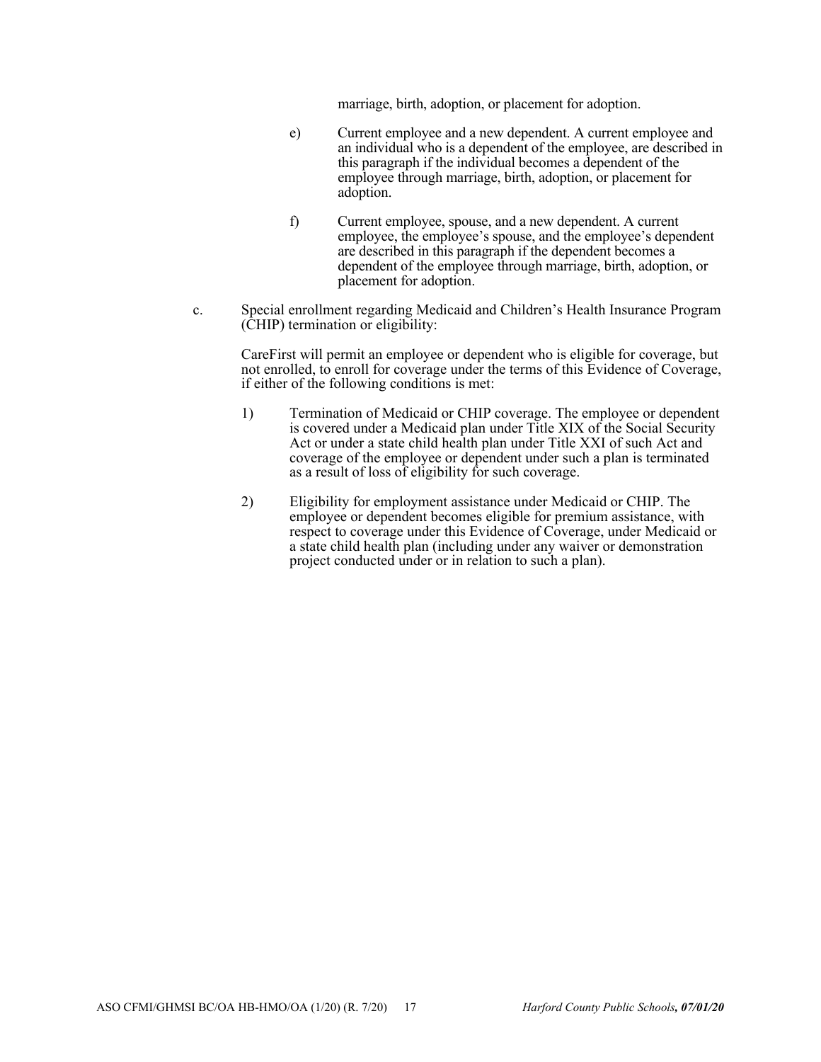marriage, birth, adoption, or placement for adoption.

e) Current employee and a new dependent. A current employee and an individual who is a dependent of the employee, are described in this paragraph if the individual becomes a dependent of the employee through marriage, birth, adoption, or placement for adoption.

f) Current employee, spouse, and a new dependent. A current employee, the employee's spouse, and the employee's dependent are described in this paragraph if the dependent becomes a dependent of the employee through marriage, birth, adoption, or placement for adoption.

c. Special enrollment regarding Medicaid and Children's Health Insurance Program (CHIP) termination or eligibility:

CareFirst will permit an employee or dependent who is eligible for coverage, but not enrolled, to enroll for coverage under the terms of this Evidence of Coverage, if either of the following conditions is met:

1) Termination of Medicaid or CHIP coverage. The employee or dependent is covered under a Medicaid plan under Title XIX of the Social Security Act or under a state child health plan under Title XXI of such Act and coverage of the employee or dependent under such a plan is terminated as a result of loss of eligibility for such coverage.

2) Eligibility for employment assistance under Medicaid or CHIP. The employee or dependent becomes eligible for premium assistance, with respect to coverage under this Evidence of Coverage, under Medicaid or a state child health plan (including under any waiver or demonstration project conducted under or in relation to such a plan).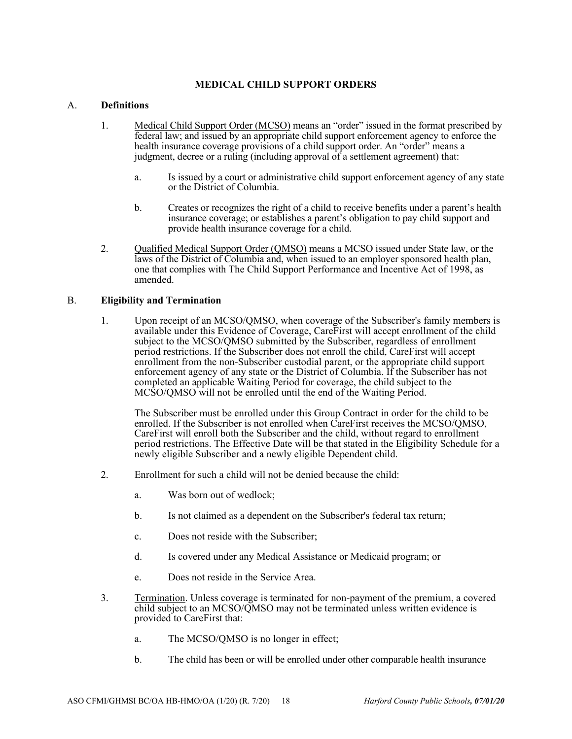# MEDICAL CHILD SUPPORT ORDERS

## A. Definitions

1. Medical Child Support Order (MCSO) means an "order" issued in the format prescribed by federal law; and issued by an appropriate child support enforcement agency to enforce the health insurance coverage provisions of a child support order. An "order" means a judgment, decree or a ruling (including approval of a settlement agreement) that:

   a. Is issued by a court or administrative child support enforcement agency of any state or the District of Columbia.

   b. Creates or recognizes the right of a child to receive benefits under a parent's health insurance coverage; or establishes a parent's obligation to pay child support and provide health insurance coverage for a child.

2. Qualified Medical Support Order (QMSO) means a MCSO issued under State law, or the laws of the District of Columbia and, when issued to an employer sponsored health plan, one that complies with The Child Support Performance and Incentive Act of 1998, as amended.

## B. Eligibility and Termination

1. Upon receipt of an MCSO/QMSO, when coverage of the Subscriber's family members is available under this Evidence of Coverage, CareFirst will accept enrollment of the child subject to the MCSO/QMSO submitted by the Subscriber, regardless of enrollment period restrictions. If the Subscriber does not enroll the child, CareFirst will accept enrollment from the non-Subscriber custodial parent, or the appropriate child support enforcement agency of any state or the District of Columbia. If the Subscriber has not completed an applicable Waiting Period for coverage, the child subject to the MCSO/QMSO will not be enrolled until the end of the Waiting Period.

   The Subscriber must be enrolled under this Group Contract in order for the child to be enrolled. If the Subscriber is not enrolled when CareFirst receives the MCSO/QMSO, CareFirst will enroll both the Subscriber and the child, without regard to enrollment period restrictions. The Effective Date will be that stated in the Eligibility Schedule for a newly eligible Subscriber and a newly eligible Dependent child.

2. Enrollment for such a child will not be denied because the child:

   a. Was born out of wedlock;

   b. Is not claimed as a dependent on the Subscriber's federal tax return;

   c. Does not reside with the Subscriber;

   d. Is covered under any Medical Assistance or Medicaid program; or

   e. Does not reside in the Service Area.

3. Termination. Unless coverage is terminated for non-payment of the premium, a covered child subject to an MCSO/QMSO may not be terminated unless written evidence is provided to CareFirst that:

   a. The MCSO/QMSO is no longer in effect;

   b. The child has been or will be enrolled under other comparable health insurance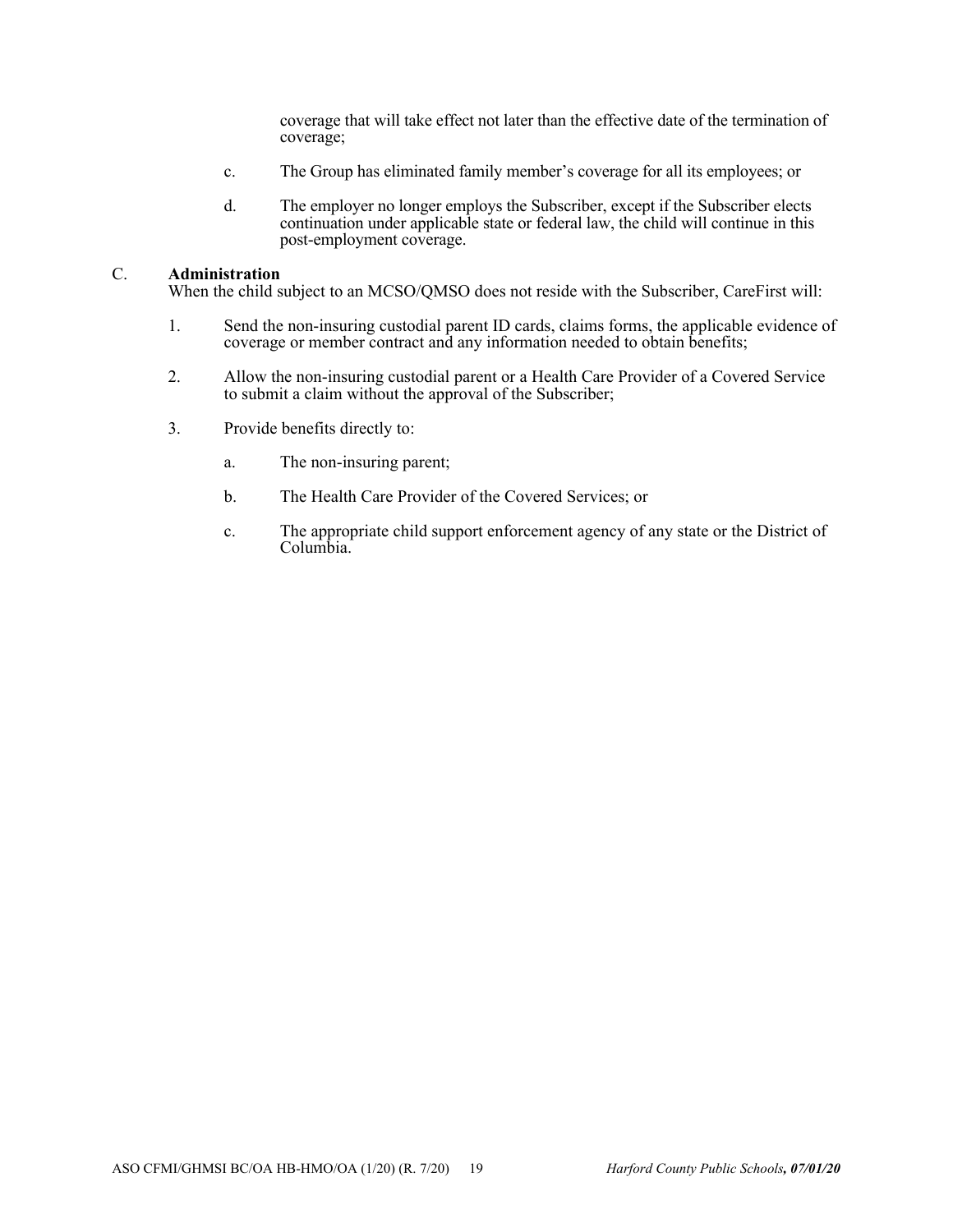coverage that will take effect not later than the effective date of the termination of coverage;

c. The Group has eliminated family member's coverage for all its employees; or

d. The employer no longer employs the Subscriber, except if the Subscriber elects continuation under applicable state or federal law, the child will continue in this post-employment coverage.

C. **Administration**

When the child subject to an MCSO/QMSO does not reside with the Subscriber, CareFirst will:

1. Send the non-insuring custodial parent ID cards, claims forms, the applicable evidence of coverage or member contract and any information needed to obtain benefits;

2. Allow the non-insuring custodial parent or a Health Care Provider of a Covered Service to submit a claim without the approval of the Subscriber;

3. Provide benefits directly to:

   a. The non-insuring parent;

   b. The Health Care Provider of the Covered Services; or

   c. The appropriate child support enforcement agency of any state or the District of Columbia.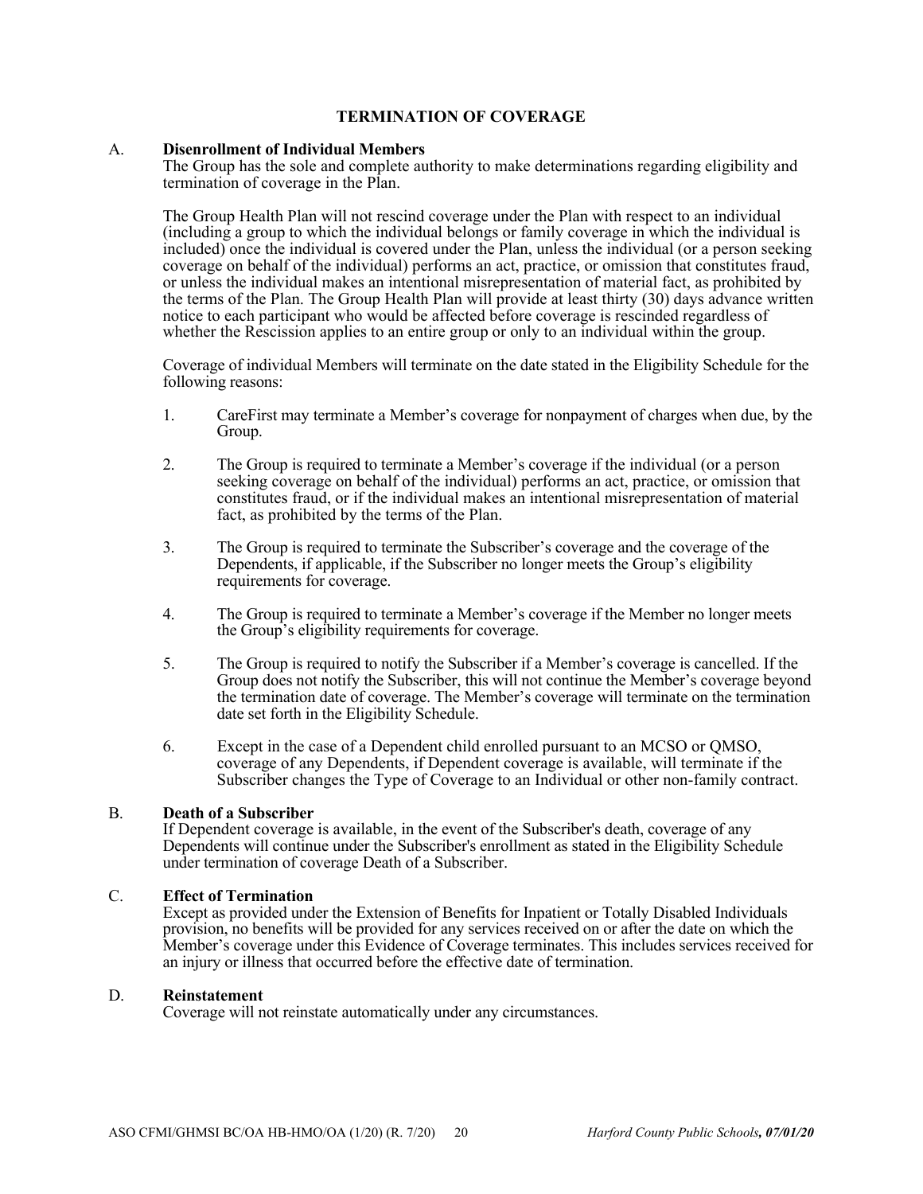# TERMINATION OF COVERAGE

## A. Disenrollment of Individual Members

The Group has the sole and complete authority to make determinations regarding eligibility and termination of coverage in the Plan.

The Group Health Plan will not rescind coverage under the Plan with respect to an individual (including a group to which the individual belongs or family coverage in which the individual is included) once the individual is covered under the Plan, unless the individual (or a person seeking coverage on behalf of the individual) performs an act, practice, or omission that constitutes fraud, or unless the individual makes an intentional misrepresentation of material fact, as prohibited by the terms of the Plan. The Group Health Plan will provide at least thirty (30) days advance written notice to each participant who would be affected before coverage is rescinded regardless of whether the Rescission applies to an entire group or only to an individual within the group.

Coverage of individual Members will terminate on the date stated in the Eligibility Schedule for the following reasons:

1. CareFirst may terminate a Member's coverage for nonpayment of charges when due, by the Group.
2. The Group is required to terminate a Member's coverage if the individual (or a person seeking coverage on behalf of the individual) performs an act, practice, or omission that constitutes fraud, or if the individual makes an intentional misrepresentation of material fact, as prohibited by the terms of the Plan.
3. The Group is required to terminate the Subscriber's coverage and the coverage of the Dependents, if applicable, if the Subscriber no longer meets the Group's eligibility requirements for coverage.
4. The Group is required to terminate a Member's coverage if the Member no longer meets the Group's eligibility requirements for coverage.
5. The Group is required to notify the Subscriber if a Member's coverage is cancelled. If the Group does not notify the Subscriber, this will not continue the Member's coverage beyond the termination date of coverage. The Member's coverage will terminate on the termination date set forth in the Eligibility Schedule.
6. Except in the case of a Dependent child enrolled pursuant to an MCSO or QMSO, coverage of any Dependents, if Dependent coverage is available, will terminate if the Subscriber changes the Type of Coverage to an Individual or other non-family contract.

## B. Death of a Subscriber

If Dependent coverage is available, in the event of the Subscriber's death, coverage of any Dependents will continue under the Subscriber's enrollment as stated in the Eligibility Schedule under termination of coverage Death of a Subscriber.

## C. Effect of Termination

Except as provided under the Extension of Benefits for Inpatient or Totally Disabled Individuals provision, no benefits will be provided for any services received on or after the date on which the Member's coverage under this Evidence of Coverage terminates. This includes services received for an injury or illness that occurred before the effective date of termination.

## D. Reinstatement

Coverage will not reinstate automatically under any circumstances.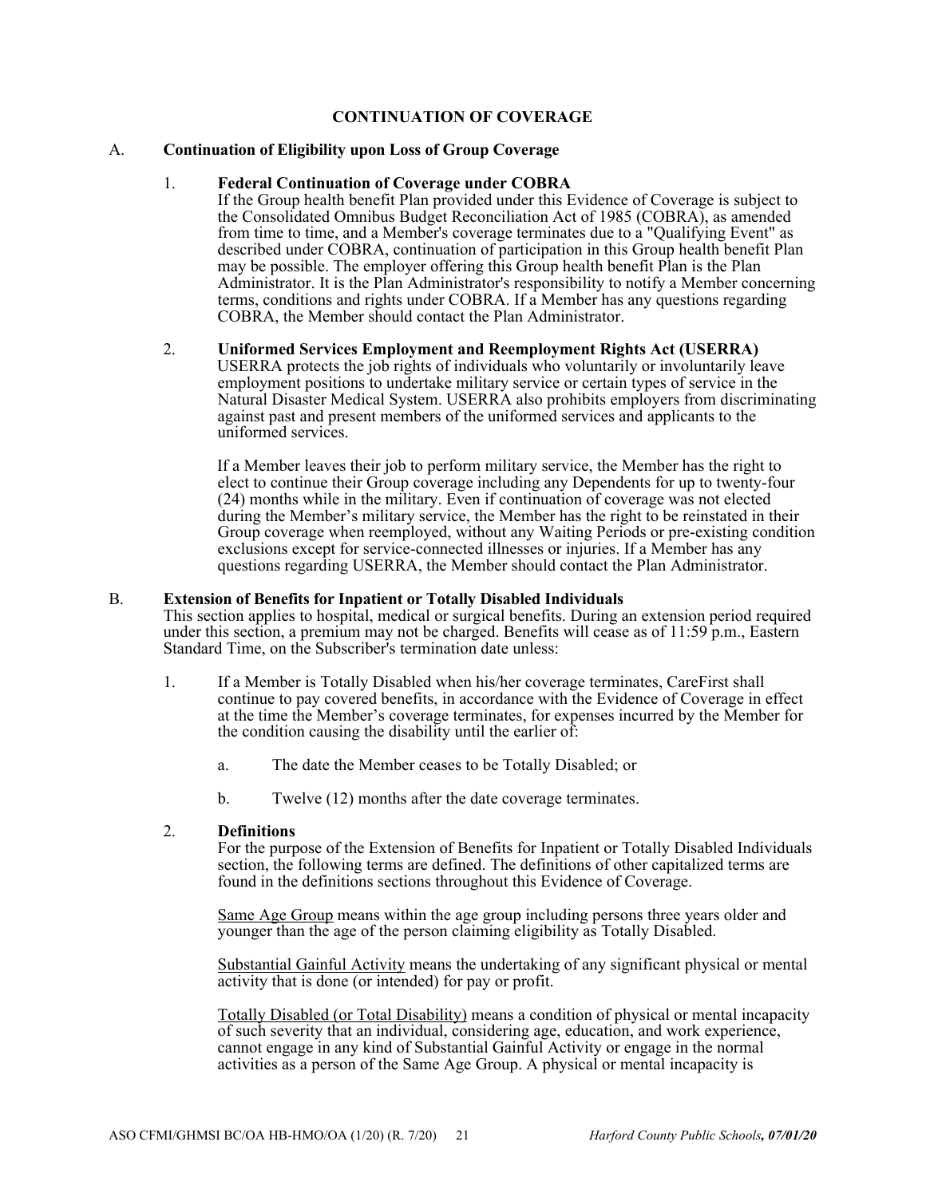# CONTINUATION OF COVERAGE

## A. Continuation of Eligibility upon Loss of Group Coverage

### 1. Federal Continuation of Coverage under COBRA

If the Group health benefit Plan provided under this Evidence of Coverage is subject to the Consolidated Omnibus Budget Reconciliation Act of 1985 (COBRA), as amended from time to time, and a Member's coverage terminates due to a "Qualifying Event" as described under COBRA, continuation of participation in this Group health benefit Plan may be possible. The employer offering this Group health benefit Plan is the Plan Administrator. It is the Plan Administrator's responsibility to notify a Member concerning terms, conditions and rights under COBRA. If a Member has any questions regarding COBRA, the Member should contact the Plan Administrator.

### 2. Uniformed Services Employment and Reemployment Rights Act (USERRA)

USERRA protects the job rights of individuals who voluntarily or involuntarily leave employment positions to undertake military service or certain types of service in the Natural Disaster Medical System. USERRA also prohibits employers from discriminating against past and present members of the uniformed services and applicants to the uniformed services.

If a Member leaves their job to perform military service, the Member has the right to elect to continue their Group coverage including any Dependents for up to twenty-four (24) months while in the military. Even if continuation of coverage was not elected during the Member's military service, the Member has the right to be reinstated in their Group coverage when reemployed, without any Waiting Periods or pre-existing condition exclusions except for service-connected illnesses or injuries. If a Member has any questions regarding USERRA, the Member should contact the Plan Administrator.

## B. Extension of Benefits for Inpatient or Totally Disabled Individuals

This section applies to hospital, medical or surgical benefits. During an extension period required under this section, a premium may not be charged. Benefits will cease as of 11:59 p.m., Eastern Standard Time, on the Subscriber's termination date unless:

1. If a Member is Totally Disabled when his/her coverage terminates, CareFirst shall continue to pay covered benefits, in accordance with the Evidence of Coverage in effect at the time the Member's coverage terminates, for expenses incurred by the Member for the condition causing the disability until the earlier of:

   a. The date the Member ceases to be Totally Disabled; or

   b. Twelve (12) months after the date coverage terminates.

### 2. Definitions

For the purpose of the Extension of Benefits for Inpatient or Totally Disabled Individuals section, the following terms are defined. The definitions of other capitalized terms are found in the definitions sections throughout this Evidence of Coverage.

Same Age Group means within the age group including persons three years older and younger than the age of the person claiming eligibility as Totally Disabled.

Substantial Gainful Activity means the undertaking of any significant physical or mental activity that is done (or intended) for pay or profit.

Totally Disabled (or Total Disability) means a condition of physical or mental incapacity of such severity that an individual, considering age, education, and work experience, cannot engage in any kind of Substantial Gainful Activity or engage in the normal activities as a person of the Same Age Group. A physical or mental incapacity is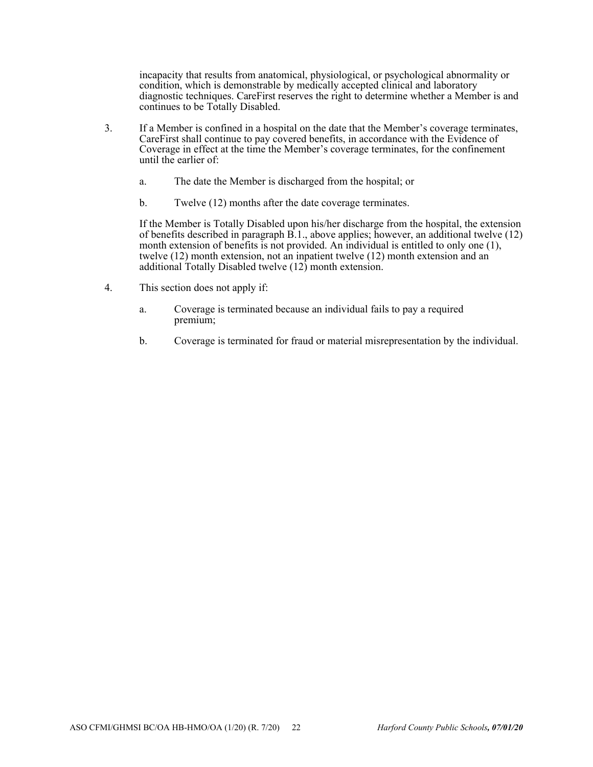incapacity that results from anatomical, physiological, or psychological abnormality or condition, which is demonstrable by medically accepted clinical and laboratory diagnostic techniques. CareFirst reserves the right to determine whether a Member is and continues to be Totally Disabled.

3. If a Member is confined in a hospital on the date that the Member's coverage terminates, CareFirst shall continue to pay covered benefits, in accordance with the Evidence of Coverage in effect at the time the Member's coverage terminates, for the confinement until the earlier of:

   a. The date the Member is discharged from the hospital; or

   b. Twelve (12) months after the date coverage terminates.

   If the Member is Totally Disabled upon his/her discharge from the hospital, the extension of benefits described in paragraph B.1., above applies; however, an additional twelve (12) month extension of benefits is not provided. An individual is entitled to only one (1), twelve (12) month extension, not an inpatient twelve (12) month extension and an additional Totally Disabled twelve (12) month extension.

4. This section does not apply if:

   a. Coverage is terminated because an individual fails to pay a required premium;

   b. Coverage is terminated for fraud or material misrepresentation by the individual.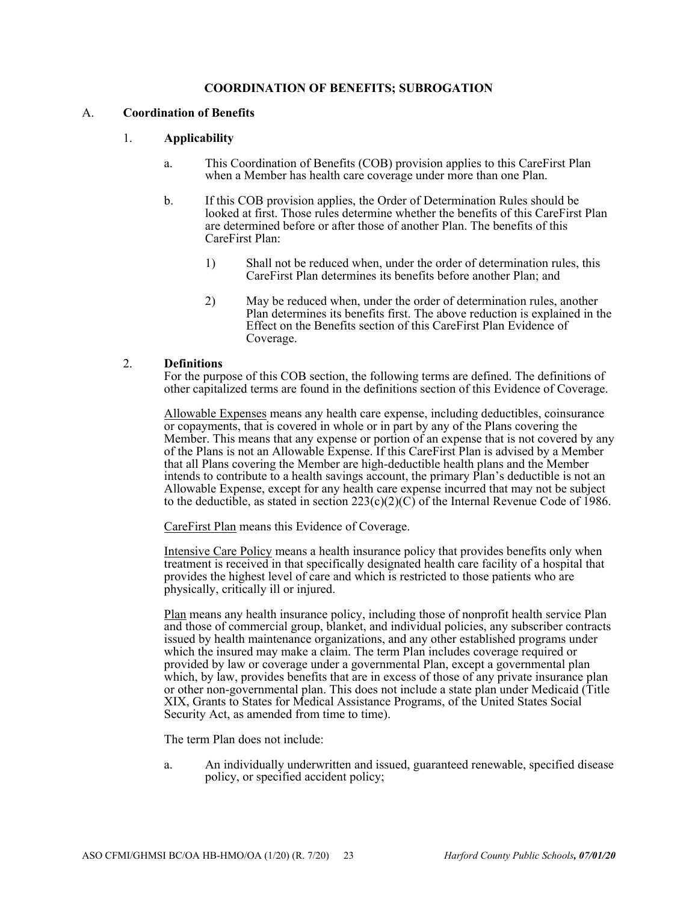# COORDINATION OF BENEFITS; SUBROGATION

## A. Coordination of Benefits

### 1. Applicability

a. This Coordination of Benefits (COB) provision applies to this CareFirst Plan when a Member has health care coverage under more than one Plan.

b. If this COB provision applies, the Order of Determination Rules should be looked at first. Those rules determine whether the benefits of this CareFirst Plan are determined before or after those of another Plan. The benefits of this CareFirst Plan:

1) Shall not be reduced when, under the order of determination rules, this CareFirst Plan determines its benefits before another Plan; and

2) May be reduced when, under the order of determination rules, another Plan determines its benefits first. The above reduction is explained in the Effect on the Benefits section of this CareFirst Plan Evidence of Coverage.

### 2. Definitions

For the purpose of this COB section, the following terms are defined. The definitions of other capitalized terms are found in the definitions section of this Evidence of Coverage.

Allowable Expenses means any health care expense, including deductibles, coinsurance or copayments, that is covered in whole or in part by any of the Plans covering the Member. This means that any expense or portion of an expense that is not covered by any of the Plans is not an Allowable Expense. If this CareFirst Plan is advised by a Member that all Plans covering the Member are high-deductible health plans and the Member intends to contribute to a health savings account, the primary Plan's deductible is not an Allowable Expense, except for any health care expense incurred that may not be subject to the deductible, as stated in section 223(c)(2)(C) of the Internal Revenue Code of 1986.

CareFirst Plan means this Evidence of Coverage.

Intensive Care Policy means a health insurance policy that provides benefits only when treatment is received in that specifically designated health care facility of a hospital that provides the highest level of care and which is restricted to those patients who are physically, critically ill or injured.

Plan means any health insurance policy, including those of nonprofit health service Plan and those of commercial group, blanket, and individual policies, any subscriber contracts issued by health maintenance organizations, and any other established programs under which the insured may make a claim. The term Plan includes coverage required or provided by law or coverage under a governmental Plan, except a governmental plan which, by law, provides benefits that are in excess of those of any private insurance plan or other non-governmental plan. This does not include a state plan under Medicaid (Title XIX, Grants to States for Medical Assistance Programs, of the United States Social Security Act, as amended from time to time).

The term Plan does not include:

a. An individually underwritten and issued, guaranteed renewable, specified disease policy, or specified accident policy;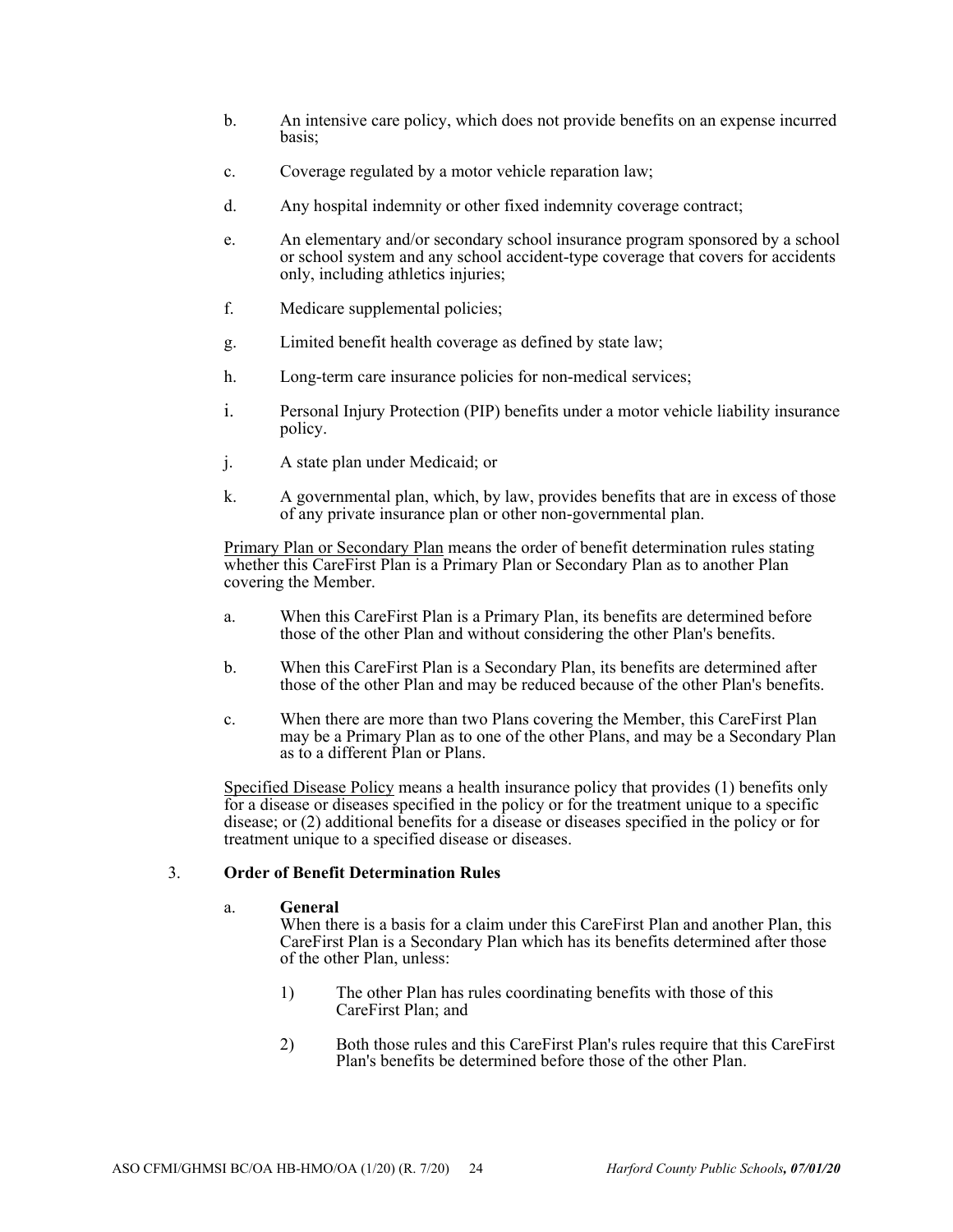b. An intensive care policy, which does not provide benefits on an expense incurred basis;

c. Coverage regulated by a motor vehicle reparation law;

d. Any hospital indemnity or other fixed indemnity coverage contract;

e. An elementary and/or secondary school insurance program sponsored by a school or school system and any school accident-type coverage that covers for accidents only, including athletics injuries;

f. Medicare supplemental policies;

g. Limited benefit health coverage as defined by state law;

h. Long-term care insurance policies for non-medical services;

i. Personal Injury Protection (PIP) benefits under a motor vehicle liability insurance policy.

j. A state plan under Medicaid; or

k. A governmental plan, which, by law, provides benefits that are in excess of those of any private insurance plan or other non-governmental plan.

<u>Primary Plan or Secondary Plan</u> means the order of benefit determination rules stating whether this CareFirst Plan is a Primary Plan or Secondary Plan as to another Plan covering the Member.

a. When this CareFirst Plan is a Primary Plan, its benefits are determined before those of the other Plan and without considering the other Plan's benefits.

b. When this CareFirst Plan is a Secondary Plan, its benefits are determined after those of the other Plan and may be reduced because of the other Plan's benefits.

c. When there are more than two Plans covering the Member, this CareFirst Plan may be a Primary Plan as to one of the other Plans, and may be a Secondary Plan as to a different Plan or Plans.

<u>Specified Disease Policy</u> means a health insurance policy that provides (1) benefits only for a disease or diseases specified in the policy or for the treatment unique to a specific disease; or (2) additional benefits for a disease or diseases specified in the policy or for treatment unique to a specified disease or diseases.

3. **Order of Benefit Determination Rules**

a. **General**

When there is a basis for a claim under this CareFirst Plan and another Plan, this CareFirst Plan is a Secondary Plan which has its benefits determined after those of the other Plan, unless:

1) The other Plan has rules coordinating benefits with those of this CareFirst Plan; and

2) Both those rules and this CareFirst Plan's rules require that this CareFirst Plan's benefits be determined before those of the other Plan.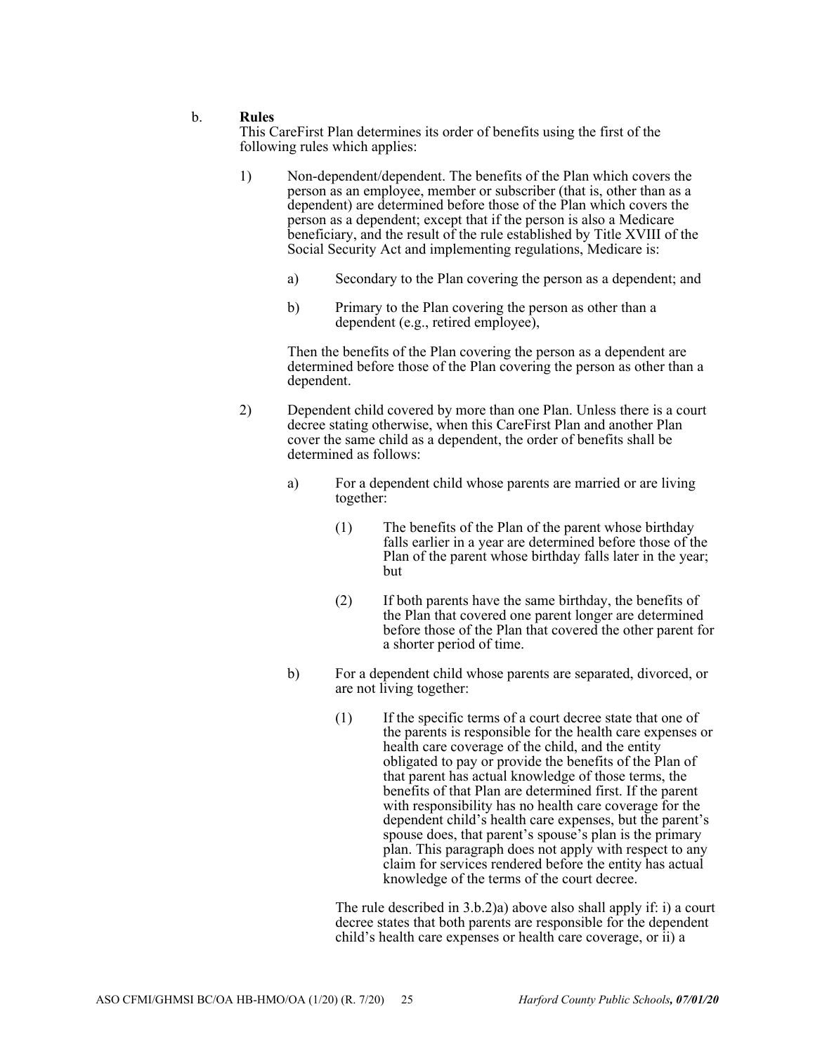b. **Rules**

This CareFirst Plan determines its order of benefits using the first of the following rules which applies:

1) Non-dependent/dependent. The benefits of the Plan which covers the person as an employee, member or subscriber (that is, other than as a dependent) are determined before those of the Plan which covers the person as a dependent; except that if the person is also a Medicare beneficiary, and the result of the rule established by Title XVIII of the Social Security Act and implementing regulations, Medicare is:

   a) Secondary to the Plan covering the person as a dependent; and

   b) Primary to the Plan covering the person as other than a dependent (e.g., retired employee),

   Then the benefits of the Plan covering the person as a dependent are determined before those of the Plan covering the person as other than a dependent.

2) Dependent child covered by more than one Plan. Unless there is a court decree stating otherwise, when this CareFirst Plan and another Plan cover the same child as a dependent, the order of benefits shall be determined as follows:

   a) For a dependent child whose parents are married or are living together:

      (1) The benefits of the Plan of the parent whose birthday falls earlier in a year are determined before those of the Plan of the parent whose birthday falls later in the year; but

      (2) If both parents have the same birthday, the benefits of the Plan that covered one parent longer are determined before those of the Plan that covered the other parent for a shorter period of time.

   b) For a dependent child whose parents are separated, divorced, or are not living together:

      (1) If the specific terms of a court decree state that one of the parents is responsible for the health care expenses or health care coverage of the child, and the entity obligated to pay or provide the benefits of the Plan of that parent has actual knowledge of those terms, the benefits of that Plan are determined first. If the parent with responsibility has no health care coverage for the dependent child's health care expenses, but the parent's spouse does, that parent's spouse's plan is the primary plan. This paragraph does not apply with respect to any claim for services rendered before the entity has actual knowledge of the terms of the court decree.

      The rule described in 3.b.2)a) above also shall apply if: i) a court decree states that both parents are responsible for the dependent child's health care expenses or health care coverage, or ii) a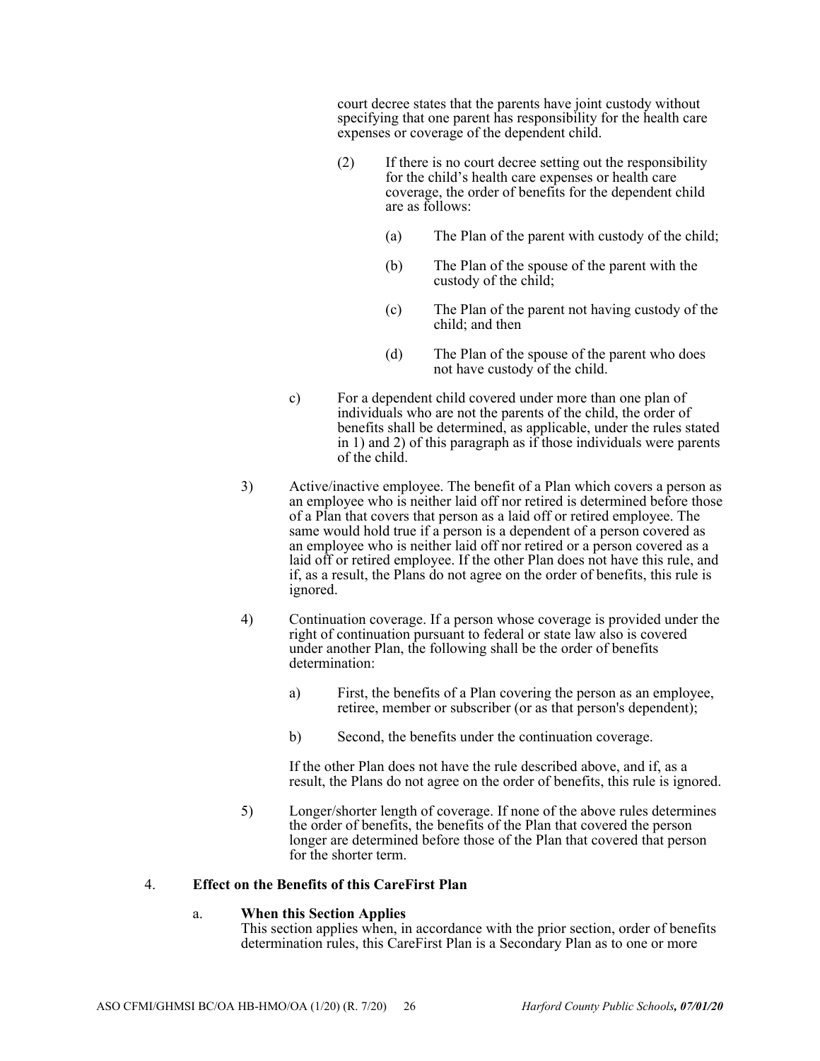court decree states that the parents have joint custody without specifying that one parent has responsibility for the health care expenses or coverage of the dependent child.

(2) If there is no court decree setting out the responsibility for the child's health care expenses or health care coverage, the order of benefits for the dependent child are as follows:

(a) The Plan of the parent with custody of the child;

(b) The Plan of the spouse of the parent with the custody of the child;

(c) The Plan of the parent not having custody of the child; and then

(d) The Plan of the spouse of the parent who does not have custody of the child.

c) For a dependent child covered under more than one plan of individuals who are not the parents of the child, the order of benefits shall be determined, as applicable, under the rules stated in 1) and 2) of this paragraph as if those individuals were parents of the child.

3) Active/inactive employee. The benefit of a Plan which covers a person as an employee who is neither laid off nor retired is determined before those of a Plan that covers that person as a laid off or retired employee. The same would hold true if a person is a dependent of a person covered as an employee who is neither laid off nor retired or a person covered as a laid off or retired employee. If the other Plan does not have this rule, and if, as a result, the Plans do not agree on the order of benefits, this rule is ignored.

4) Continuation coverage. If a person whose coverage is provided under the right of continuation pursuant to federal or state law also is covered under another Plan, the following shall be the order of benefits determination:

a) First, the benefits of a Plan covering the person as an employee, retiree, member or subscriber (or as that person's dependent);

b) Second, the benefits under the continuation coverage.

If the other Plan does not have the rule described above, and if, as a result, the Plans do not agree on the order of benefits, this rule is ignored.

5) Longer/shorter length of coverage. If none of the above rules determines the order of benefits, the benefits of the Plan that covered the person longer are determined before those of the Plan that covered that person for the shorter term.

4. **Effect on the Benefits of this CareFirst Plan**

a. **When this Section Applies**
This section applies when, in accordance with the prior section, order of benefits determination rules, this CareFirst Plan is a Secondary Plan as to one or more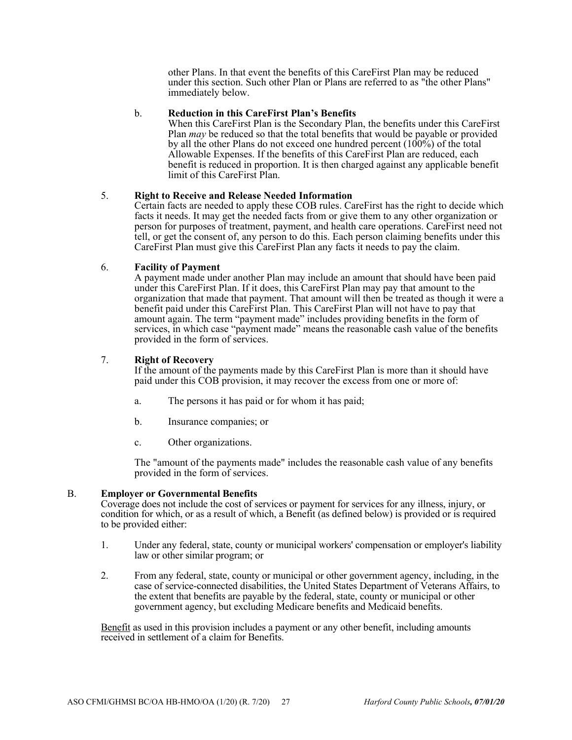other Plans. In that event the benefits of this CareFirst Plan may be reduced under this section. Such other Plan or Plans are referred to as "the other Plans" immediately below.

b. **Reduction in this CareFirst Plan's Benefits**
When this CareFirst Plan is the Secondary Plan, the benefits under this CareFirst Plan *may* be reduced so that the total benefits that would be payable or provided by all the other Plans do not exceed one hundred percent (100%) of the total Allowable Expenses. If the benefits of this CareFirst Plan are reduced, each benefit is reduced in proportion. It is then charged against any applicable benefit limit of this CareFirst Plan.

5. **Right to Receive and Release Needed Information**
Certain facts are needed to apply these COB rules. CareFirst has the right to decide which facts it needs. It may get the needed facts from or give them to any other organization or person for purposes of treatment, payment, and health care operations. CareFirst need not tell, or get the consent of, any person to do this. Each person claiming benefits under this CareFirst Plan must give this CareFirst Plan any facts it needs to pay the claim.

6. **Facility of Payment**
A payment made under another Plan may include an amount that should have been paid under this CareFirst Plan. If it does, this CareFirst Plan may pay that amount to the organization that made that payment. That amount will then be treated as though it were a benefit paid under this CareFirst Plan. This CareFirst Plan will not have to pay that amount again. The term "payment made" includes providing benefits in the form of services, in which case "payment made" means the reasonable cash value of the benefits provided in the form of services.

7. **Right of Recovery**
If the amount of the payments made by this CareFirst Plan is more than it should have paid under this COB provision, it may recover the excess from one or more of:

   a. The persons it has paid or for whom it has paid;

   b. Insurance companies; or

   c. Other organizations.

   The "amount of the payments made" includes the reasonable cash value of any benefits provided in the form of services.

B. **Employer or Governmental Benefits**
Coverage does not include the cost of services or payment for services for any illness, injury, or condition for which, or as a result of which, a Benefit (as defined below) is provided or is required to be provided either:

1. Under any federal, state, county or municipal workers' compensation or employer's liability law or other similar program; or

2. From any federal, state, county or municipal or other government agency, including, in the case of service-connected disabilities, the United States Department of Veterans Affairs, to the extent that benefits are payable by the federal, state, county or municipal or other government agency, but excluding Medicare benefits and Medicaid benefits.

<u>Benefit</u> as used in this provision includes a payment or any other benefit, including amounts received in settlement of a claim for Benefits.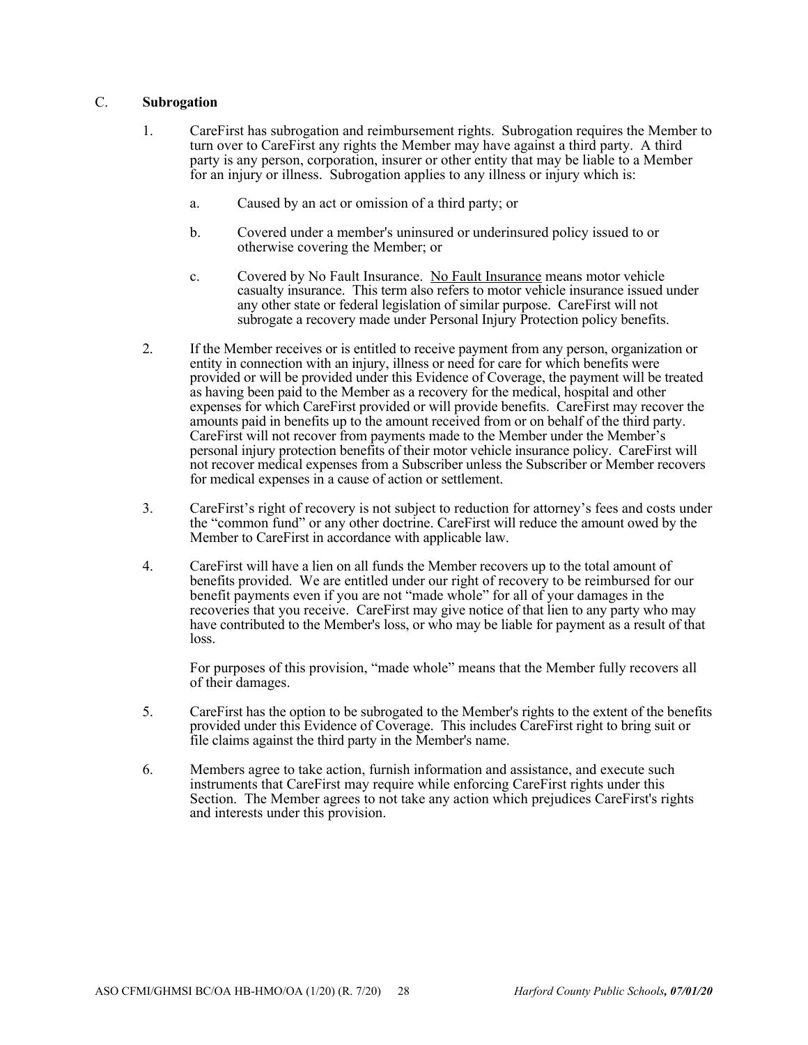## C. **Subrogation**

1. CareFirst has subrogation and reimbursement rights. Subrogation requires the Member to turn over to CareFirst any rights the Member may have against a third party. A third party is any person, corporation, insurer or other entity that may be liable to a Member for an injury or illness. Subrogation applies to any illness or injury which is:

   a. Caused by an act or omission of a third party; or

   b. Covered under a member's uninsured or underinsured policy issued to or otherwise covering the Member; or

   c. Covered by No Fault Insurance. <u>No Fault Insurance</u> means motor vehicle casualty insurance. This term also refers to motor vehicle insurance issued under any other state or federal legislation of similar purpose. CareFirst will not subrogate a recovery made under Personal Injury Protection policy benefits.

2. If the Member receives or is entitled to receive payment from any person, organization or entity in connection with an injury, illness or need for care for which benefits were provided or will be provided under this Evidence of Coverage, the payment will be treated as having been paid to the Member as a recovery for the medical, hospital and other expenses for which CareFirst provided or will provide benefits. CareFirst may recover the amounts paid in benefits up to the amount received from or on behalf of the third party. CareFirst will not recover from payments made to the Member under the Member's personal injury protection benefits of their motor vehicle insurance policy. CareFirst will not recover medical expenses from a Subscriber unless the Subscriber or Member recovers for medical expenses in a cause of action or settlement.

3. CareFirst's right of recovery is not subject to reduction for attorney's fees and costs under the "common fund" or any other doctrine. CareFirst will reduce the amount owed by the Member to CareFirst in accordance with applicable law.

4. CareFirst will have a lien on all funds the Member recovers up to the total amount of benefits provided. We are entitled under our right of recovery to be reimbursed for our benefit payments even if you are not "made whole" for all of your damages in the recoveries that you receive. CareFirst may give notice of that lien to any party who may have contributed to the Member's loss, or who may be liable for payment as a result of that loss.

   For purposes of this provision, "made whole" means that the Member fully recovers all of their damages.

5. CareFirst has the option to be subrogated to the Member's rights to the extent of the benefits provided under this Evidence of Coverage. This includes CareFirst right to bring suit or file claims against the third party in the Member's name.

6. Members agree to take action, furnish information and assistance, and execute such instruments that CareFirst may require while enforcing CareFirst rights under this Section. The Member agrees to not take any action which prejudices CareFirst's rights and interests under this provision.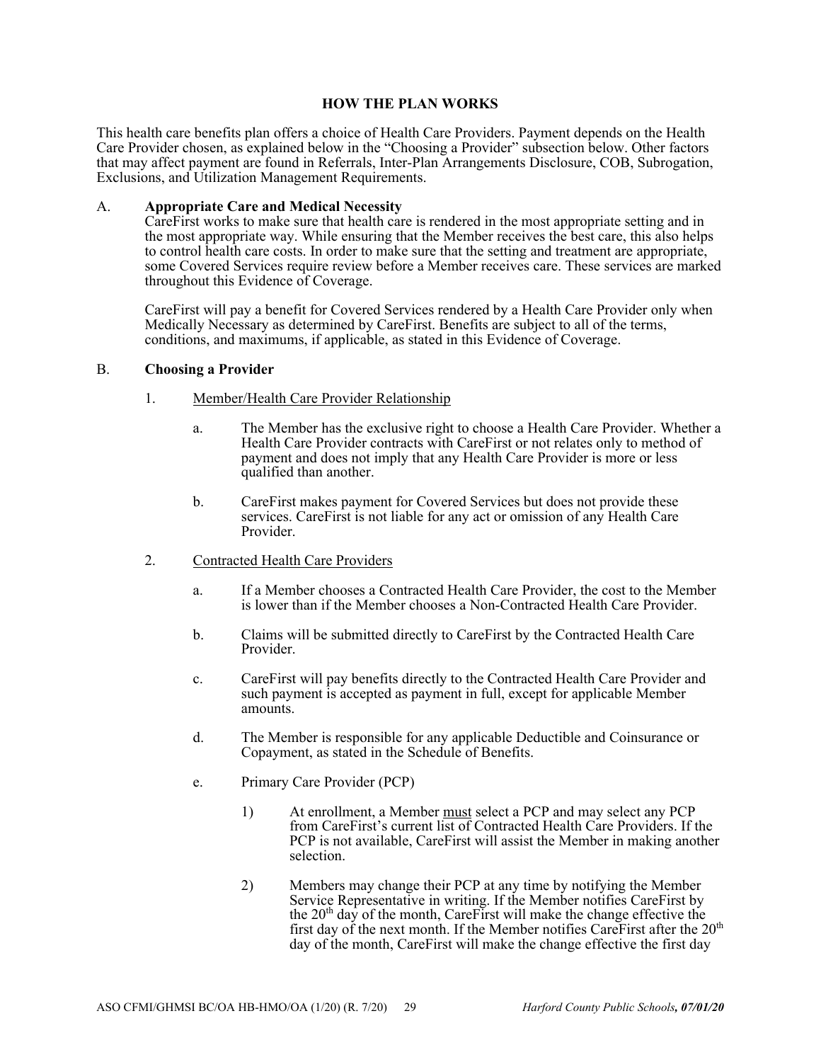## HOW THE PLAN WORKS

This health care benefits plan offers a choice of Health Care Providers. Payment depends on the Health Care Provider chosen, as explained below in the "Choosing a Provider" subsection below. Other factors that may affect payment are found in Referrals, Inter-Plan Arrangements Disclosure, COB, Subrogation, Exclusions, and Utilization Management Requirements.

A. **Appropriate Care and Medical Necessity**

CareFirst works to make sure that health care is rendered in the most appropriate setting and in the most appropriate way. While ensuring that the Member receives the best care, this also helps to control health care costs. In order to make sure that the setting and treatment are appropriate, some Covered Services require review before a Member receives care. These services are marked throughout this Evidence of Coverage.

CareFirst will pay a benefit for Covered Services rendered by a Health Care Provider only when Medically Necessary as determined by CareFirst. Benefits are subject to all of the terms, conditions, and maximums, if applicable, as stated in this Evidence of Coverage.

B. **Choosing a Provider**

1. <u>Member/Health Care Provider Relationship</u>

   a. The Member has the exclusive right to choose a Health Care Provider. Whether a Health Care Provider contracts with CareFirst or not relates only to method of payment and does not imply that any Health Care Provider is more or less qualified than another.

   b. CareFirst makes payment for Covered Services but does not provide these services. CareFirst is not liable for any act or omission of any Health Care Provider.

2. <u>Contracted Health Care Providers</u>

   a. If a Member chooses a Contracted Health Care Provider, the cost to the Member is lower than if the Member chooses a Non-Contracted Health Care Provider.

   b. Claims will be submitted directly to CareFirst by the Contracted Health Care Provider.

   c. CareFirst will pay benefits directly to the Contracted Health Care Provider and such payment is accepted as payment in full, except for applicable Member amounts.

   d. The Member is responsible for any applicable Deductible and Coinsurance or Copayment, as stated in the Schedule of Benefits.

   e. Primary Care Provider (PCP)

      1) At enrollment, a Member <u>must</u> select a PCP and may select any PCP from CareFirst's current list of Contracted Health Care Providers. If the PCP is not available, CareFirst will assist the Member in making another selection.

      2) Members may change their PCP at any time by notifying the Member Service Representative in writing. If the Member notifies CareFirst by the 20th day of the month, CareFirst will make the change effective the first day of the next month. If the Member notifies CareFirst after the 20th day of the month, CareFirst will make the change effective the first day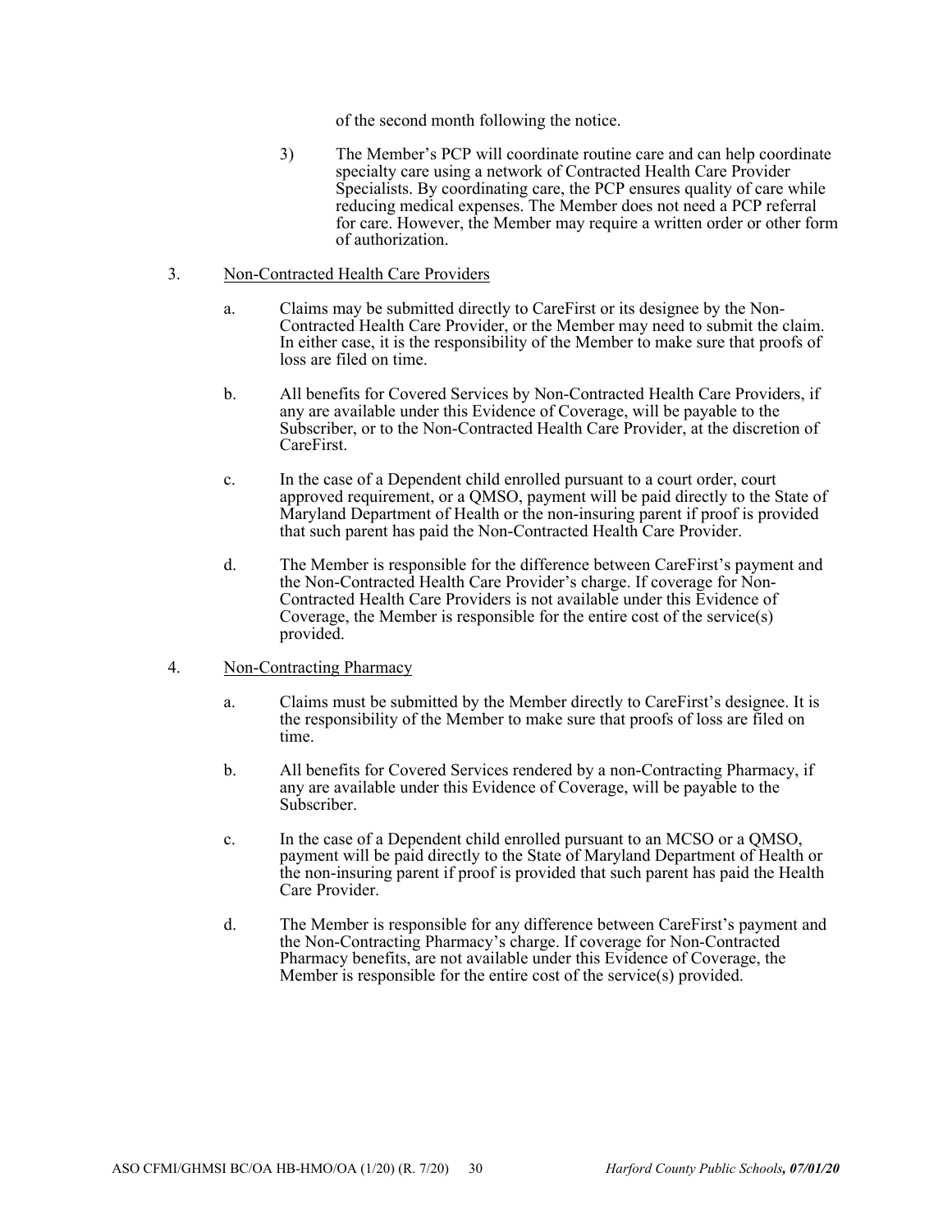of the second month following the notice.

3) The Member's PCP will coordinate routine care and can help coordinate specialty care using a network of Contracted Health Care Provider Specialists. By coordinating care, the PCP ensures quality of care while reducing medical expenses. The Member does not need a PCP referral for care. However, the Member may require a written order or other form of authorization.

3. <u>Non-Contracted Health Care Providers</u>

   a. Claims may be submitted directly to CareFirst or its designee by the Non-Contracted Health Care Provider, or the Member may need to submit the claim. In either case, it is the responsibility of the Member to make sure that proofs of loss are filed on time.

   b. All benefits for Covered Services by Non-Contracted Health Care Providers, if any are available under this Evidence of Coverage, will be payable to the Subscriber, or to the Non-Contracted Health Care Provider, at the discretion of CareFirst.

   c. In the case of a Dependent child enrolled pursuant to a court order, court approved requirement, or a QMSO, payment will be paid directly to the State of Maryland Department of Health or the non-insuring parent if proof is provided that such parent has paid the Non-Contracted Health Care Provider.

   d. The Member is responsible for the difference between CareFirst's payment and the Non-Contracted Health Care Provider's charge. If coverage for Non-Contracted Health Care Providers is not available under this Evidence of Coverage, the Member is responsible for the entire cost of the service(s) provided.

4. <u>Non-Contracting Pharmacy</u>

   a. Claims must be submitted by the Member directly to CareFirst's designee. It is the responsibility of the Member to make sure that proofs of loss are filed on time.

   b. All benefits for Covered Services rendered by a non-Contracting Pharmacy, if any are available under this Evidence of Coverage, will be payable to the Subscriber.

   c. In the case of a Dependent child enrolled pursuant to an MCSO or a QMSO, payment will be paid directly to the State of Maryland Department of Health or the non-insuring parent if proof is provided that such parent has paid the Health Care Provider.

   d. The Member is responsible for any difference between CareFirst's payment and the Non-Contracting Pharmacy's charge. If coverage for Non-Contracted Pharmacy benefits, are not available under this Evidence of Coverage, the Member is responsible for the entire cost of the service(s) provided.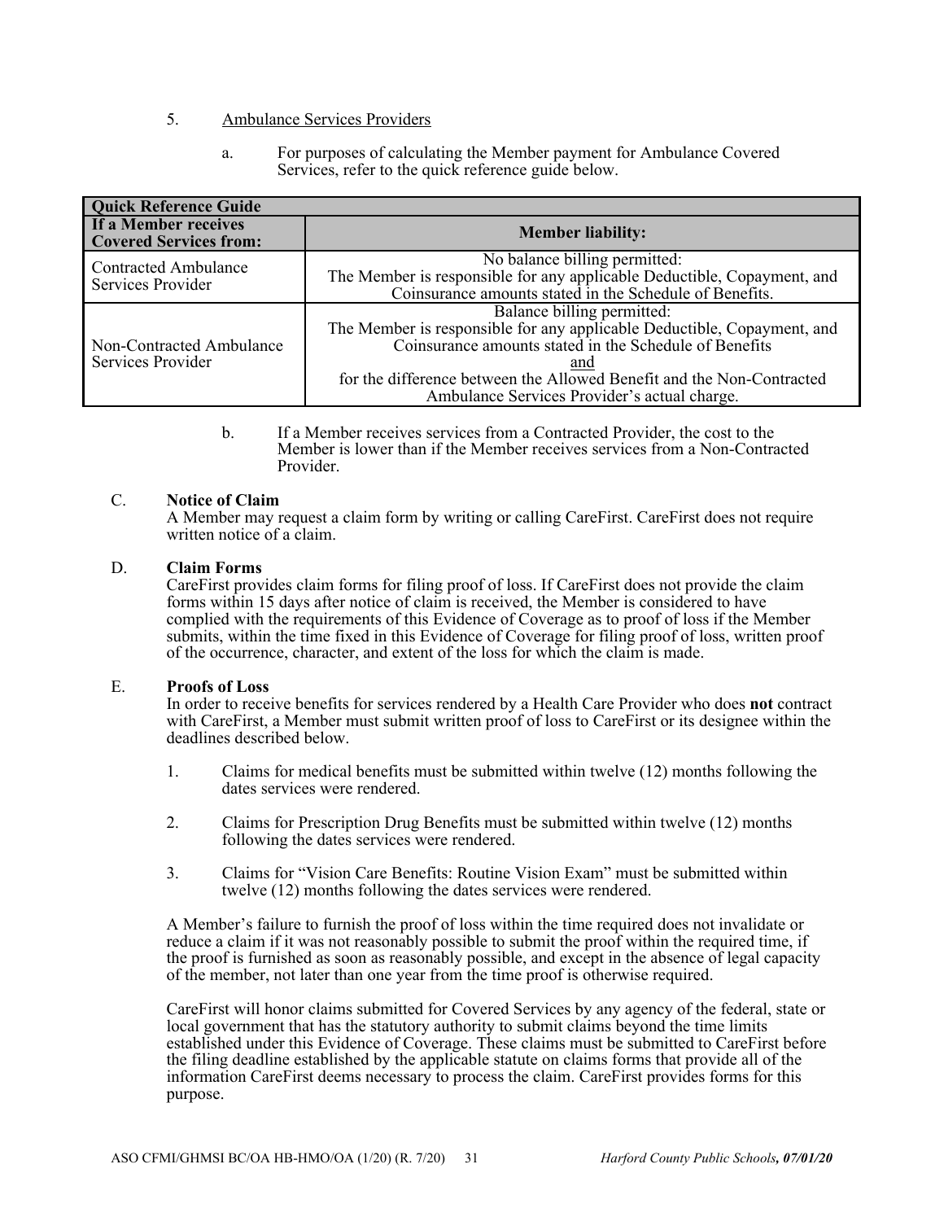5. Ambulance Services Providers

   a. For purposes of calculating the Member payment for Ambulance Covered Services, refer to the quick reference guide below.

| **Quick Reference Guide** | |
|---|---|
| **If a Member receives Covered Services from:** | **Member liability:** |
| Contracted Ambulance Services Provider | No balance billing permitted: The Member is responsible for any applicable Deductible, Copayment, and Coinsurance amounts stated in the Schedule of Benefits. |
| Non-Contracted Ambulance Services Provider | Balance billing permitted: The Member is responsible for any applicable Deductible, Copayment, and Coinsurance amounts stated in the Schedule of Benefits <u>and</u> for the difference between the Allowed Benefit and the Non-Contracted Ambulance Services Provider's actual charge. |

   b. If a Member receives services from a Contracted Provider, the cost to the Member is lower than if the Member receives services from a Non-Contracted Provider.

C. **Notice of Claim**

A Member may request a claim form by writing or calling CareFirst. CareFirst does not require written notice of a claim.

D. **Claim Forms**

CareFirst provides claim forms for filing proof of loss. If CareFirst does not provide the claim forms within 15 days after notice of claim is received, the Member is considered to have complied with the requirements of this Evidence of Coverage as to proof of loss if the Member submits, within the time fixed in this Evidence of Coverage for filing proof of loss, written proof of the occurrence, character, and extent of the loss for which the claim is made.

E. **Proofs of Loss**

In order to receive benefits for services rendered by a Health Care Provider who does **not** contract with CareFirst, a Member must submit written proof of loss to CareFirst or its designee within the deadlines described below.

1. Claims for medical benefits must be submitted within twelve (12) months following the dates services were rendered.
2. Claims for Prescription Drug Benefits must be submitted within twelve (12) months following the dates services were rendered.
3. Claims for "Vision Care Benefits: Routine Vision Exam" must be submitted within twelve (12) months following the dates services were rendered.

A Member's failure to furnish the proof of loss within the time required does not invalidate or reduce a claim if it was not reasonably possible to submit the proof within the required time, if the proof is furnished as soon as reasonably possible, and except in the absence of legal capacity of the member, not later than one year from the time proof is otherwise required.

CareFirst will honor claims submitted for Covered Services by any agency of the federal, state or local government that has the statutory authority to submit claims beyond the time limits established under this Evidence of Coverage. These claims must be submitted to CareFirst before the filing deadline established by the applicable statute on claims forms that provide all of the information CareFirst deems necessary to process the claim. CareFirst provides forms for this purpose.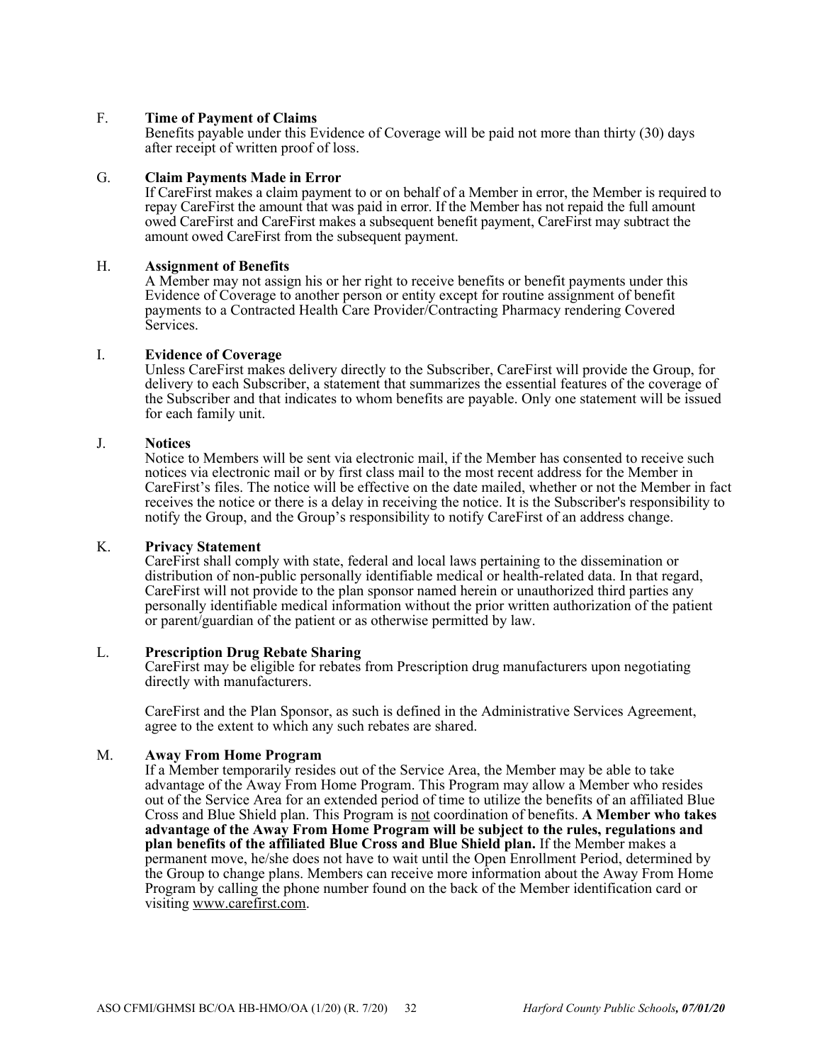F. **Time of Payment of Claims**
Benefits payable under this Evidence of Coverage will be paid not more than thirty (30) days after receipt of written proof of loss.

G. **Claim Payments Made in Error**
If CareFirst makes a claim payment to or on behalf of a Member in error, the Member is required to repay CareFirst the amount that was paid in error. If the Member has not repaid the full amount owed CareFirst and CareFirst makes a subsequent benefit payment, CareFirst may subtract the amount owed CareFirst from the subsequent payment.

H. **Assignment of Benefits**
A Member may not assign his or her right to receive benefits or benefit payments under this Evidence of Coverage to another person or entity except for routine assignment of benefit payments to a Contracted Health Care Provider/Contracting Pharmacy rendering Covered Services.

I. **Evidence of Coverage**
Unless CareFirst makes delivery directly to the Subscriber, CareFirst will provide the Group, for delivery to each Subscriber, a statement that summarizes the essential features of the coverage of the Subscriber and that indicates to whom benefits are payable. Only one statement will be issued for each family unit.

J. **Notices**
Notice to Members will be sent via electronic mail, if the Member has consented to receive such notices via electronic mail or by first class mail to the most recent address for the Member in CareFirst's files. The notice will be effective on the date mailed, whether or not the Member in fact receives the notice or there is a delay in receiving the notice. It is the Subscriber's responsibility to notify the Group, and the Group's responsibility to notify CareFirst of an address change.

K. **Privacy Statement**
CareFirst shall comply with state, federal and local laws pertaining to the dissemination or distribution of non-public personally identifiable medical or health-related data. In that regard, CareFirst will not provide to the plan sponsor named herein or unauthorized third parties any personally identifiable medical information without the prior written authorization of the patient or parent/guardian of the patient or as otherwise permitted by law.

L. **Prescription Drug Rebate Sharing**
CareFirst may be eligible for rebates from Prescription drug manufacturers upon negotiating directly with manufacturers.

CareFirst and the Plan Sponsor, as such is defined in the Administrative Services Agreement, agree to the extent to which any such rebates are shared.

M. **Away From Home Program**
If a Member temporarily resides out of the Service Area, the Member may be able to take advantage of the Away From Home Program. This Program may allow a Member who resides out of the Service Area for an extended period of time to utilize the benefits of an affiliated Blue Cross and Blue Shield plan. This Program is not coordination of benefits. **A Member who takes advantage of the Away From Home Program will be subject to the rules, regulations and plan benefits of the affiliated Blue Cross and Blue Shield plan.** If the Member makes a permanent move, he/she does not have to wait until the Open Enrollment Period, determined by the Group to change plans. Members can receive more information about the Away From Home Program by calling the phone number found on the back of the Member identification card or visiting www.carefirst.com.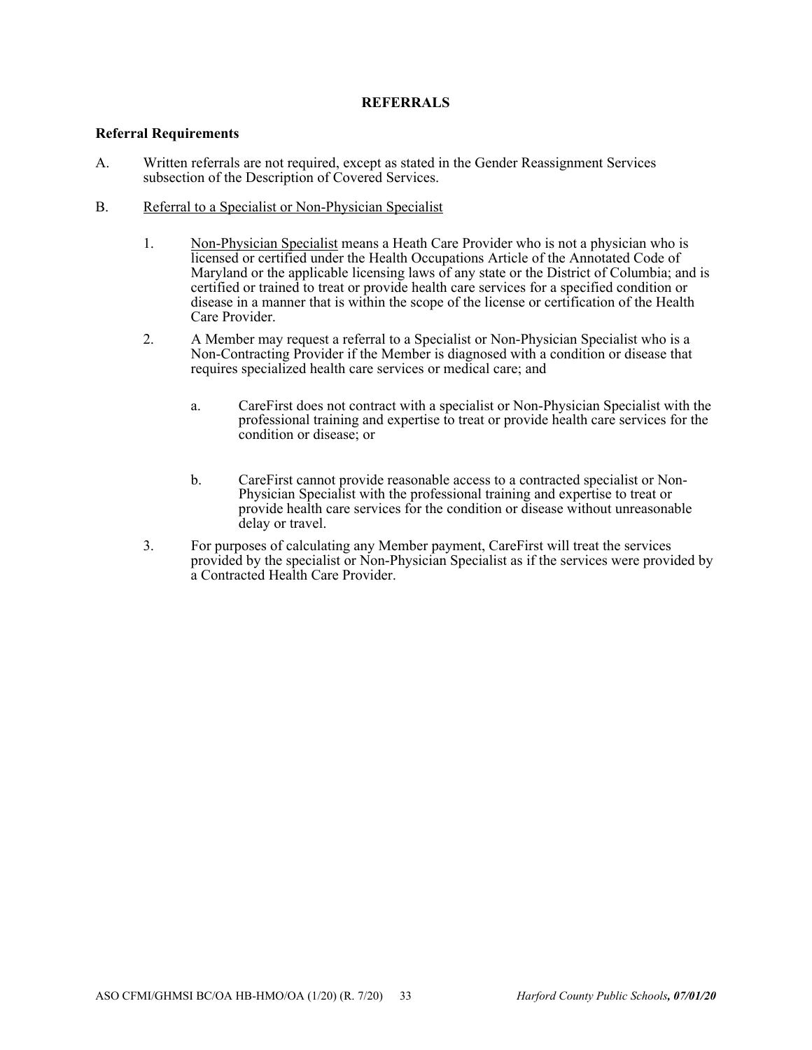## REFERRALS

### Referral Requirements

A. Written referrals are not required, except as stated in the Gender Reassignment Services subsection of the Description of Covered Services.

B. <u>Referral to a Specialist or Non-Physician Specialist</u>

1. <u>Non-Physician Specialist</u> means a Heath Care Provider who is not a physician who is licensed or certified under the Health Occupations Article of the Annotated Code of Maryland or the applicable licensing laws of any state or the District of Columbia; and is certified or trained to treat or provide health care services for a specified condition or disease in a manner that is within the scope of the license or certification of the Health Care Provider.

2. A Member may request a referral to a Specialist or Non-Physician Specialist who is a Non-Contracting Provider if the Member is diagnosed with a condition or disease that requires specialized health care services or medical care; and

   a. CareFirst does not contract with a specialist or Non-Physician Specialist with the professional training and expertise to treat or provide health care services for the condition or disease; or

   b. CareFirst cannot provide reasonable access to a contracted specialist or Non-Physician Specialist with the professional training and expertise to treat or provide health care services for the condition or disease without unreasonable delay or travel.

3. For purposes of calculating any Member payment, CareFirst will treat the services provided by the specialist or Non-Physician Specialist as if the services were provided by a Contracted Health Care Provider.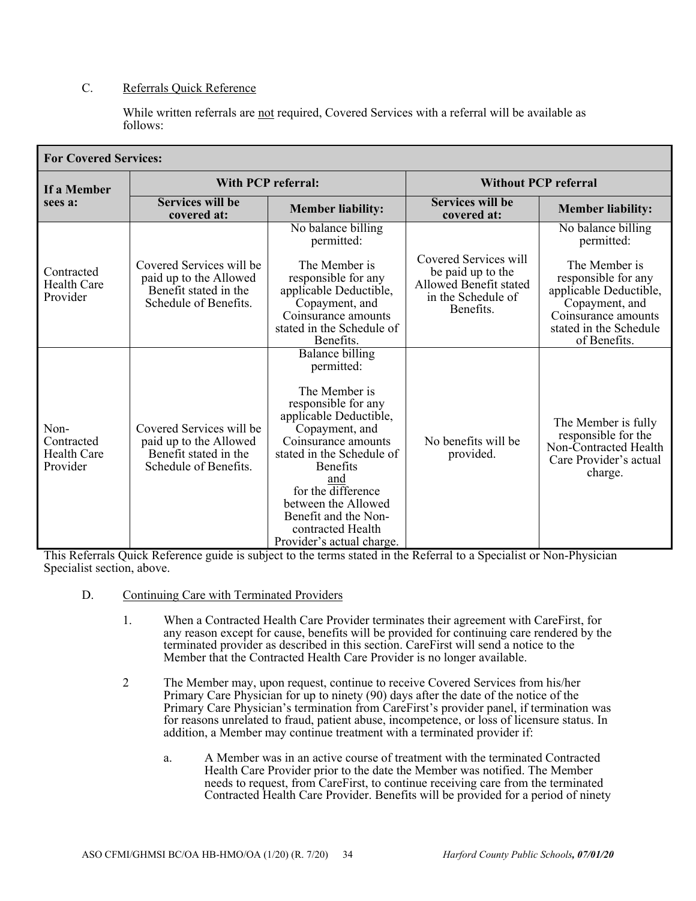C. Referrals Quick Reference

While written referrals are not required, Covered Services with a referral will be available as follows:

| For Covered Services: | | | | |
|---|---|---|---|---|
| If a Member sees a: | With PCP referral: | | Without PCP referral | |
| | Services will be covered at: | Member liability: | Services will be covered at: | Member liability: |
| Contracted Health Care Provider | Covered Services will be paid up to the Allowed Benefit stated in the Schedule of Benefits. | No balance billing permitted:<br><br>The Member is responsible for any applicable Deductible, Copayment, and Coinsurance amounts stated in the Schedule of Benefits. | Covered Services will be paid up to the Allowed Benefit stated in the Schedule of Benefits. | No balance billing permitted:<br><br>The Member is responsible for any applicable Deductible, Copayment, and Coinsurance amounts stated in the Schedule of Benefits. |
| Non-Contracted Health Care Provider | Covered Services will be paid up to the Allowed Benefit stated in the Schedule of Benefits. | Balance billing permitted:<br><br>The Member is responsible for any applicable Deductible, Copayment, and Coinsurance amounts stated in the Schedule of Benefits<br>and<br>for the difference between the Allowed Benefit and the Non-contracted Health Provider's actual charge. | No benefits will be provided. | The Member is fully responsible for the Non-Contracted Health Care Provider's actual charge. |

This Referrals Quick Reference guide is subject to the terms stated in the Referral to a Specialist or Non-Physician Specialist section, above.

D. Continuing Care with Terminated Providers

1. When a Contracted Health Care Provider terminates their agreement with CareFirst, for any reason except for cause, benefits will be provided for continuing care rendered by the terminated provider as described in this section. CareFirst will send a notice to the Member that the Contracted Health Care Provider is no longer available.

2 The Member may, upon request, continue to receive Covered Services from his/her Primary Care Physician for up to ninety (90) days after the date of the notice of the Primary Care Physician's termination from CareFirst's provider panel, if termination was for reasons unrelated to fraud, patient abuse, incompetence, or loss of licensure status. In addition, a Member may continue treatment with a terminated provider if:

   a. A Member was in an active course of treatment with the terminated Contracted Health Care Provider prior to the date the Member was notified. The Member needs to request, from CareFirst, to continue receiving care from the terminated Contracted Health Care Provider. Benefits will be provided for a period of ninety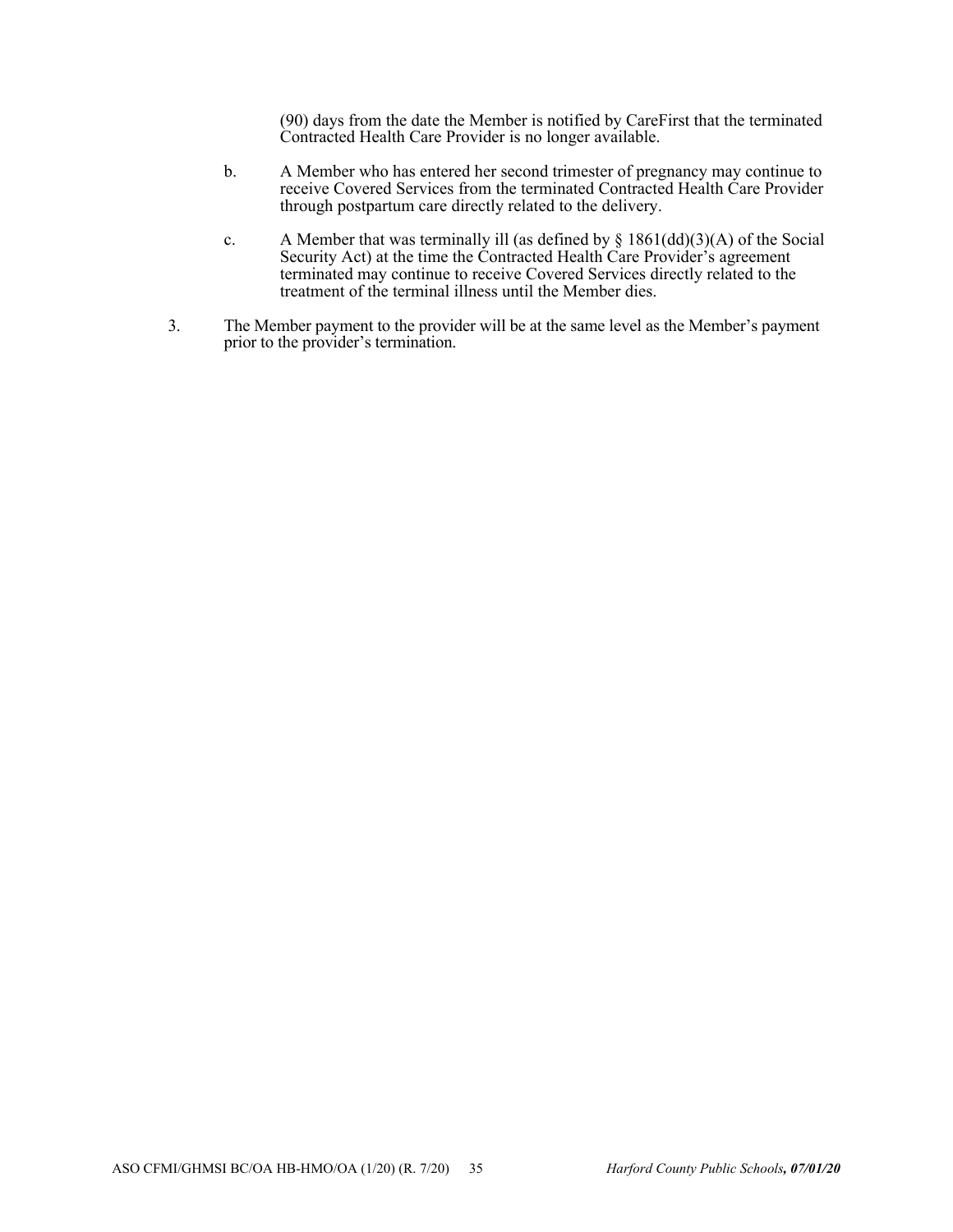(90) days from the date the Member is notified by CareFirst that the terminated Contracted Health Care Provider is no longer available.

b. A Member who has entered her second trimester of pregnancy may continue to receive Covered Services from the terminated Contracted Health Care Provider through postpartum care directly related to the delivery.

c. A Member that was terminally ill (as defined by § 1861(dd)(3)(A) of the Social Security Act) at the time the Contracted Health Care Provider's agreement terminated may continue to receive Covered Services directly related to the treatment of the terminal illness until the Member dies.

3. The Member payment to the provider will be at the same level as the Member's payment prior to the provider's termination.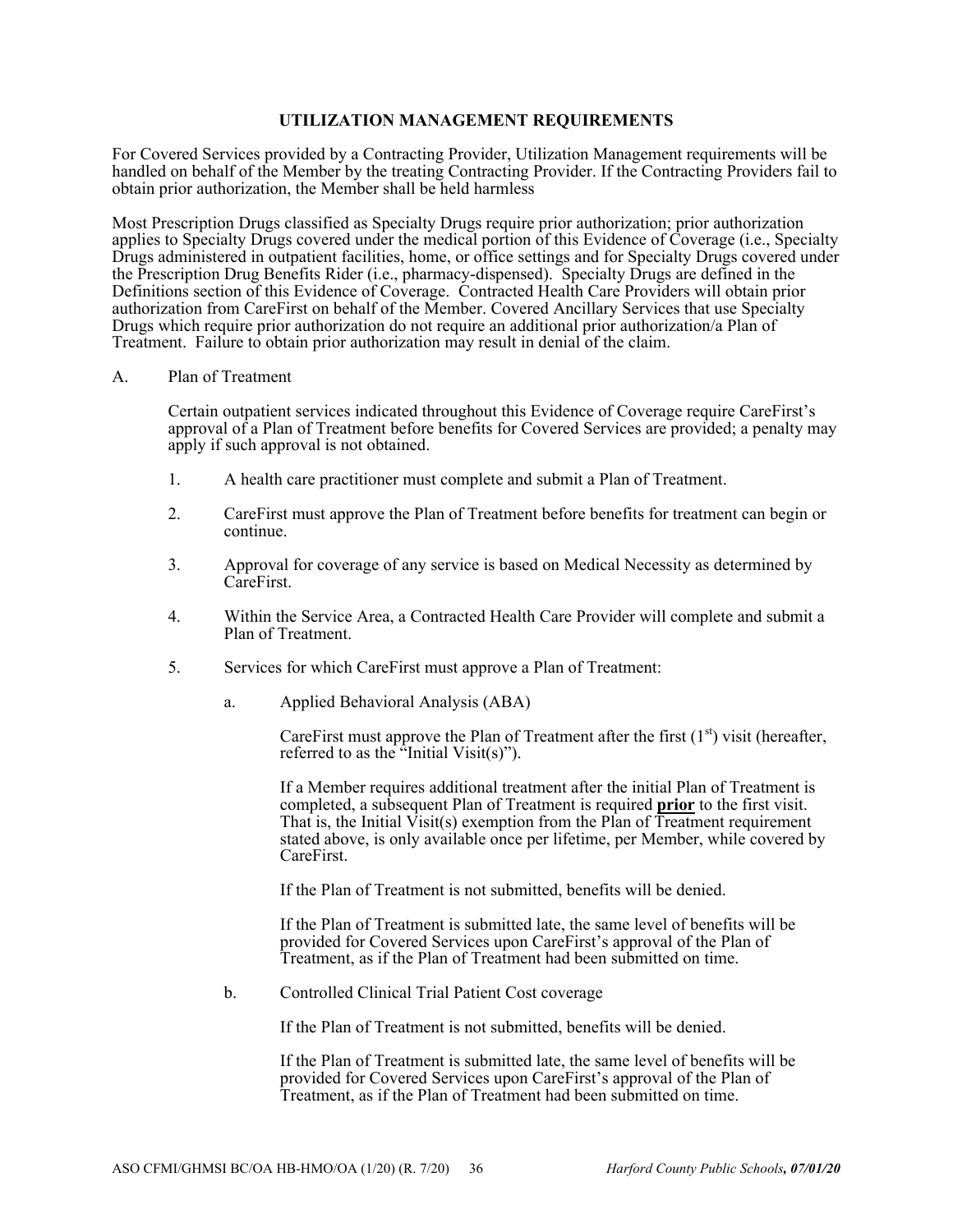## UTILIZATION MANAGEMENT REQUIREMENTS

For Covered Services provided by a Contracting Provider, Utilization Management requirements will be handled on behalf of the Member by the treating Contracting Provider. If the Contracting Providers fail to obtain prior authorization, the Member shall be held harmless

Most Prescription Drugs classified as Specialty Drugs require prior authorization; prior authorization applies to Specialty Drugs covered under the medical portion of this Evidence of Coverage (i.e., Specialty Drugs administered in outpatient facilities, home, or office settings and for Specialty Drugs covered under the Prescription Drug Benefits Rider (i.e., pharmacy-dispensed). Specialty Drugs are defined in the Definitions section of this Evidence of Coverage. Contracted Health Care Providers will obtain prior authorization from CareFirst on behalf of the Member. Covered Ancillary Services that use Specialty Drugs which require prior authorization do not require an additional prior authorization/a Plan of Treatment. Failure to obtain prior authorization may result in denial of the claim.

A. Plan of Treatment

Certain outpatient services indicated throughout this Evidence of Coverage require CareFirst's approval of a Plan of Treatment before benefits for Covered Services are provided; a penalty may apply if such approval is not obtained.

1. A health care practitioner must complete and submit a Plan of Treatment.

2. CareFirst must approve the Plan of Treatment before benefits for treatment can begin or continue.

3. Approval for coverage of any service is based on Medical Necessity as determined by CareFirst.

4. Within the Service Area, a Contracted Health Care Provider will complete and submit a Plan of Treatment.

5. Services for which CareFirst must approve a Plan of Treatment:

   a. Applied Behavioral Analysis (ABA)

      CareFirst must approve the Plan of Treatment after the first (1st) visit (hereafter, referred to as the "Initial Visit(s)").

      If a Member requires additional treatment after the initial Plan of Treatment is completed, a subsequent Plan of Treatment is required **prior** to the first visit. That is, the Initial Visit(s) exemption from the Plan of Treatment requirement stated above, is only available once per lifetime, per Member, while covered by CareFirst.

      If the Plan of Treatment is not submitted, benefits will be denied.

      If the Plan of Treatment is submitted late, the same level of benefits will be provided for Covered Services upon CareFirst's approval of the Plan of Treatment, as if the Plan of Treatment had been submitted on time.

   b. Controlled Clinical Trial Patient Cost coverage

      If the Plan of Treatment is not submitted, benefits will be denied.

      If the Plan of Treatment is submitted late, the same level of benefits will be provided for Covered Services upon CareFirst's approval of the Plan of Treatment, as if the Plan of Treatment had been submitted on time.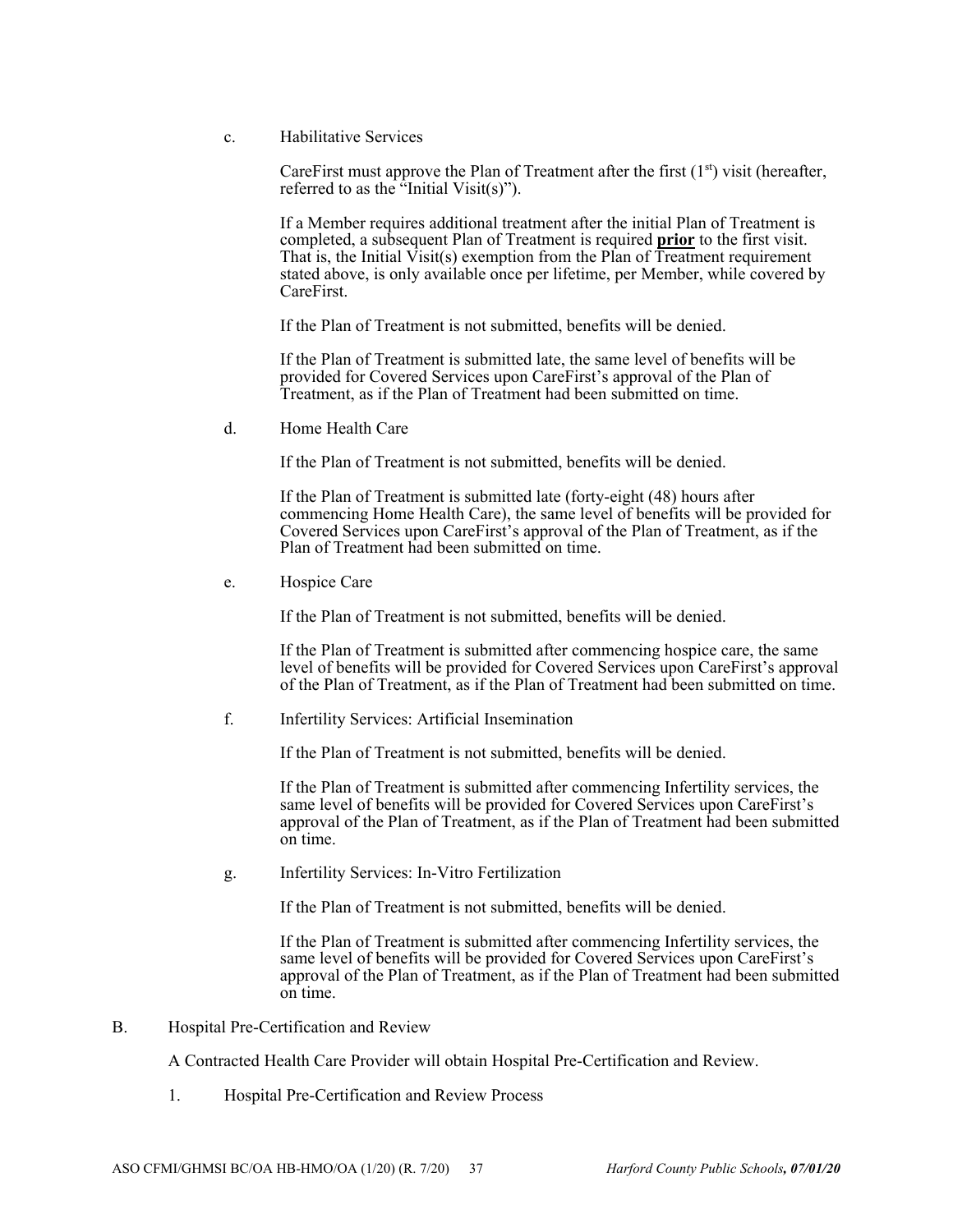c. Habilitative Services

CareFirst must approve the Plan of Treatment after the first (1st) visit (hereafter, referred to as the "Initial Visit(s)").

If a Member requires additional treatment after the initial Plan of Treatment is completed, a subsequent Plan of Treatment is required **prior** to the first visit. That is, the Initial Visit(s) exemption from the Plan of Treatment requirement stated above, is only available once per lifetime, per Member, while covered by CareFirst.

If the Plan of Treatment is not submitted, benefits will be denied.

If the Plan of Treatment is submitted late, the same level of benefits will be provided for Covered Services upon CareFirst's approval of the Plan of Treatment, as if the Plan of Treatment had been submitted on time.

d. Home Health Care

If the Plan of Treatment is not submitted, benefits will be denied.

If the Plan of Treatment is submitted late (forty-eight (48) hours after commencing Home Health Care), the same level of benefits will be provided for Covered Services upon CareFirst's approval of the Plan of Treatment, as if the Plan of Treatment had been submitted on time.

e. Hospice Care

If the Plan of Treatment is not submitted, benefits will be denied.

If the Plan of Treatment is submitted after commencing hospice care, the same level of benefits will be provided for Covered Services upon CareFirst's approval of the Plan of Treatment, as if the Plan of Treatment had been submitted on time.

f. Infertility Services: Artificial Insemination

If the Plan of Treatment is not submitted, benefits will be denied.

If the Plan of Treatment is submitted after commencing Infertility services, the same level of benefits will be provided for Covered Services upon CareFirst's approval of the Plan of Treatment, as if the Plan of Treatment had been submitted on time.

g. Infertility Services: In-Vitro Fertilization

If the Plan of Treatment is not submitted, benefits will be denied.

If the Plan of Treatment is submitted after commencing Infertility services, the same level of benefits will be provided for Covered Services upon CareFirst's approval of the Plan of Treatment, as if the Plan of Treatment had been submitted on time.

B. Hospital Pre-Certification and Review

A Contracted Health Care Provider will obtain Hospital Pre-Certification and Review.

1. Hospital Pre-Certification and Review Process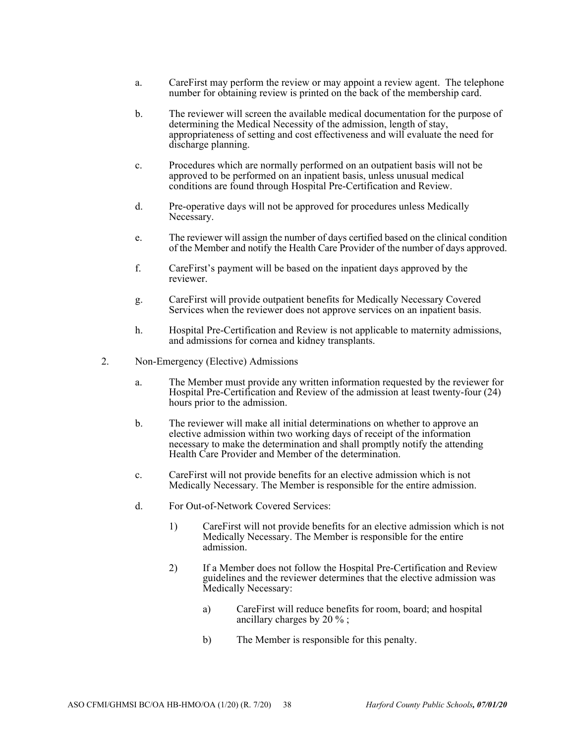a. CareFirst may perform the review or may appoint a review agent. The telephone number for obtaining review is printed on the back of the membership card.

b. The reviewer will screen the available medical documentation for the purpose of determining the Medical Necessity of the admission, length of stay, appropriateness of setting and cost effectiveness and will evaluate the need for discharge planning.

c. Procedures which are normally performed on an outpatient basis will not be approved to be performed on an inpatient basis, unless unusual medical conditions are found through Hospital Pre-Certification and Review.

d. Pre-operative days will not be approved for procedures unless Medically Necessary.

e. The reviewer will assign the number of days certified based on the clinical condition of the Member and notify the Health Care Provider of the number of days approved.

f. CareFirst's payment will be based on the inpatient days approved by the reviewer.

g. CareFirst will provide outpatient benefits for Medically Necessary Covered Services when the reviewer does not approve services on an inpatient basis.

h. Hospital Pre-Certification and Review is not applicable to maternity admissions, and admissions for cornea and kidney transplants.

2. Non-Emergency (Elective) Admissions

   a. The Member must provide any written information requested by the reviewer for Hospital Pre-Certification and Review of the admission at least twenty-four (24) hours prior to the admission.

   b. The reviewer will make all initial determinations on whether to approve an elective admission within two working days of receipt of the information necessary to make the determination and shall promptly notify the attending Health Care Provider and Member of the determination.

   c. CareFirst will not provide benefits for an elective admission which is not Medically Necessary. The Member is responsible for the entire admission.

   d. For Out-of-Network Covered Services:

      1) CareFirst will not provide benefits for an elective admission which is not Medically Necessary. The Member is responsible for the entire admission.

      2) If a Member does not follow the Hospital Pre-Certification and Review guidelines and the reviewer determines that the elective admission was Medically Necessary:

         a) CareFirst will reduce benefits for room, board; and hospital ancillary charges by 20 % ;

         b) The Member is responsible for this penalty.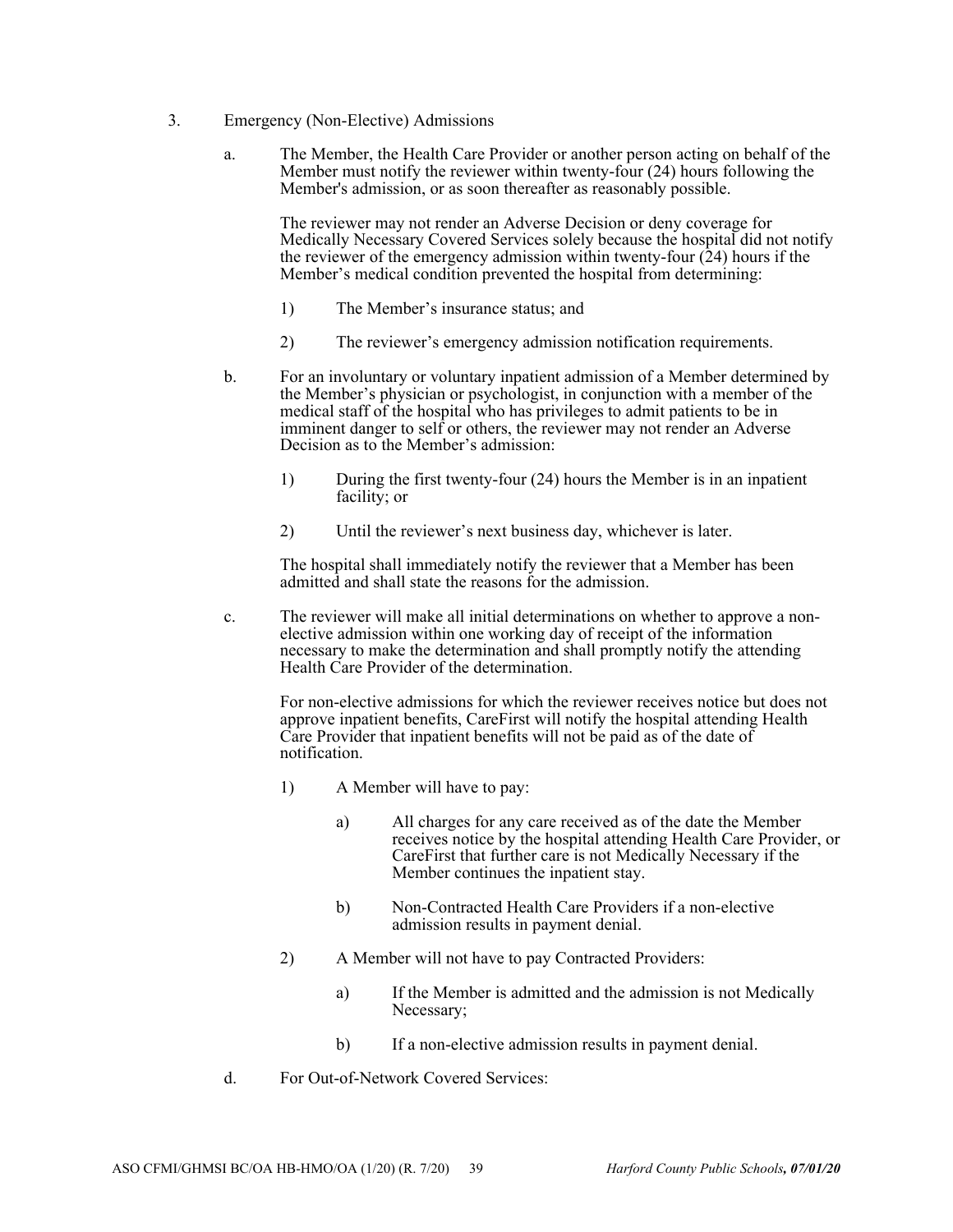3. Emergency (Non-Elective) Admissions

   a. The Member, the Health Care Provider or another person acting on behalf of the Member must notify the reviewer within twenty-four (24) hours following the Member's admission, or as soon thereafter as reasonably possible.

      The reviewer may not render an Adverse Decision or deny coverage for Medically Necessary Covered Services solely because the hospital did not notify the reviewer of the emergency admission within twenty-four (24) hours if the Member's medical condition prevented the hospital from determining:

      1) The Member's insurance status; and

      2) The reviewer's emergency admission notification requirements.

   b. For an involuntary or voluntary inpatient admission of a Member determined by the Member's physician or psychologist, in conjunction with a member of the medical staff of the hospital who has privileges to admit patients to be in imminent danger to self or others, the reviewer may not render an Adverse Decision as to the Member's admission:

      1) During the first twenty-four (24) hours the Member is in an inpatient facility; or

      2) Until the reviewer's next business day, whichever is later.

      The hospital shall immediately notify the reviewer that a Member has been admitted and shall state the reasons for the admission.

   c. The reviewer will make all initial determinations on whether to approve a non-elective admission within one working day of receipt of the information necessary to make the determination and shall promptly notify the attending Health Care Provider of the determination.

      For non-elective admissions for which the reviewer receives notice but does not approve inpatient benefits, CareFirst will notify the hospital attending Health Care Provider that inpatient benefits will not be paid as of the date of notification.

      1) A Member will have to pay:

         a) All charges for any care received as of the date the Member receives notice by the hospital attending Health Care Provider, or CareFirst that further care is not Medically Necessary if the Member continues the inpatient stay.

         b) Non-Contracted Health Care Providers if a non-elective admission results in payment denial.

      2) A Member will not have to pay Contracted Providers:

         a) If the Member is admitted and the admission is not Medically Necessary;

         b) If a non-elective admission results in payment denial.

   d. For Out-of-Network Covered Services: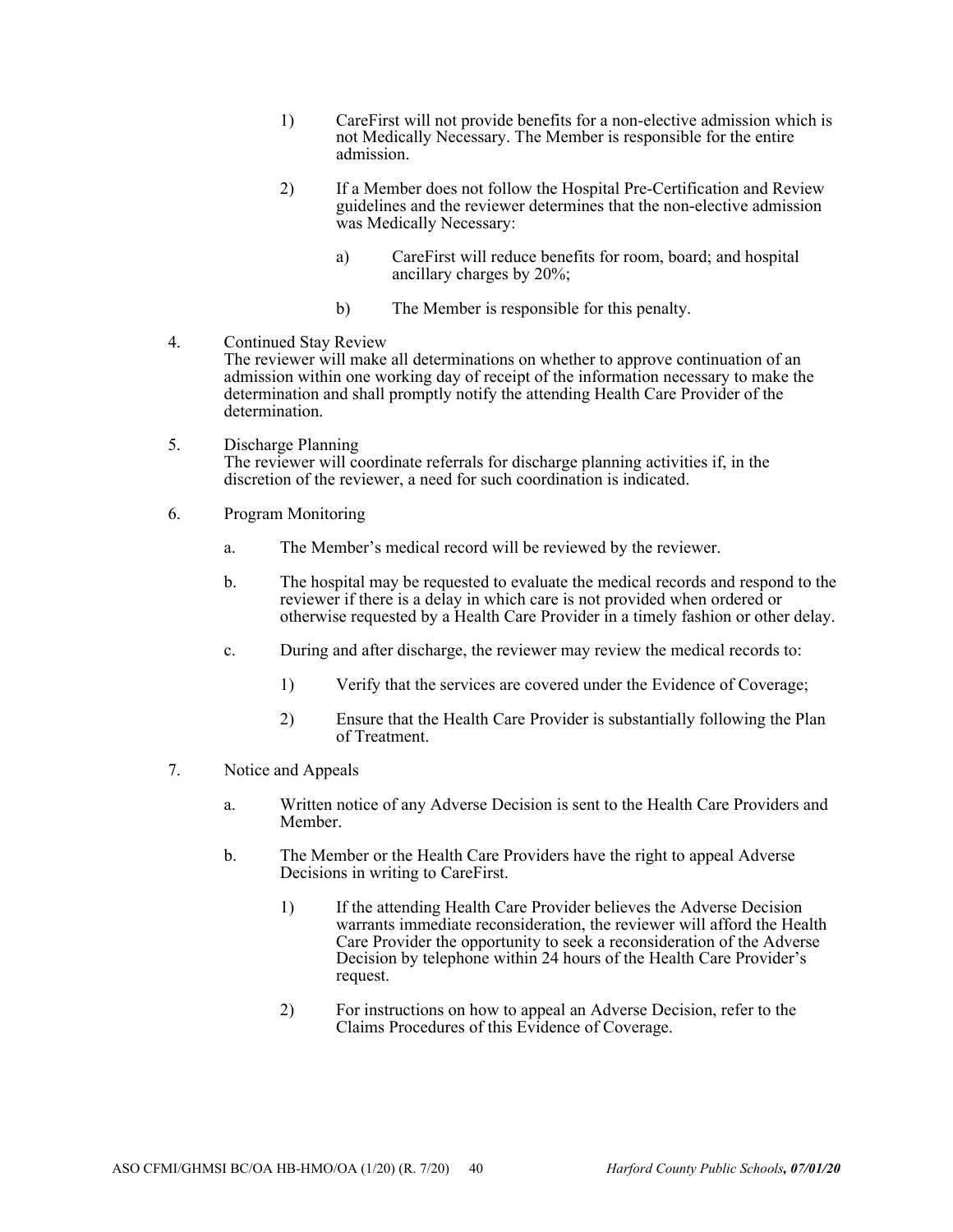1) CareFirst will not provide benefits for a non-elective admission which is not Medically Necessary. The Member is responsible for the entire admission.

2) If a Member does not follow the Hospital Pre-Certification and Review guidelines and the reviewer determines that the non-elective admission was Medically Necessary:

   a) CareFirst will reduce benefits for room, board; and hospital ancillary charges by 20%;

   b) The Member is responsible for this penalty.

4. Continued Stay Review
   The reviewer will make all determinations on whether to approve continuation of an admission within one working day of receipt of the information necessary to make the determination and shall promptly notify the attending Health Care Provider of the determination.

5. Discharge Planning
   The reviewer will coordinate referrals for discharge planning activities if, in the discretion of the reviewer, a need for such coordination is indicated.

6. Program Monitoring

   a. The Member's medical record will be reviewed by the reviewer.

   b. The hospital may be requested to evaluate the medical records and respond to the reviewer if there is a delay in which care is not provided when ordered or otherwise requested by a Health Care Provider in a timely fashion or other delay.

   c. During and after discharge, the reviewer may review the medical records to:

      1) Verify that the services are covered under the Evidence of Coverage;

      2) Ensure that the Health Care Provider is substantially following the Plan of Treatment.

7. Notice and Appeals

   a. Written notice of any Adverse Decision is sent to the Health Care Providers and Member.

   b. The Member or the Health Care Providers have the right to appeal Adverse Decisions in writing to CareFirst.

      1) If the attending Health Care Provider believes the Adverse Decision warrants immediate reconsideration, the reviewer will afford the Health Care Provider the opportunity to seek a reconsideration of the Adverse Decision by telephone within 24 hours of the Health Care Provider's request.

      2) For instructions on how to appeal an Adverse Decision, refer to the Claims Procedures of this Evidence of Coverage.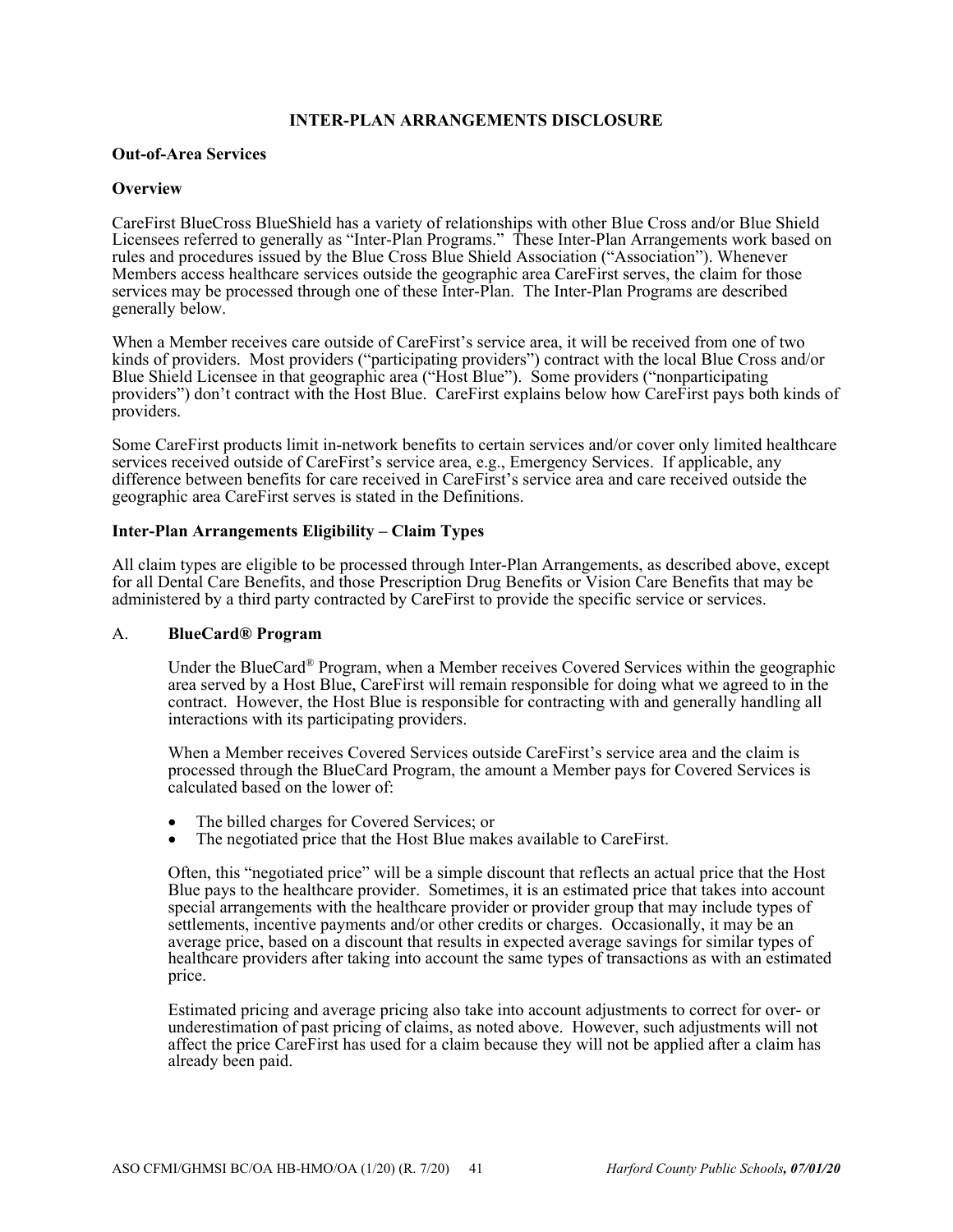# INTER-PLAN ARRANGEMENTS DISCLOSURE

## Out-of-Area Services

### Overview

CareFirst BlueCross BlueShield has a variety of relationships with other Blue Cross and/or Blue Shield Licensees referred to generally as "Inter-Plan Programs." These Inter-Plan Arrangements work based on rules and procedures issued by the Blue Cross Blue Shield Association ("Association"). Whenever Members access healthcare services outside the geographic area CareFirst serves, the claim for those services may be processed through one of these Inter-Plan. The Inter-Plan Programs are described generally below.

When a Member receives care outside of CareFirst's service area, it will be received from one of two kinds of providers. Most providers ("participating providers") contract with the local Blue Cross and/or Blue Shield Licensee in that geographic area ("Host Blue"). Some providers ("nonparticipating providers") don't contract with the Host Blue. CareFirst explains below how CareFirst pays both kinds of providers.

Some CareFirst products limit in-network benefits to certain services and/or cover only limited healthcare services received outside of CareFirst's service area, e.g., Emergency Services. If applicable, any difference between benefits for care received in CareFirst's service area and care received outside the geographic area CareFirst serves is stated in the Definitions.

### Inter-Plan Arrangements Eligibility – Claim Types

All claim types are eligible to be processed through Inter-Plan Arrangements, as described above, except for all Dental Care Benefits, and those Prescription Drug Benefits or Vision Care Benefits that may be administered by a third party contracted by CareFirst to provide the specific service or services.

### A. BlueCard® Program

Under the BlueCard® Program, when a Member receives Covered Services within the geographic area served by a Host Blue, CareFirst will remain responsible for doing what we agreed to in the contract. However, the Host Blue is responsible for contracting with and generally handling all interactions with its participating providers.

When a Member receives Covered Services outside CareFirst's service area and the claim is processed through the BlueCard Program, the amount a Member pays for Covered Services is calculated based on the lower of:

- The billed charges for Covered Services; or
- The negotiated price that the Host Blue makes available to CareFirst.

Often, this "negotiated price" will be a simple discount that reflects an actual price that the Host Blue pays to the healthcare provider. Sometimes, it is an estimated price that takes into account special arrangements with the healthcare provider or provider group that may include types of settlements, incentive payments and/or other credits or charges. Occasionally, it may be an average price, based on a discount that results in expected average savings for similar types of healthcare providers after taking into account the same types of transactions as with an estimated price.

Estimated pricing and average pricing also take into account adjustments to correct for over- or underestimation of past pricing of claims, as noted above. However, such adjustments will not affect the price CareFirst has used for a claim because they will not be applied after a claim has already been paid.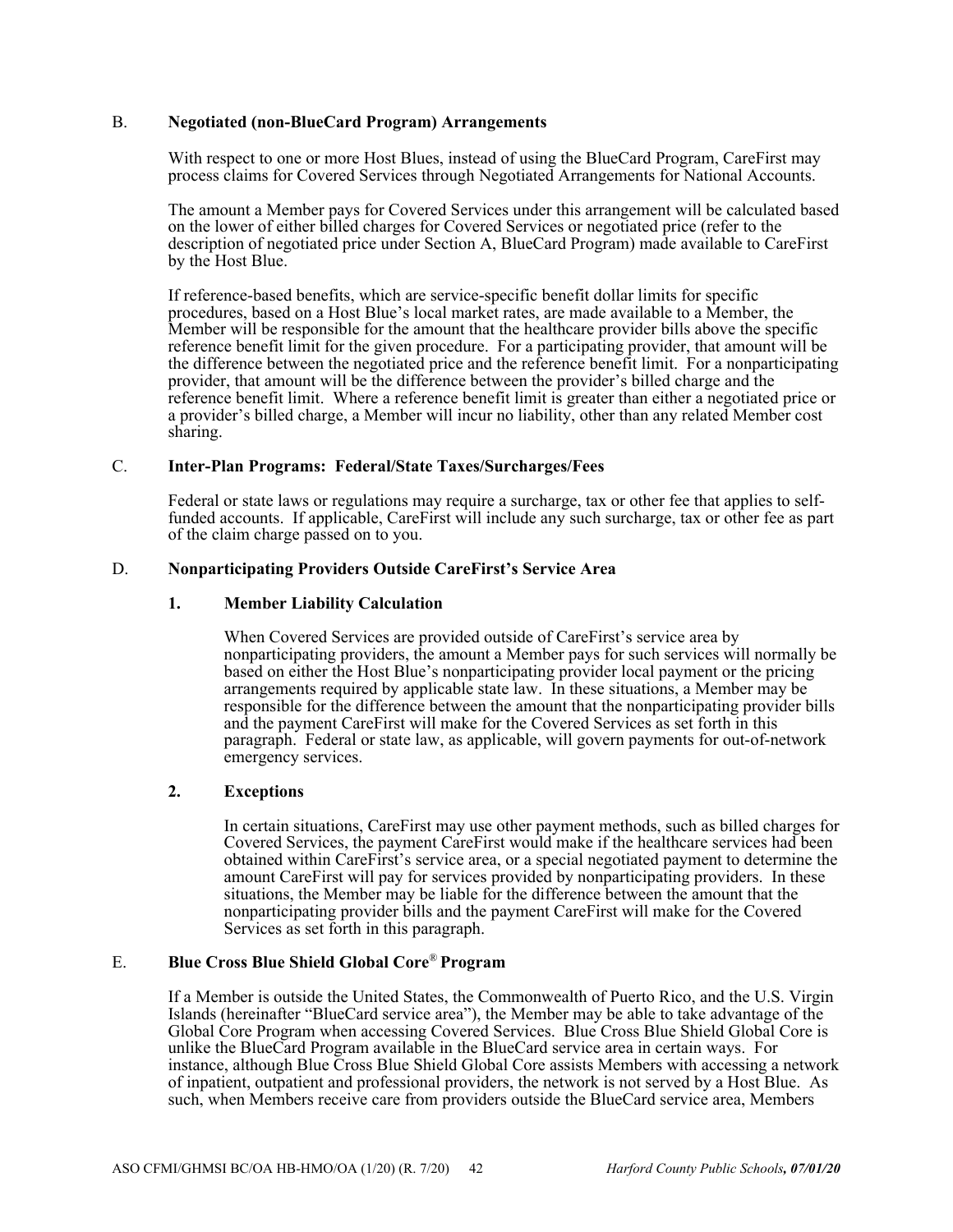### B. **Negotiated (non-BlueCard Program) Arrangements**

With respect to one or more Host Blues, instead of using the BlueCard Program, CareFirst may process claims for Covered Services through Negotiated Arrangements for National Accounts.

The amount a Member pays for Covered Services under this arrangement will be calculated based on the lower of either billed charges for Covered Services or negotiated price (refer to the description of negotiated price under Section A, BlueCard Program) made available to CareFirst by the Host Blue.

If reference-based benefits, which are service-specific benefit dollar limits for specific procedures, based on a Host Blue's local market rates, are made available to a Member, the Member will be responsible for the amount that the healthcare provider bills above the specific reference benefit limit for the given procedure. For a participating provider, that amount will be the difference between the negotiated price and the reference benefit limit. For a nonparticipating provider, that amount will be the difference between the provider's billed charge and the reference benefit limit. Where a reference benefit limit is greater than either a negotiated price or a provider's billed charge, a Member will incur no liability, other than any related Member cost sharing.

### C. **Inter-Plan Programs: Federal/State Taxes/Surcharges/Fees**

Federal or state laws or regulations may require a surcharge, tax or other fee that applies to self-funded accounts. If applicable, CareFirst will include any such surcharge, tax or other fee as part of the claim charge passed on to you.

### D. **Nonparticipating Providers Outside CareFirst's Service Area**

#### 1. **Member Liability Calculation**

When Covered Services are provided outside of CareFirst's service area by nonparticipating providers, the amount a Member pays for such services will normally be based on either the Host Blue's nonparticipating provider local payment or the pricing arrangements required by applicable state law. In these situations, a Member may be responsible for the difference between the amount that the nonparticipating provider bills and the payment CareFirst will make for the Covered Services as set forth in this paragraph. Federal or state law, as applicable, will govern payments for out-of-network emergency services.

#### 2. **Exceptions**

In certain situations, CareFirst may use other payment methods, such as billed charges for Covered Services, the payment CareFirst would make if the healthcare services had been obtained within CareFirst's service area, or a special negotiated payment to determine the amount CareFirst will pay for services provided by nonparticipating providers. In these situations, the Member may be liable for the difference between the amount that the nonparticipating provider bills and the payment CareFirst will make for the Covered Services as set forth in this paragraph.

### E. **Blue Cross Blue Shield Global Core® Program**

If a Member is outside the United States, the Commonwealth of Puerto Rico, and the U.S. Virgin Islands (hereinafter "BlueCard service area"), the Member may be able to take advantage of the Global Core Program when accessing Covered Services. Blue Cross Blue Shield Global Core is unlike the BlueCard Program available in the BlueCard service area in certain ways. For instance, although Blue Cross Blue Shield Global Core assists Members with accessing a network of inpatient, outpatient and professional providers, the network is not served by a Host Blue. As such, when Members receive care from providers outside the BlueCard service area, Members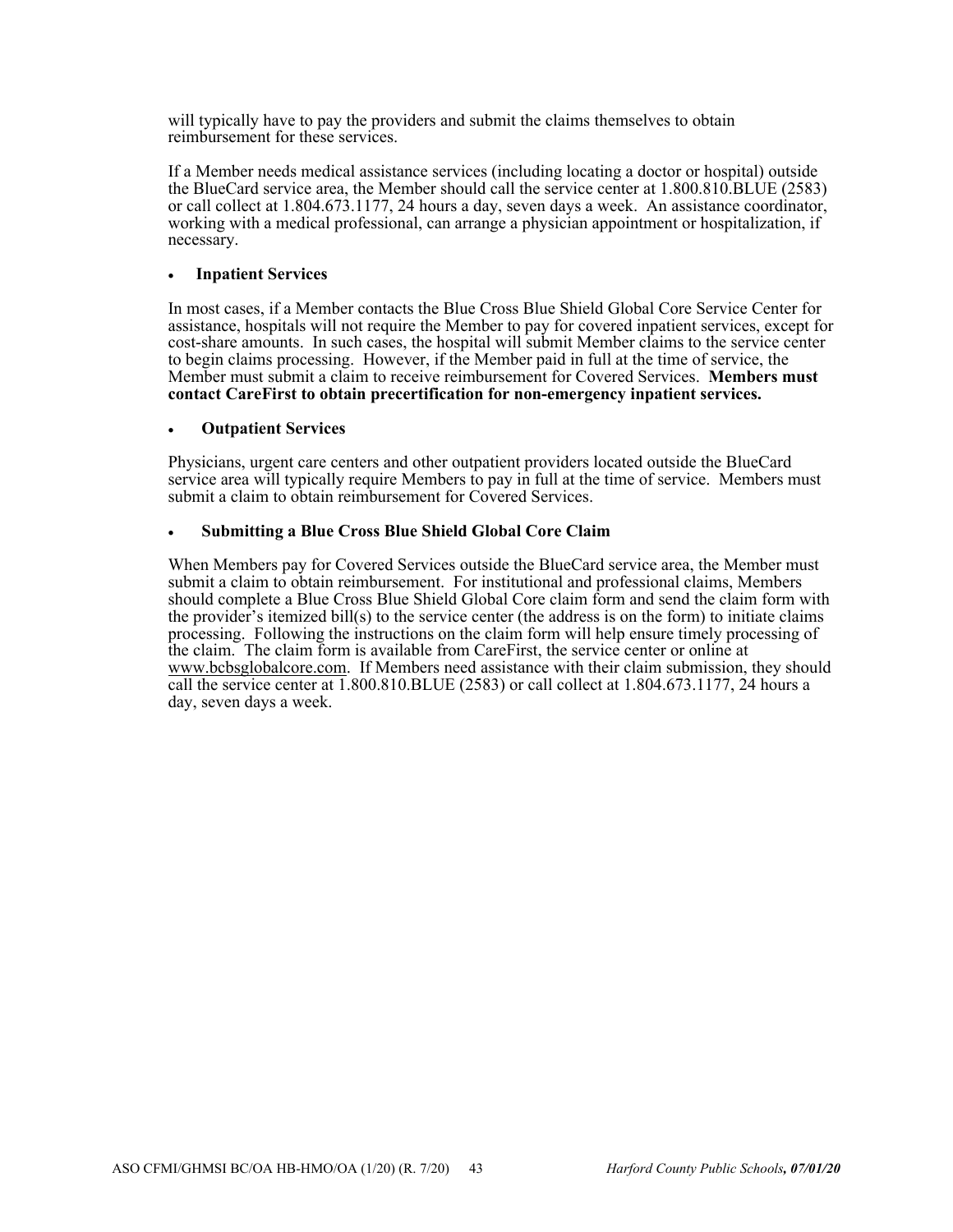will typically have to pay the providers and submit the claims themselves to obtain reimbursement for these services.

If a Member needs medical assistance services (including locating a doctor or hospital) outside the BlueCard service area, the Member should call the service center at 1.800.810.BLUE (2583) or call collect at 1.804.673.1177, 24 hours a day, seven days a week. An assistance coordinator, working with a medical professional, can arrange a physician appointment or hospitalization, if necessary.

- **Inpatient Services**

In most cases, if a Member contacts the Blue Cross Blue Shield Global Core Service Center for assistance, hospitals will not require the Member to pay for covered inpatient services, except for cost-share amounts. In such cases, the hospital will submit Member claims to the service center to begin claims processing. However, if the Member paid in full at the time of service, the Member must submit a claim to receive reimbursement for Covered Services. **Members must contact CareFirst to obtain precertification for non-emergency inpatient services.**

- **Outpatient Services**

Physicians, urgent care centers and other outpatient providers located outside the BlueCard service area will typically require Members to pay in full at the time of service. Members must submit a claim to obtain reimbursement for Covered Services.

- **Submitting a Blue Cross Blue Shield Global Core Claim**

When Members pay for Covered Services outside the BlueCard service area, the Member must submit a claim to obtain reimbursement. For institutional and professional claims, Members should complete a Blue Cross Blue Shield Global Core claim form and send the claim form with the provider's itemized bill(s) to the service center (the address is on the form) to initiate claims processing. Following the instructions on the claim form will help ensure timely processing of the claim. The claim form is available from CareFirst, the service center or online at www.bcbsglobalcore.com. If Members need assistance with their claim submission, they should call the service center at 1.800.810.BLUE (2583) or call collect at 1.804.673.1177, 24 hours a day, seven days a week.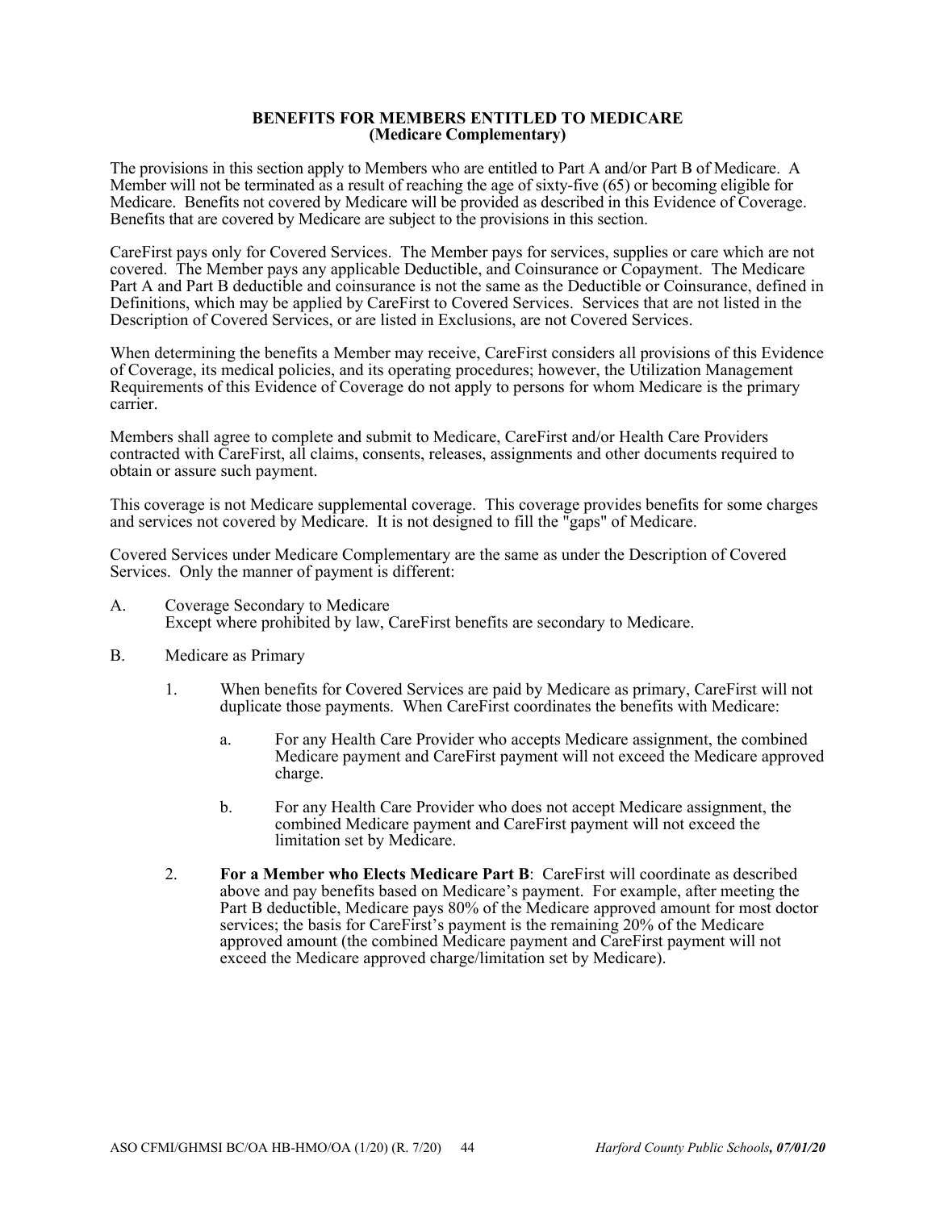## BENEFITS FOR MEMBERS ENTITLED TO MEDICARE
### (Medicare Complementary)

The provisions in this section apply to Members who are entitled to Part A and/or Part B of Medicare. A Member will not be terminated as a result of reaching the age of sixty-five (65) or becoming eligible for Medicare. Benefits not covered by Medicare will be provided as described in this Evidence of Coverage. Benefits that are covered by Medicare are subject to the provisions in this section.

CareFirst pays only for Covered Services. The Member pays for services, supplies or care which are not covered. The Member pays any applicable Deductible, and Coinsurance or Copayment. The Medicare Part A and Part B deductible and coinsurance is not the same as the Deductible or Coinsurance, defined in Definitions, which may be applied by CareFirst to Covered Services. Services that are not listed in the Description of Covered Services, or are listed in Exclusions, are not Covered Services.

When determining the benefits a Member may receive, CareFirst considers all provisions of this Evidence of Coverage, its medical policies, and its operating procedures; however, the Utilization Management Requirements of this Evidence of Coverage do not apply to persons for whom Medicare is the primary carrier.

Members shall agree to complete and submit to Medicare, CareFirst and/or Health Care Providers contracted with CareFirst, all claims, consents, releases, assignments and other documents required to obtain or assure such payment.

This coverage is not Medicare supplemental coverage. This coverage provides benefits for some charges and services not covered by Medicare. It is not designed to fill the "gaps" of Medicare.

Covered Services under Medicare Complementary are the same as under the Description of Covered Services. Only the manner of payment is different:

A. Coverage Secondary to Medicare
   Except where prohibited by law, CareFirst benefits are secondary to Medicare.

B. Medicare as Primary

   1. When benefits for Covered Services are paid by Medicare as primary, CareFirst will not duplicate those payments. When CareFirst coordinates the benefits with Medicare:

      a. For any Health Care Provider who accepts Medicare assignment, the combined Medicare payment and CareFirst payment will not exceed the Medicare approved charge.

      b. For any Health Care Provider who does not accept Medicare assignment, the combined Medicare payment and CareFirst payment will not exceed the limitation set by Medicare.

   2. **For a Member who Elects Medicare Part B**: CareFirst will coordinate as described above and pay benefits based on Medicare's payment. For example, after meeting the Part B deductible, Medicare pays 80% of the Medicare approved amount for most doctor services; the basis for CareFirst's payment is the remaining 20% of the Medicare approved amount (the combined Medicare payment and CareFirst payment will not exceed the Medicare approved charge/limitation set by Medicare).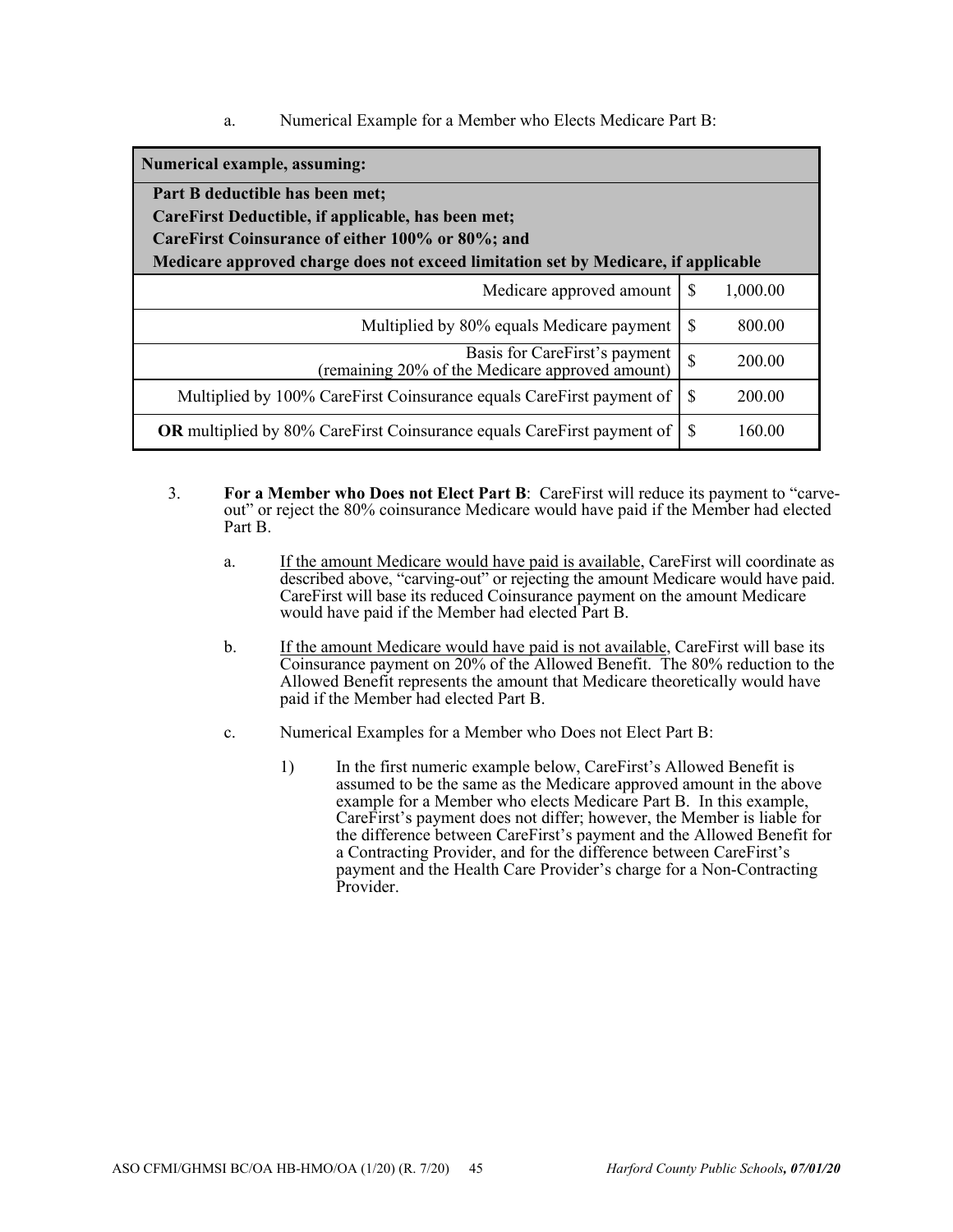a. Numerical Example for a Member who Elects Medicare Part B:

| **Numerical example, assuming:** | | |
|---|---|---|
| **Part B deductible has been met;**<br>**CareFirst Deductible, if applicable, has been met;**<br>**CareFirst Coinsurance of either 100% or 80%; and**<br>**Medicare approved charge does not exceed limitation set by Medicare, if applicable** | | |
| Medicare approved amount | $ | 1,000.00 |
| Multiplied by 80% equals Medicare payment | $ | 800.00 |
| Basis for CareFirst's payment (remaining 20% of the Medicare approved amount) | $ | 200.00 |
| Multiplied by 100% CareFirst Coinsurance equals CareFirst payment of | $ | 200.00 |
| **OR** multiplied by 80% CareFirst Coinsurance equals CareFirst payment of | $ | 160.00 |

3. **For a Member who Does not Elect Part B**: CareFirst will reduce its payment to "carve-out" or reject the 80% coinsurance Medicare would have paid if the Member had elected Part B.

   a. If the amount Medicare would have paid is available, CareFirst will coordinate as described above, "carving-out" or rejecting the amount Medicare would have paid. CareFirst will base its reduced Coinsurance payment on the amount Medicare would have paid if the Member had elected Part B.

   b. If the amount Medicare would have paid is not available, CareFirst will base its Coinsurance payment on 20% of the Allowed Benefit. The 80% reduction to the Allowed Benefit represents the amount that Medicare theoretically would have paid if the Member had elected Part B.

   c. Numerical Examples for a Member who Does not Elect Part B:

      1) In the first numeric example below, CareFirst's Allowed Benefit is assumed to be the same as the Medicare approved amount in the above example for a Member who elects Medicare Part B. In this example, CareFirst's payment does not differ; however, the Member is liable for the difference between CareFirst's payment and the Allowed Benefit for a Contracting Provider, and for the difference between CareFirst's payment and the Health Care Provider's charge for a Non-Contracting Provider.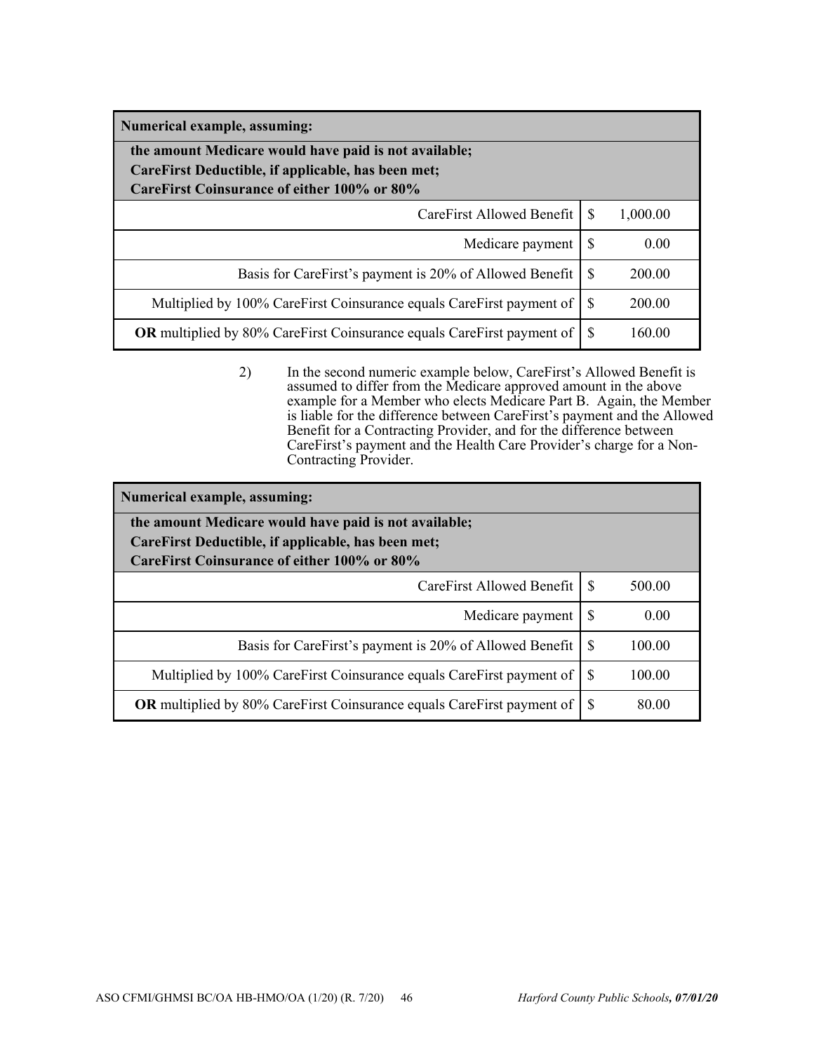| **Numerical example, assuming:**<br>**the amount Medicare would have paid is not available;**<br>**CareFirst Deductible, if applicable, has been met;**<br>**CareFirst Coinsurance of either 100% or 80%** | |
|---|---|
| CareFirst Allowed Benefit | $ 1,000.00 |
| Medicare payment | $ 0.00 |
| Basis for CareFirst's payment is 20% of Allowed Benefit | $ 200.00 |
| Multiplied by 100% CareFirst Coinsurance equals CareFirst payment of | $ 200.00 |
| **OR** multiplied by 80% CareFirst Coinsurance equals CareFirst payment of | $ 160.00 |

2) In the second numeric example below, CareFirst's Allowed Benefit is assumed to differ from the Medicare approved amount in the above example for a Member who elects Medicare Part B. Again, the Member is liable for the difference between CareFirst's payment and the Allowed Benefit for a Contracting Provider, and for the difference between CareFirst's payment and the Health Care Provider's charge for a Non-Contracting Provider.

| **Numerical example, assuming:**<br>**the amount Medicare would have paid is not available;**<br>**CareFirst Deductible, if applicable, has been met;**<br>**CareFirst Coinsurance of either 100% or 80%** | |
|---|---|
| CareFirst Allowed Benefit | $ 500.00 |
| Medicare payment | $ 0.00 |
| Basis for CareFirst's payment is 20% of Allowed Benefit | $ 100.00 |
| Multiplied by 100% CareFirst Coinsurance equals CareFirst payment of | $ 100.00 |
| **OR** multiplied by 80% CareFirst Coinsurance equals CareFirst payment of | $ 80.00 |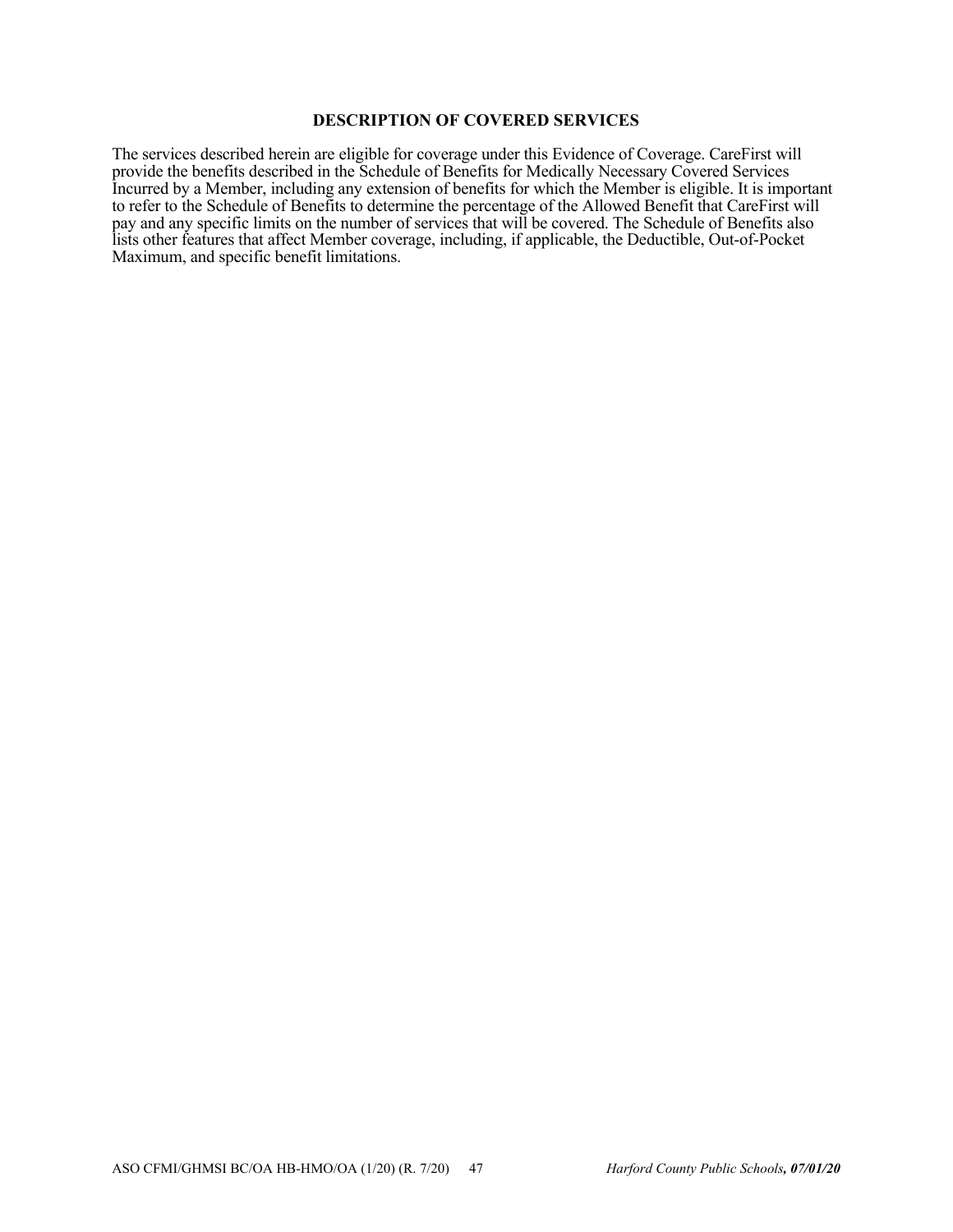# DESCRIPTION OF COVERED SERVICES

The services described herein are eligible for coverage under this Evidence of Coverage. CareFirst will provide the benefits described in the Schedule of Benefits for Medically Necessary Covered Services Incurred by a Member, including any extension of benefits for which the Member is eligible. It is important to refer to the Schedule of Benefits to determine the percentage of the Allowed Benefit that CareFirst will pay and any specific limits on the number of services that will be covered. The Schedule of Benefits also lists other features that affect Member coverage, including, if applicable, the Deductible, Out-of-Pocket Maximum, and specific benefit limitations.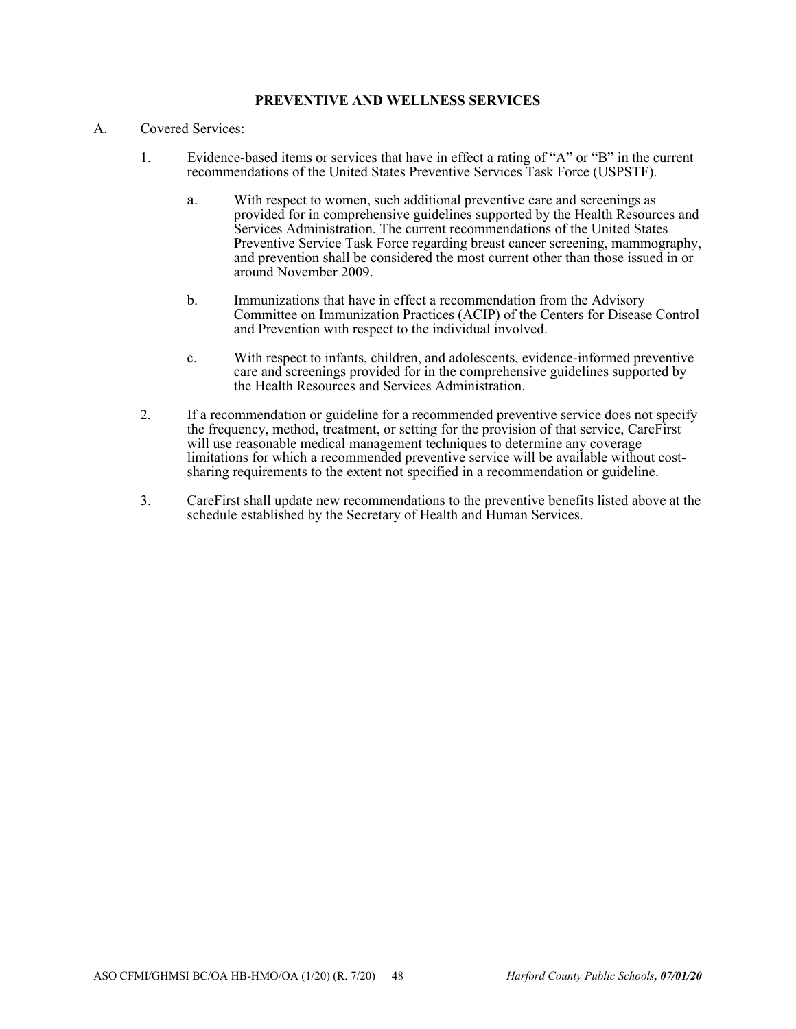## PREVENTIVE AND WELLNESS SERVICES

A. Covered Services:

1. Evidence-based items or services that have in effect a rating of "A" or "B" in the current recommendations of the United States Preventive Services Task Force (USPSTF).

   a. With respect to women, such additional preventive care and screenings as provided for in comprehensive guidelines supported by the Health Resources and Services Administration. The current recommendations of the United States Preventive Service Task Force regarding breast cancer screening, mammography, and prevention shall be considered the most current other than those issued in or around November 2009.

   b. Immunizations that have in effect a recommendation from the Advisory Committee on Immunization Practices (ACIP) of the Centers for Disease Control and Prevention with respect to the individual involved.

   c. With respect to infants, children, and adolescents, evidence-informed preventive care and screenings provided for in the comprehensive guidelines supported by the Health Resources and Services Administration.

2. If a recommendation or guideline for a recommended preventive service does not specify the frequency, method, treatment, or setting for the provision of that service, CareFirst will use reasonable medical management techniques to determine any coverage limitations for which a recommended preventive service will be available without cost-sharing requirements to the extent not specified in a recommendation or guideline.

3. CareFirst shall update new recommendations to the preventive benefits listed above at the schedule established by the Secretary of Health and Human Services.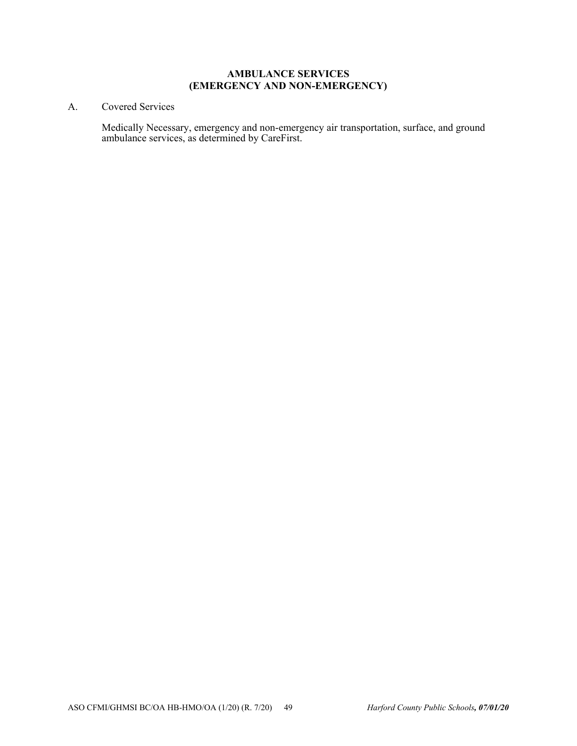# AMBULANCE SERVICES (EMERGENCY AND NON-EMERGENCY)

A. Covered Services

Medically Necessary, emergency and non-emergency air transportation, surface, and ground ambulance services, as determined by CareFirst.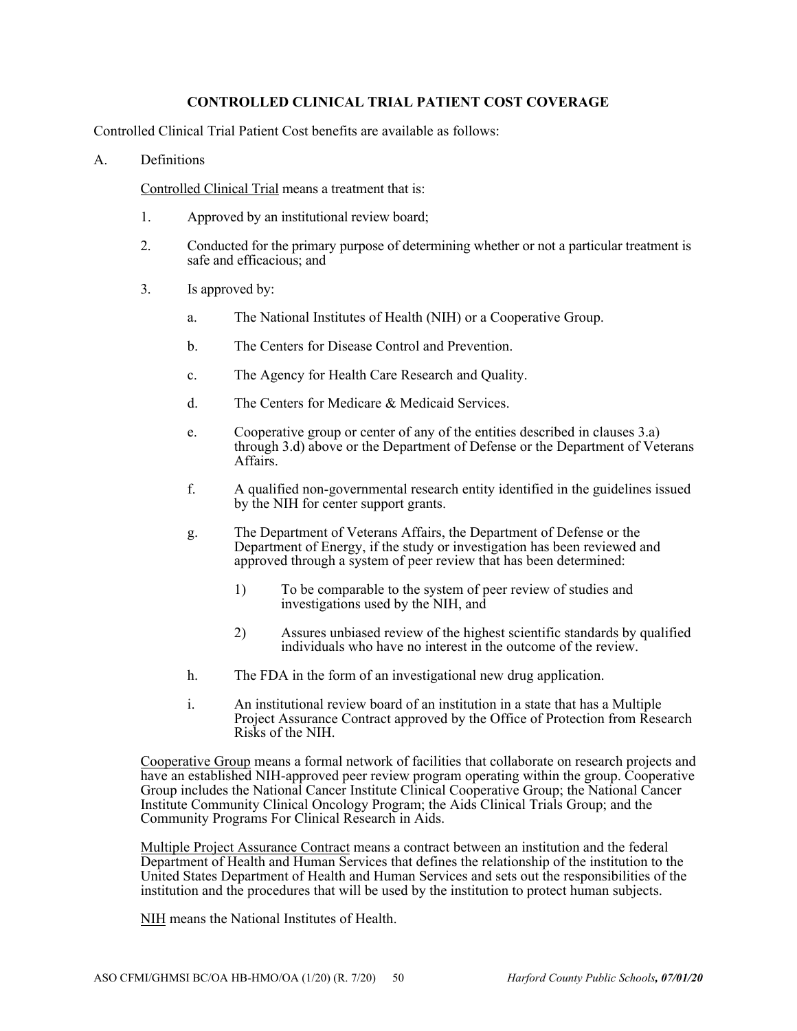## CONTROLLED CLINICAL TRIAL PATIENT COST COVERAGE

Controlled Clinical Trial Patient Cost benefits are available as follows:

A. Definitions

<u>Controlled Clinical Trial</u> means a treatment that is:

1. Approved by an institutional review board;
2. Conducted for the primary purpose of determining whether or not a particular treatment is safe and efficacious; and
3. Is approved by:
   a. The National Institutes of Health (NIH) or a Cooperative Group.
   b. The Centers for Disease Control and Prevention.
   c. The Agency for Health Care Research and Quality.
   d. The Centers for Medicare & Medicaid Services.
   e. Cooperative group or center of any of the entities described in clauses 3.a) through 3.d) above or the Department of Defense or the Department of Veterans Affairs.
   f. A qualified non-governmental research entity identified in the guidelines issued by the NIH for center support grants.
   g. The Department of Veterans Affairs, the Department of Defense or the Department of Energy, if the study or investigation has been reviewed and approved through a system of peer review that has been determined:
      1) To be comparable to the system of peer review of studies and investigations used by the NIH, and
      2) Assures unbiased review of the highest scientific standards by qualified individuals who have no interest in the outcome of the review.
   h. The FDA in the form of an investigational new drug application.
   i. An institutional review board of an institution in a state that has a Multiple Project Assurance Contract approved by the Office of Protection from Research Risks of the NIH.

<u>Cooperative Group</u> means a formal network of facilities that collaborate on research projects and have an established NIH-approved peer review program operating within the group. Cooperative Group includes the National Cancer Institute Clinical Cooperative Group; the National Cancer Institute Community Clinical Oncology Program; the Aids Clinical Trials Group; and the Community Programs For Clinical Research in Aids.

<u>Multiple Project Assurance Contract</u> means a contract between an institution and the federal Department of Health and Human Services that defines the relationship of the institution to the United States Department of Health and Human Services and sets out the responsibilities of the institution and the procedures that will be used by the institution to protect human subjects.

<u>NIH</u> means the National Institutes of Health.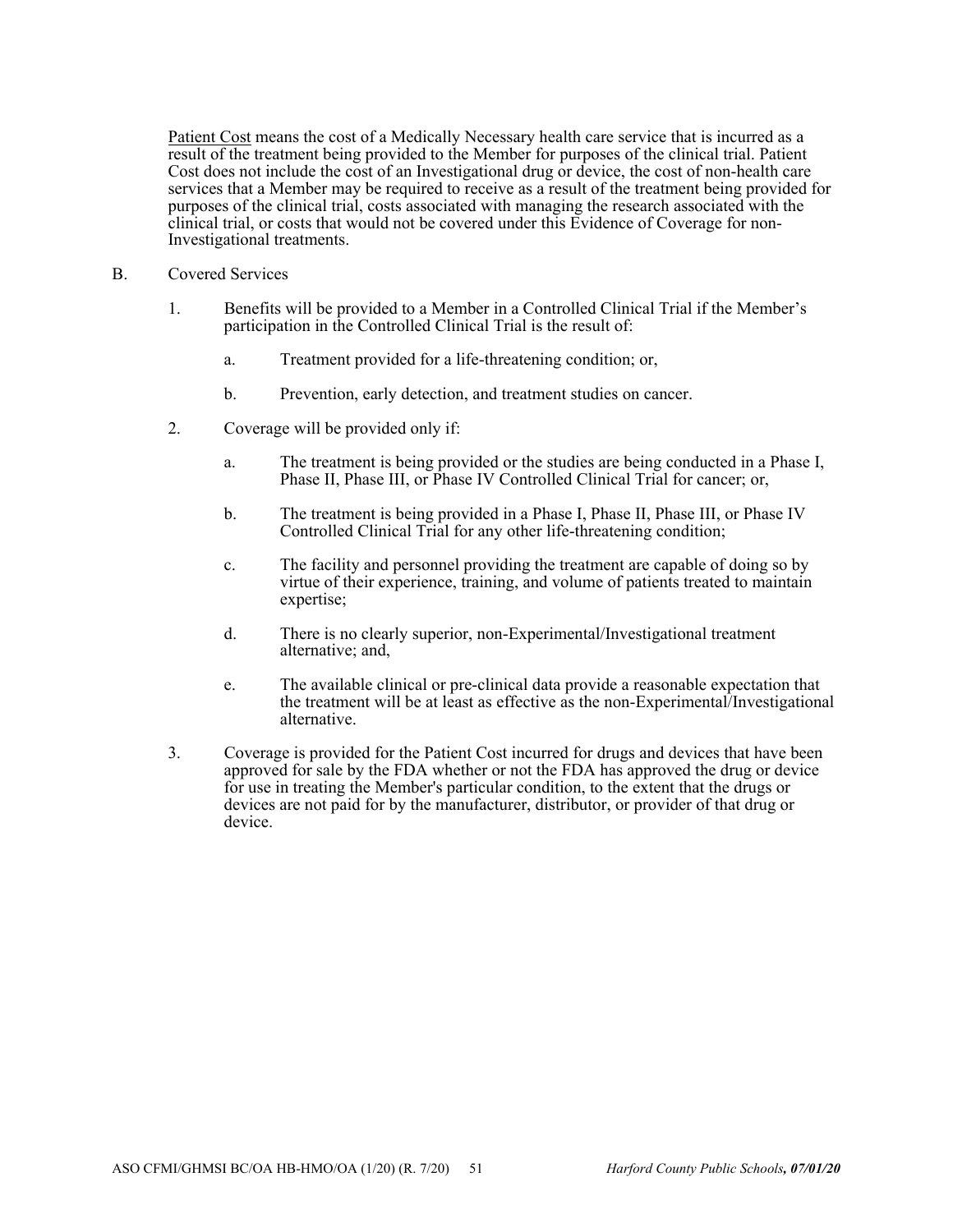Patient Cost means the cost of a Medically Necessary health care service that is incurred as a result of the treatment being provided to the Member for purposes of the clinical trial. Patient Cost does not include the cost of an Investigational drug or device, the cost of non-health care services that a Member may be required to receive as a result of the treatment being provided for purposes of the clinical trial, costs associated with managing the research associated with the clinical trial, or costs that would not be covered under this Evidence of Coverage for non-Investigational treatments.

B. Covered Services

1. Benefits will be provided to a Member in a Controlled Clinical Trial if the Member's participation in the Controlled Clinical Trial is the result of:

   a. Treatment provided for a life-threatening condition; or,

   b. Prevention, early detection, and treatment studies on cancer.

2. Coverage will be provided only if:

   a. The treatment is being provided or the studies are being conducted in a Phase I, Phase II, Phase III, or Phase IV Controlled Clinical Trial for cancer; or,

   b. The treatment is being provided in a Phase I, Phase II, Phase III, or Phase IV Controlled Clinical Trial for any other life-threatening condition;

   c. The facility and personnel providing the treatment are capable of doing so by virtue of their experience, training, and volume of patients treated to maintain expertise;

   d. There is no clearly superior, non-Experimental/Investigational treatment alternative; and,

   e. The available clinical or pre-clinical data provide a reasonable expectation that the treatment will be at least as effective as the non-Experimental/Investigational alternative.

3. Coverage is provided for the Patient Cost incurred for drugs and devices that have been approved for sale by the FDA whether or not the FDA has approved the drug or device for use in treating the Member's particular condition, to the extent that the drugs or devices are not paid for by the manufacturer, distributor, or provider of that drug or device.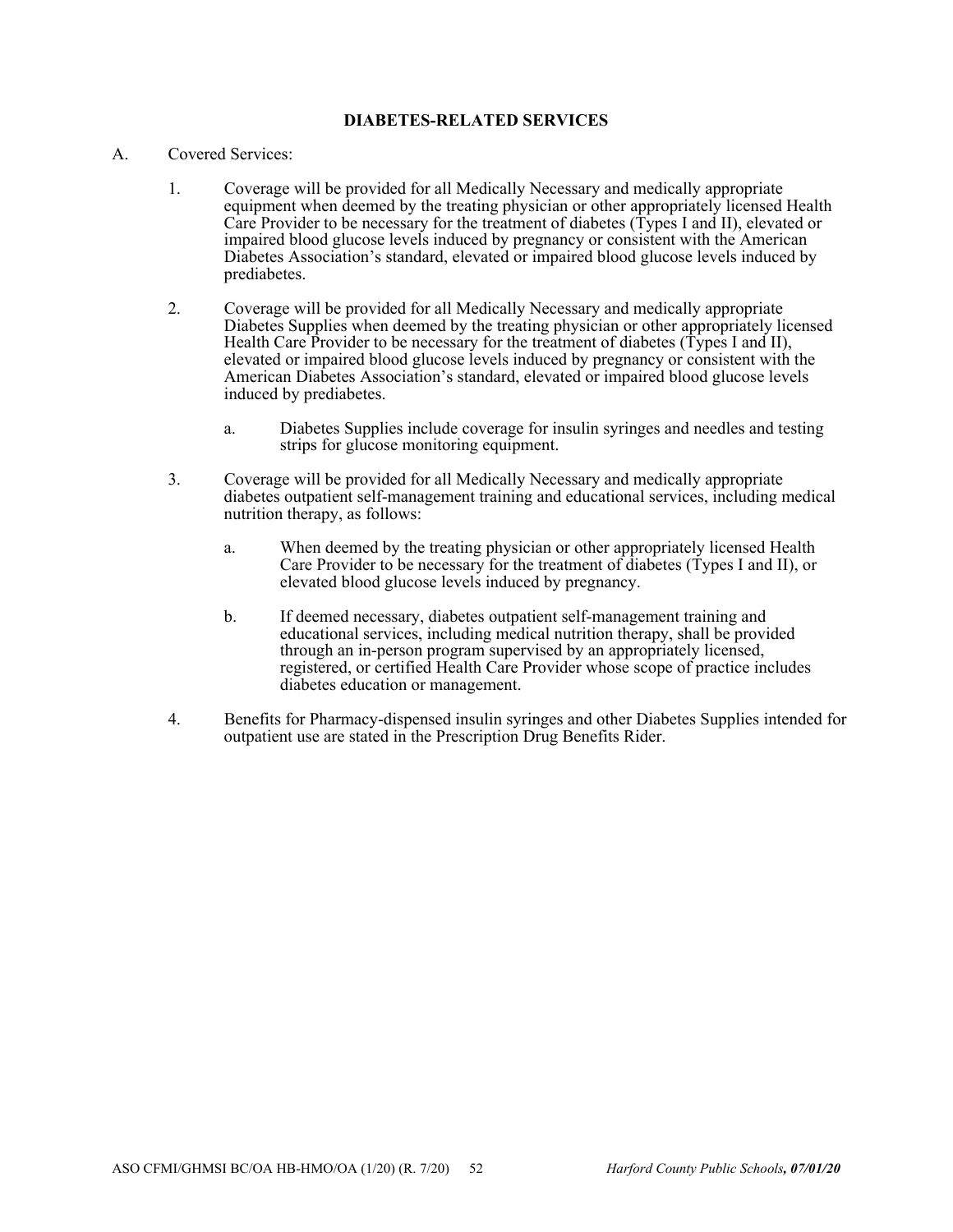# DIABETES-RELATED SERVICES

A. Covered Services:

1. Coverage will be provided for all Medically Necessary and medically appropriate equipment when deemed by the treating physician or other appropriately licensed Health Care Provider to be necessary for the treatment of diabetes (Types I and II), elevated or impaired blood glucose levels induced by pregnancy or consistent with the American Diabetes Association's standard, elevated or impaired blood glucose levels induced by prediabetes.

2. Coverage will be provided for all Medically Necessary and medically appropriate Diabetes Supplies when deemed by the treating physician or other appropriately licensed Health Care Provider to be necessary for the treatment of diabetes (Types I and II), elevated or impaired blood glucose levels induced by pregnancy or consistent with the American Diabetes Association's standard, elevated or impaired blood glucose levels induced by prediabetes.

   a. Diabetes Supplies include coverage for insulin syringes and needles and testing strips for glucose monitoring equipment.

3. Coverage will be provided for all Medically Necessary and medically appropriate diabetes outpatient self-management training and educational services, including medical nutrition therapy, as follows:

   a. When deemed by the treating physician or other appropriately licensed Health Care Provider to be necessary for the treatment of diabetes (Types I and II), or elevated blood glucose levels induced by pregnancy.

   b. If deemed necessary, diabetes outpatient self-management training and educational services, including medical nutrition therapy, shall be provided through an in-person program supervised by an appropriately licensed, registered, or certified Health Care Provider whose scope of practice includes diabetes education or management.

4. Benefits for Pharmacy-dispensed insulin syringes and other Diabetes Supplies intended for outpatient use are stated in the Prescription Drug Benefits Rider.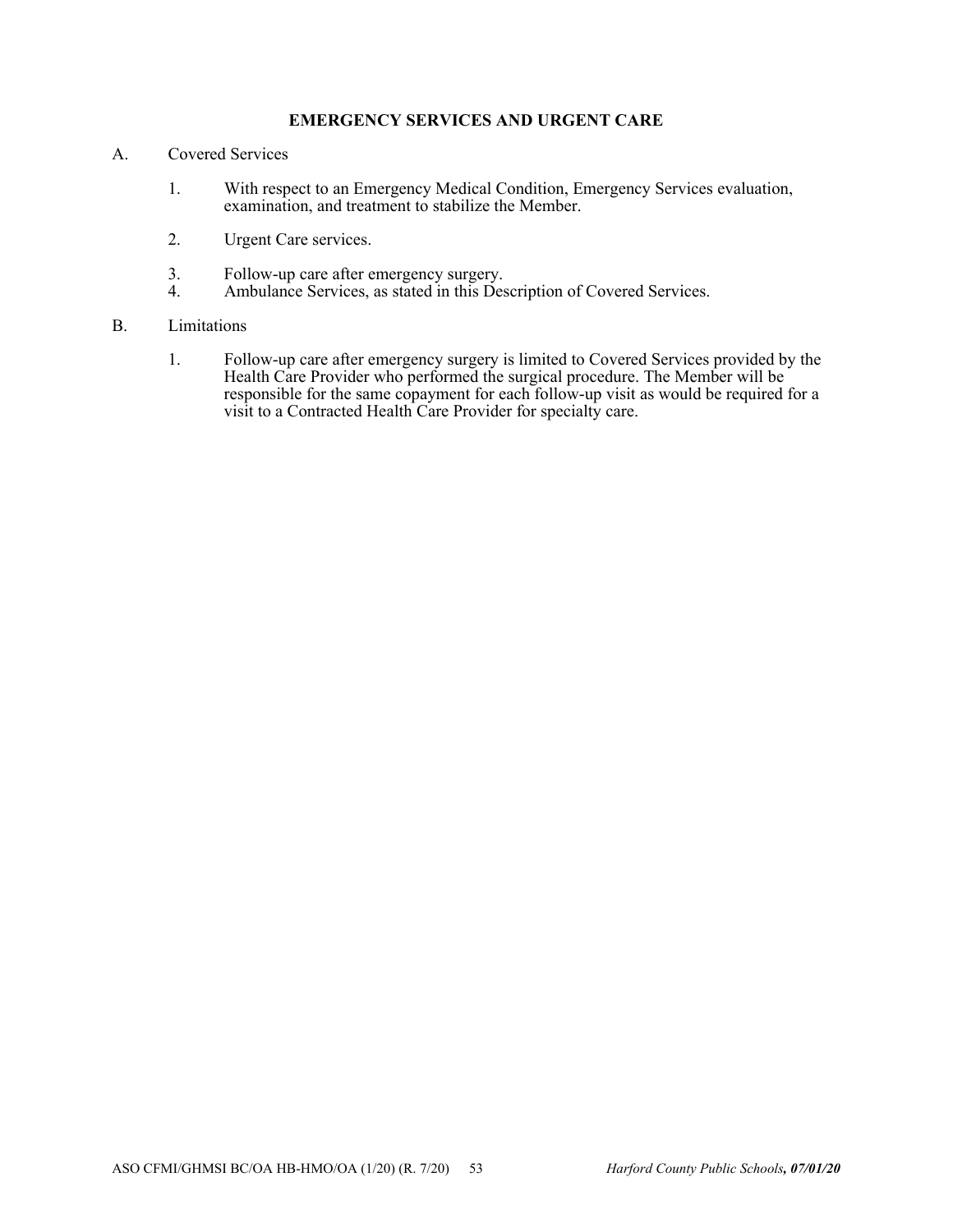## EMERGENCY SERVICES AND URGENT CARE

A. Covered Services

1. With respect to an Emergency Medical Condition, Emergency Services evaluation, examination, and treatment to stabilize the Member.

2. Urgent Care services.

3. Follow-up care after emergency surgery.
4. Ambulance Services, as stated in this Description of Covered Services.

B. Limitations

1. Follow-up care after emergency surgery is limited to Covered Services provided by the Health Care Provider who performed the surgical procedure. The Member will be responsible for the same copayment for each follow-up visit as would be required for a visit to a Contracted Health Care Provider for specialty care.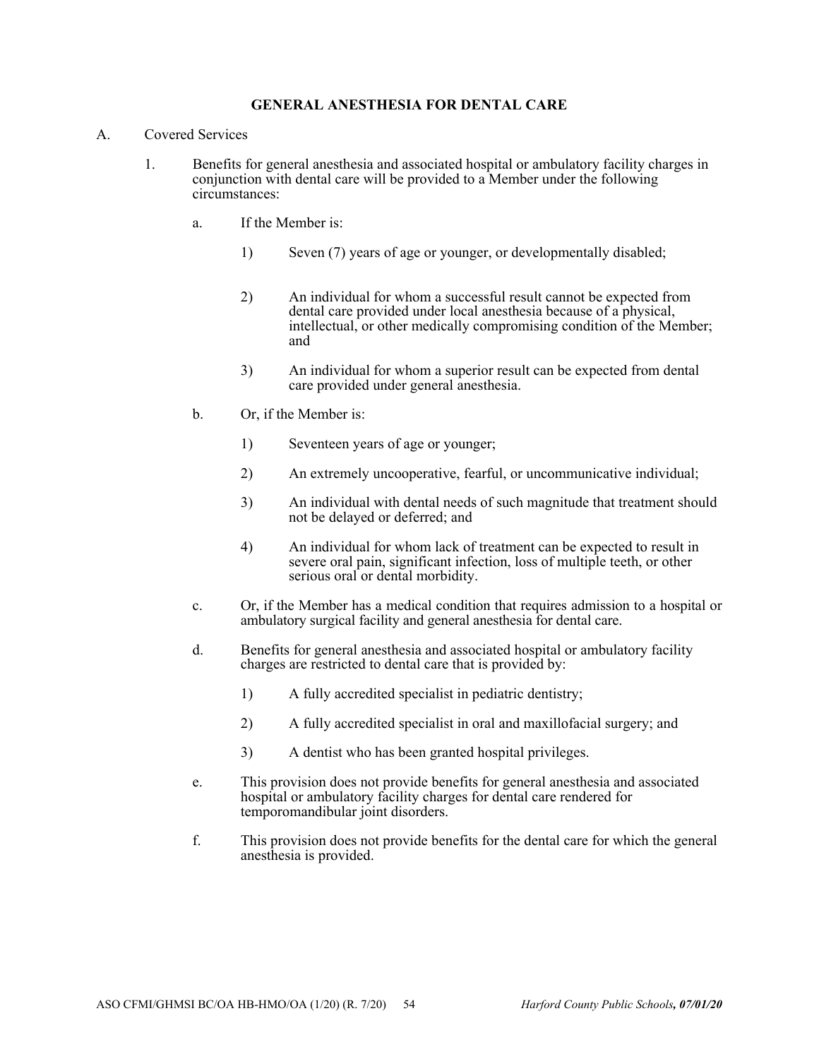## GENERAL ANESTHESIA FOR DENTAL CARE

A. Covered Services

1. Benefits for general anesthesia and associated hospital or ambulatory facility charges in conjunction with dental care will be provided to a Member under the following circumstances:

   a. If the Member is:

      1) Seven (7) years of age or younger, or developmentally disabled;

      2) An individual for whom a successful result cannot be expected from dental care provided under local anesthesia because of a physical, intellectual, or other medically compromising condition of the Member; and

      3) An individual for whom a superior result can be expected from dental care provided under general anesthesia.

   b. Or, if the Member is:

      1) Seventeen years of age or younger;

      2) An extremely uncooperative, fearful, or uncommunicative individual;

      3) An individual with dental needs of such magnitude that treatment should not be delayed or deferred; and

      4) An individual for whom lack of treatment can be expected to result in severe oral pain, significant infection, loss of multiple teeth, or other serious oral or dental morbidity.

   c. Or, if the Member has a medical condition that requires admission to a hospital or ambulatory surgical facility and general anesthesia for dental care.

   d. Benefits for general anesthesia and associated hospital or ambulatory facility charges are restricted to dental care that is provided by:

      1) A fully accredited specialist in pediatric dentistry;

      2) A fully accredited specialist in oral and maxillofacial surgery; and

      3) A dentist who has been granted hospital privileges.

   e. This provision does not provide benefits for general anesthesia and associated hospital or ambulatory facility charges for dental care rendered for temporomandibular joint disorders.

   f. This provision does not provide benefits for the dental care for which the general anesthesia is provided.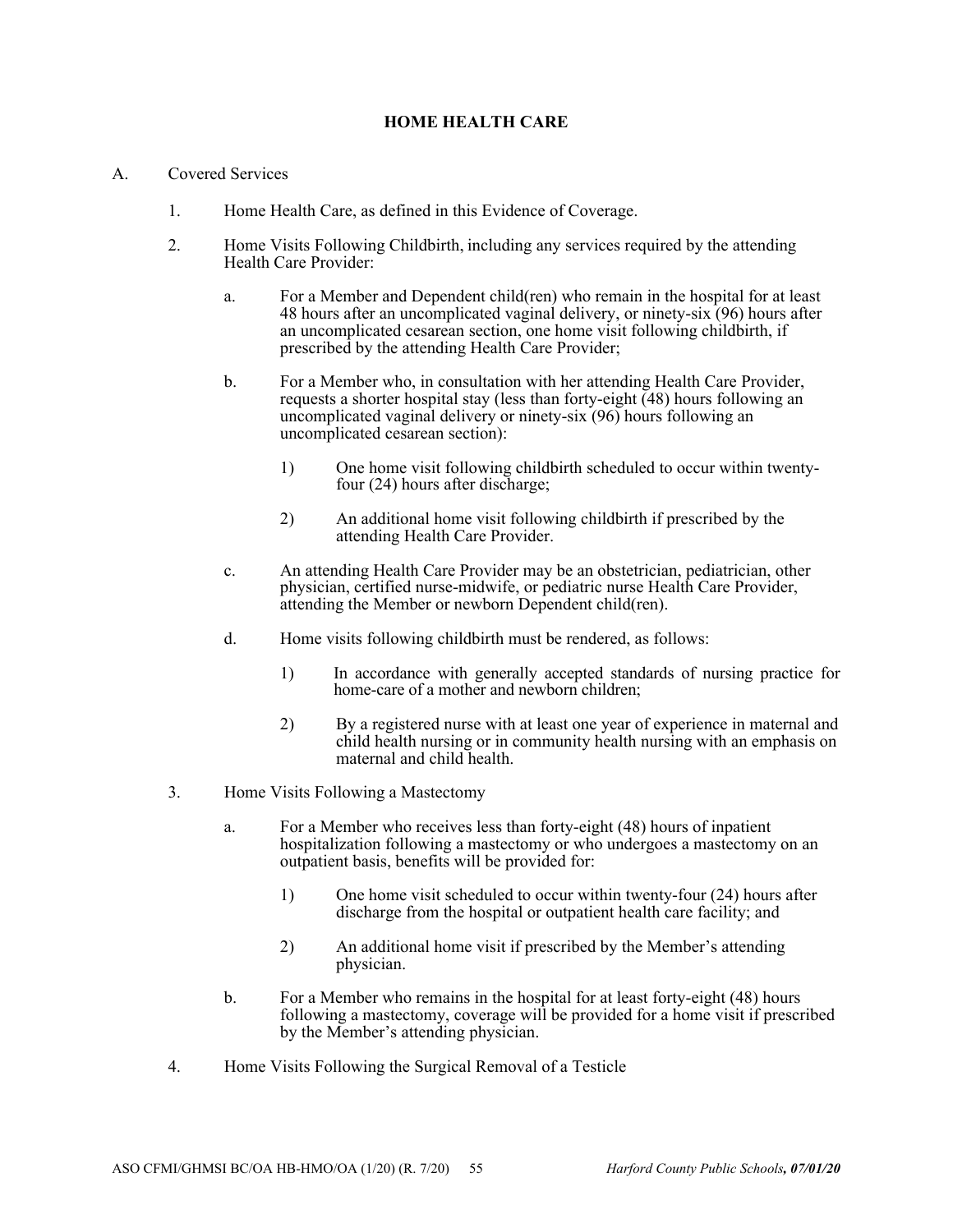## HOME HEALTH CARE

A. Covered Services

1. Home Health Care, as defined in this Evidence of Coverage.

2. Home Visits Following Childbirth, including any services required by the attending Health Care Provider:

   a. For a Member and Dependent child(ren) who remain in the hospital for at least 48 hours after an uncomplicated vaginal delivery, or ninety-six (96) hours after an uncomplicated cesarean section, one home visit following childbirth, if prescribed by the attending Health Care Provider;

   b. For a Member who, in consultation with her attending Health Care Provider, requests a shorter hospital stay (less than forty-eight (48) hours following an uncomplicated vaginal delivery or ninety-six (96) hours following an uncomplicated cesarean section):

      1) One home visit following childbirth scheduled to occur within twenty-four (24) hours after discharge;

      2) An additional home visit following childbirth if prescribed by the attending Health Care Provider.

   c. An attending Health Care Provider may be an obstetrician, pediatrician, other physician, certified nurse-midwife, or pediatric nurse Health Care Provider, attending the Member or newborn Dependent child(ren).

   d. Home visits following childbirth must be rendered, as follows:

      1) In accordance with generally accepted standards of nursing practice for home-care of a mother and newborn children;

      2) By a registered nurse with at least one year of experience in maternal and child health nursing or in community health nursing with an emphasis on maternal and child health.

3. Home Visits Following a Mastectomy

   a. For a Member who receives less than forty-eight (48) hours of inpatient hospitalization following a mastectomy or who undergoes a mastectomy on an outpatient basis, benefits will be provided for:

      1) One home visit scheduled to occur within twenty-four (24) hours after discharge from the hospital or outpatient health care facility; and

      2) An additional home visit if prescribed by the Member's attending physician.

   b. For a Member who remains in the hospital for at least forty-eight (48) hours following a mastectomy, coverage will be provided for a home visit if prescribed by the Member's attending physician.

4. Home Visits Following the Surgical Removal of a Testicle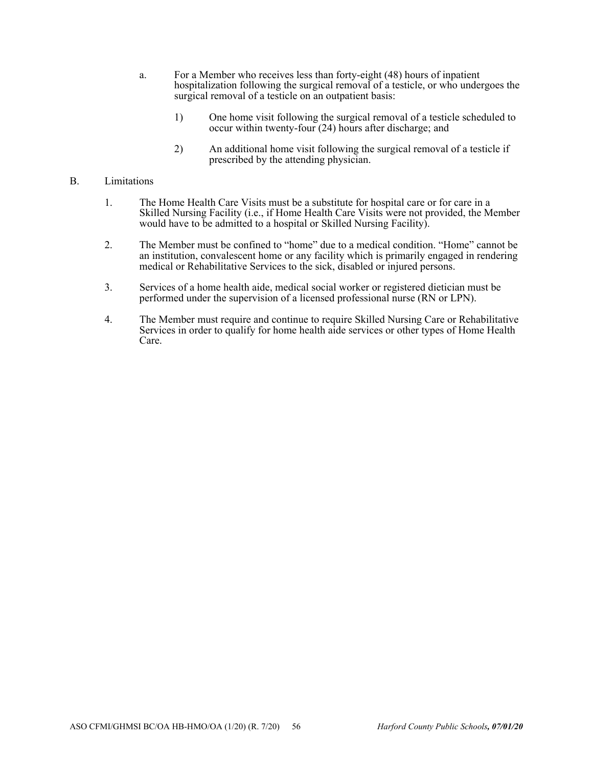a. For a Member who receives less than forty-eight (48) hours of inpatient hospitalization following the surgical removal of a testicle, or who undergoes the surgical removal of a testicle on an outpatient basis:

   1) One home visit following the surgical removal of a testicle scheduled to occur within twenty-four (24) hours after discharge; and

   2) An additional home visit following the surgical removal of a testicle if prescribed by the attending physician.

B. Limitations

1. The Home Health Care Visits must be a substitute for hospital care or for care in a Skilled Nursing Facility (i.e., if Home Health Care Visits were not provided, the Member would have to be admitted to a hospital or Skilled Nursing Facility).

2. The Member must be confined to "home" due to a medical condition. "Home" cannot be an institution, convalescent home or any facility which is primarily engaged in rendering medical or Rehabilitative Services to the sick, disabled or injured persons.

3. Services of a home health aide, medical social worker or registered dietician must be performed under the supervision of a licensed professional nurse (RN or LPN).

4. The Member must require and continue to require Skilled Nursing Care or Rehabilitative Services in order to qualify for home health aide services or other types of Home Health Care.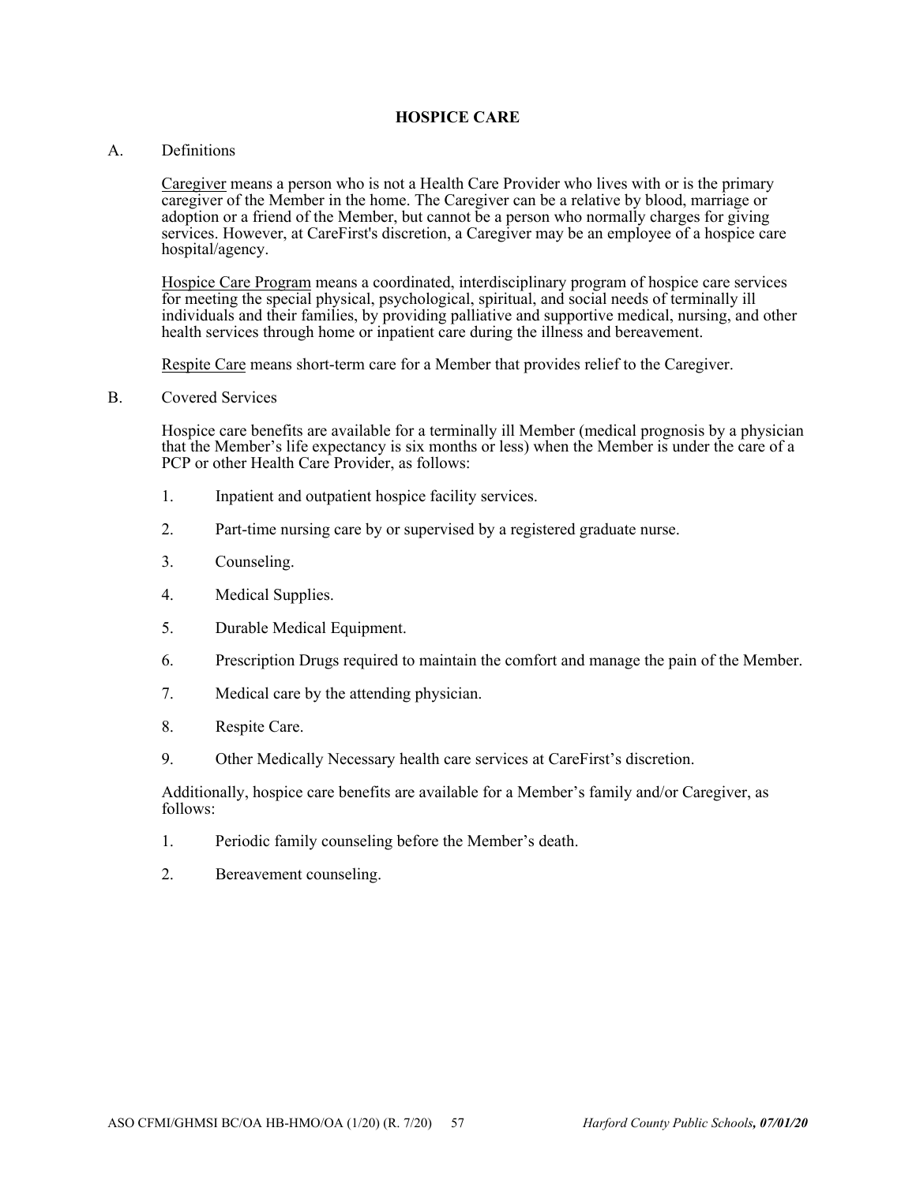# HOSPICE CARE

A. Definitions

<u>Caregiver</u> means a person who is not a Health Care Provider who lives with or is the primary caregiver of the Member in the home. The Caregiver can be a relative by blood, marriage or adoption or a friend of the Member, but cannot be a person who normally charges for giving services. However, at CareFirst's discretion, a Caregiver may be an employee of a hospice care hospital/agency.

<u>Hospice Care Program</u> means a coordinated, interdisciplinary program of hospice care services for meeting the special physical, psychological, spiritual, and social needs of terminally ill individuals and their families, by providing palliative and supportive medical, nursing, and other health services through home or inpatient care during the illness and bereavement.

<u>Respite Care</u> means short-term care for a Member that provides relief to the Caregiver.

B. Covered Services

Hospice care benefits are available for a terminally ill Member (medical prognosis by a physician that the Member's life expectancy is six months or less) when the Member is under the care of a PCP or other Health Care Provider, as follows:

1. Inpatient and outpatient hospice facility services.
2. Part-time nursing care by or supervised by a registered graduate nurse.
3. Counseling.
4. Medical Supplies.
5. Durable Medical Equipment.
6. Prescription Drugs required to maintain the comfort and manage the pain of the Member.
7. Medical care by the attending physician.
8. Respite Care.
9. Other Medically Necessary health care services at CareFirst's discretion.

Additionally, hospice care benefits are available for a Member's family and/or Caregiver, as follows:

1. Periodic family counseling before the Member's death.
2. Bereavement counseling.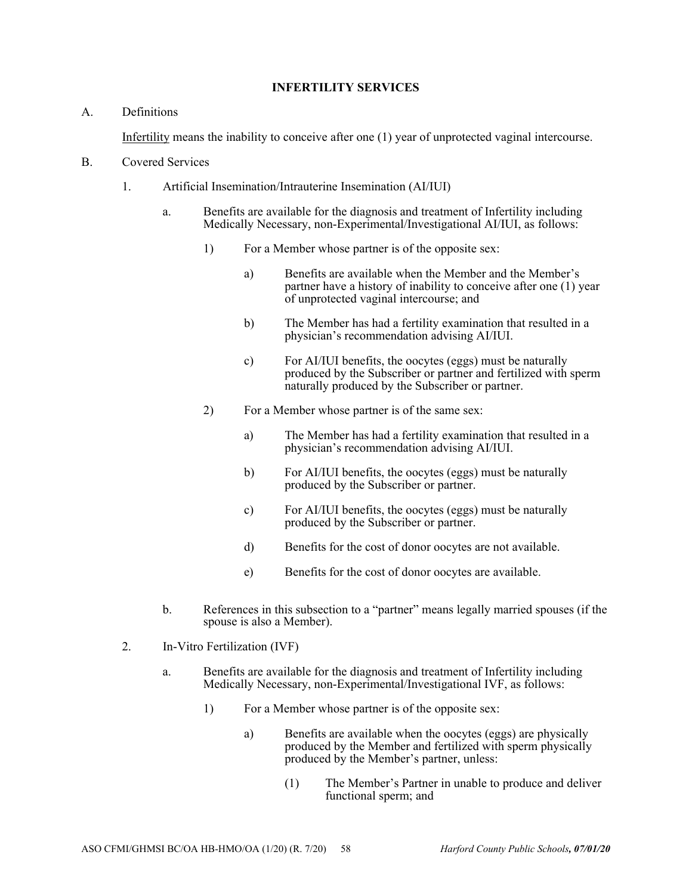## INFERTILITY SERVICES

A. Definitions

<u>Infertility</u> means the inability to conceive after one (1) year of unprotected vaginal intercourse.

B. Covered Services

1. Artificial Insemination/Intrauterine Insemination (AI/IUI)

   a. Benefits are available for the diagnosis and treatment of Infertility including Medically Necessary, non-Experimental/Investigational AI/IUI, as follows:

      1) For a Member whose partner is of the opposite sex:

         a) Benefits are available when the Member and the Member's partner have a history of inability to conceive after one (1) year of unprotected vaginal intercourse; and

         b) The Member has had a fertility examination that resulted in a physician's recommendation advising AI/IUI.

         c) For AI/IUI benefits, the oocytes (eggs) must be naturally produced by the Subscriber or partner and fertilized with sperm naturally produced by the Subscriber or partner.

      2) For a Member whose partner is of the same sex:

         a) The Member has had a fertility examination that resulted in a physician's recommendation advising AI/IUI.

         b) For AI/IUI benefits, the oocytes (eggs) must be naturally produced by the Subscriber or partner.

         c) For AI/IUI benefits, the oocytes (eggs) must be naturally produced by the Subscriber or partner.

         d) Benefits for the cost of donor oocytes are not available.

         e) Benefits for the cost of donor oocytes are available.

   b. References in this subsection to a "partner" means legally married spouses (if the spouse is also a Member).

2. In-Vitro Fertilization (IVF)

   a. Benefits are available for the diagnosis and treatment of Infertility including Medically Necessary, non-Experimental/Investigational IVF, as follows:

      1) For a Member whose partner is of the opposite sex:

         a) Benefits are available when the oocytes (eggs) are physically produced by the Member and fertilized with sperm physically produced by the Member's partner, unless:

            (1) The Member's Partner in unable to produce and deliver functional sperm; and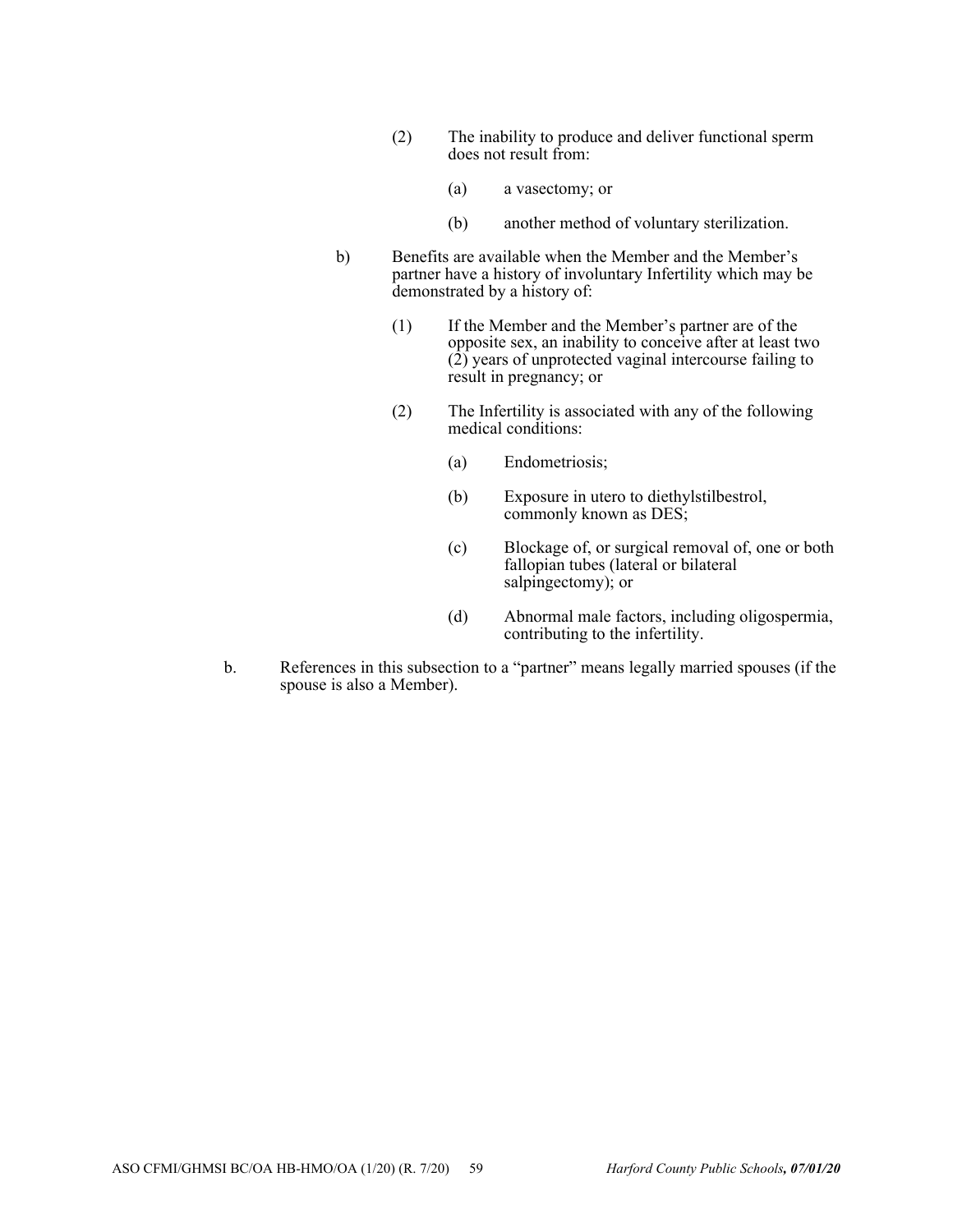(2) The inability to produce and deliver functional sperm does not result from:

(a) a vasectomy; or

(b) another method of voluntary sterilization.

b) Benefits are available when the Member and the Member's partner have a history of involuntary Infertility which may be demonstrated by a history of:

(1) If the Member and the Member's partner are of the opposite sex, an inability to conceive after at least two (2) years of unprotected vaginal intercourse failing to result in pregnancy; or

(2) The Infertility is associated with any of the following medical conditions:

(a) Endometriosis;

(b) Exposure in utero to diethylstilbestrol, commonly known as DES;

(c) Blockage of, or surgical removal of, one or both fallopian tubes (lateral or bilateral salpingectomy); or

(d) Abnormal male factors, including oligospermia, contributing to the infertility.

b. References in this subsection to a "partner" means legally married spouses (if the spouse is also a Member).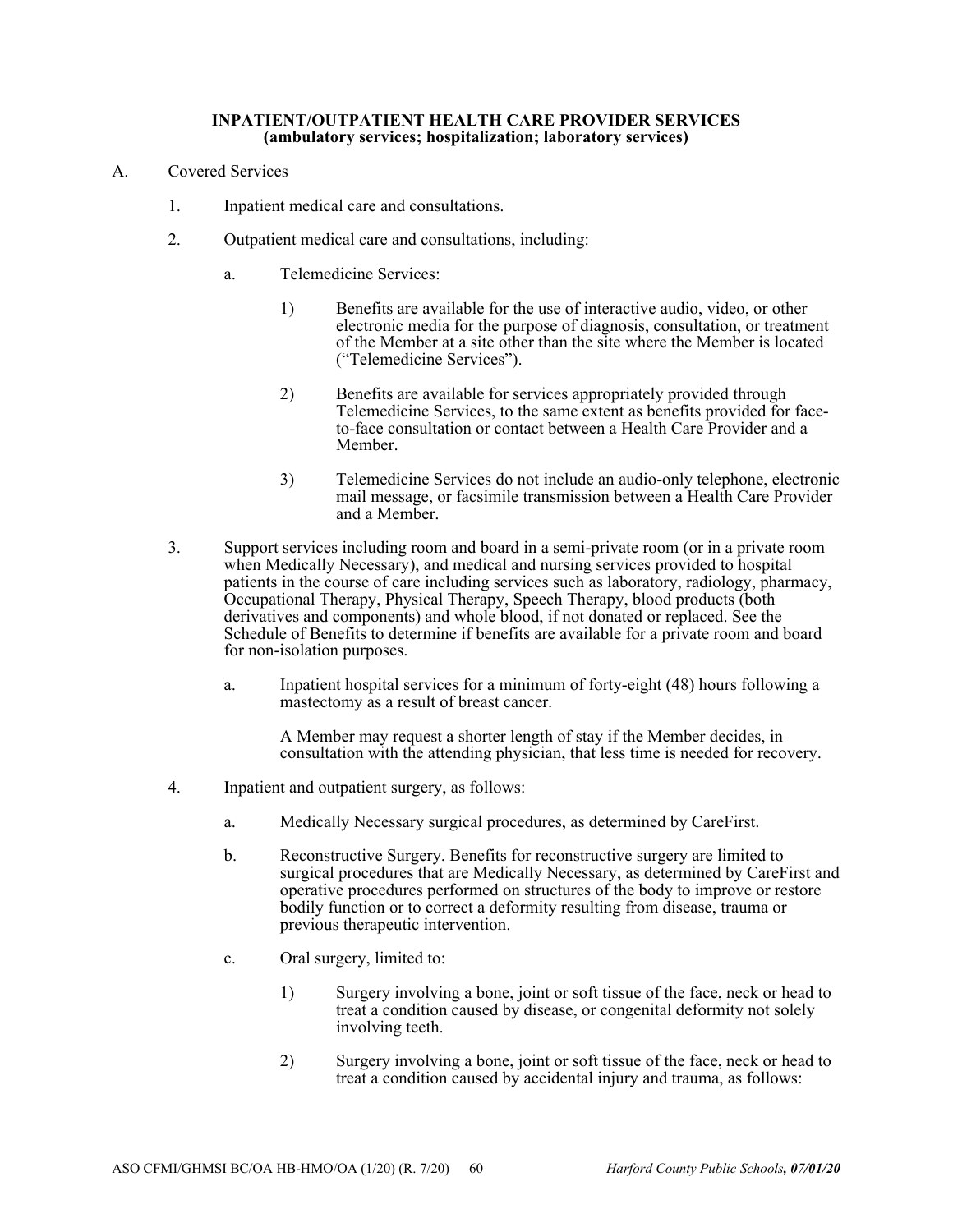**INPATIENT/OUTPATIENT HEALTH CARE PROVIDER SERVICES**
**(ambulatory services; hospitalization; laboratory services)**

A. Covered Services

1. Inpatient medical care and consultations.

2. Outpatient medical care and consultations, including:

    a. Telemedicine Services:

        1) Benefits are available for the use of interactive audio, video, or other electronic media for the purpose of diagnosis, consultation, or treatment of the Member at a site other than the site where the Member is located ("Telemedicine Services").

        2) Benefits are available for services appropriately provided through Telemedicine Services, to the same extent as benefits provided for face-to-face consultation or contact between a Health Care Provider and a Member.

        3) Telemedicine Services do not include an audio-only telephone, electronic mail message, or facsimile transmission between a Health Care Provider and a Member.

3. Support services including room and board in a semi-private room (or in a private room when Medically Necessary), and medical and nursing services provided to hospital patients in the course of care including services such as laboratory, radiology, pharmacy, Occupational Therapy, Physical Therapy, Speech Therapy, blood products (both derivatives and components) and whole blood, if not donated or replaced. See the Schedule of Benefits to determine if benefits are available for a private room and board for non-isolation purposes.

    a. Inpatient hospital services for a minimum of forty-eight (48) hours following a mastectomy as a result of breast cancer.

       A Member may request a shorter length of stay if the Member decides, in consultation with the attending physician, that less time is needed for recovery.

4. Inpatient and outpatient surgery, as follows:

    a. Medically Necessary surgical procedures, as determined by CareFirst.

    b. Reconstructive Surgery. Benefits for reconstructive surgery are limited to surgical procedures that are Medically Necessary, as determined by CareFirst and operative procedures performed on structures of the body to improve or restore bodily function or to correct a deformity resulting from disease, trauma or previous therapeutic intervention.

    c. Oral surgery, limited to:

        1) Surgery involving a bone, joint or soft tissue of the face, neck or head to treat a condition caused by disease, or congenital deformity not solely involving teeth.

        2) Surgery involving a bone, joint or soft tissue of the face, neck or head to treat a condition caused by accidental injury and trauma, as follows: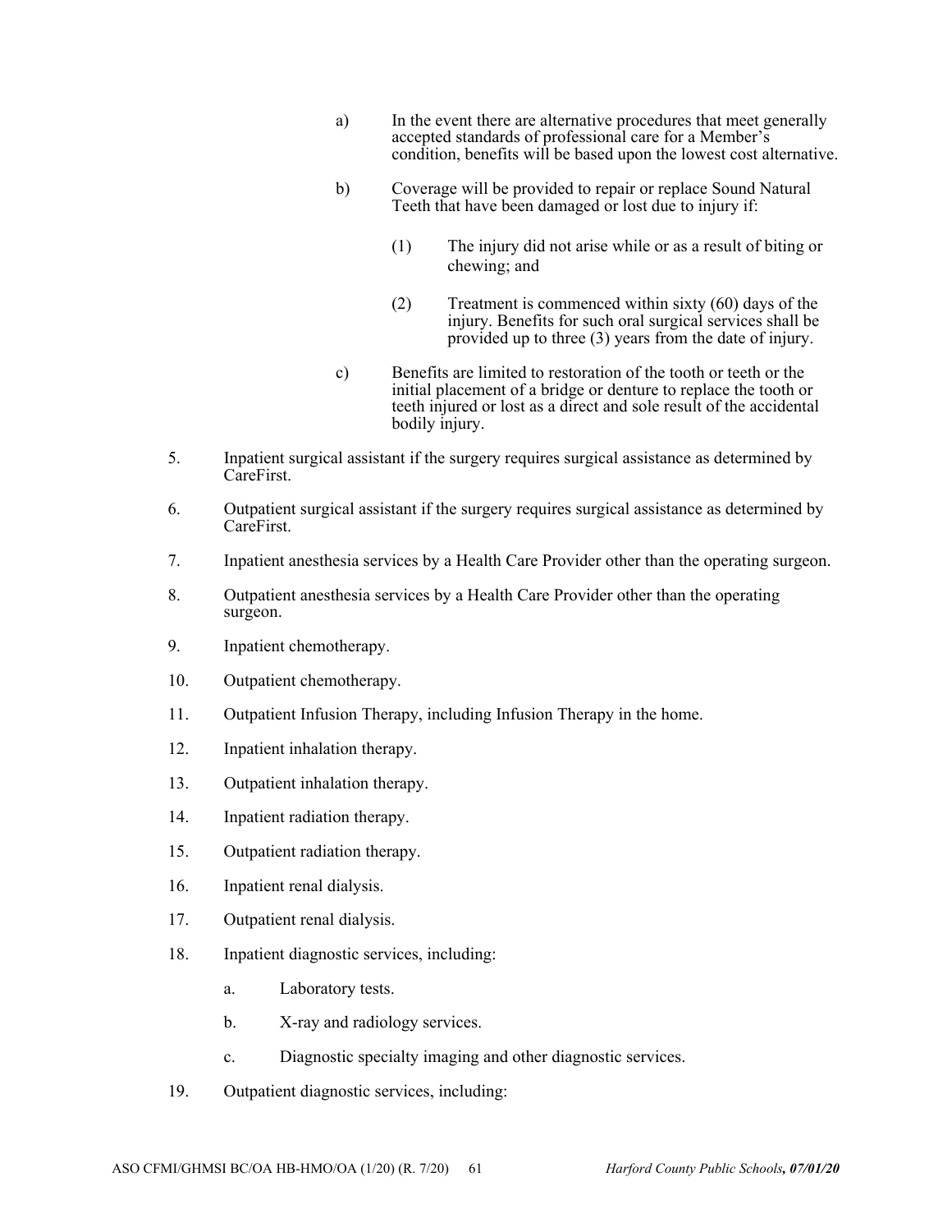a) In the event there are alternative procedures that meet generally accepted standards of professional care for a Member's condition, benefits will be based upon the lowest cost alternative.

b) Coverage will be provided to repair or replace Sound Natural Teeth that have been damaged or lost due to injury if:

    (1) The injury did not arise while or as a result of biting or chewing; and

    (2) Treatment is commenced within sixty (60) days of the injury. Benefits for such oral surgical services shall be provided up to three (3) years from the date of injury.

c) Benefits are limited to restoration of the tooth or teeth or the initial placement of a bridge or denture to replace the tooth or teeth injured or lost as a direct and sole result of the accidental bodily injury.

5. Inpatient surgical assistant if the surgery requires surgical assistance as determined by CareFirst.

6. Outpatient surgical assistant if the surgery requires surgical assistance as determined by CareFirst.

7. Inpatient anesthesia services by a Health Care Provider other than the operating surgeon.

8. Outpatient anesthesia services by a Health Care Provider other than the operating surgeon.

9. Inpatient chemotherapy.

10. Outpatient chemotherapy.

11. Outpatient Infusion Therapy, including Infusion Therapy in the home.

12. Inpatient inhalation therapy.

13. Outpatient inhalation therapy.

14. Inpatient radiation therapy.

15. Outpatient radiation therapy.

16. Inpatient renal dialysis.

17. Outpatient renal dialysis.

18. Inpatient diagnostic services, including:

    a. Laboratory tests.

    b. X-ray and radiology services.

    c. Diagnostic specialty imaging and other diagnostic services.

19. Outpatient diagnostic services, including: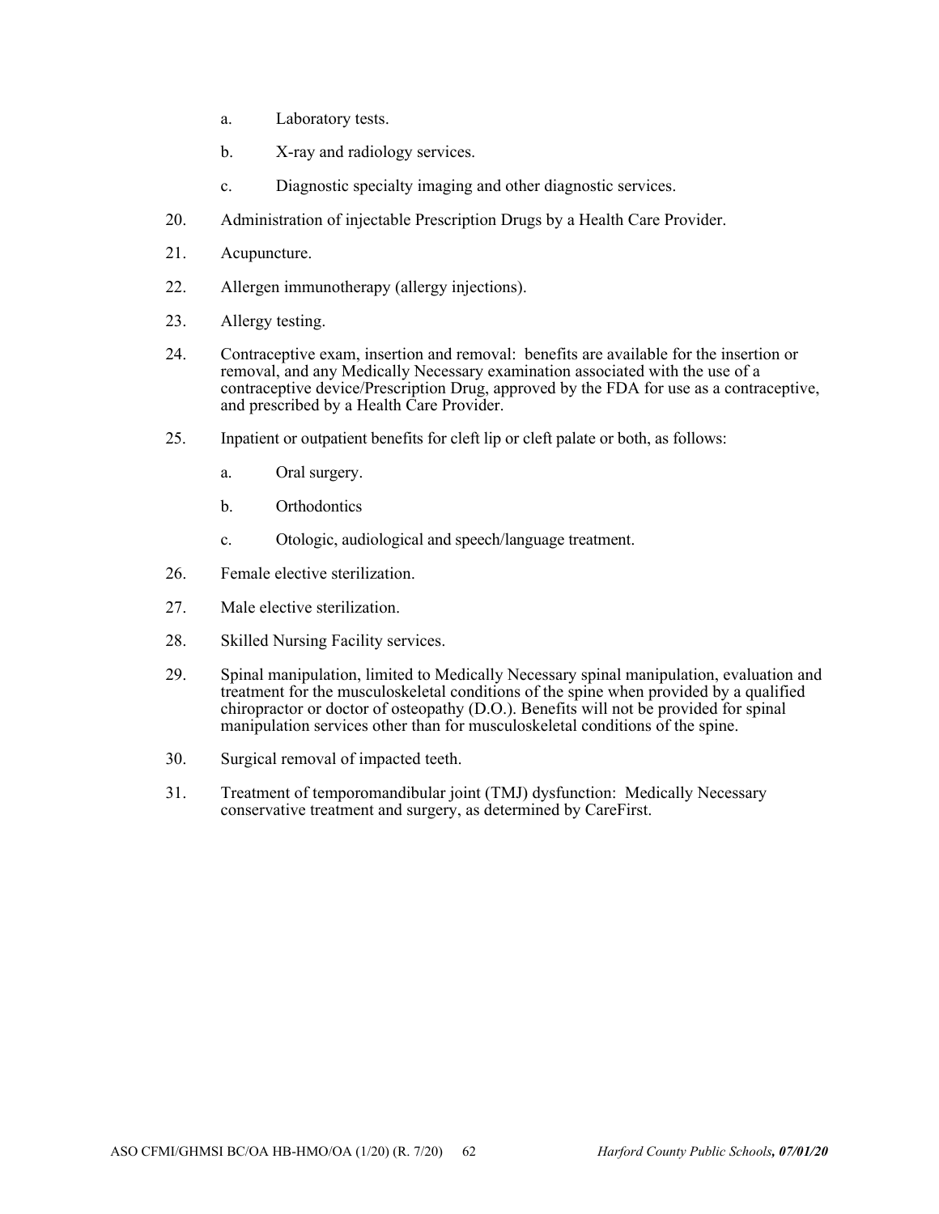a. Laboratory tests.

   b. X-ray and radiology services.

   c. Diagnostic specialty imaging and other diagnostic services.

20. Administration of injectable Prescription Drugs by a Health Care Provider.

21. Acupuncture.

22. Allergen immunotherapy (allergy injections).

23. Allergy testing.

24. Contraceptive exam, insertion and removal: benefits are available for the insertion or removal, and any Medically Necessary examination associated with the use of a contraceptive device/Prescription Drug, approved by the FDA for use as a contraceptive, and prescribed by a Health Care Provider.

25. Inpatient or outpatient benefits for cleft lip or cleft palate or both, as follows:

   a. Oral surgery.

   b. Orthodontics

   c. Otologic, audiological and speech/language treatment.

26. Female elective sterilization.

27. Male elective sterilization.

28. Skilled Nursing Facility services.

29. Spinal manipulation, limited to Medically Necessary spinal manipulation, evaluation and treatment for the musculoskeletal conditions of the spine when provided by a qualified chiropractor or doctor of osteopathy (D.O.). Benefits will not be provided for spinal manipulation services other than for musculoskeletal conditions of the spine.

30. Surgical removal of impacted teeth.

31. Treatment of temporomandibular joint (TMJ) dysfunction: Medically Necessary conservative treatment and surgery, as determined by CareFirst.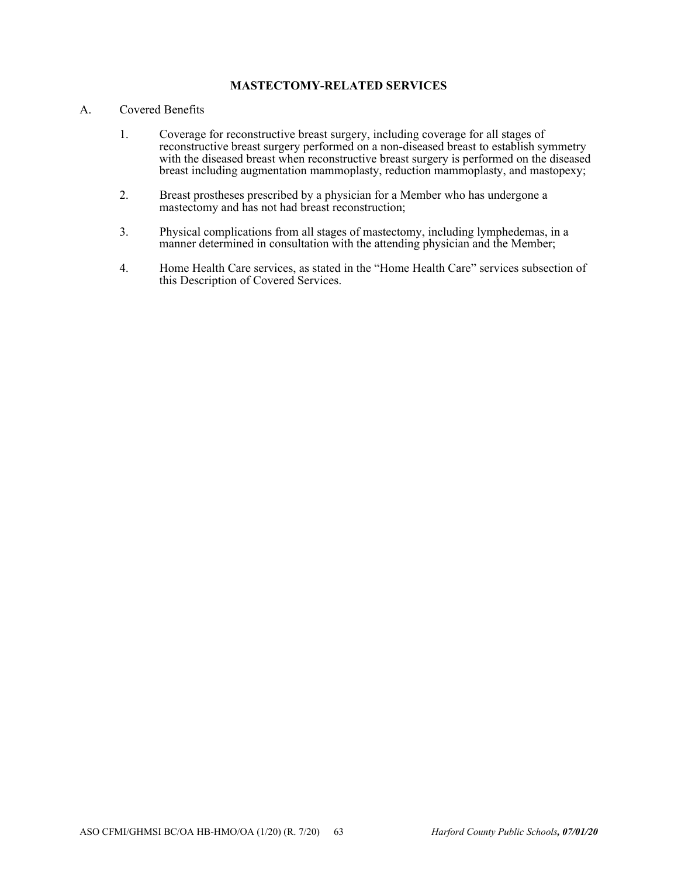## MASTECTOMY-RELATED SERVICES

A. Covered Benefits

1. Coverage for reconstructive breast surgery, including coverage for all stages of reconstructive breast surgery performed on a non-diseased breast to establish symmetry with the diseased breast when reconstructive breast surgery is performed on the diseased breast including augmentation mammoplasty, reduction mammoplasty, and mastopexy;

2. Breast prostheses prescribed by a physician for a Member who has undergone a mastectomy and has not had breast reconstruction;

3. Physical complications from all stages of mastectomy, including lymphedemas, in a manner determined in consultation with the attending physician and the Member;

4. Home Health Care services, as stated in the "Home Health Care" services subsection of this Description of Covered Services.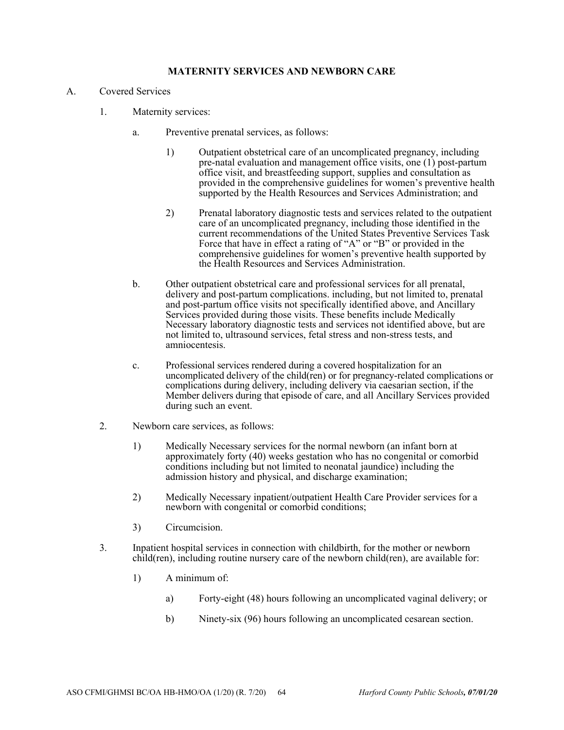## MATERNITY SERVICES AND NEWBORN CARE

A. Covered Services

1. Maternity services:

   a. Preventive prenatal services, as follows:

      1) Outpatient obstetrical care of an uncomplicated pregnancy, including pre-natal evaluation and management office visits, one (1) post-partum office visit, and breastfeeding support, supplies and consultation as provided in the comprehensive guidelines for women's preventive health supported by the Health Resources and Services Administration; and

      2) Prenatal laboratory diagnostic tests and services related to the outpatient care of an uncomplicated pregnancy, including those identified in the current recommendations of the United States Preventive Services Task Force that have in effect a rating of "A" or "B" or provided in the comprehensive guidelines for women's preventive health supported by the Health Resources and Services Administration.

   b. Other outpatient obstetrical care and professional services for all prenatal, delivery and post-partum complications. including, but not limited to, prenatal and post-partum office visits not specifically identified above, and Ancillary Services provided during those visits. These benefits include Medically Necessary laboratory diagnostic tests and services not identified above, but are not limited to, ultrasound services, fetal stress and non-stress tests, and amniocentesis.

   c. Professional services rendered during a covered hospitalization for an uncomplicated delivery of the child(ren) or for pregnancy-related complications or complications during delivery, including delivery via caesarian section, if the Member delivers during that episode of care, and all Ancillary Services provided during such an event.

2. Newborn care services, as follows:

   1) Medically Necessary services for the normal newborn (an infant born at approximately forty (40) weeks gestation who has no congenital or comorbid conditions including but not limited to neonatal jaundice) including the admission history and physical, and discharge examination;

   2) Medically Necessary inpatient/outpatient Health Care Provider services for a newborn with congenital or comorbid conditions;

   3) Circumcision.

3. Inpatient hospital services in connection with childbirth, for the mother or newborn child(ren), including routine nursery care of the newborn child(ren), are available for:

   1) A minimum of:

      a) Forty-eight (48) hours following an uncomplicated vaginal delivery; or

      b) Ninety-six (96) hours following an uncomplicated cesarean section.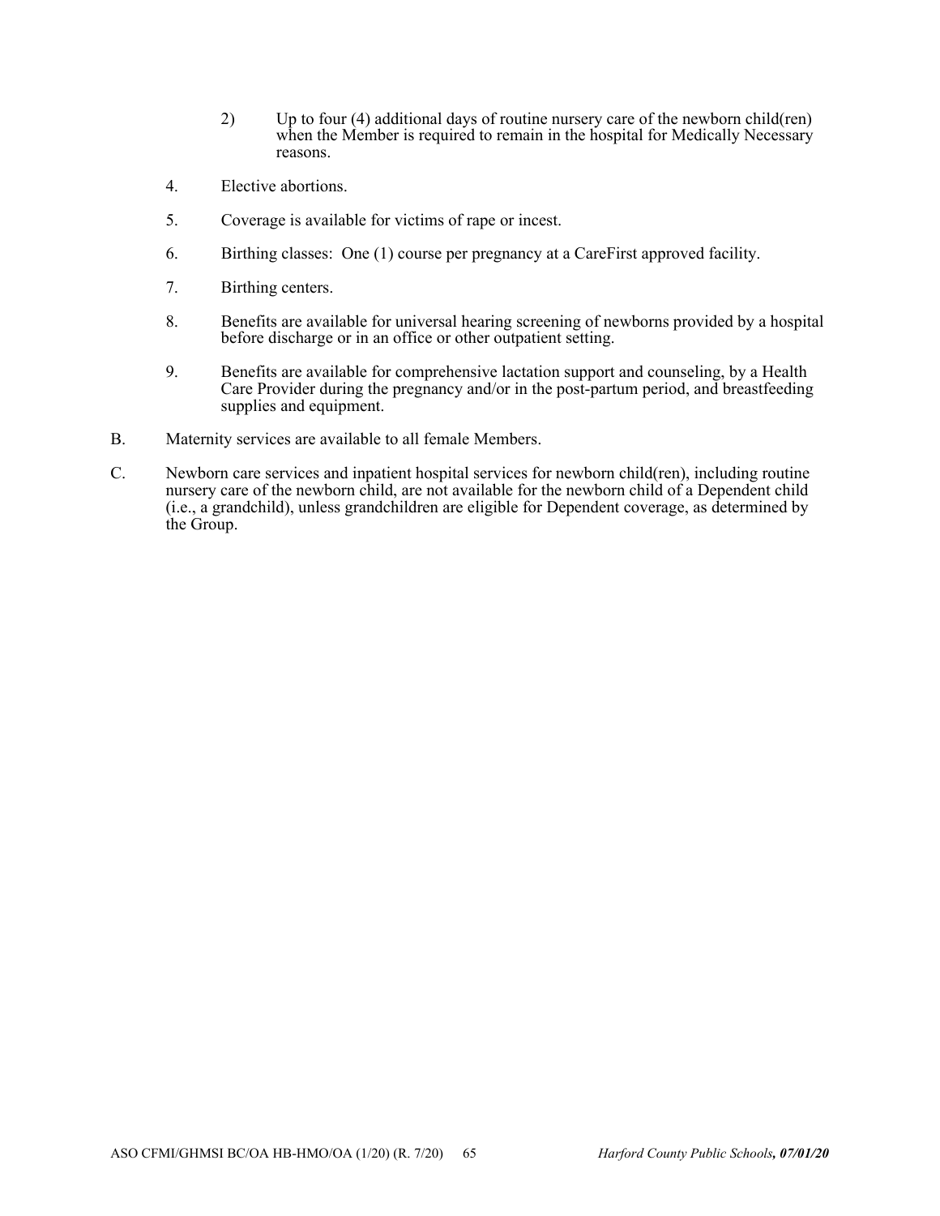2) Up to four (4) additional days of routine nursery care of the newborn child(ren) when the Member is required to remain in the hospital for Medically Necessary reasons.

4. Elective abortions.

5. Coverage is available for victims of rape or incest.

6. Birthing classes: One (1) course per pregnancy at a CareFirst approved facility.

7. Birthing centers.

8. Benefits are available for universal hearing screening of newborns provided by a hospital before discharge or in an office or other outpatient setting.

9. Benefits are available for comprehensive lactation support and counseling, by a Health Care Provider during the pregnancy and/or in the post-partum period, and breastfeeding supplies and equipment.

B. Maternity services are available to all female Members.

C. Newborn care services and inpatient hospital services for newborn child(ren), including routine nursery care of the newborn child, are not available for the newborn child of a Dependent child (i.e., a grandchild), unless grandchildren are eligible for Dependent coverage, as determined by the Group.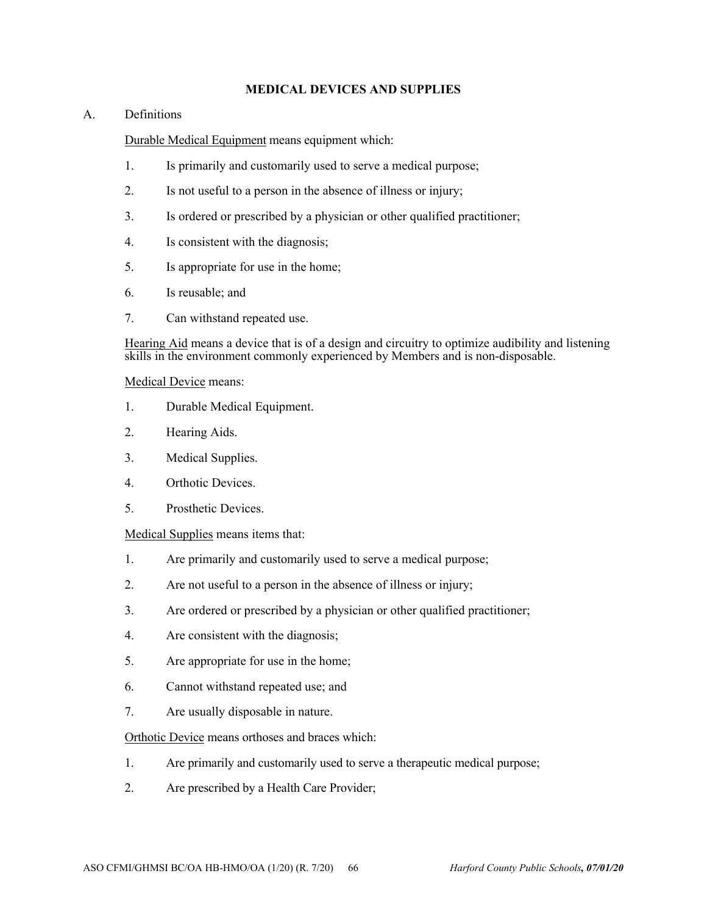## MEDICAL DEVICES AND SUPPLIES

A. Definitions

<u>Durable Medical Equipment</u> means equipment which:

1. Is primarily and customarily used to serve a medical purpose;
2. Is not useful to a person in the absence of illness or injury;
3. Is ordered or prescribed by a physician or other qualified practitioner;
4. Is consistent with the diagnosis;
5. Is appropriate for use in the home;
6. Is reusable; and
7. Can withstand repeated use.

<u>Hearing Aid</u> means a device that is of a design and circuitry to optimize audibility and listening skills in the environment commonly experienced by Members and is non-disposable.

<u>Medical Device</u> means:

1. Durable Medical Equipment.
2. Hearing Aids.
3. Medical Supplies.
4. Orthotic Devices.
5. Prosthetic Devices.

<u>Medical Supplies</u> means items that:

1. Are primarily and customarily used to serve a medical purpose;
2. Are not useful to a person in the absence of illness or injury;
3. Are ordered or prescribed by a physician or other qualified practitioner;
4. Are consistent with the diagnosis;
5. Are appropriate for use in the home;
6. Cannot withstand repeated use; and
7. Are usually disposable in nature.

<u>Orthotic Device</u> means orthoses and braces which:

1. Are primarily and customarily used to serve a therapeutic medical purpose;
2. Are prescribed by a Health Care Provider;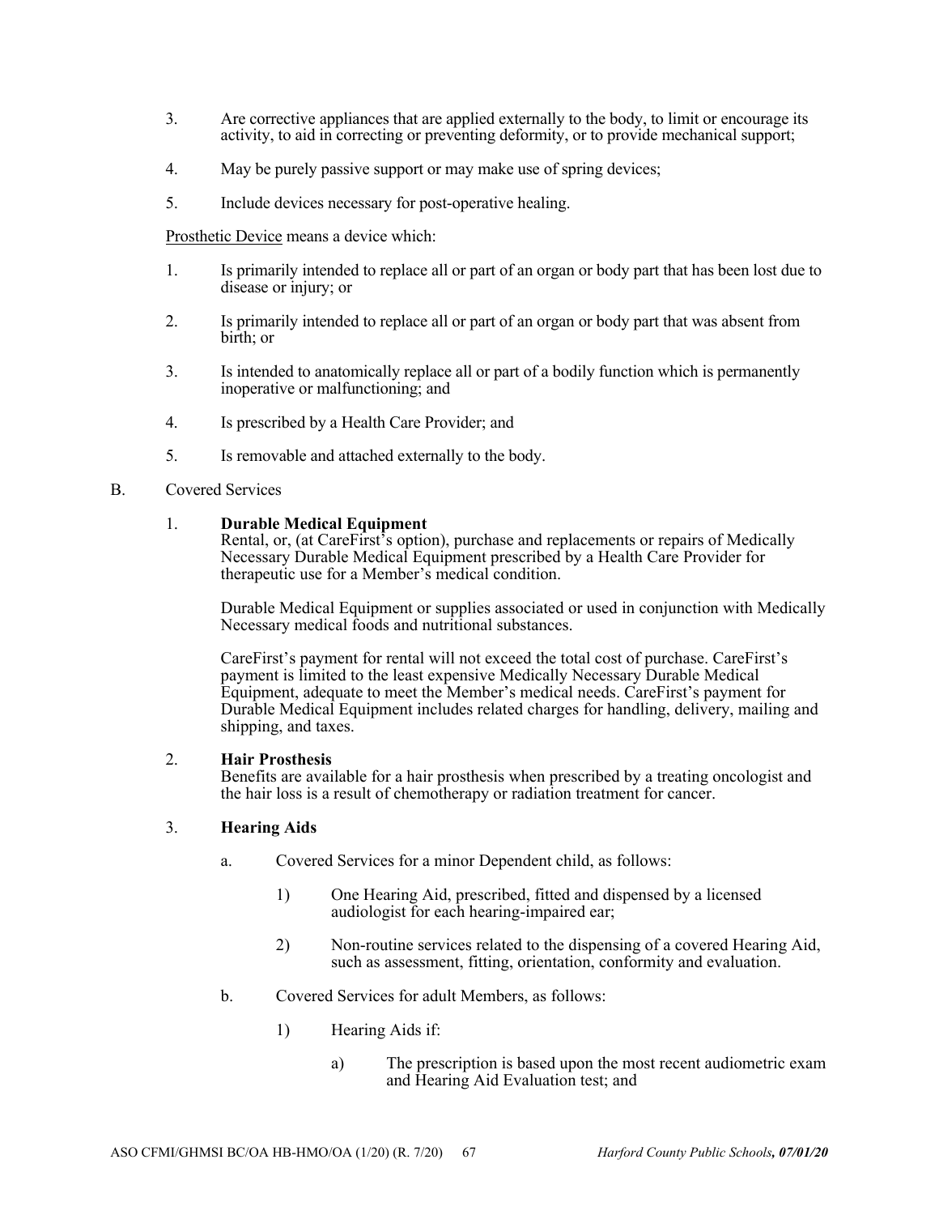3. Are corrective appliances that are applied externally to the body, to limit or encourage its activity, to aid in correcting or preventing deformity, or to provide mechanical support;

4. May be purely passive support or may make use of spring devices;

5. Include devices necessary for post-operative healing.

<u>Prosthetic Device</u> means a device which:

1. Is primarily intended to replace all or part of an organ or body part that has been lost due to disease or injury; or

2. Is primarily intended to replace all or part of an organ or body part that was absent from birth; or

3. Is intended to anatomically replace all or part of a bodily function which is permanently inoperative or malfunctioning; and

4. Is prescribed by a Health Care Provider; and

5. Is removable and attached externally to the body.

B. Covered Services

1. **Durable Medical Equipment**
   Rental, or, (at CareFirst's option), purchase and replacements or repairs of Medically Necessary Durable Medical Equipment prescribed by a Health Care Provider for therapeutic use for a Member's medical condition.

   Durable Medical Equipment or supplies associated or used in conjunction with Medically Necessary medical foods and nutritional substances.

   CareFirst's payment for rental will not exceed the total cost of purchase. CareFirst's payment is limited to the least expensive Medically Necessary Durable Medical Equipment, adequate to meet the Member's medical needs. CareFirst's payment for Durable Medical Equipment includes related charges for handling, delivery, mailing and shipping, and taxes.

2. **Hair Prosthesis**
   Benefits are available for a hair prosthesis when prescribed by a treating oncologist and the hair loss is a result of chemotherapy or radiation treatment for cancer.

3. **Hearing Aids**

   a. Covered Services for a minor Dependent child, as follows:

      1) One Hearing Aid, prescribed, fitted and dispensed by a licensed audiologist for each hearing-impaired ear;

      2) Non-routine services related to the dispensing of a covered Hearing Aid, such as assessment, fitting, orientation, conformity and evaluation.

   b. Covered Services for adult Members, as follows:

      1) Hearing Aids if:

         a) The prescription is based upon the most recent audiometric exam and Hearing Aid Evaluation test; and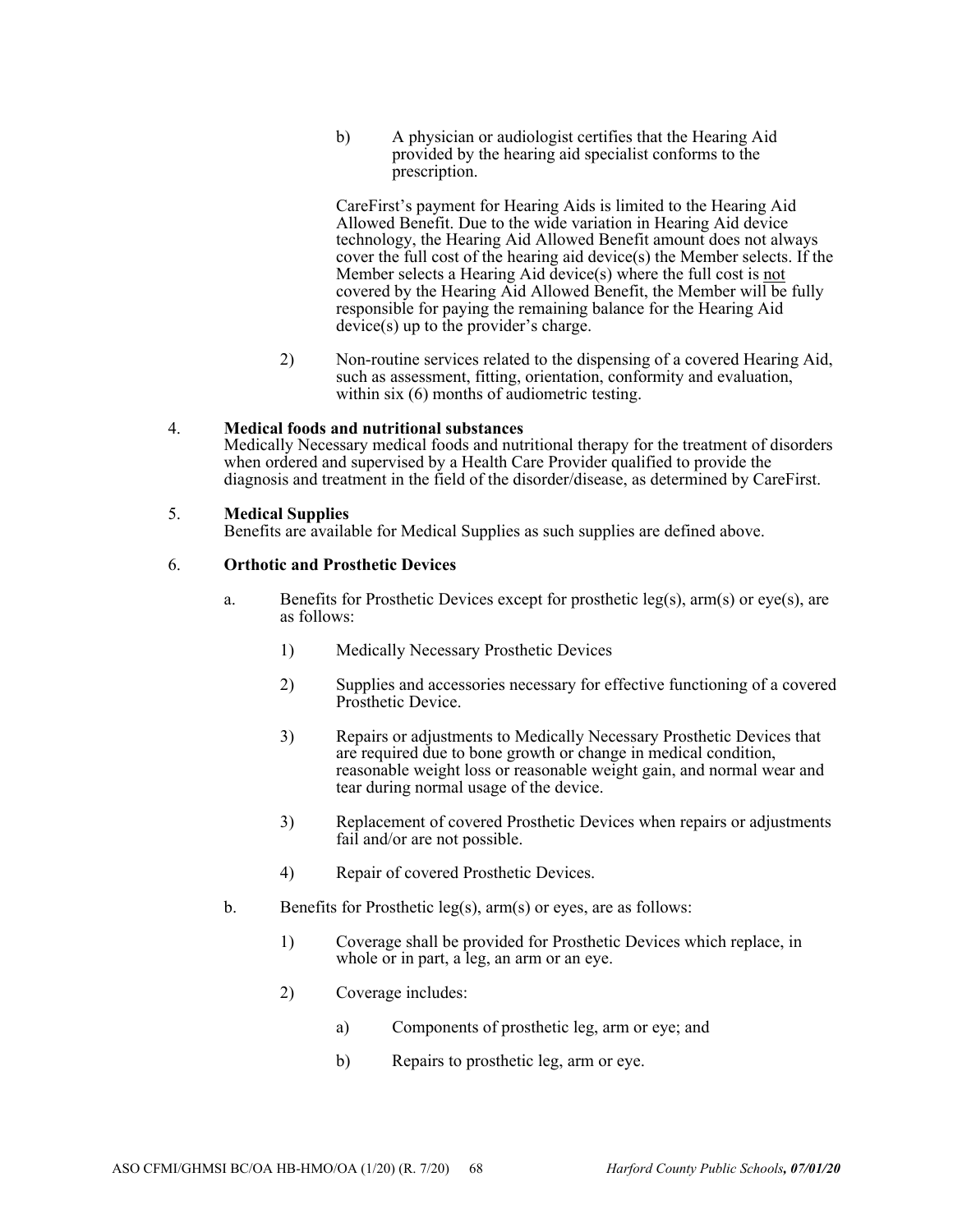b) A physician or audiologist certifies that the Hearing Aid provided by the hearing aid specialist conforms to the prescription.

CareFirst's payment for Hearing Aids is limited to the Hearing Aid Allowed Benefit. Due to the wide variation in Hearing Aid device technology, the Hearing Aid Allowed Benefit amount does not always cover the full cost of the hearing aid device(s) the Member selects. If the Member selects a Hearing Aid device(s) where the full cost is not covered by the Hearing Aid Allowed Benefit, the Member will be fully responsible for paying the remaining balance for the Hearing Aid device(s) up to the provider's charge.

2) Non-routine services related to the dispensing of a covered Hearing Aid, such as assessment, fitting, orientation, conformity and evaluation, within six (6) months of audiometric testing.

4. **Medical foods and nutritional substances**
Medically Necessary medical foods and nutritional therapy for the treatment of disorders when ordered and supervised by a Health Care Provider qualified to provide the diagnosis and treatment in the field of the disorder/disease, as determined by CareFirst.

5. **Medical Supplies**
Benefits are available for Medical Supplies as such supplies are defined above.

6. **Orthotic and Prosthetic Devices**

a. Benefits for Prosthetic Devices except for prosthetic leg(s), arm(s) or eye(s), are as follows:

1) Medically Necessary Prosthetic Devices

2) Supplies and accessories necessary for effective functioning of a covered Prosthetic Device.

3) Repairs or adjustments to Medically Necessary Prosthetic Devices that are required due to bone growth or change in medical condition, reasonable weight loss or reasonable weight gain, and normal wear and tear during normal usage of the device.

3) Replacement of covered Prosthetic Devices when repairs or adjustments fail and/or are not possible.

4) Repair of covered Prosthetic Devices.

b. Benefits for Prosthetic leg(s), arm(s) or eyes, are as follows:

1) Coverage shall be provided for Prosthetic Devices which replace, in whole or in part, a leg, an arm or an eye.

2) Coverage includes:

a) Components of prosthetic leg, arm or eye; and

b) Repairs to prosthetic leg, arm or eye.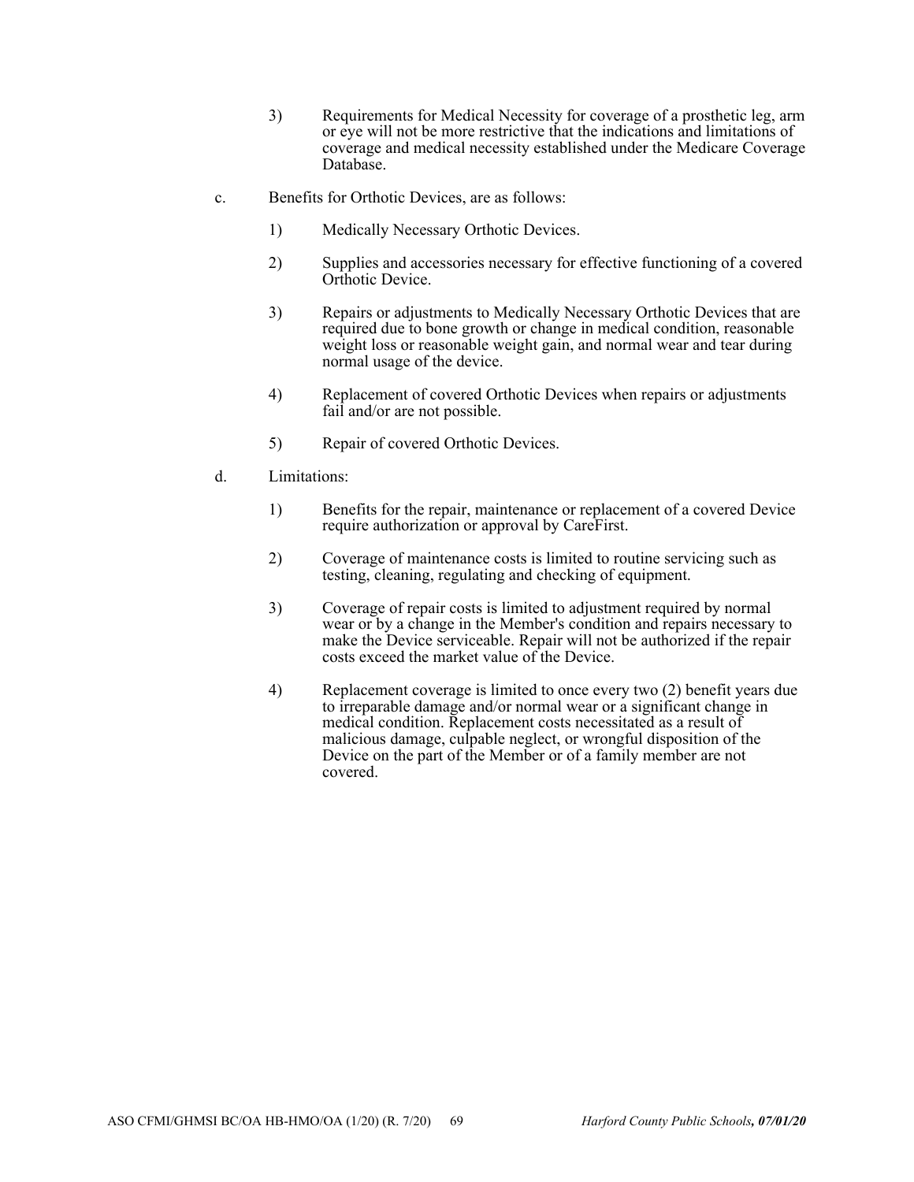3) Requirements for Medical Necessity for coverage of a prosthetic leg, arm or eye will not be more restrictive that the indications and limitations of coverage and medical necessity established under the Medicare Coverage Database.

c. Benefits for Orthotic Devices, are as follows:

1) Medically Necessary Orthotic Devices.

2) Supplies and accessories necessary for effective functioning of a covered Orthotic Device.

3) Repairs or adjustments to Medically Necessary Orthotic Devices that are required due to bone growth or change in medical condition, reasonable weight loss or reasonable weight gain, and normal wear and tear during normal usage of the device.

4) Replacement of covered Orthotic Devices when repairs or adjustments fail and/or are not possible.

5) Repair of covered Orthotic Devices.

d. Limitations:

1) Benefits for the repair, maintenance or replacement of a covered Device require authorization or approval by CareFirst.

2) Coverage of maintenance costs is limited to routine servicing such as testing, cleaning, regulating and checking of equipment.

3) Coverage of repair costs is limited to adjustment required by normal wear or by a change in the Member's condition and repairs necessary to make the Device serviceable. Repair will not be authorized if the repair costs exceed the market value of the Device.

4) Replacement coverage is limited to once every two (2) benefit years due to irreparable damage and/or normal wear or a significant change in medical condition. Replacement costs necessitated as a result of malicious damage, culpable neglect, or wrongful disposition of the Device on the part of the Member or of a family member are not covered.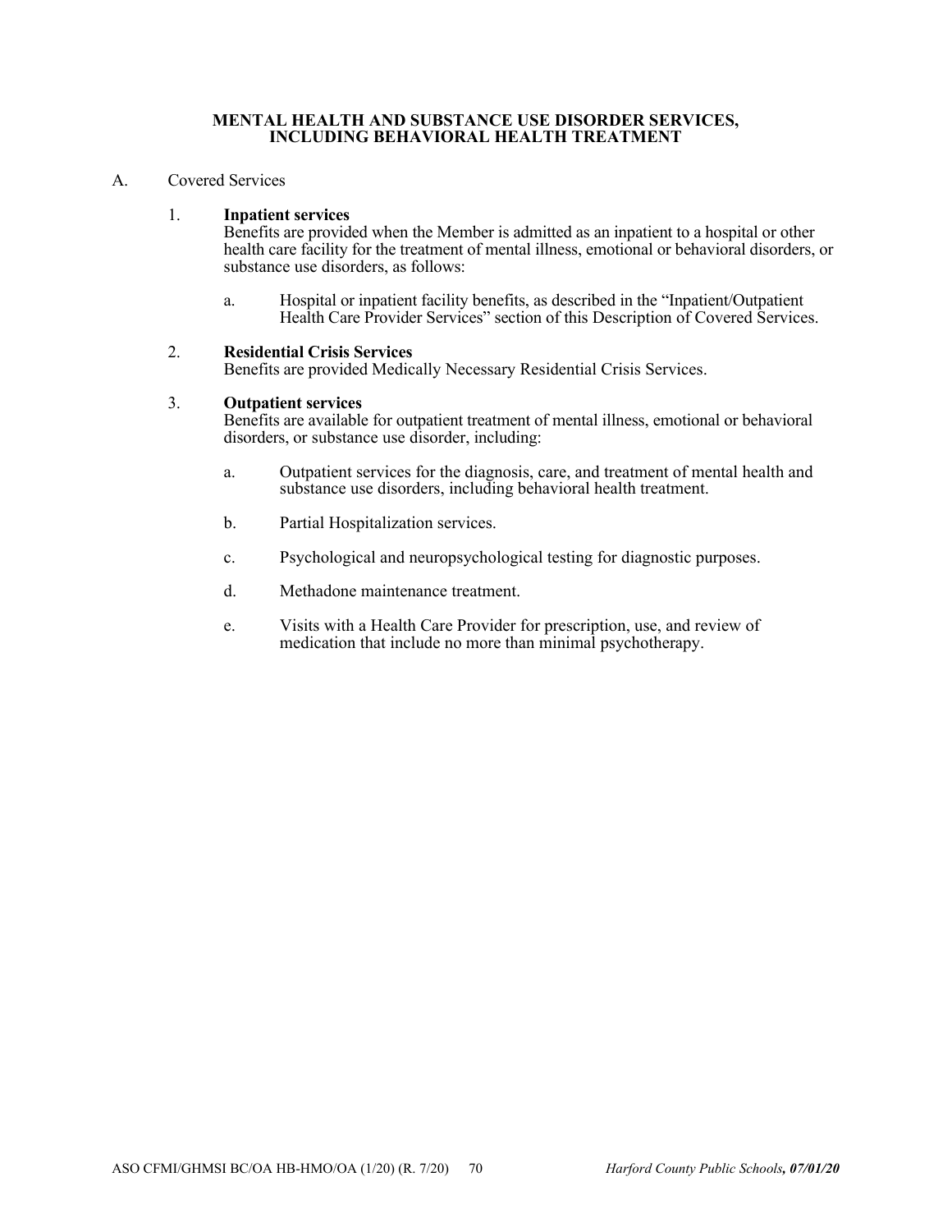# MENTAL HEALTH AND SUBSTANCE USE DISORDER SERVICES, INCLUDING BEHAVIORAL HEALTH TREATMENT

A. Covered Services

1. **Inpatient services**
   Benefits are provided when the Member is admitted as an inpatient to a hospital or other health care facility for the treatment of mental illness, emotional or behavioral disorders, or substance use disorders, as follows:

   a. Hospital or inpatient facility benefits, as described in the "Inpatient/Outpatient Health Care Provider Services" section of this Description of Covered Services.

2. **Residential Crisis Services**
   Benefits are provided Medically Necessary Residential Crisis Services.

3. **Outpatient services**
   Benefits are available for outpatient treatment of mental illness, emotional or behavioral disorders, or substance use disorder, including:

   a. Outpatient services for the diagnosis, care, and treatment of mental health and substance use disorders, including behavioral health treatment.

   b. Partial Hospitalization services.

   c. Psychological and neuropsychological testing for diagnostic purposes.

   d. Methadone maintenance treatment.

   e. Visits with a Health Care Provider for prescription, use, and review of medication that include no more than minimal psychotherapy.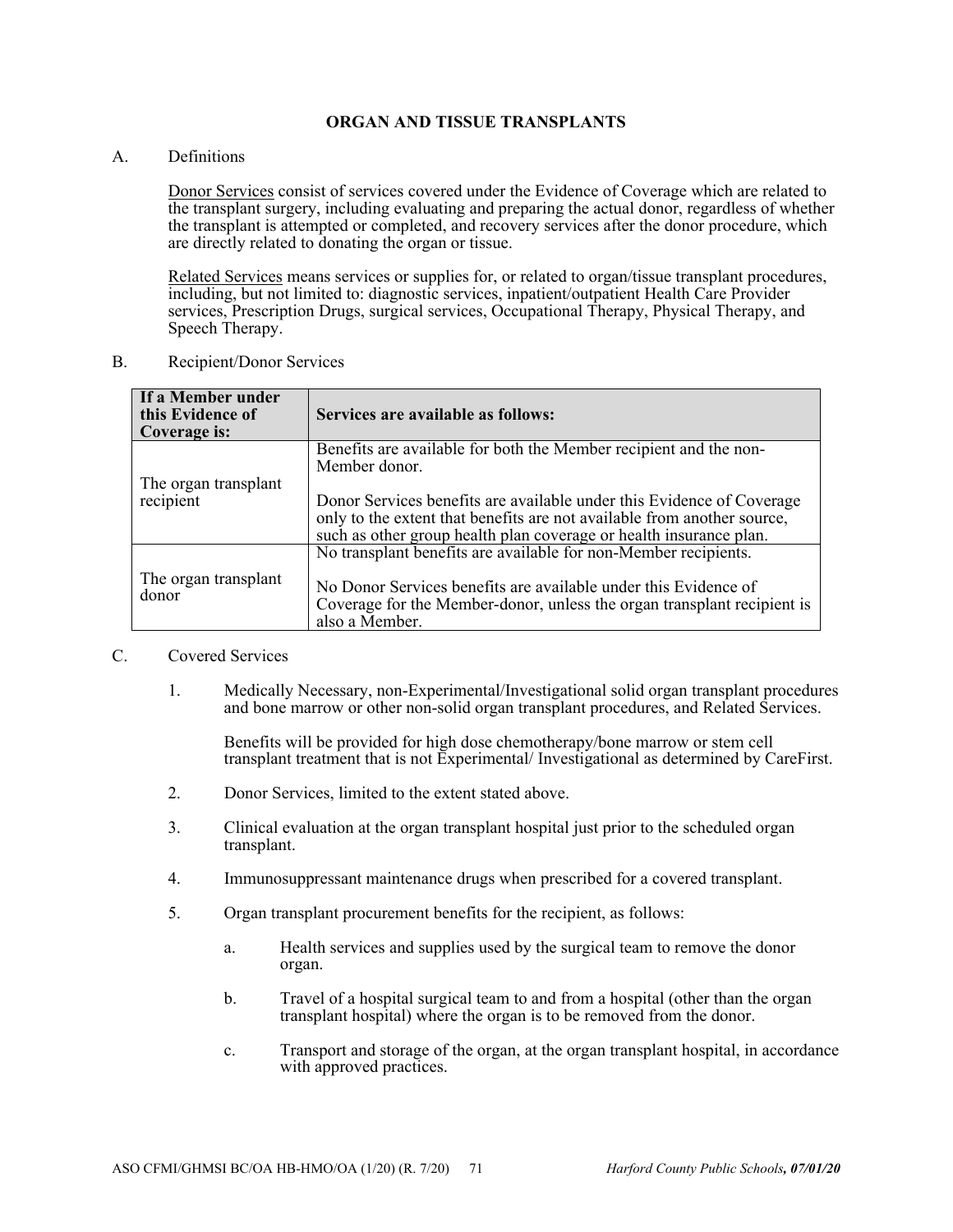## ORGAN AND TISSUE TRANSPLANTS

A. Definitions

<u>Donor Services</u> consist of services covered under the Evidence of Coverage which are related to the transplant surgery, including evaluating and preparing the actual donor, regardless of whether the transplant is attempted or completed, and recovery services after the donor procedure, which are directly related to donating the organ or tissue.

<u>Related Services</u> means services or supplies for, or related to organ/tissue transplant procedures, including, but not limited to: diagnostic services, inpatient/outpatient Health Care Provider services, Prescription Drugs, surgical services, Occupational Therapy, Physical Therapy, and Speech Therapy.

B. Recipient/Donor Services

| If a Member under this Evidence of Coverage is: | Services are available as follows: |
|---|---|
| The organ transplant recipient | Benefits are available for both the Member recipient and the non-Member donor.<br><br>Donor Services benefits are available under this Evidence of Coverage only to the extent that benefits are not available from another source, such as other group health plan coverage or health insurance plan. |
| The organ transplant donor | No transplant benefits are available for non-Member recipients.<br><br>No Donor Services benefits are available under this Evidence of Coverage for the Member-donor, unless the organ transplant recipient is also a Member. |

C. Covered Services

1. Medically Necessary, non-Experimental/Investigational solid organ transplant procedures and bone marrow or other non-solid organ transplant procedures, and Related Services.

   Benefits will be provided for high dose chemotherapy/bone marrow or stem cell transplant treatment that is not Experimental/ Investigational as determined by CareFirst.

2. Donor Services, limited to the extent stated above.

3. Clinical evaluation at the organ transplant hospital just prior to the scheduled organ transplant.

4. Immunosuppressant maintenance drugs when prescribed for a covered transplant.

5. Organ transplant procurement benefits for the recipient, as follows:

   a. Health services and supplies used by the surgical team to remove the donor organ.

   b. Travel of a hospital surgical team to and from a hospital (other than the organ transplant hospital) where the organ is to be removed from the donor.

   c. Transport and storage of the organ, at the organ transplant hospital, in accordance with approved practices.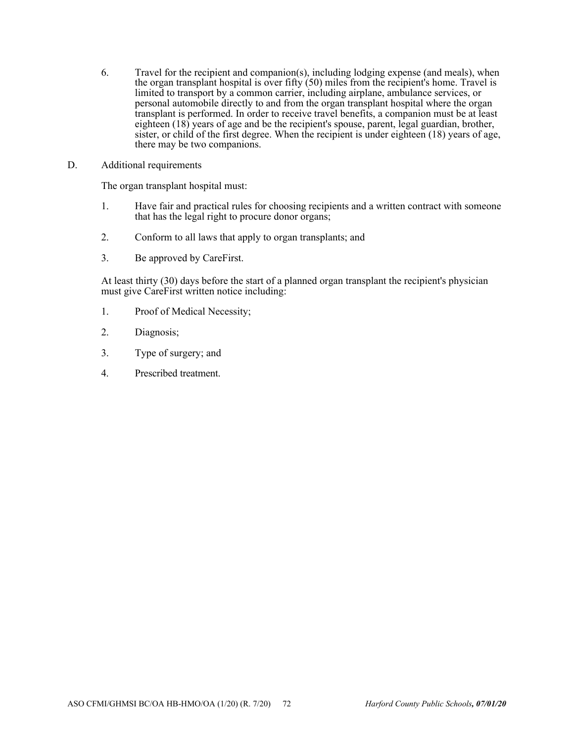6. Travel for the recipient and companion(s), including lodging expense (and meals), when the organ transplant hospital is over fifty (50) miles from the recipient's home. Travel is limited to transport by a common carrier, including airplane, ambulance services, or personal automobile directly to and from the organ transplant hospital where the organ transplant is performed. In order to receive travel benefits, a companion must be at least eighteen (18) years of age and be the recipient's spouse, parent, legal guardian, brother, sister, or child of the first degree. When the recipient is under eighteen (18) years of age, there may be two companions.

D. Additional requirements

The organ transplant hospital must:

1. Have fair and practical rules for choosing recipients and a written contract with someone that has the legal right to procure donor organs;

2. Conform to all laws that apply to organ transplants; and

3. Be approved by CareFirst.

At least thirty (30) days before the start of a planned organ transplant the recipient's physician must give CareFirst written notice including:

1. Proof of Medical Necessity;

2. Diagnosis;

3. Type of surgery; and

4. Prescribed treatment.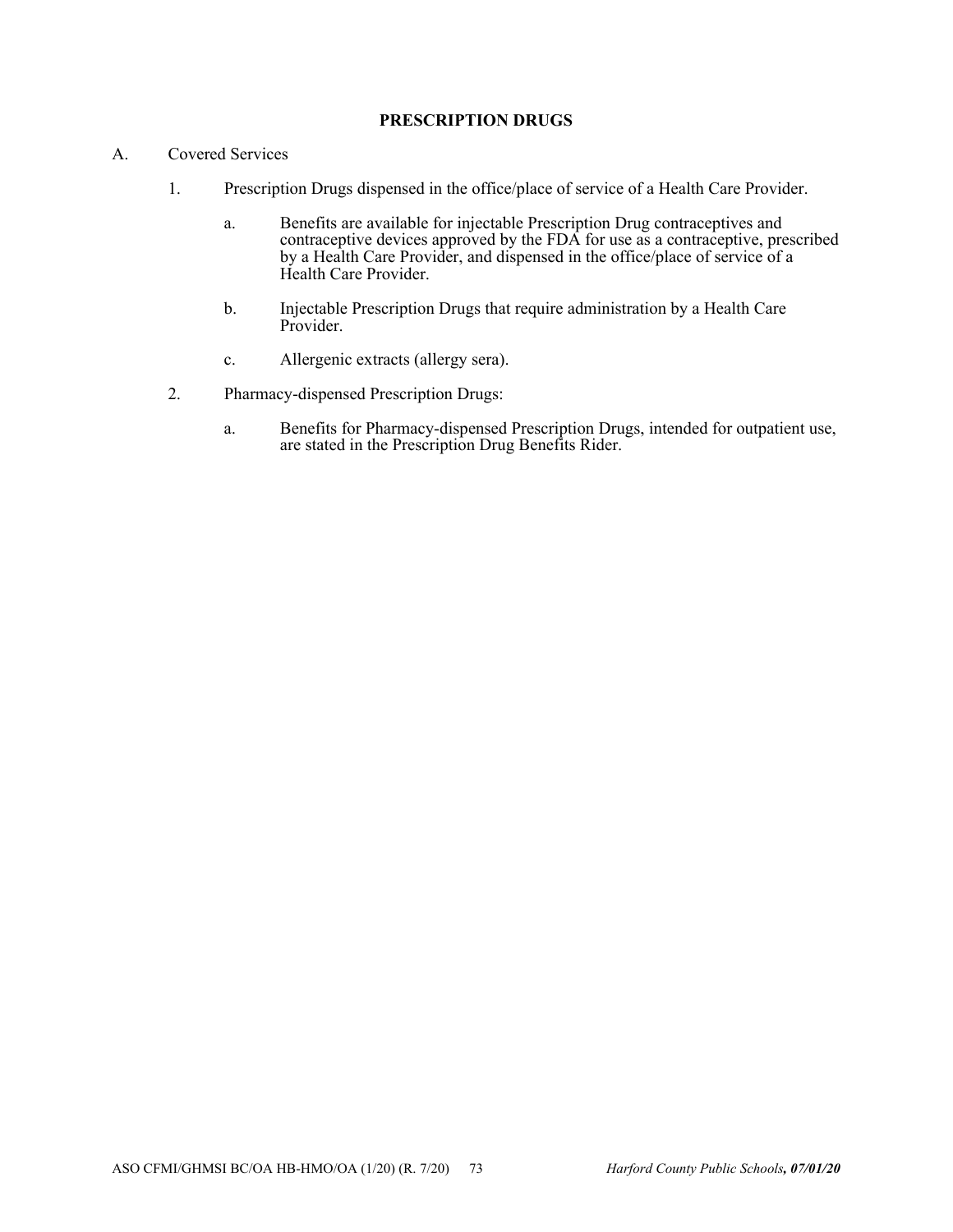## PRESCRIPTION DRUGS

A. Covered Services

1. Prescription Drugs dispensed in the office/place of service of a Health Care Provider.

   a. Benefits are available for injectable Prescription Drug contraceptives and contraceptive devices approved by the FDA for use as a contraceptive, prescribed by a Health Care Provider, and dispensed in the office/place of service of a Health Care Provider.

   b. Injectable Prescription Drugs that require administration by a Health Care Provider.

   c. Allergenic extracts (allergy sera).

2. Pharmacy-dispensed Prescription Drugs:

   a. Benefits for Pharmacy-dispensed Prescription Drugs, intended for outpatient use, are stated in the Prescription Drug Benefits Rider.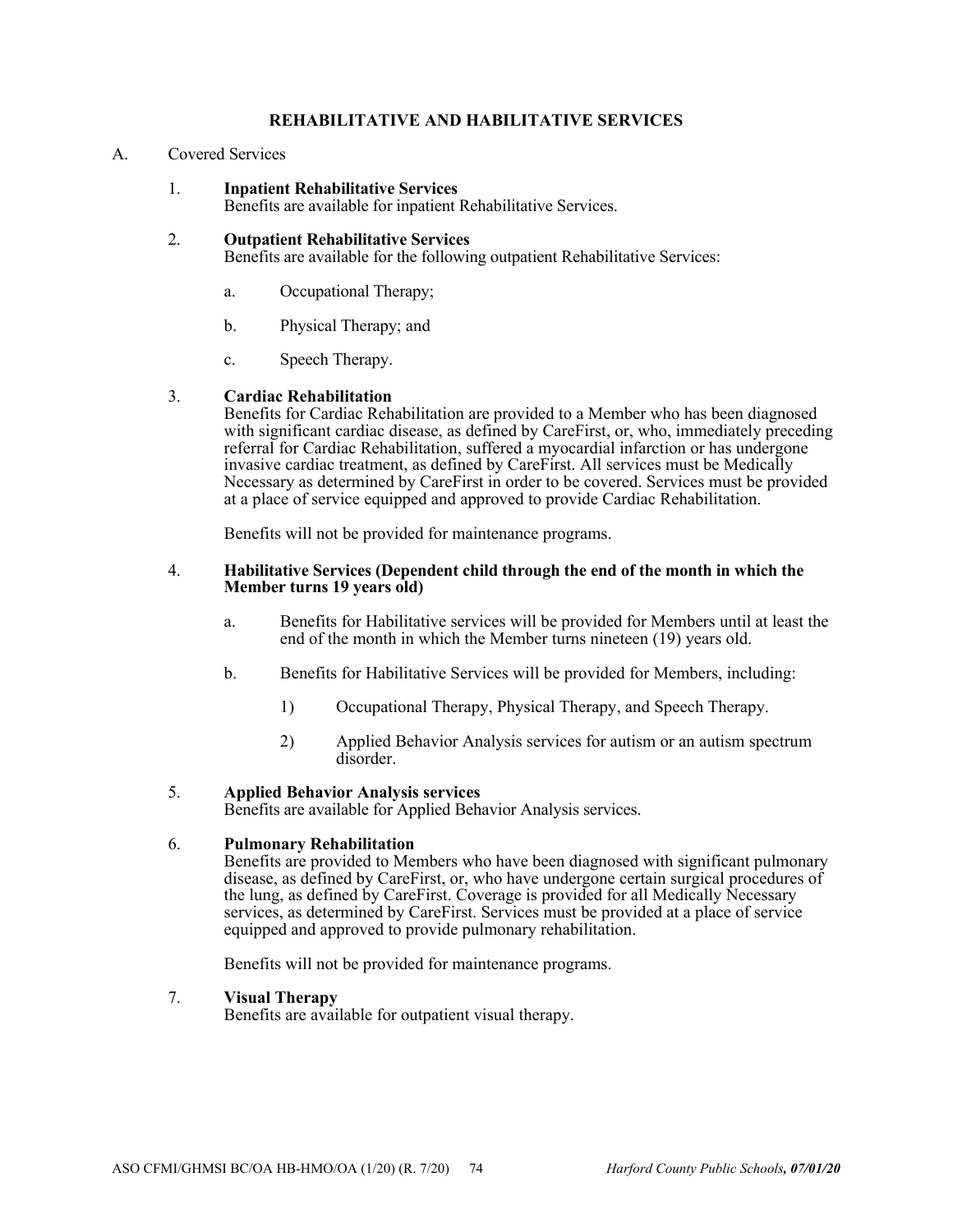## REHABILITATIVE AND HABILITATIVE SERVICES

A. Covered Services

1. **Inpatient Rehabilitative Services**
   Benefits are available for inpatient Rehabilitative Services.

2. **Outpatient Rehabilitative Services**
   Benefits are available for the following outpatient Rehabilitative Services:

   a. Occupational Therapy;

   b. Physical Therapy; and

   c. Speech Therapy.

3. **Cardiac Rehabilitation**
   Benefits for Cardiac Rehabilitation are provided to a Member who has been diagnosed with significant cardiac disease, as defined by CareFirst, or, who, immediately preceding referral for Cardiac Rehabilitation, suffered a myocardial infarction or has undergone invasive cardiac treatment, as defined by CareFirst. All services must be Medically Necessary as determined by CareFirst in order to be covered. Services must be provided at a place of service equipped and approved to provide Cardiac Rehabilitation.

   Benefits will not be provided for maintenance programs.

4. **Habilitative Services (Dependent child through the end of the month in which the Member turns 19 years old)**

   a. Benefits for Habilitative services will be provided for Members until at least the end of the month in which the Member turns nineteen (19) years old.

   b. Benefits for Habilitative Services will be provided for Members, including:

      1) Occupational Therapy, Physical Therapy, and Speech Therapy.

      2) Applied Behavior Analysis services for autism or an autism spectrum disorder.

5. **Applied Behavior Analysis services**
   Benefits are available for Applied Behavior Analysis services.

6. **Pulmonary Rehabilitation**
   Benefits are provided to Members who have been diagnosed with significant pulmonary disease, as defined by CareFirst, or, who have undergone certain surgical procedures of the lung, as defined by CareFirst. Coverage is provided for all Medically Necessary services, as determined by CareFirst. Services must be provided at a place of service equipped and approved to provide pulmonary rehabilitation.

   Benefits will not be provided for maintenance programs.

7. **Visual Therapy**
   Benefits are available for outpatient visual therapy.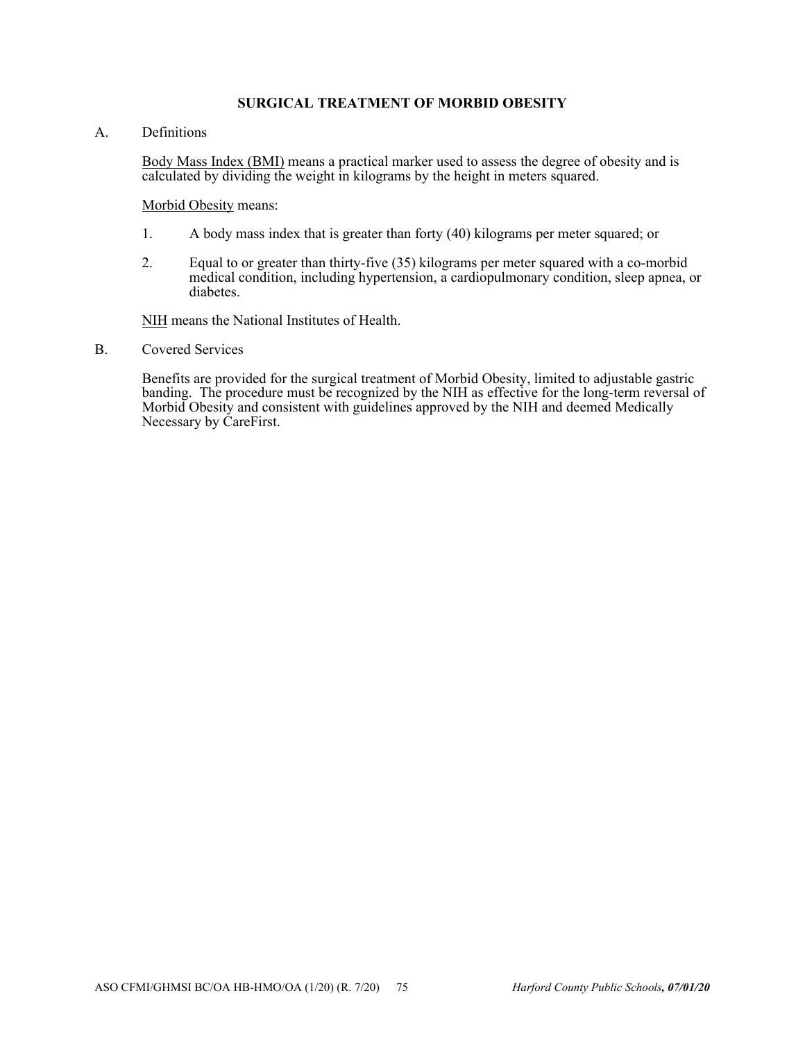## SURGICAL TREATMENT OF MORBID OBESITY

A. Definitions

<u>Body Mass Index (BMI)</u> means a practical marker used to assess the degree of obesity and is calculated by dividing the weight in kilograms by the height in meters squared.

<u>Morbid Obesity</u> means:

1. A body mass index that is greater than forty (40) kilograms per meter squared; or

2. Equal to or greater than thirty-five (35) kilograms per meter squared with a co-morbid medical condition, including hypertension, a cardiopulmonary condition, sleep apnea, or diabetes.

<u>NIH</u> means the National Institutes of Health.

B. Covered Services

Benefits are provided for the surgical treatment of Morbid Obesity, limited to adjustable gastric banding. The procedure must be recognized by the NIH as effective for the long-term reversal of Morbid Obesity and consistent with guidelines approved by the NIH and deemed Medically Necessary by CareFirst.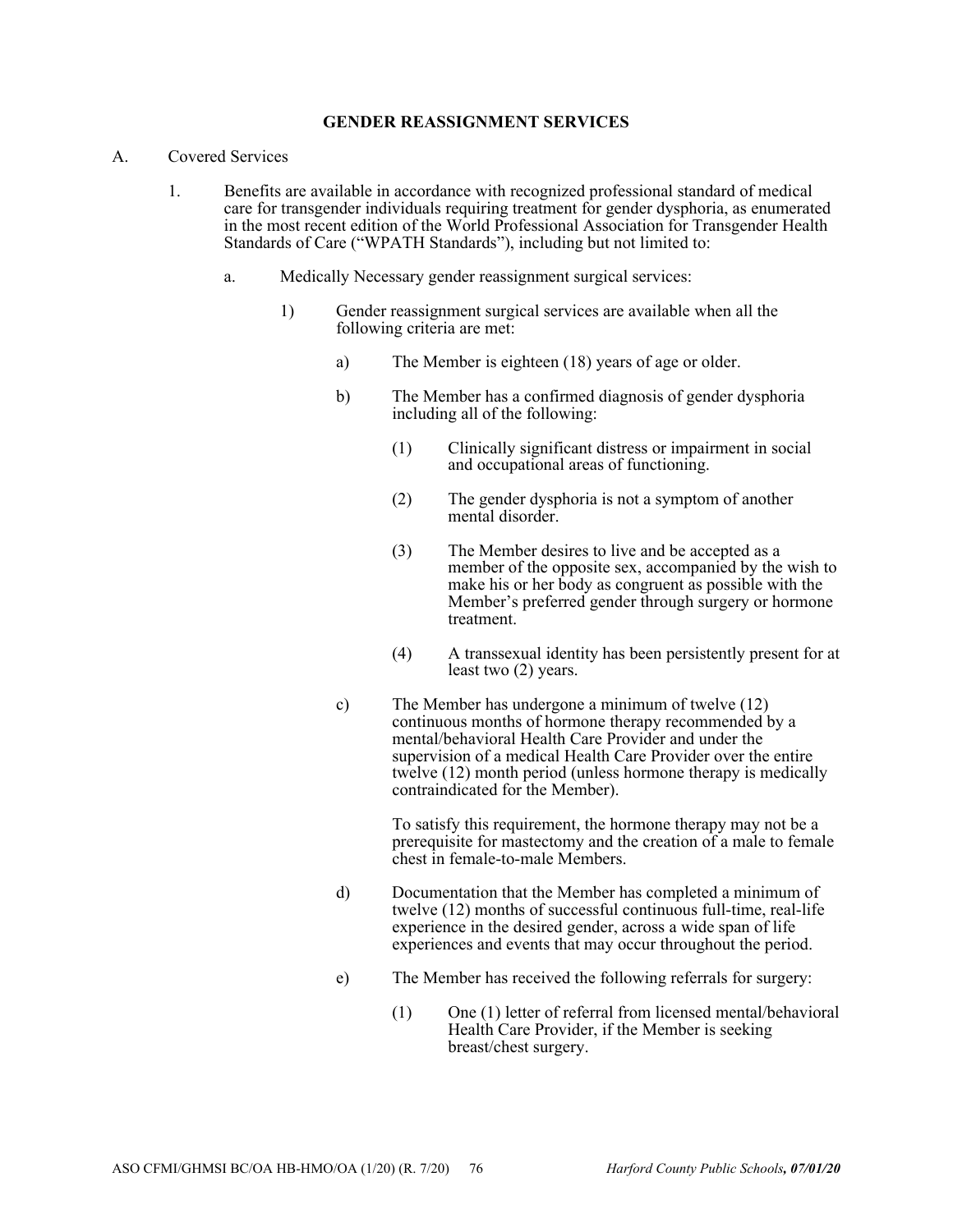## GENDER REASSIGNMENT SERVICES

A. Covered Services

1. Benefits are available in accordance with recognized professional standard of medical care for transgender individuals requiring treatment for gender dysphoria, as enumerated in the most recent edition of the World Professional Association for Transgender Health Standards of Care ("WPATH Standards"), including but not limited to:

   a. Medically Necessary gender reassignment surgical services:

      1) Gender reassignment surgical services are available when all the following criteria are met:

         a) The Member is eighteen (18) years of age or older.

         b) The Member has a confirmed diagnosis of gender dysphoria including all of the following:

            (1) Clinically significant distress or impairment in social and occupational areas of functioning.

            (2) The gender dysphoria is not a symptom of another mental disorder.

            (3) The Member desires to live and be accepted as a member of the opposite sex, accompanied by the wish to make his or her body as congruent as possible with the Member's preferred gender through surgery or hormone treatment.

            (4) A transsexual identity has been persistently present for at least two (2) years.

         c) The Member has undergone a minimum of twelve (12) continuous months of hormone therapy recommended by a mental/behavioral Health Care Provider and under the supervision of a medical Health Care Provider over the entire twelve (12) month period (unless hormone therapy is medically contraindicated for the Member).

            To satisfy this requirement, the hormone therapy may not be a prerequisite for mastectomy and the creation of a male to female chest in female-to-male Members.

         d) Documentation that the Member has completed a minimum of twelve (12) months of successful continuous full-time, real-life experience in the desired gender, across a wide span of life experiences and events that may occur throughout the period.

         e) The Member has received the following referrals for surgery:

            (1) One (1) letter of referral from licensed mental/behavioral Health Care Provider, if the Member is seeking breast/chest surgery.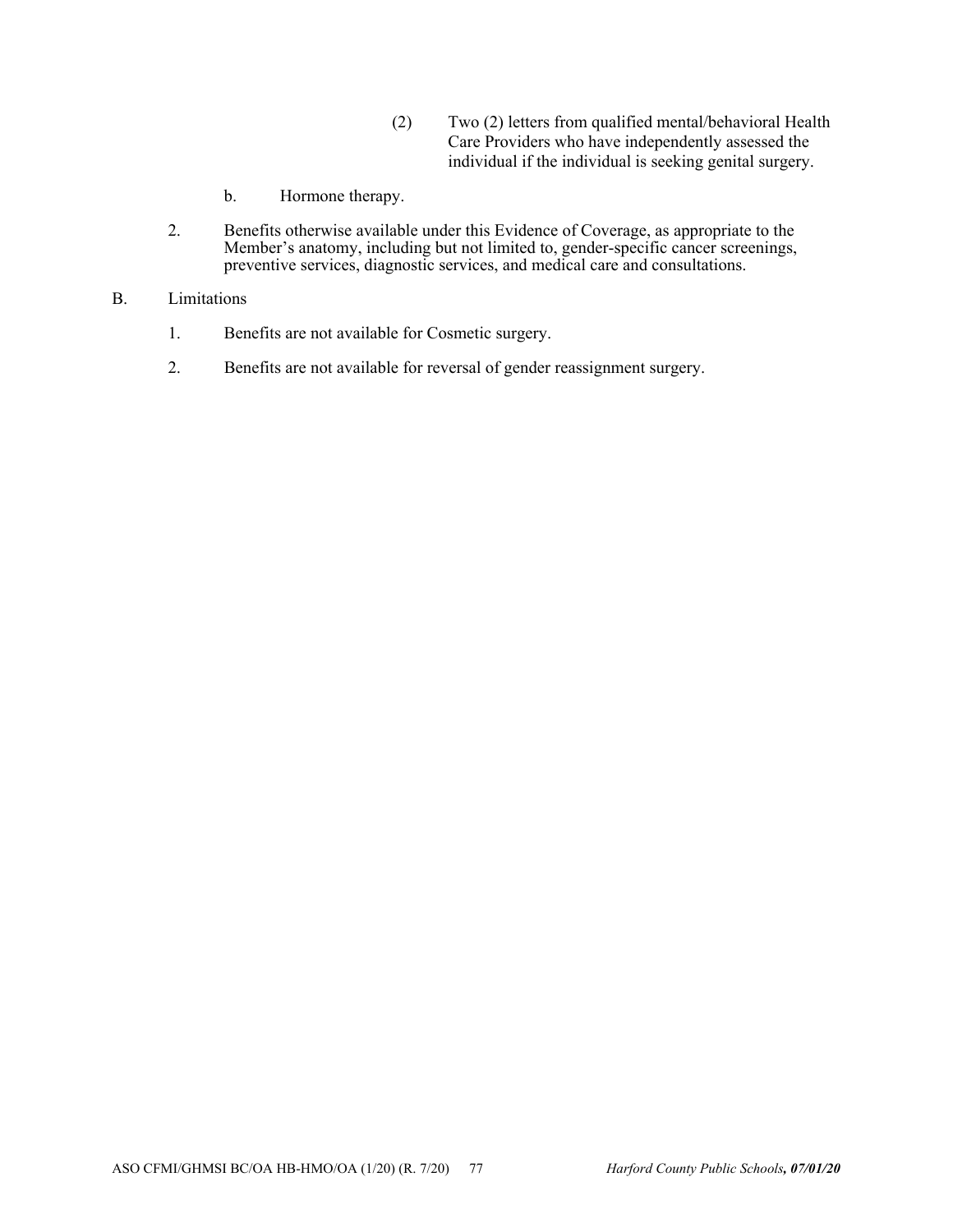(2) Two (2) letters from qualified mental/behavioral Health Care Providers who have independently assessed the individual if the individual is seeking genital surgery.

b. Hormone therapy.

2. Benefits otherwise available under this Evidence of Coverage, as appropriate to the Member's anatomy, including but not limited to, gender-specific cancer screenings, preventive services, diagnostic services, and medical care and consultations.

B. Limitations

1. Benefits are not available for Cosmetic surgery.

2. Benefits are not available for reversal of gender reassignment surgery.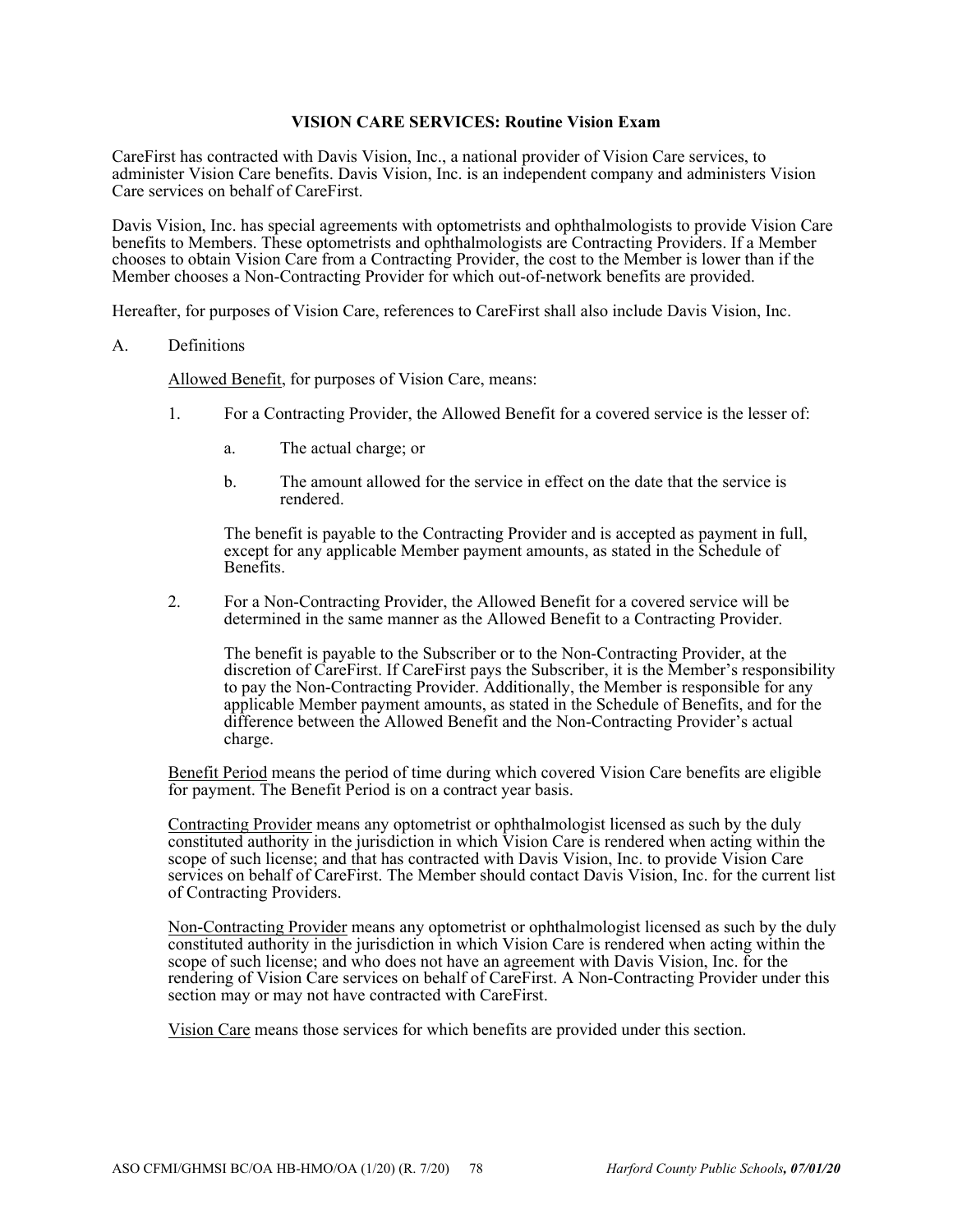## VISION CARE SERVICES: Routine Vision Exam

CareFirst has contracted with Davis Vision, Inc., a national provider of Vision Care services, to administer Vision Care benefits. Davis Vision, Inc. is an independent company and administers Vision Care services on behalf of CareFirst.

Davis Vision, Inc. has special agreements with optometrists and ophthalmologists to provide Vision Care benefits to Members. These optometrists and ophthalmologists are Contracting Providers. If a Member chooses to obtain Vision Care from a Contracting Provider, the cost to the Member is lower than if the Member chooses a Non-Contracting Provider for which out-of-network benefits are provided.

Hereafter, for purposes of Vision Care, references to CareFirst shall also include Davis Vision, Inc.

A. Definitions

Allowed Benefit, for purposes of Vision Care, means:

1. For a Contracting Provider, the Allowed Benefit for a covered service is the lesser of:

   a. The actual charge; or

   b. The amount allowed for the service in effect on the date that the service is rendered.

   The benefit is payable to the Contracting Provider and is accepted as payment in full, except for any applicable Member payment amounts, as stated in the Schedule of Benefits.

2. For a Non-Contracting Provider, the Allowed Benefit for a covered service will be determined in the same manner as the Allowed Benefit to a Contracting Provider.

   The benefit is payable to the Subscriber or to the Non-Contracting Provider, at the discretion of CareFirst. If CareFirst pays the Subscriber, it is the Member's responsibility to pay the Non-Contracting Provider. Additionally, the Member is responsible for any applicable Member payment amounts, as stated in the Schedule of Benefits, and for the difference between the Allowed Benefit and the Non-Contracting Provider's actual charge.

Benefit Period means the period of time during which covered Vision Care benefits are eligible for payment. The Benefit Period is on a contract year basis.

Contracting Provider means any optometrist or ophthalmologist licensed as such by the duly constituted authority in the jurisdiction in which Vision Care is rendered when acting within the scope of such license; and that has contracted with Davis Vision, Inc. to provide Vision Care services on behalf of CareFirst. The Member should contact Davis Vision, Inc. for the current list of Contracting Providers.

Non-Contracting Provider means any optometrist or ophthalmologist licensed as such by the duly constituted authority in the jurisdiction in which Vision Care is rendered when acting within the scope of such license; and who does not have an agreement with Davis Vision, Inc. for the rendering of Vision Care services on behalf of CareFirst. A Non-Contracting Provider under this section may or may not have contracted with CareFirst.

Vision Care means those services for which benefits are provided under this section.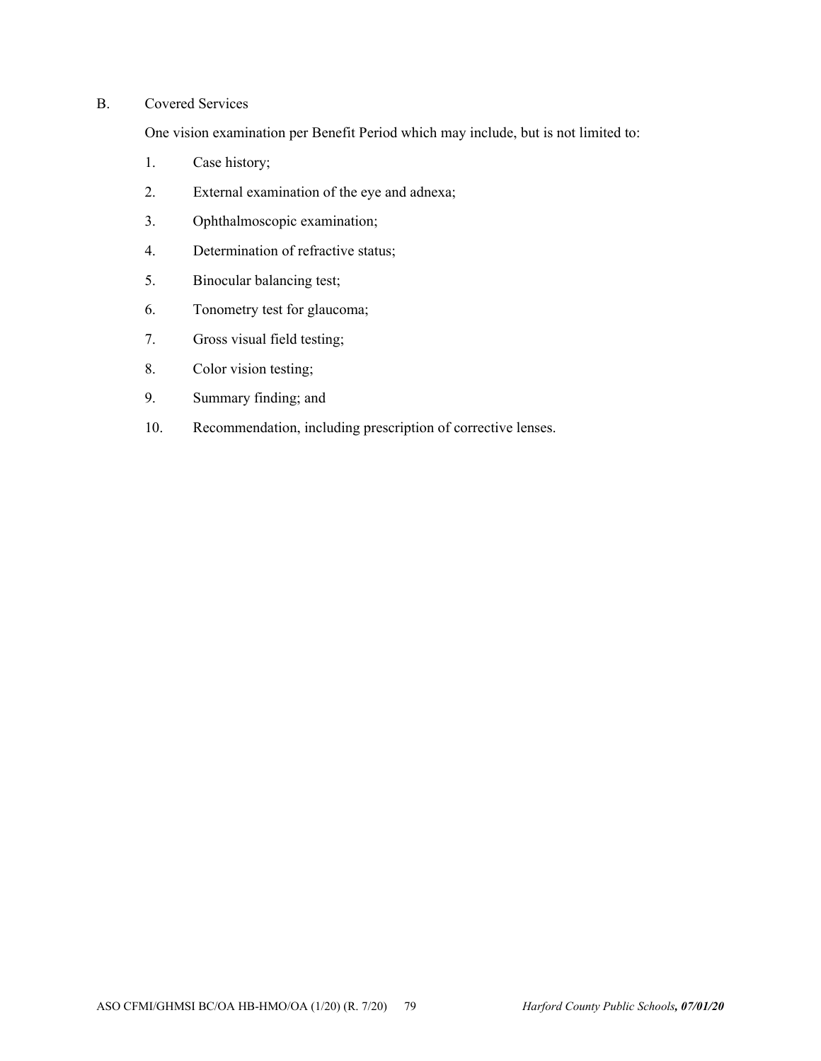B. Covered Services

One vision examination per Benefit Period which may include, but is not limited to:

1. Case history;
2. External examination of the eye and adnexa;
3. Ophthalmoscopic examination;
4. Determination of refractive status;
5. Binocular balancing test;
6. Tonometry test for glaucoma;
7. Gross visual field testing;
8. Color vision testing;
9. Summary finding; and
10. Recommendation, including prescription of corrective lenses.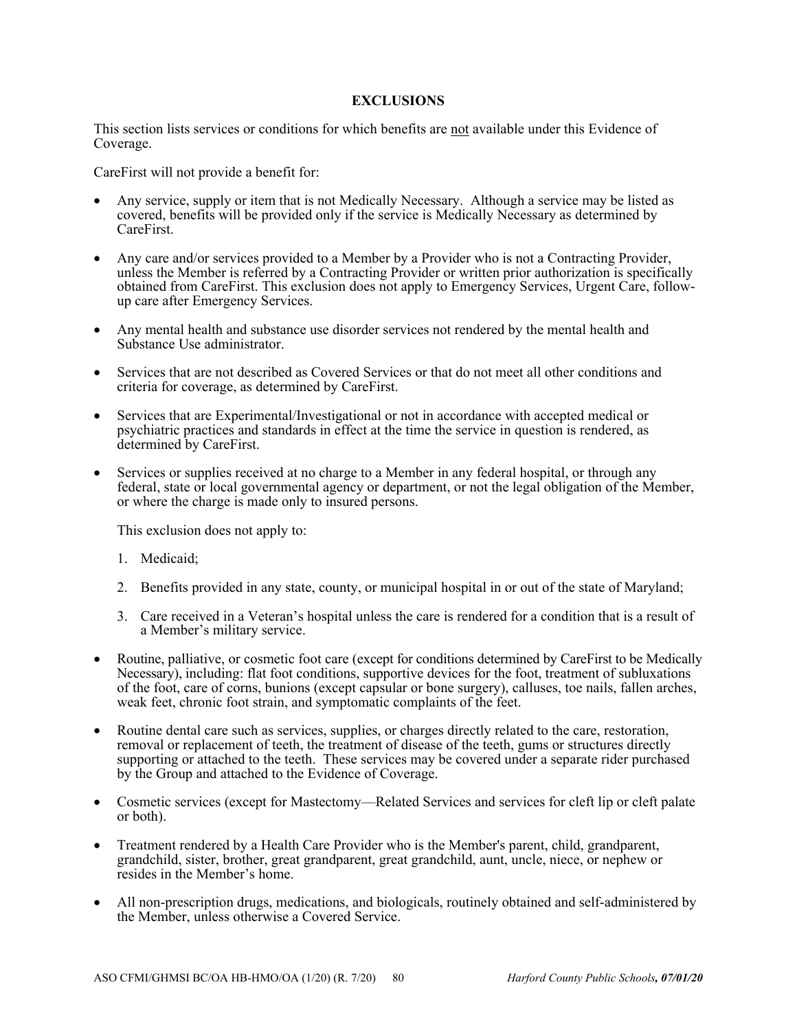## EXCLUSIONS

This section lists services or conditions for which benefits are not available under this Evidence of Coverage.

CareFirst will not provide a benefit for:

- Any service, supply or item that is not Medically Necessary. Although a service may be listed as covered, benefits will be provided only if the service is Medically Necessary as determined by CareFirst.
- Any care and/or services provided to a Member by a Provider who is not a Contracting Provider, unless the Member is referred by a Contracting Provider or written prior authorization is specifically obtained from CareFirst. This exclusion does not apply to Emergency Services, Urgent Care, follow-up care after Emergency Services.
- Any mental health and substance use disorder services not rendered by the mental health and Substance Use administrator.
- Services that are not described as Covered Services or that do not meet all other conditions and criteria for coverage, as determined by CareFirst.
- Services that are Experimental/Investigational or not in accordance with accepted medical or psychiatric practices and standards in effect at the time the service in question is rendered, as determined by CareFirst.
- Services or supplies received at no charge to a Member in any federal hospital, or through any federal, state or local governmental agency or department, or not the legal obligation of the Member, or where the charge is made only to insured persons.

  This exclusion does not apply to:

  1. Medicaid;
  2. Benefits provided in any state, county, or municipal hospital in or out of the state of Maryland;
  3. Care received in a Veteran's hospital unless the care is rendered for a condition that is a result of a Member's military service.

- Routine, palliative, or cosmetic foot care (except for conditions determined by CareFirst to be Medically Necessary), including: flat foot conditions, supportive devices for the foot, treatment of subluxations of the foot, care of corns, bunions (except capsular or bone surgery), calluses, toe nails, fallen arches, weak feet, chronic foot strain, and symptomatic complaints of the feet.
- Routine dental care such as services, supplies, or charges directly related to the care, restoration, removal or replacement of teeth, the treatment of disease of the teeth, gums or structures directly supporting or attached to the teeth. These services may be covered under a separate rider purchased by the Group and attached to the Evidence of Coverage.
- Cosmetic services (except for Mastectomy—Related Services and services for cleft lip or cleft palate or both).
- Treatment rendered by a Health Care Provider who is the Member's parent, child, grandparent, grandchild, sister, brother, great grandparent, great grandchild, aunt, uncle, niece, or nephew or resides in the Member's home.
- All non-prescription drugs, medications, and biologicals, routinely obtained and self-administered by the Member, unless otherwise a Covered Service.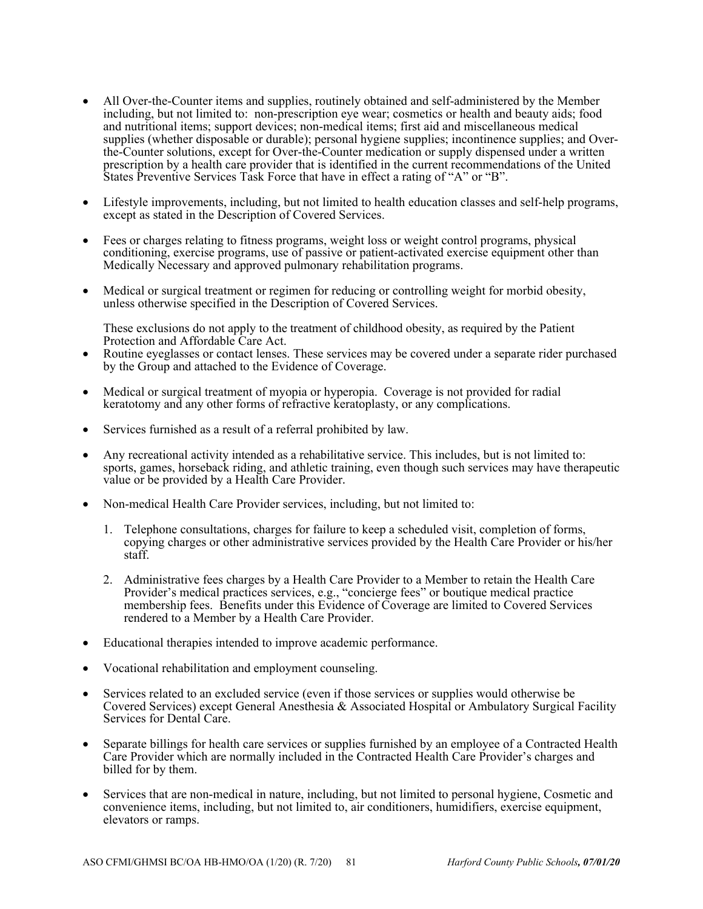- All Over-the-Counter items and supplies, routinely obtained and self-administered by the Member including, but not limited to: non-prescription eye wear; cosmetics or health and beauty aids; food and nutritional items; support devices; non-medical items; first aid and miscellaneous medical supplies (whether disposable or durable); personal hygiene supplies; incontinence supplies; and Over-the-Counter solutions, except for Over-the-Counter medication or supply dispensed under a written prescription by a health care provider that is identified in the current recommendations of the United States Preventive Services Task Force that have in effect a rating of "A" or "B".

- Lifestyle improvements, including, but not limited to health education classes and self-help programs, except as stated in the Description of Covered Services.

- Fees or charges relating to fitness programs, weight loss or weight control programs, physical conditioning, exercise programs, use of passive or patient-activated exercise equipment other than Medically Necessary and approved pulmonary rehabilitation programs.

- Medical or surgical treatment or regimen for reducing or controlling weight for morbid obesity, unless otherwise specified in the Description of Covered Services.

  These exclusions do not apply to the treatment of childhood obesity, as required by the Patient Protection and Affordable Care Act.

- Routine eyeglasses or contact lenses. These services may be covered under a separate rider purchased by the Group and attached to the Evidence of Coverage.

- Medical or surgical treatment of myopia or hyperopia. Coverage is not provided for radial keratotomy and any other forms of refractive keratoplasty, or any complications.

- Services furnished as a result of a referral prohibited by law.

- Any recreational activity intended as a rehabilitative service. This includes, but is not limited to: sports, games, horseback riding, and athletic training, even though such services may have therapeutic value or be provided by a Health Care Provider.

- Non-medical Health Care Provider services, including, but not limited to:

  1. Telephone consultations, charges for failure to keep a scheduled visit, completion of forms, copying charges or other administrative services provided by the Health Care Provider or his/her staff.

  2. Administrative fees charges by a Health Care Provider to a Member to retain the Health Care Provider's medical practices services, e.g., "concierge fees" or boutique medical practice membership fees. Benefits under this Evidence of Coverage are limited to Covered Services rendered to a Member by a Health Care Provider.

- Educational therapies intended to improve academic performance.

- Vocational rehabilitation and employment counseling.

- Services related to an excluded service (even if those services or supplies would otherwise be Covered Services) except General Anesthesia & Associated Hospital or Ambulatory Surgical Facility Services for Dental Care.

- Separate billings for health care services or supplies furnished by an employee of a Contracted Health Care Provider which are normally included in the Contracted Health Care Provider's charges and billed for by them.

- Services that are non-medical in nature, including, but not limited to personal hygiene, Cosmetic and convenience items, including, but not limited to, air conditioners, humidifiers, exercise equipment, elevators or ramps.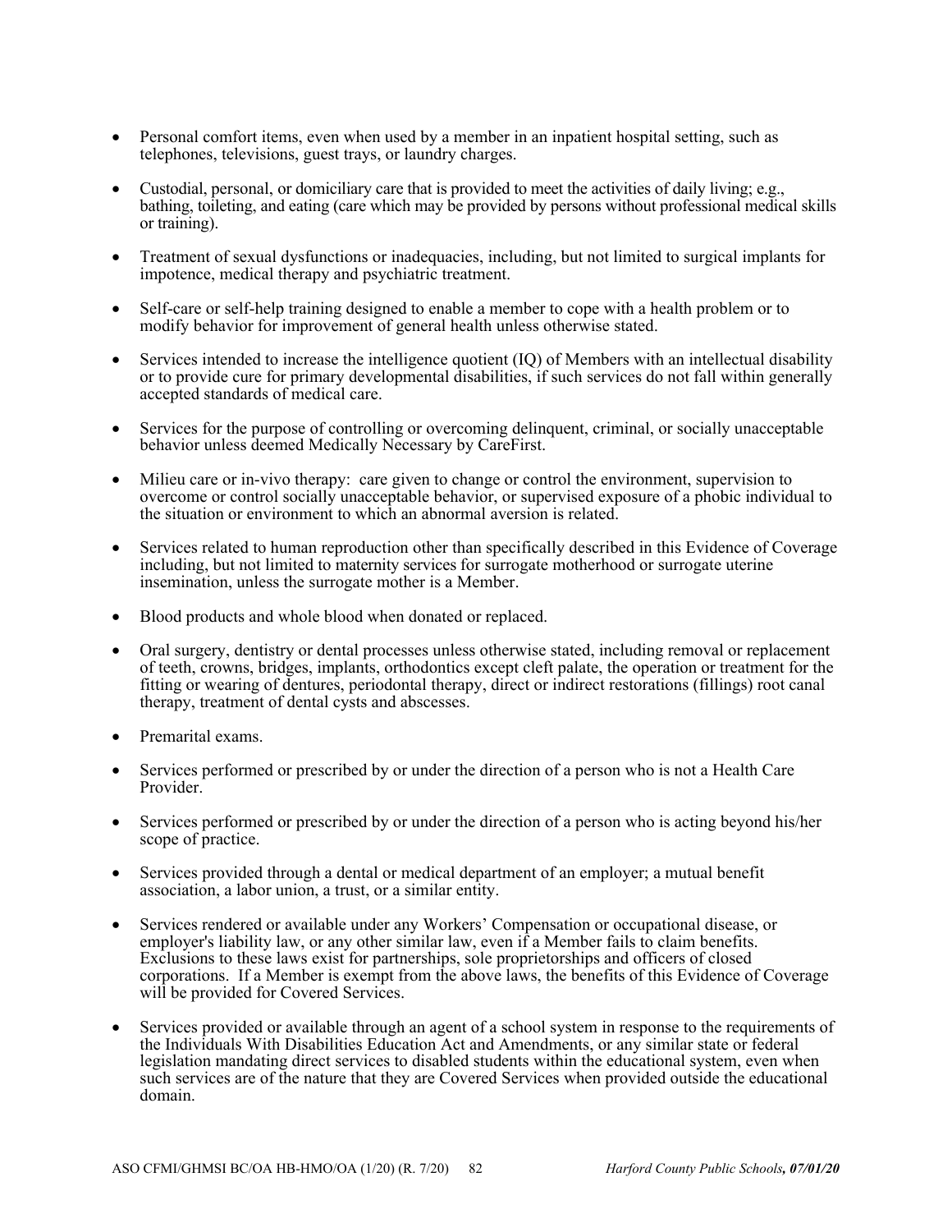- Personal comfort items, even when used by a member in an inpatient hospital setting, such as telephones, televisions, guest trays, or laundry charges.

- Custodial, personal, or domiciliary care that is provided to meet the activities of daily living; e.g., bathing, toileting, and eating (care which may be provided by persons without professional medical skills or training).

- Treatment of sexual dysfunctions or inadequacies, including, but not limited to surgical implants for impotence, medical therapy and psychiatric treatment.

- Self-care or self-help training designed to enable a member to cope with a health problem or to modify behavior for improvement of general health unless otherwise stated.

- Services intended to increase the intelligence quotient (IQ) of Members with an intellectual disability or to provide cure for primary developmental disabilities, if such services do not fall within generally accepted standards of medical care.

- Services for the purpose of controlling or overcoming delinquent, criminal, or socially unacceptable behavior unless deemed Medically Necessary by CareFirst.

- Milieu care or in-vivo therapy: care given to change or control the environment, supervision to overcome or control socially unacceptable behavior, or supervised exposure of a phobic individual to the situation or environment to which an abnormal aversion is related.

- Services related to human reproduction other than specifically described in this Evidence of Coverage including, but not limited to maternity services for surrogate motherhood or surrogate uterine insemination, unless the surrogate mother is a Member.

- Blood products and whole blood when donated or replaced.

- Oral surgery, dentistry or dental processes unless otherwise stated, including removal or replacement of teeth, crowns, bridges, implants, orthodontics except cleft palate, the operation or treatment for the fitting or wearing of dentures, periodontal therapy, direct or indirect restorations (fillings) root canal therapy, treatment of dental cysts and abscesses.

- Premarital exams.

- Services performed or prescribed by or under the direction of a person who is not a Health Care Provider.

- Services performed or prescribed by or under the direction of a person who is acting beyond his/her scope of practice.

- Services provided through a dental or medical department of an employer; a mutual benefit association, a labor union, a trust, or a similar entity.

- Services rendered or available under any Workers' Compensation or occupational disease, or employer's liability law, or any other similar law, even if a Member fails to claim benefits. Exclusions to these laws exist for partnerships, sole proprietorships and officers of closed corporations. If a Member is exempt from the above laws, the benefits of this Evidence of Coverage will be provided for Covered Services.

- Services provided or available through an agent of a school system in response to the requirements of the Individuals With Disabilities Education Act and Amendments, or any similar state or federal legislation mandating direct services to disabled students within the educational system, even when such services are of the nature that they are Covered Services when provided outside the educational domain.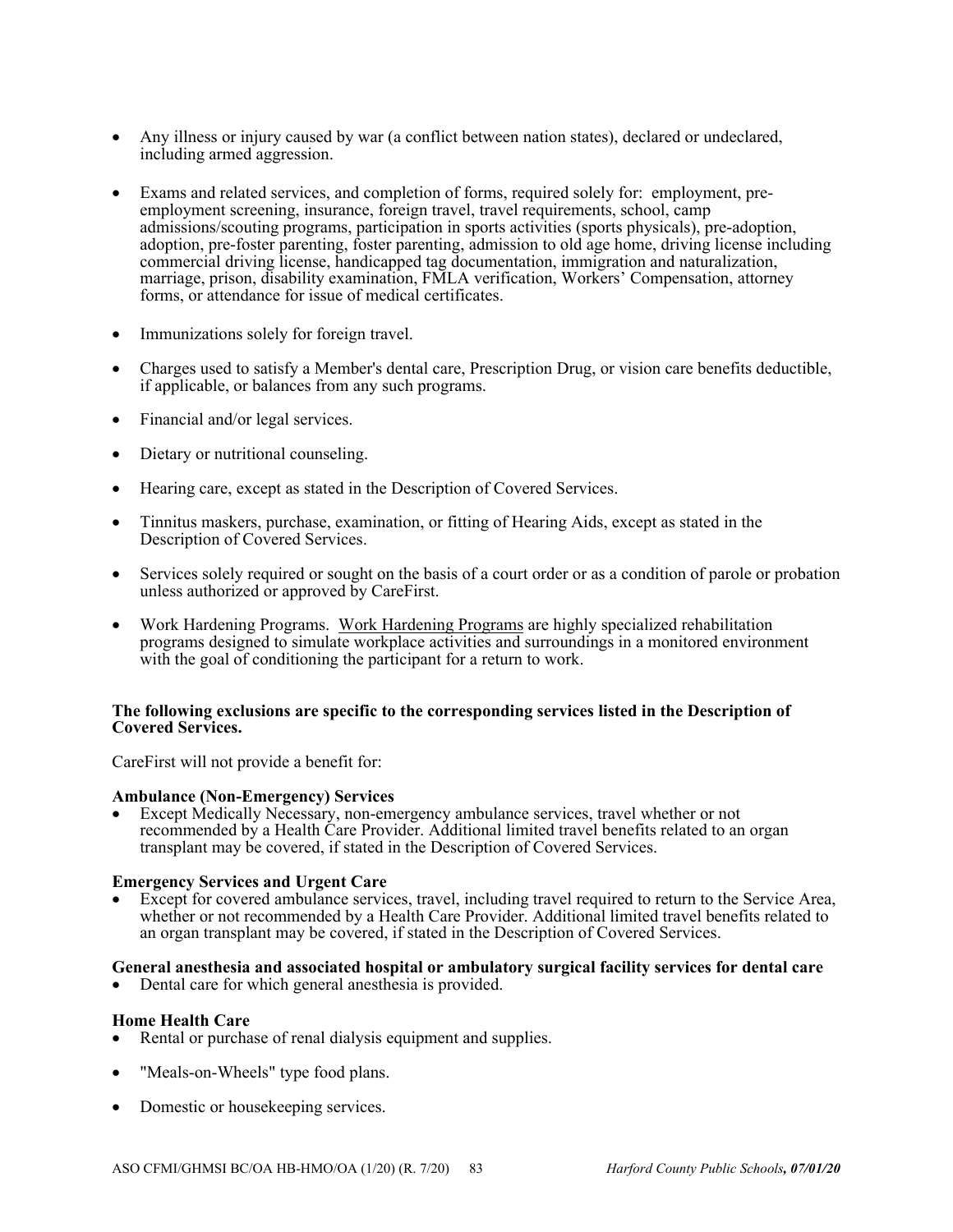- Any illness or injury caused by war (a conflict between nation states), declared or undeclared, including armed aggression.

- Exams and related services, and completion of forms, required solely for: employment, pre-employment screening, insurance, foreign travel, travel requirements, school, camp admissions/scouting programs, participation in sports activities (sports physicals), pre-adoption, adoption, pre-foster parenting, foster parenting, admission to old age home, driving license including commercial driving license, handicapped tag documentation, immigration and naturalization, marriage, prison, disability examination, FMLA verification, Workers' Compensation, attorney forms, or attendance for issue of medical certificates.

- Immunizations solely for foreign travel.

- Charges used to satisfy a Member's dental care, Prescription Drug, or vision care benefits deductible, if applicable, or balances from any such programs.

- Financial and/or legal services.

- Dietary or nutritional counseling.

- Hearing care, except as stated in the Description of Covered Services.

- Tinnitus maskers, purchase, examination, or fitting of Hearing Aids, except as stated in the Description of Covered Services.

- Services solely required or sought on the basis of a court order or as a condition of parole or probation unless authorized or approved by CareFirst.

- Work Hardening Programs. Work Hardening Programs are highly specialized rehabilitation programs designed to simulate workplace activities and surroundings in a monitored environment with the goal of conditioning the participant for a return to work.

**The following exclusions are specific to the corresponding services listed in the Description of Covered Services.**

CareFirst will not provide a benefit for:

**Ambulance (Non-Emergency) Services**

- Except Medically Necessary, non-emergency ambulance services, travel whether or not recommended by a Health Care Provider. Additional limited travel benefits related to an organ transplant may be covered, if stated in the Description of Covered Services.

**Emergency Services and Urgent Care**

- Except for covered ambulance services, travel, including travel required to return to the Service Area, whether or not recommended by a Health Care Provider. Additional limited travel benefits related to an organ transplant may be covered, if stated in the Description of Covered Services.

**General anesthesia and associated hospital or ambulatory surgical facility services for dental care**

- Dental care for which general anesthesia is provided.

**Home Health Care**

- Rental or purchase of renal dialysis equipment and supplies.

- "Meals-on-Wheels" type food plans.

- Domestic or housekeeping services.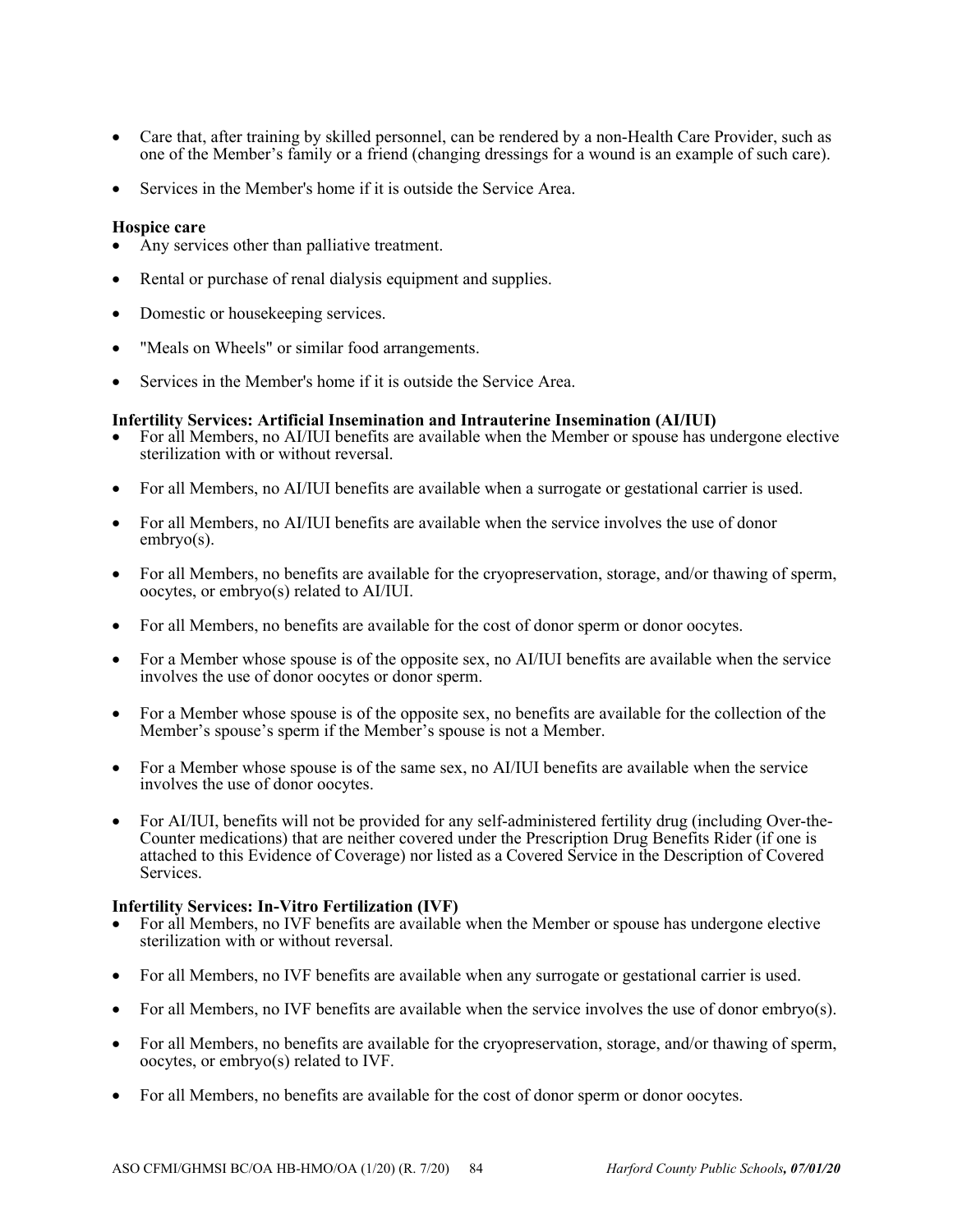- Care that, after training by skilled personnel, can be rendered by a non-Health Care Provider, such as one of the Member's family or a friend (changing dressings for a wound is an example of such care).

- Services in the Member's home if it is outside the Service Area.

**Hospice care**

- Any services other than palliative treatment.

- Rental or purchase of renal dialysis equipment and supplies.

- Domestic or housekeeping services.

- "Meals on Wheels" or similar food arrangements.

- Services in the Member's home if it is outside the Service Area.

**Infertility Services: Artificial Insemination and Intrauterine Insemination (AI/IUI)**

- For all Members, no AI/IUI benefits are available when the Member or spouse has undergone elective sterilization with or without reversal.

- For all Members, no AI/IUI benefits are available when a surrogate or gestational carrier is used.

- For all Members, no AI/IUI benefits are available when the service involves the use of donor embryo(s).

- For all Members, no benefits are available for the cryopreservation, storage, and/or thawing of sperm, oocytes, or embryo(s) related to AI/IUI.

- For all Members, no benefits are available for the cost of donor sperm or donor oocytes.

- For a Member whose spouse is of the opposite sex, no AI/IUI benefits are available when the service involves the use of donor oocytes or donor sperm.

- For a Member whose spouse is of the opposite sex, no benefits are available for the collection of the Member's spouse's sperm if the Member's spouse is not a Member.

- For a Member whose spouse is of the same sex, no AI/IUI benefits are available when the service involves the use of donor oocytes.

- For AI/IUI, benefits will not be provided for any self-administered fertility drug (including Over-the-Counter medications) that are neither covered under the Prescription Drug Benefits Rider (if one is attached to this Evidence of Coverage) nor listed as a Covered Service in the Description of Covered Services.

**Infertility Services: In-Vitro Fertilization (IVF)**

- For all Members, no IVF benefits are available when the Member or spouse has undergone elective sterilization with or without reversal.

- For all Members, no IVF benefits are available when any surrogate or gestational carrier is used.

- For all Members, no IVF benefits are available when the service involves the use of donor embryo(s).

- For all Members, no benefits are available for the cryopreservation, storage, and/or thawing of sperm, oocytes, or embryo(s) related to IVF.

- For all Members, no benefits are available for the cost of donor sperm or donor oocytes.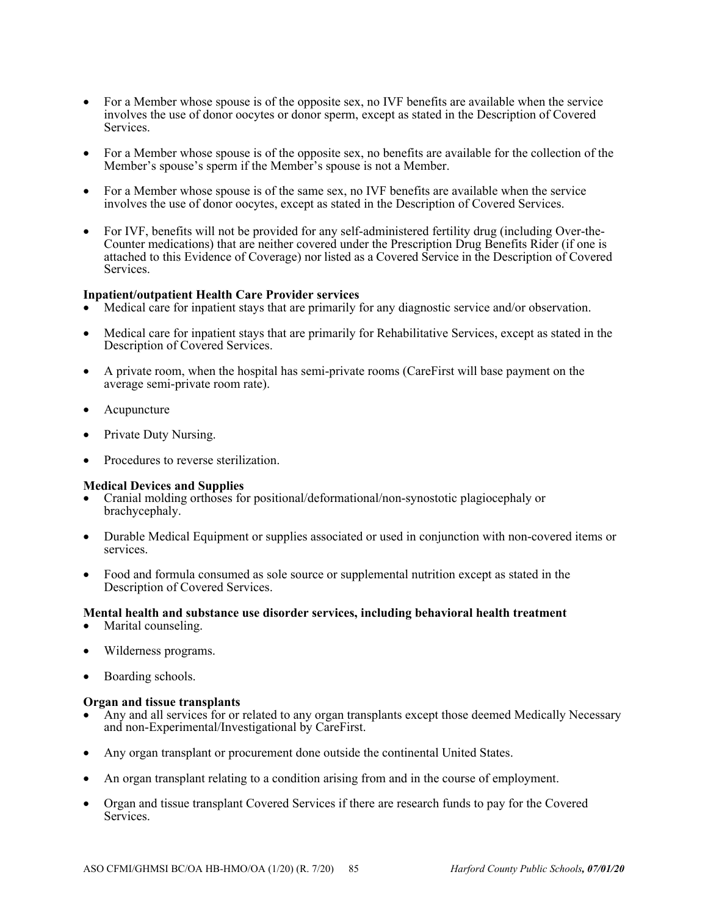- For a Member whose spouse is of the opposite sex, no IVF benefits are available when the service involves the use of donor oocytes or donor sperm, except as stated in the Description of Covered Services.

- For a Member whose spouse is of the opposite sex, no benefits are available for the collection of the Member's spouse's sperm if the Member's spouse is not a Member.

- For a Member whose spouse is of the same sex, no IVF benefits are available when the service involves the use of donor oocytes, except as stated in the Description of Covered Services.

- For IVF, benefits will not be provided for any self-administered fertility drug (including Over-the-Counter medications) that are neither covered under the Prescription Drug Benefits Rider (if one is attached to this Evidence of Coverage) nor listed as a Covered Service in the Description of Covered Services.

**Inpatient/outpatient Health Care Provider services**

- Medical care for inpatient stays that are primarily for any diagnostic service and/or observation.

- Medical care for inpatient stays that are primarily for Rehabilitative Services, except as stated in the Description of Covered Services.

- A private room, when the hospital has semi-private rooms (CareFirst will base payment on the average semi-private room rate).

- Acupuncture

- Private Duty Nursing.

- Procedures to reverse sterilization.

**Medical Devices and Supplies**

- Cranial molding orthoses for positional/deformational/non-synostotic plagiocephaly or brachycephaly.

- Durable Medical Equipment or supplies associated or used in conjunction with non-covered items or services.

- Food and formula consumed as sole source or supplemental nutrition except as stated in the Description of Covered Services.

**Mental health and substance use disorder services, including behavioral health treatment**

- Marital counseling.

- Wilderness programs.

- Boarding schools.

**Organ and tissue transplants**

- Any and all services for or related to any organ transplants except those deemed Medically Necessary and non-Experimental/Investigational by CareFirst.

- Any organ transplant or procurement done outside the continental United States.

- An organ transplant relating to a condition arising from and in the course of employment.

- Organ and tissue transplant Covered Services if there are research funds to pay for the Covered Services.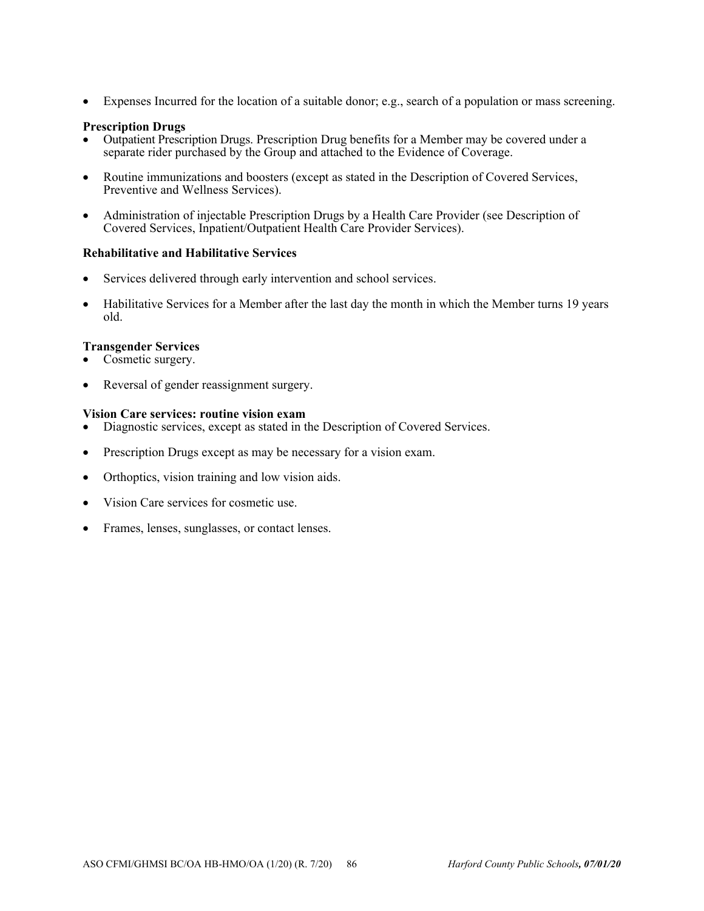- Expenses Incurred for the location of a suitable donor; e.g., search of a population or mass screening.

**Prescription Drugs**

- Outpatient Prescription Drugs. Prescription Drug benefits for a Member may be covered under a separate rider purchased by the Group and attached to the Evidence of Coverage.
- Routine immunizations and boosters (except as stated in the Description of Covered Services, Preventive and Wellness Services).
- Administration of injectable Prescription Drugs by a Health Care Provider (see Description of Covered Services, Inpatient/Outpatient Health Care Provider Services).

**Rehabilitative and Habilitative Services**

- Services delivered through early intervention and school services.
- Habilitative Services for a Member after the last day the month in which the Member turns 19 years old.

**Transgender Services**

- Cosmetic surgery.
- Reversal of gender reassignment surgery.

**Vision Care services: routine vision exam**

- Diagnostic services, except as stated in the Description of Covered Services.
- Prescription Drugs except as may be necessary for a vision exam.
- Orthoptics, vision training and low vision aids.
- Vision Care services for cosmetic use.
- Frames, lenses, sunglasses, or contact lenses.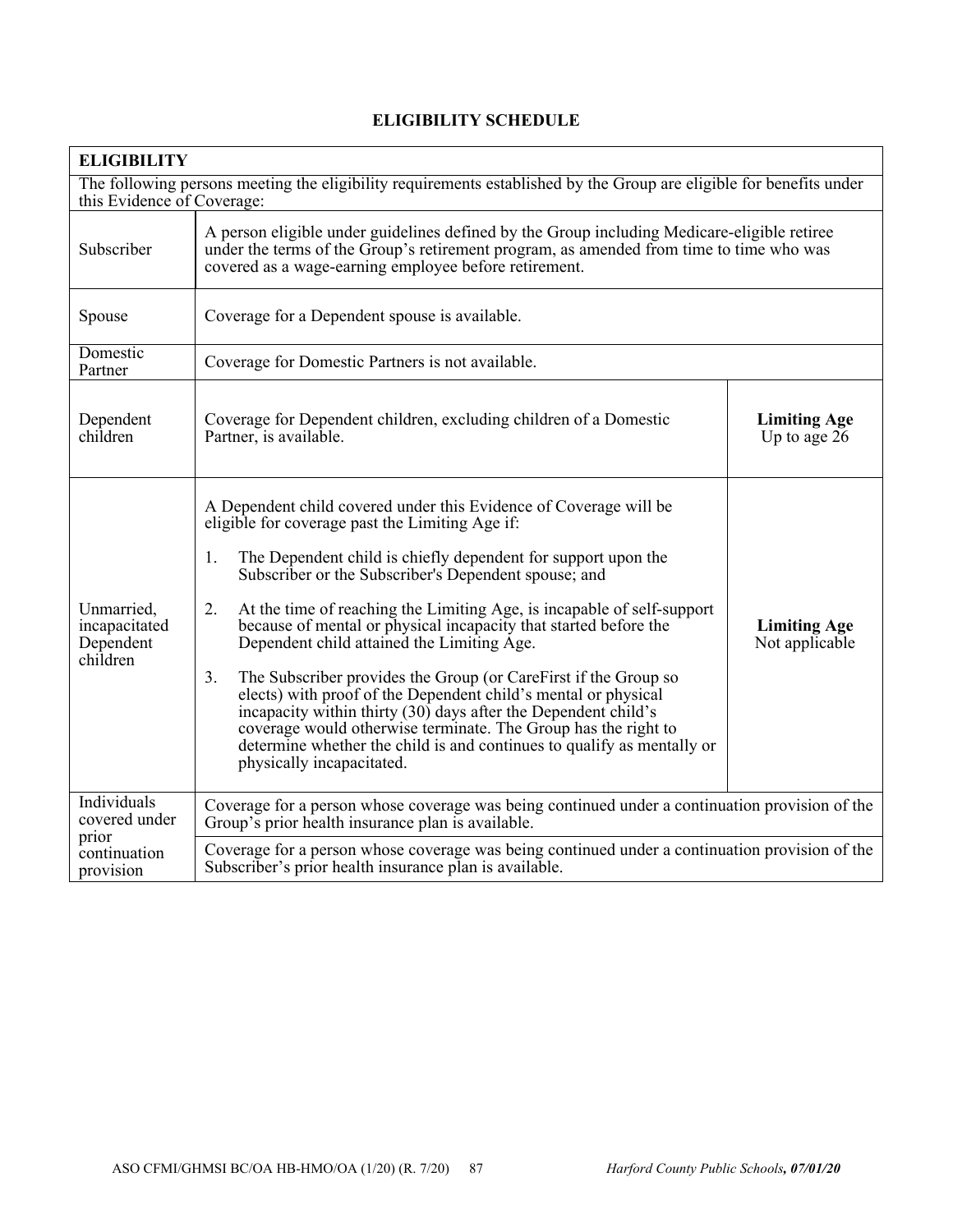## ELIGIBILITY SCHEDULE

| **ELIGIBILITY** | | |
|---|---|---|
| The following persons meeting the eligibility requirements established by the Group are eligible for benefits under this Evidence of Coverage: | | |
| Subscriber | A person eligible under guidelines defined by the Group including Medicare-eligible retiree under the terms of the Group's retirement program, as amended from time to time who was covered as a wage-earning employee before retirement. | |
| Spouse | Coverage for a Dependent spouse is available. | |
| Domestic Partner | Coverage for Domestic Partners is not available. | |
| Dependent children | Coverage for Dependent children, excluding children of a Domestic Partner, is available. | **Limiting Age** Up to age 26 |
| Unmarried, incapacitated Dependent children | A Dependent child covered under this Evidence of Coverage will be eligible for coverage past the Limiting Age if:<br>1. The Dependent child is chiefly dependent for support upon the Subscriber or the Subscriber's Dependent spouse; and<br>2. At the time of reaching the Limiting Age, is incapable of self-support because of mental or physical incapacity that started before the Dependent child attained the Limiting Age.<br>3. The Subscriber provides the Group (or CareFirst if the Group so elects) with proof of the Dependent child's mental or physical incapacity within thirty (30) days after the Dependent child's coverage would otherwise terminate. The Group has the right to determine whether the child is and continues to qualify as mentally or physically incapacitated. | **Limiting Age** Not applicable |
| Individuals covered under prior continuation provision | Coverage for a person whose coverage was being continued under a continuation provision of the Group's prior health insurance plan is available. | |
| | Coverage for a person whose coverage was being continued under a continuation provision of the Subscriber's prior health insurance plan is available. | |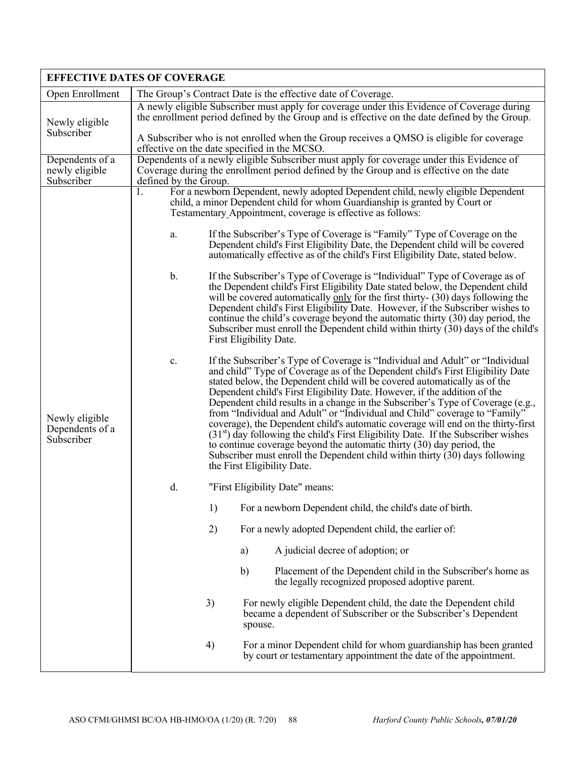| EFFECTIVE DATES OF COVERAGE | |
|---|---|
| Open Enrollment | The Group's Contract Date is the effective date of Coverage. |
| Newly eligible Subscriber | A newly eligible Subscriber must apply for coverage under this Evidence of Coverage during the enrollment period defined by the Group and is effective on the date defined by the Group.<br><br>A Subscriber who is not enrolled when the Group receives a QMSO is eligible for coverage effective on the date specified in the MCSO. |
| Dependents of a newly eligible Subscriber | Dependents of a newly eligible Subscriber must apply for coverage under this Evidence of Coverage during the enrollment period defined by the Group and is effective on the date defined by the Group. |
| Newly eligible Dependents of a Subscriber | 1. For a newborn Dependent, newly adopted Dependent child, newly eligible Dependent child, a minor Dependent child for whom Guardianship is granted by Court or Testamentary Appointment, coverage is effective as follows:<br><br>a. If the Subscriber's Type of Coverage is "Family" Type of Coverage on the Dependent child's First Eligibility Date, the Dependent child will be covered automatically effective as of the child's First Eligibility Date, stated below.<br><br>b. If the Subscriber's Type of Coverage is "Individual" Type of Coverage as of the Dependent child's First Eligibility Date stated below, the Dependent child will be covered automatically <u>only</u> for the first thirty- (30) days following the Dependent child's First Eligibility Date. However, if the Subscriber wishes to continue the child's coverage beyond the automatic thirty (30) day period, the Subscriber must enroll the Dependent child within thirty (30) days of the child's First Eligibility Date.<br><br>c. If the Subscriber's Type of Coverage is "Individual and Adult" or "Individual and child" Type of Coverage as of the Dependent child's First Eligibility Date stated below, the Dependent child will be covered automatically as of the Dependent child's First Eligibility Date. However, if the addition of the Dependent child results in a change in the Subscriber's Type of Coverage (e.g., from "Individual and Adult" or "Individual and Child" coverage to "Family" coverage), the Dependent child's automatic coverage will end on the thirty-first (31st) day following the child's First Eligibility Date. If the Subscriber wishes to continue coverage beyond the automatic thirty (30) day period, the Subscriber must enroll the Dependent child within thirty (30) days following the First Eligibility Date.<br><br>d. "First Eligibility Date" means:<br><br>1) For a newborn Dependent child, the child's date of birth.<br><br>2) For a newly adopted Dependent child, the earlier of:<br><br>a) A judicial decree of adoption; or<br><br>b) Placement of the Dependent child in the Subscriber's home as the legally recognized proposed adoptive parent.<br><br>3) For newly eligible Dependent child, the date the Dependent child became a dependent of Subscriber or the Subscriber's Dependent spouse.<br><br>4) For a minor Dependent child for whom guardianship has been granted by court or testamentary appointment the date of the appointment. |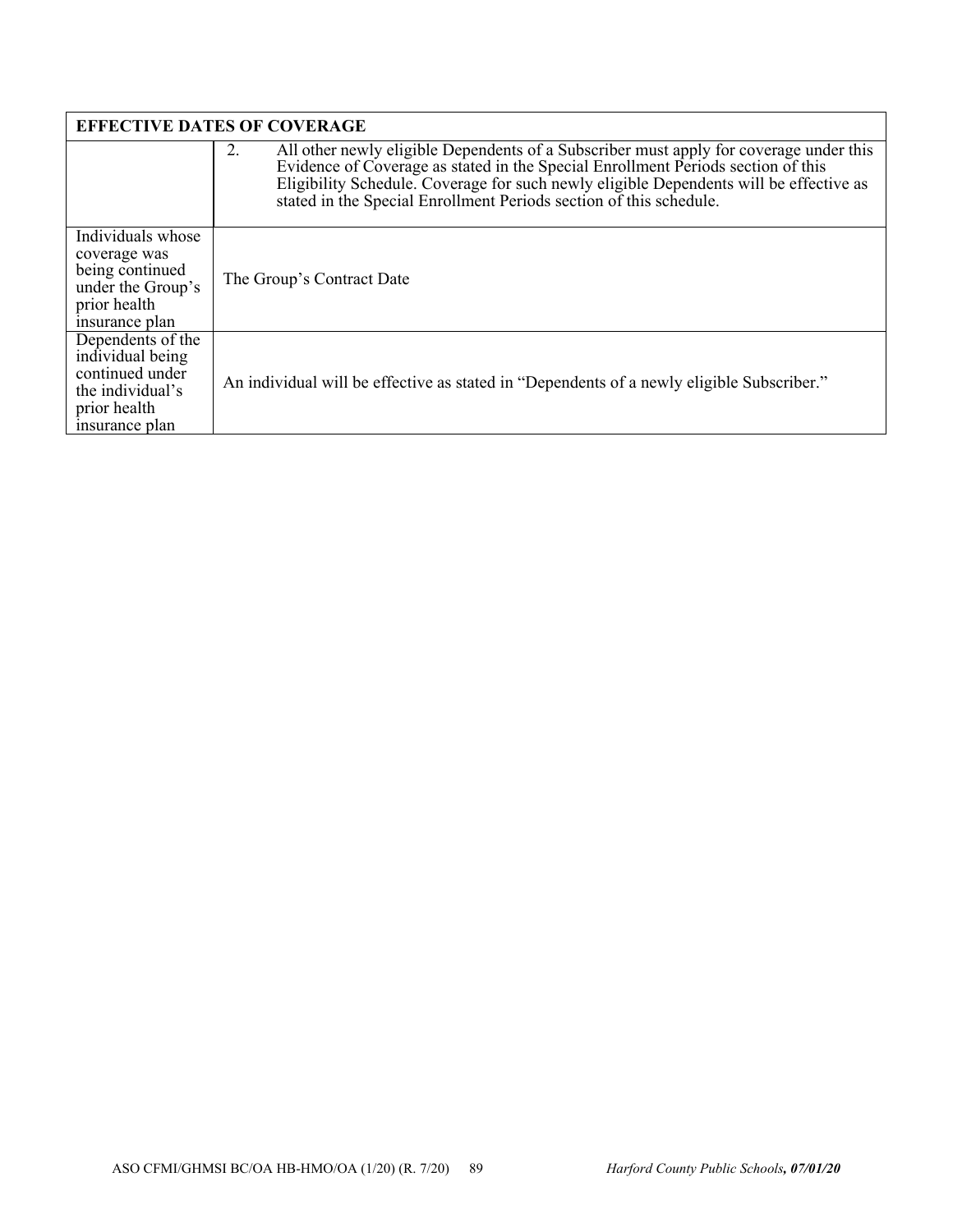| EFFECTIVE DATES OF COVERAGE | |
|---|---|
| | 2. All other newly eligible Dependents of a Subscriber must apply for coverage under this Evidence of Coverage as stated in the Special Enrollment Periods section of this Eligibility Schedule. Coverage for such newly eligible Dependents will be effective as stated in the Special Enrollment Periods section of this schedule. |
| Individuals whose coverage was being continued under the Group's prior health insurance plan | The Group's Contract Date |
| Dependents of the individual being continued under the individual's prior health insurance plan | An individual will be effective as stated in "Dependents of a newly eligible Subscriber." |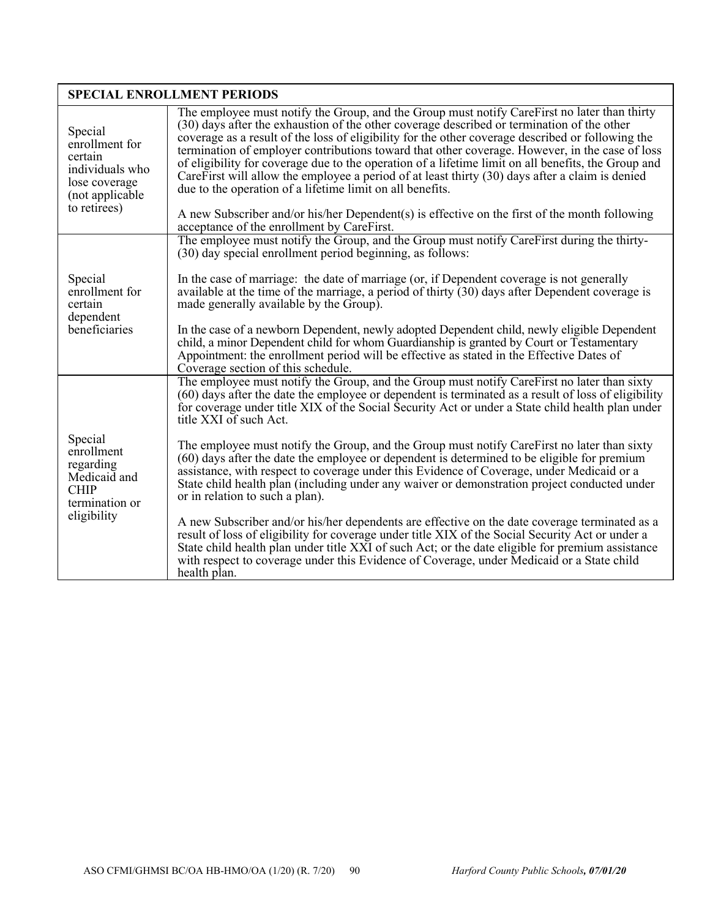| SPECIAL ENROLLMENT PERIODS | |
|---|---|
| Special enrollment for certain individuals who lose coverage (not applicable to retirees) | The employee must notify the Group, and the Group must notify CareFirst no later than thirty (30) days after the exhaustion of the other coverage described or termination of the other coverage as a result of the loss of eligibility for the other coverage described or following the termination of employer contributions toward that other coverage. However, in the case of loss of eligibility for coverage due to the operation of a lifetime limit on all benefits, the Group and CareFirst will allow the employee a period of at least thirty (30) days after a claim is denied due to the operation of a lifetime limit on all benefits.<br><br>A new Subscriber and/or his/her Dependent(s) is effective on the first of the month following acceptance of the enrollment by CareFirst. |
| Special enrollment for certain dependent beneficiaries | The employee must notify the Group, and the Group must notify CareFirst during the thirty-(30) day special enrollment period beginning, as follows:<br><br>In the case of marriage: the date of marriage (or, if Dependent coverage is not generally available at the time of the marriage, a period of thirty (30) days after Dependent coverage is made generally available by the Group).<br><br>In the case of a newborn Dependent, newly adopted Dependent child, newly eligible Dependent child, a minor Dependent child for whom Guardianship is granted by Court or Testamentary Appointment: the enrollment period will be effective as stated in the Effective Dates of Coverage section of this schedule. |
| Special enrollment regarding Medicaid and CHIP termination or eligibility | The employee must notify the Group, and the Group must notify CareFirst no later than sixty (60) days after the date the employee or dependent is terminated as a result of loss of eligibility for coverage under title XIX of the Social Security Act or under a State child health plan under title XXI of such Act.<br><br>The employee must notify the Group, and the Group must notify CareFirst no later than sixty (60) days after the date the employee or dependent is determined to be eligible for premium assistance, with respect to coverage under this Evidence of Coverage, under Medicaid or a State child health plan (including under any waiver or demonstration project conducted under or in relation to such a plan).<br><br>A new Subscriber and/or his/her dependents are effective on the date coverage terminated as a result of loss of eligibility for coverage under title XIX of the Social Security Act or under a State child health plan under title XXI of such Act; or the date eligible for premium assistance with respect to coverage under this Evidence of Coverage, under Medicaid or a State child health plan. |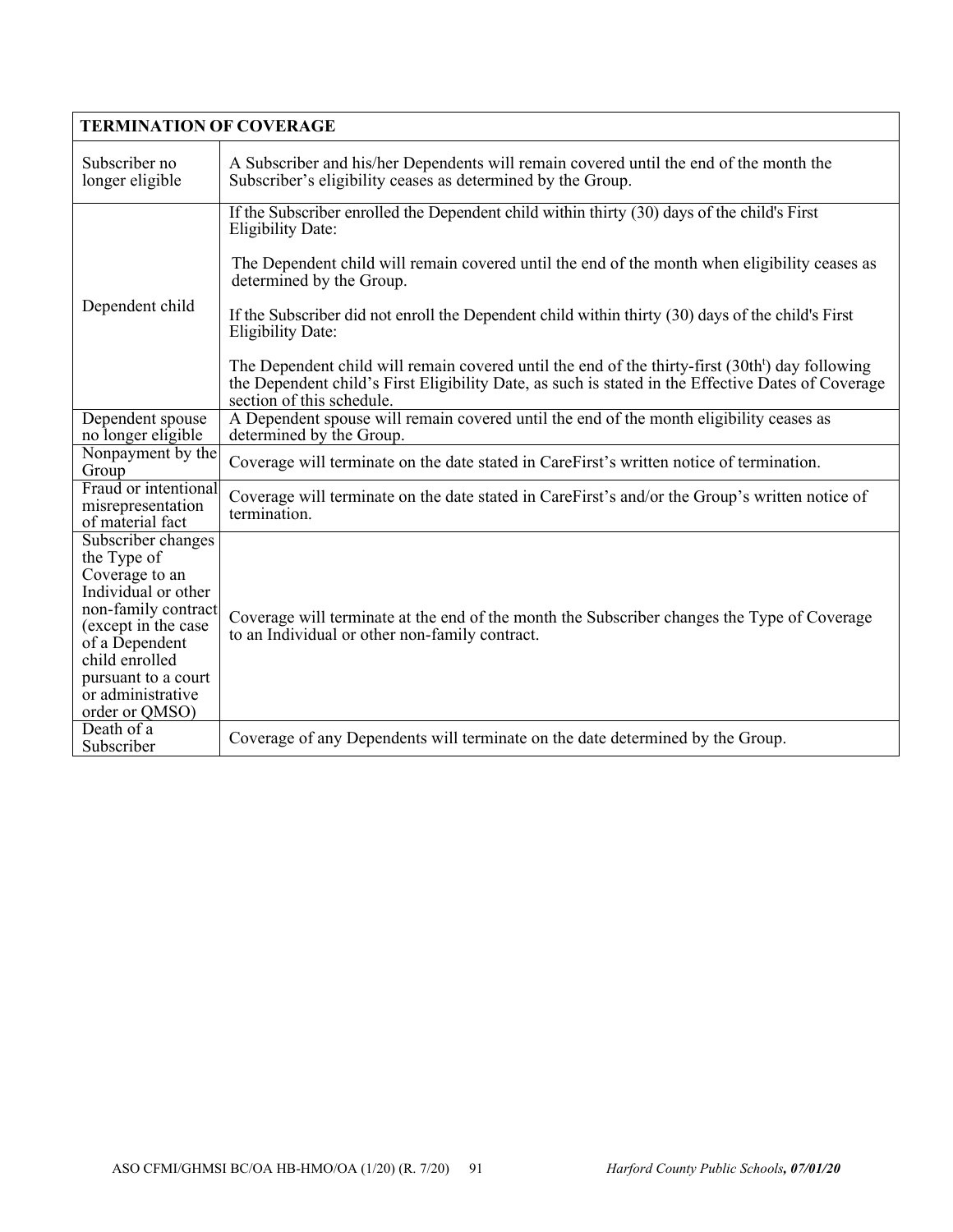| TERMINATION OF COVERAGE | |
|---|---|
| Subscriber no longer eligible | A Subscriber and his/her Dependents will remain covered until the end of the month the Subscriber's eligibility ceases as determined by the Group. |
| Dependent child | If the Subscriber enrolled the Dependent child within thirty (30) days of the child's First Eligibility Date:<br><br>The Dependent child will remain covered until the end of the month when eligibility ceases as determined by the Group.<br><br>If the Subscriber did not enroll the Dependent child within thirty (30) days of the child's First Eligibility Date:<br><br>The Dependent child will remain covered until the end of the thirty-first (30th[t]) day following the Dependent child's First Eligibility Date, as such is stated in the Effective Dates of Coverage section of this schedule. |
| Dependent spouse no longer eligible | A Dependent spouse will remain covered until the end of the month eligibility ceases as determined by the Group. |
| Nonpayment by the Group | Coverage will terminate on the date stated in CareFirst's written notice of termination. |
| Fraud or intentional misrepresentation of material fact | Coverage will terminate on the date stated in CareFirst's and/or the Group's written notice of termination. |
| Subscriber changes the Type of Coverage to an Individual or other non-family contract (except in the case of a Dependent child enrolled pursuant to a court or administrative order or QMSO) | Coverage will terminate at the end of the month the Subscriber changes the Type of Coverage to an Individual or other non-family contract. |
| Death of a Subscriber | Coverage of any Dependents will terminate on the date determined by the Group. |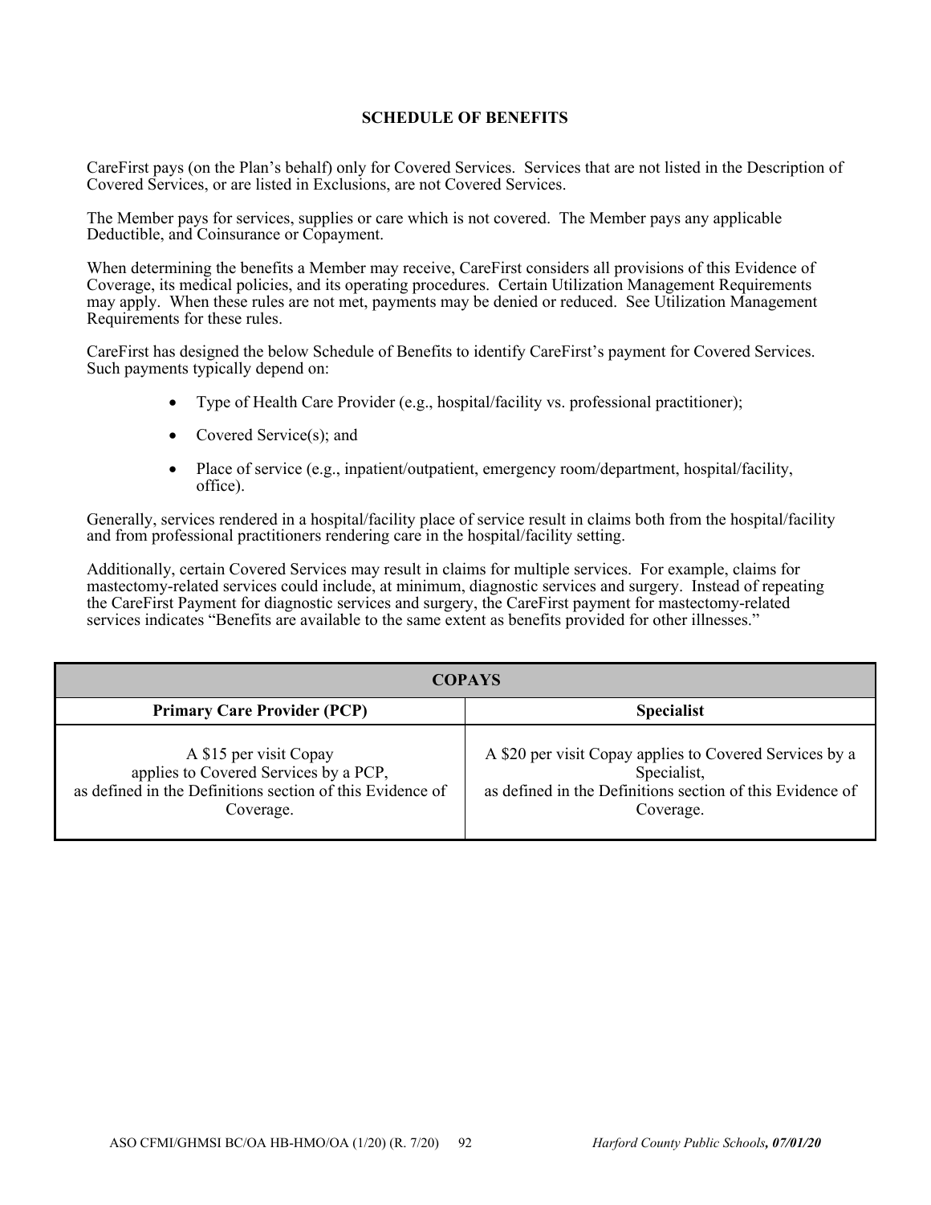## SCHEDULE OF BENEFITS

CareFirst pays (on the Plan's behalf) only for Covered Services. Services that are not listed in the Description of Covered Services, or are listed in Exclusions, are not Covered Services.

The Member pays for services, supplies or care which is not covered. The Member pays any applicable Deductible, and Coinsurance or Copayment.

When determining the benefits a Member may receive, CareFirst considers all provisions of this Evidence of Coverage, its medical policies, and its operating procedures. Certain Utilization Management Requirements may apply. When these rules are not met, payments may be denied or reduced. See Utilization Management Requirements for these rules.

CareFirst has designed the below Schedule of Benefits to identify CareFirst's payment for Covered Services. Such payments typically depend on:

- Type of Health Care Provider (e.g., hospital/facility vs. professional practitioner);
- Covered Service(s); and
- Place of service (e.g., inpatient/outpatient, emergency room/department, hospital/facility, office).

Generally, services rendered in a hospital/facility place of service result in claims both from the hospital/facility and from professional practitioners rendering care in the hospital/facility setting.

Additionally, certain Covered Services may result in claims for multiple services. For example, claims for mastectomy-related services could include, at minimum, diagnostic services and surgery. Instead of repeating the CareFirst Payment for diagnostic services and surgery, the CareFirst payment for mastectomy-related services indicates "Benefits are available to the same extent as benefits provided for other illnesses."

| **COPAYS** | |
|---|---|
| **Primary Care Provider (PCP)** | **Specialist** |
| A $15 per visit Copay applies to Covered Services by a PCP, as defined in the Definitions section of this Evidence of Coverage. | A $20 per visit Copay applies to Covered Services by a Specialist, as defined in the Definitions section of this Evidence of Coverage. |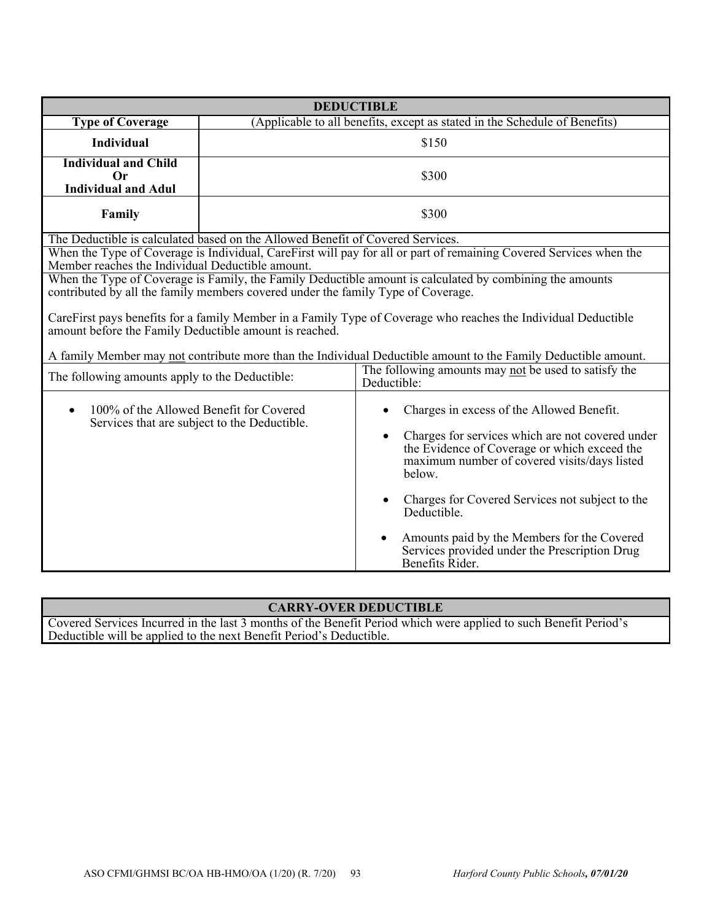## DEDUCTIBLE

| Type of Coverage | (Applicable to all benefits, except as stated in the Schedule of Benefits) |
|---|---|
| **Individual** | $150 |
| **Individual and Child Or Individual and Adul** | $300 |
| **Family** | $300 |

The Deductible is calculated based on the Allowed Benefit of Covered Services.

When the Type of Coverage is Individual, CareFirst will pay for all or part of remaining Covered Services when the Member reaches the Individual Deductible amount.

When the Type of Coverage is Family, the Family Deductible amount is calculated by combining the amounts contributed by all the family members covered under the family Type of Coverage.

CareFirst pays benefits for a family Member in a Family Type of Coverage who reaches the Individual Deductible amount before the Family Deductible amount is reached.

A family Member may not contribute more than the Individual Deductible amount to the Family Deductible amount.

| The following amounts apply to the Deductible: | The following amounts may not be used to satisfy the Deductible: |
|---|---|
| • 100% of the Allowed Benefit for Covered Services that are subject to the Deductible. | • Charges in excess of the Allowed Benefit.<br>• Charges for services which are not covered under the Evidence of Coverage or which exceed the maximum number of covered visits/days listed below.<br>• Charges for Covered Services not subject to the Deductible.<br>• Amounts paid by the Members for the Covered Services provided under the Prescription Drug Benefits Rider. |

## CARRY-OVER DEDUCTIBLE

Covered Services Incurred in the last 3 months of the Benefit Period which were applied to such Benefit Period's Deductible will be applied to the next Benefit Period's Deductible.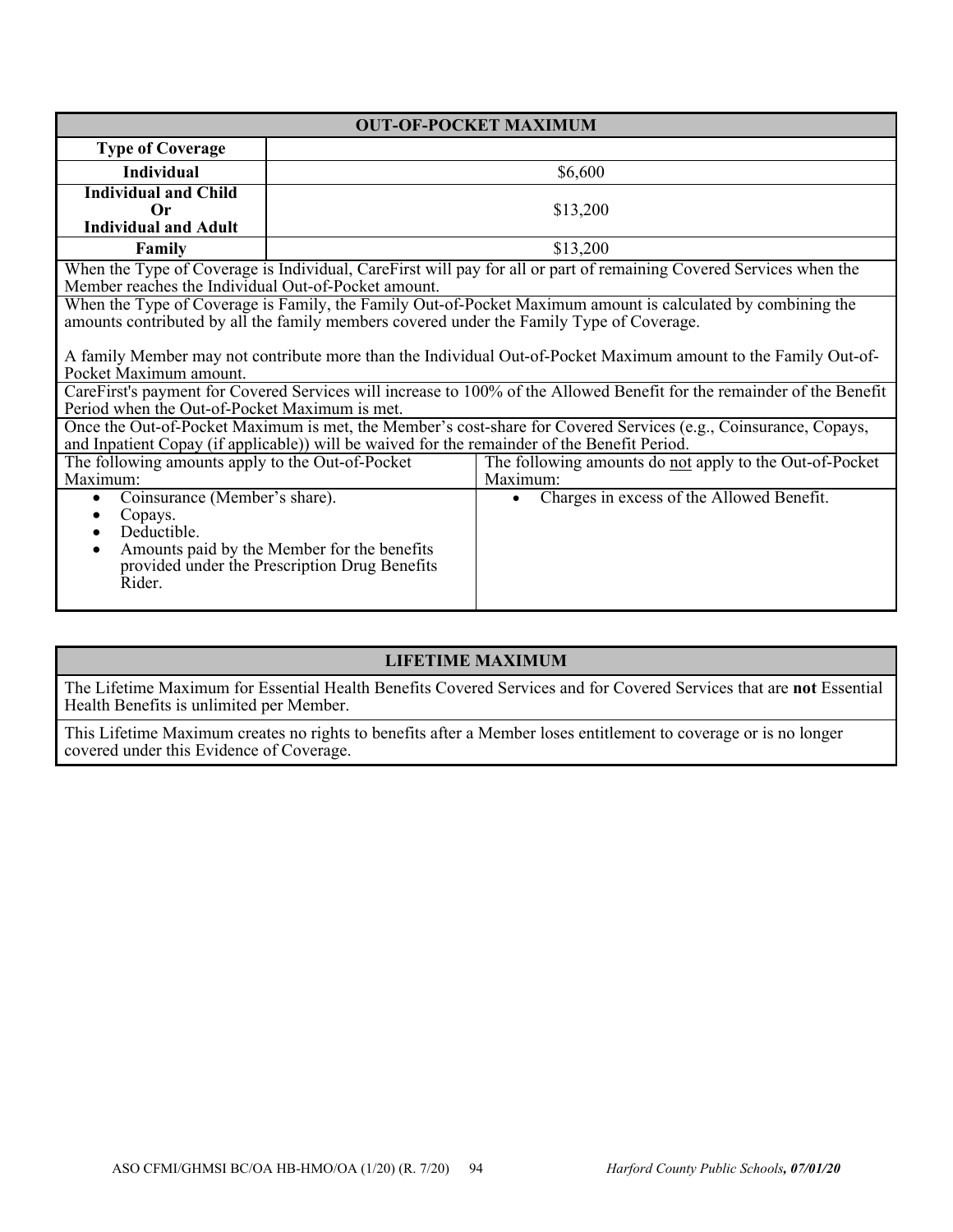| OUT-OF-POCKET MAXIMUM | |
|---|---|
| **Type of Coverage** | |
| **Individual** | $6,600 |
| **Individual and Child Or Individual and Adult** | $13,200 |
| **Family** | $13,200 |

When the Type of Coverage is Individual, CareFirst will pay for all or part of remaining Covered Services when the Member reaches the Individual Out-of-Pocket amount.

When the Type of Coverage is Family, the Family Out-of-Pocket Maximum amount is calculated by combining the amounts contributed by all the family members covered under the Family Type of Coverage.

A family Member may not contribute more than the Individual Out-of-Pocket Maximum amount to the Family Out-of-Pocket Maximum amount.

CareFirst's payment for Covered Services will increase to 100% of the Allowed Benefit for the remainder of the Benefit Period when the Out-of-Pocket Maximum is met.

Once the Out-of-Pocket Maximum is met, the Member's cost-share for Covered Services (e.g., Coinsurance, Copays, and Inpatient Copay (if applicable)) will be waived for the remainder of the Benefit Period.

| The following amounts apply to the Out-of-Pocket Maximum: | The following amounts do not apply to the Out-of-Pocket Maximum: |
|---|---|
| • Coinsurance (Member's share).<br>• Copays.<br>• Deductible.<br>• Amounts paid by the Member for the benefits provided under the Prescription Drug Benefits Rider. | • Charges in excess of the Allowed Benefit. |

| LIFETIME MAXIMUM |
|---|
| The Lifetime Maximum for Essential Health Benefits Covered Services and for Covered Services that are **not** Essential Health Benefits is unlimited per Member. |
| This Lifetime Maximum creates no rights to benefits after a Member loses entitlement to coverage or is no longer covered under this Evidence of Coverage. |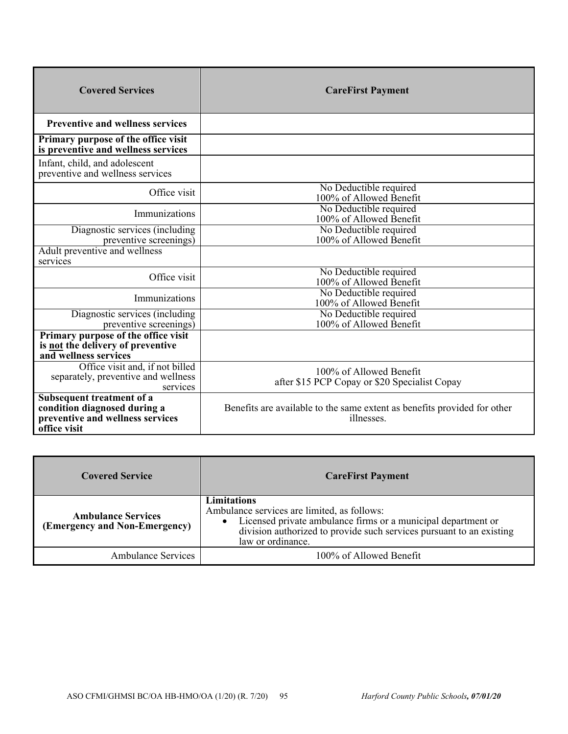| Covered Services | CareFirst Payment |
|---|---|
| **Preventive and wellness services** | |
| **Primary purpose of the office visit is preventive and wellness services** | |
| Infant, child, and adolescent preventive and wellness services | |
| Office visit | No Deductible required<br>100% of Allowed Benefit |
| Immunizations | No Deductible required<br>100% of Allowed Benefit |
| Diagnostic services (including preventive screenings) | No Deductible required<br>100% of Allowed Benefit |
| Adult preventive and wellness services | |
| Office visit | No Deductible required<br>100% of Allowed Benefit |
| Immunizations | No Deductible required<br>100% of Allowed Benefit |
| Diagnostic services (including preventive screenings) | No Deductible required<br>100% of Allowed Benefit |
| **Primary purpose of the office visit is <u>not</u> the delivery of preventive and wellness services** | |
| Office visit and, if not billed separately, preventive and wellness services | 100% of Allowed Benefit<br>after $15 PCP Copay or $20 Specialist Copay |
| **Subsequent treatment of a condition diagnosed during a preventive and wellness services office visit** | Benefits are available to the same extent as benefits provided for other illnesses. |

| Covered Service | CareFirst Payment |
|---|---|
| **Ambulance Services (Emergency and Non-Emergency)** | **Limitations**<br>Ambulance services are limited, as follows:<br>• Licensed private ambulance firms or a municipal department or division authorized to provide such services pursuant to an existing law or ordinance. |
| Ambulance Services | 100% of Allowed Benefit |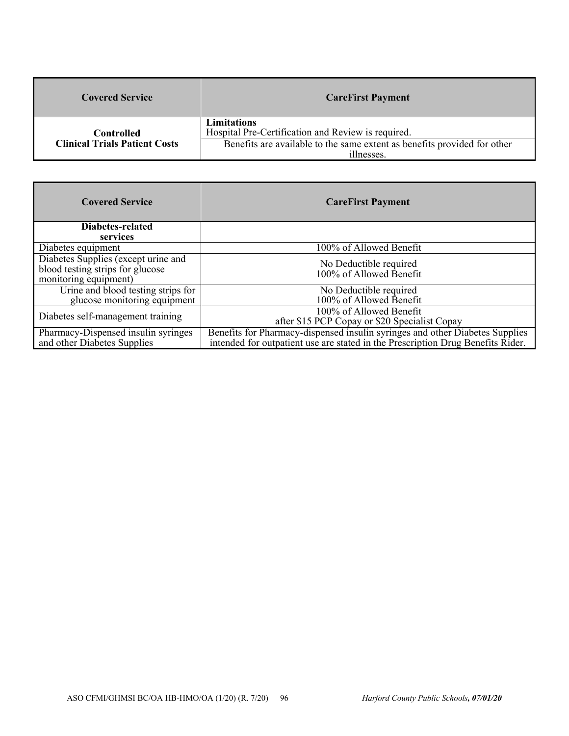| Covered Service | CareFirst Payment |
|---|---|
| **Controlled Clinical Trials Patient Costs** | **Limitations** Hospital Pre-Certification and Review is required. |
| | Benefits are available to the same extent as benefits provided for other illnesses. |

| Covered Service | CareFirst Payment |
|---|---|
| **Diabetes-related services** | |
| Diabetes equipment | 100% of Allowed Benefit |
| Diabetes Supplies (except urine and blood testing strips for glucose monitoring equipment) | No Deductible required<br>100% of Allowed Benefit |
| Urine and blood testing strips for glucose monitoring equipment | No Deductible required<br>100% of Allowed Benefit |
| Diabetes self-management training | 100% of Allowed Benefit<br>after $15 PCP Copay or $20 Specialist Copay |
| Pharmacy-Dispensed insulin syringes and other Diabetes Supplies | Benefits for Pharmacy-dispensed insulin syringes and other Diabetes Supplies intended for outpatient use are stated in the Prescription Drug Benefits Rider. |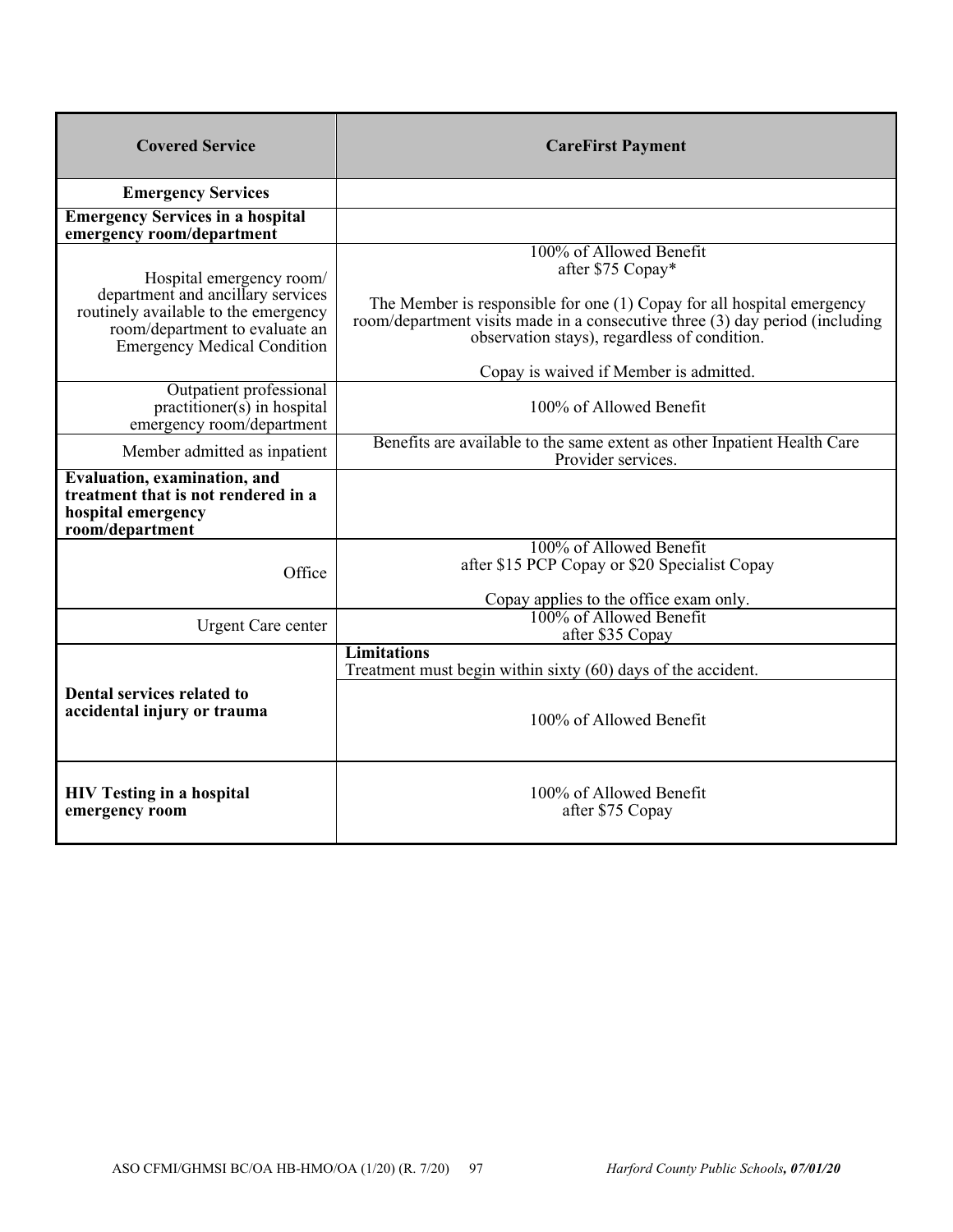| Covered Service | CareFirst Payment |
|---|---|
| **Emergency Services** | |
| **Emergency Services in a hospital emergency room/department** | |
| Hospital emergency room/ department and ancillary services routinely available to the emergency room/department to evaluate an Emergency Medical Condition | 100% of Allowed Benefit after $75 Copay*<br><br>The Member is responsible for one (1) Copay for all hospital emergency room/department visits made in a consecutive three (3) day period (including observation stays), regardless of condition.<br><br>Copay is waived if Member is admitted. |
| Outpatient professional practitioner(s) in hospital emergency room/department | 100% of Allowed Benefit |
| Member admitted as inpatient | Benefits are available to the same extent as other Inpatient Health Care Provider services. |
| **Evaluation, examination, and treatment that is not rendered in a hospital emergency room/department** | |
| Office | 100% of Allowed Benefit after $15 PCP Copay or $20 Specialist Copay<br><br>Copay applies to the office exam only. |
| Urgent Care center | 100% of Allowed Benefit after $35 Copay |
| **Dental services related to accidental injury or trauma** | **Limitations**<br>Treatment must begin within sixty (60) days of the accident. |
| | 100% of Allowed Benefit |
| **HIV Testing in a hospital emergency room** | 100% of Allowed Benefit after $75 Copay |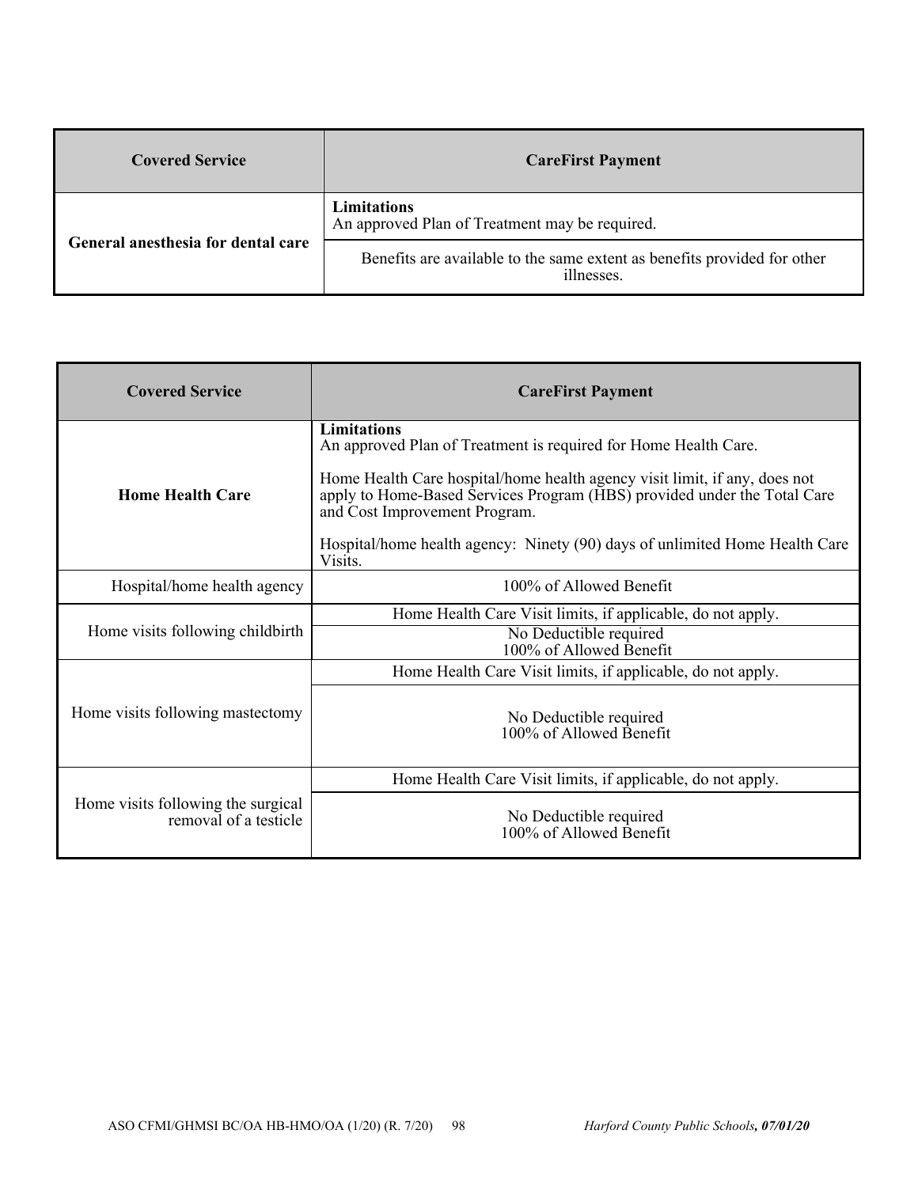| Covered Service | CareFirst Payment |
| --- | --- |
| **General anesthesia for dental care** | **Limitations**<br>An approved Plan of Treatment may be required. |
| | Benefits are available to the same extent as benefits provided for other illnesses. |

| Covered Service | CareFirst Payment |
| --- | --- |
| **Home Health Care** | **Limitations**<br>An approved Plan of Treatment is required for Home Health Care.<br><br>Home Health Care hospital/home health agency visit limit, if any, does not apply to Home-Based Services Program (HBS) provided under the Total Care and Cost Improvement Program.<br><br>Hospital/home health agency: Ninety (90) days of unlimited Home Health Care Visits. |
| Hospital/home health agency | 100% of Allowed Benefit |
| Home visits following childbirth | Home Health Care Visit limits, if applicable, do not apply. |
| | No Deductible required<br>100% of Allowed Benefit |
| Home visits following mastectomy | Home Health Care Visit limits, if applicable, do not apply. |
| | No Deductible required<br>100% of Allowed Benefit |
| Home visits following the surgical removal of a testicle | Home Health Care Visit limits, if applicable, do not apply. |
| | No Deductible required<br>100% of Allowed Benefit |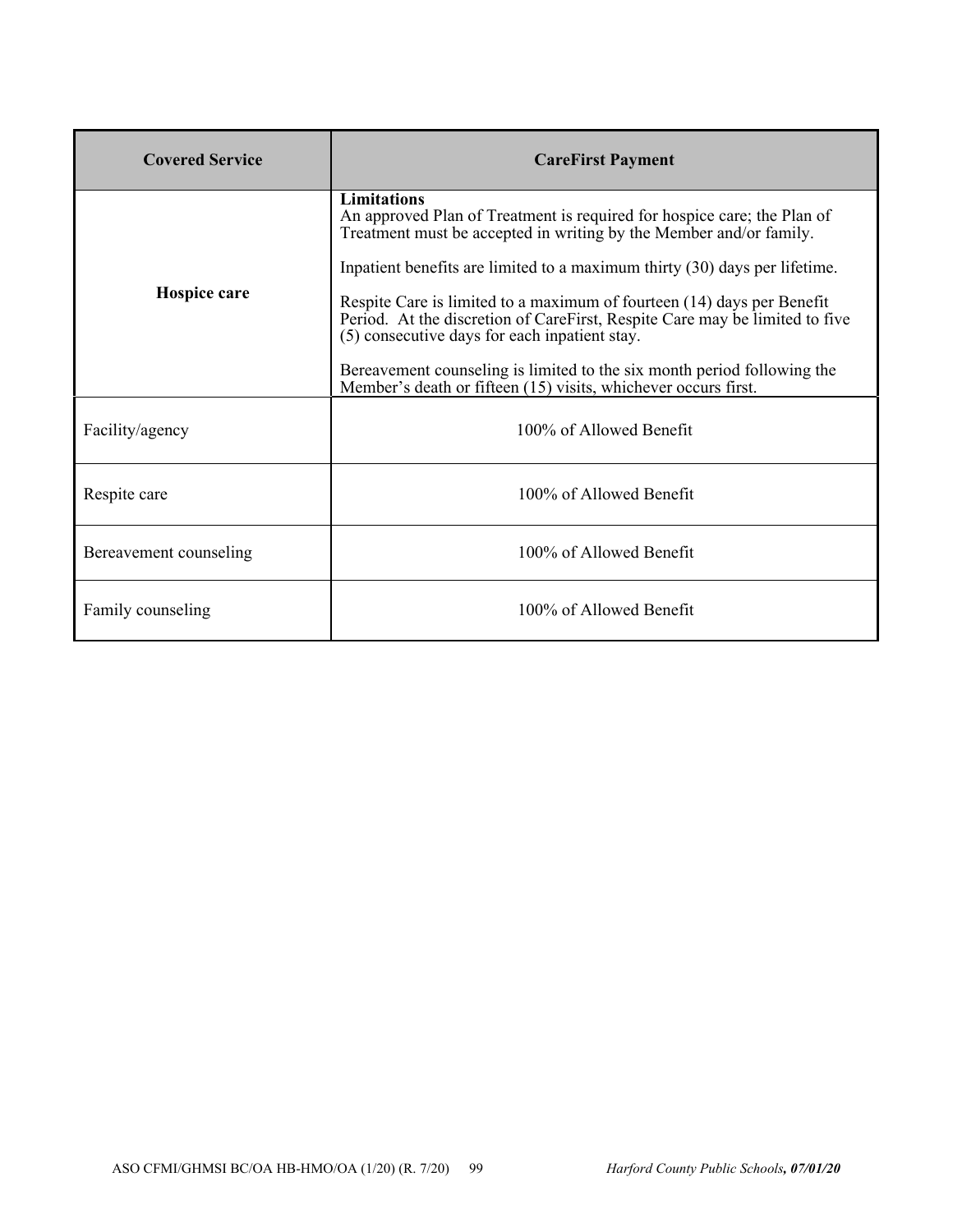| Covered Service | CareFirst Payment |
|---|---|
| **Hospice care** | **Limitations**<br>An approved Plan of Treatment is required for hospice care; the Plan of Treatment must be accepted in writing by the Member and/or family.<br><br>Inpatient benefits are limited to a maximum thirty (30) days per lifetime.<br><br>Respite Care is limited to a maximum of fourteen (14) days per Benefit Period. At the discretion of CareFirst, Respite Care may be limited to five (5) consecutive days for each inpatient stay.<br><br>Bereavement counseling is limited to the six month period following the Member's death or fifteen (15) visits, whichever occurs first. |
| Facility/agency | 100% of Allowed Benefit |
| Respite care | 100% of Allowed Benefit |
| Bereavement counseling | 100% of Allowed Benefit |
| Family counseling | 100% of Allowed Benefit |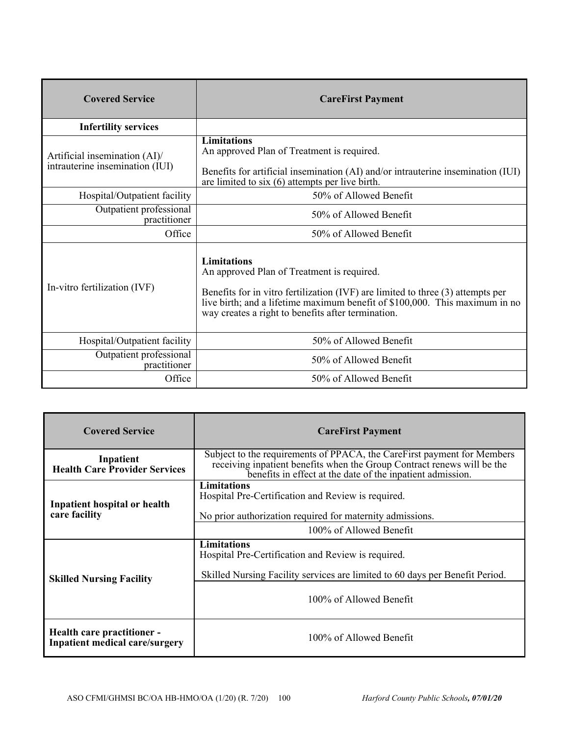| Covered Service | CareFirst Payment |
|---|---|
| **Infertility services** | |
| Artificial insemination (AI)/ intrauterine insemination (IUI) | **Limitations**<br>An approved Plan of Treatment is required.<br><br>Benefits for artificial insemination (AI) and/or intrauterine insemination (IUI) are limited to six (6) attempts per live birth. |
| Hospital/Outpatient facility | 50% of Allowed Benefit |
| Outpatient professional practitioner | 50% of Allowed Benefit |
| Office | 50% of Allowed Benefit |
| In-vitro fertilization (IVF) | **Limitations**<br>An approved Plan of Treatment is required.<br><br>Benefits for in vitro fertilization (IVF) are limited to three (3) attempts per live birth; and a lifetime maximum benefit of $100,000. This maximum in no way creates a right to benefits after termination. |
| Hospital/Outpatient facility | 50% of Allowed Benefit |
| Outpatient professional practitioner | 50% of Allowed Benefit |
| Office | 50% of Allowed Benefit |

| Covered Service | CareFirst Payment |
|---|---|
| **Inpatient Health Care Provider Services** | Subject to the requirements of PPACA, the CareFirst payment for Members receiving inpatient benefits when the Group Contract renews will be the benefits in effect at the date of the inpatient admission. |
| **Inpatient hospital or health care facility** | **Limitations**<br>Hospital Pre-Certification and Review is required.<br><br>No prior authorization required for maternity admissions. |
| | 100% of Allowed Benefit |
| **Skilled Nursing Facility** | **Limitations**<br>Hospital Pre-Certification and Review is required.<br><br>Skilled Nursing Facility services are limited to 60 days per Benefit Period. |
| | 100% of Allowed Benefit |
| **Health care practitioner - Inpatient medical care/surgery** | 100% of Allowed Benefit |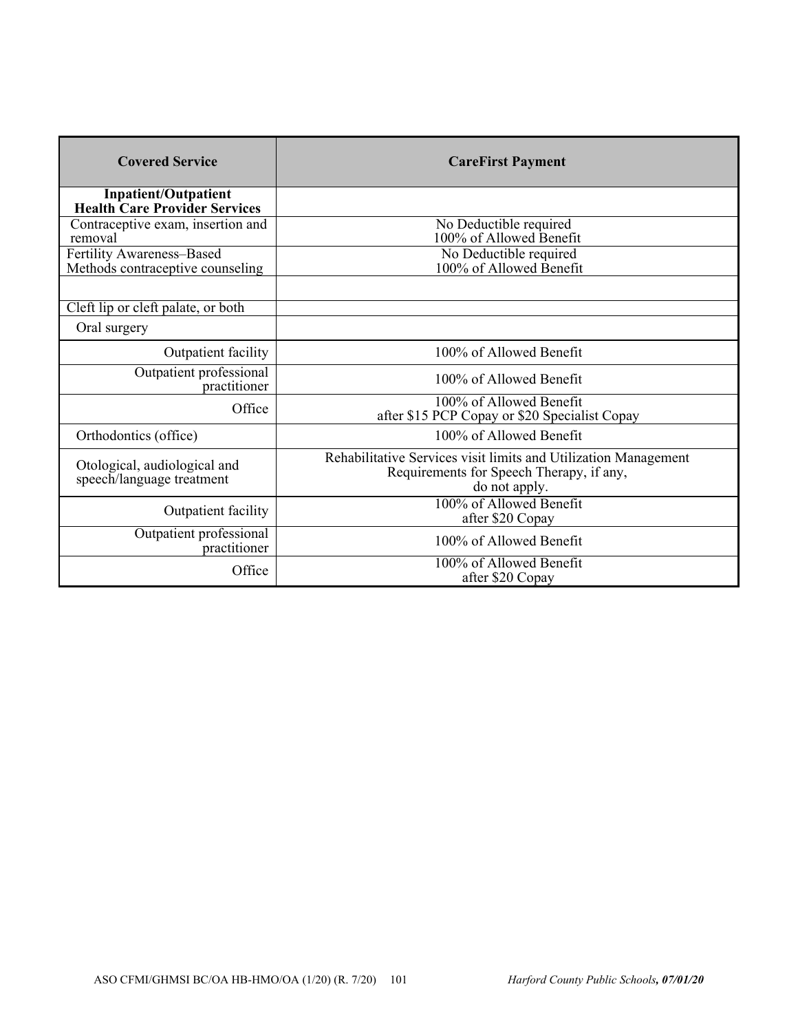| Covered Service | CareFirst Payment |
|---|---|
| **Inpatient/Outpatient Health Care Provider Services** | |
| Contraceptive exam, insertion and removal | No Deductible required<br>100% of Allowed Benefit |
| Fertility Awareness–Based Methods contraceptive counseling | No Deductible required<br>100% of Allowed Benefit |
| | |
| Cleft lip or cleft palate, or both | |
| Oral surgery | |
| Outpatient facility | 100% of Allowed Benefit |
| Outpatient professional practitioner | 100% of Allowed Benefit |
| Office | 100% of Allowed Benefit<br>after $15 PCP Copay or $20 Specialist Copay |
| Orthodontics (office) | 100% of Allowed Benefit |
| Otological, audiological and speech/language treatment | Rehabilitative Services visit limits and Utilization Management Requirements for Speech Therapy, if any, do not apply. |
| Outpatient facility | 100% of Allowed Benefit<br>after $20 Copay |
| Outpatient professional practitioner | 100% of Allowed Benefit |
| Office | 100% of Allowed Benefit<br>after $20 Copay |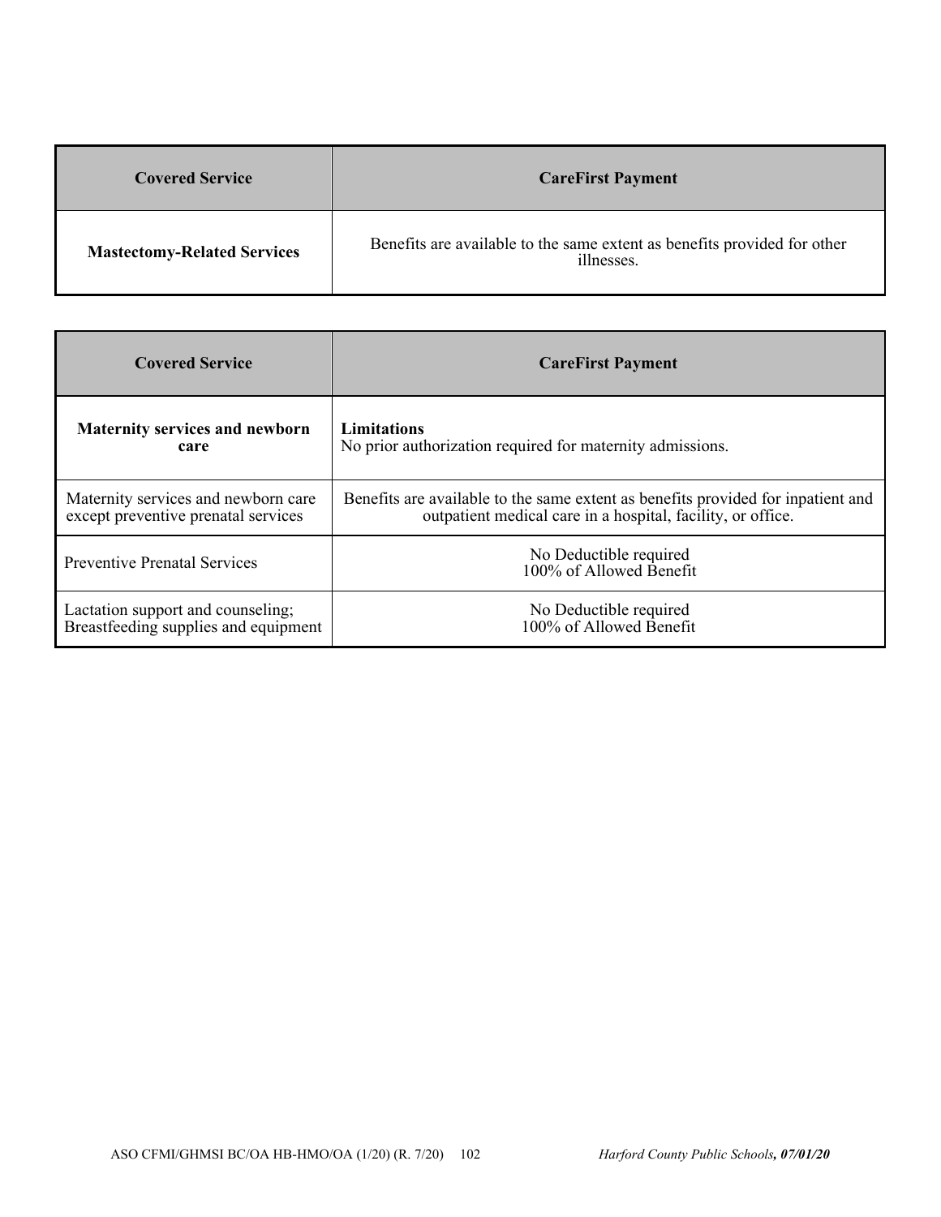| Covered Service | CareFirst Payment |
| --- | --- |
| **Mastectomy-Related Services** | Benefits are available to the same extent as benefits provided for other illnesses. |

| Covered Service | CareFirst Payment |
| --- | --- |
| **Maternity services and newborn care** | **Limitations**<br>No prior authorization required for maternity admissions. |
| Maternity services and newborn care except preventive prenatal services | Benefits are available to the same extent as benefits provided for inpatient and outpatient medical care in a hospital, facility, or office. |
| Preventive Prenatal Services | No Deductible required<br>100% of Allowed Benefit |
| Lactation support and counseling; Breastfeeding supplies and equipment | No Deductible required<br>100% of Allowed Benefit |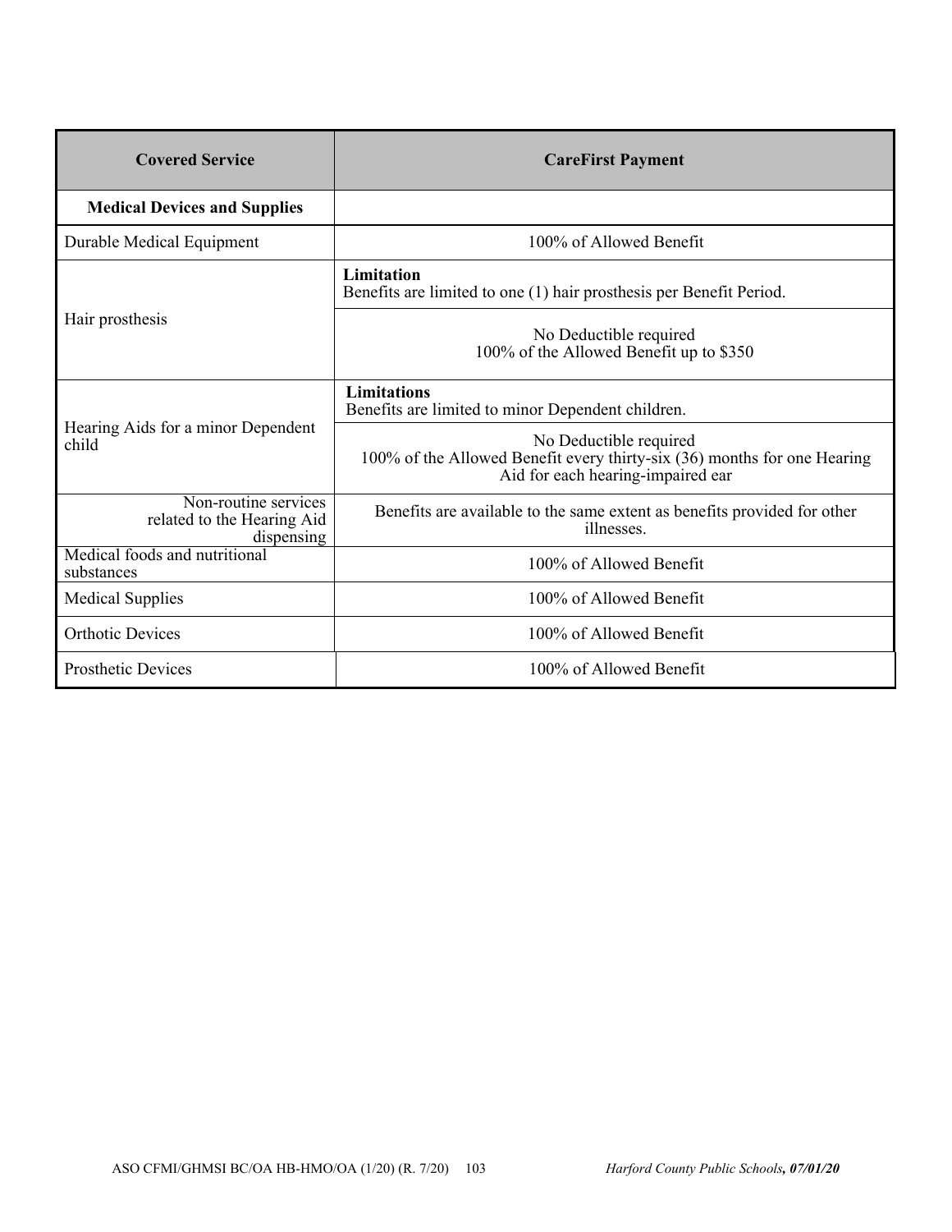| Covered Service | CareFirst Payment |
| --- | --- |
| **Medical Devices and Supplies** | |
| Durable Medical Equipment | 100% of Allowed Benefit |
| Hair prosthesis | **Limitation**<br>Benefits are limited to one (1) hair prosthesis per Benefit Period. |
| | No Deductible required<br>100% of the Allowed Benefit up to $350 |
| Hearing Aids for a minor Dependent child | **Limitations**<br>Benefits are limited to minor Dependent children. |
| | No Deductible required<br>100% of the Allowed Benefit every thirty-six (36) months for one Hearing Aid for each hearing-impaired ear |
| Non-routine services related to the Hearing Aid dispensing | Benefits are available to the same extent as benefits provided for other illnesses. |
| Medical foods and nutritional substances | 100% of Allowed Benefit |
| Medical Supplies | 100% of Allowed Benefit |
| Orthotic Devices | 100% of Allowed Benefit |
| Prosthetic Devices | 100% of Allowed Benefit |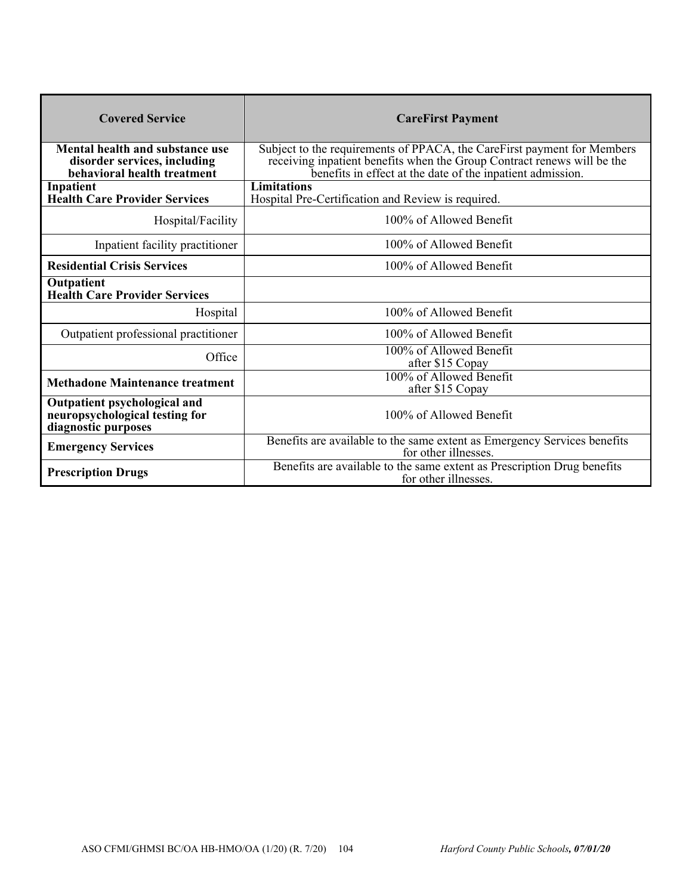| Covered Service | CareFirst Payment |
|---|---|
| **Mental health and substance use disorder services, including behavioral health treatment** | Subject to the requirements of PPACA, the CareFirst payment for Members receiving inpatient benefits when the Group Contract renews will be the benefits in effect at the date of the inpatient admission. |
| **Inpatient**<br>**Health Care Provider Services** | **Limitations**<br>Hospital Pre-Certification and Review is required. |
| Hospital/Facility | 100% of Allowed Benefit |
| Inpatient facility practitioner | 100% of Allowed Benefit |
| **Residential Crisis Services** | 100% of Allowed Benefit |
| **Outpatient**<br>**Health Care Provider Services** | |
| Hospital | 100% of Allowed Benefit |
| Outpatient professional practitioner | 100% of Allowed Benefit |
| Office | 100% of Allowed Benefit after $15 Copay |
| **Methadone Maintenance treatment** | 100% of Allowed Benefit after $15 Copay |
| **Outpatient psychological and neuropsychological testing for diagnostic purposes** | 100% of Allowed Benefit |
| **Emergency Services** | Benefits are available to the same extent as Emergency Services benefits for other illnesses. |
| **Prescription Drugs** | Benefits are available to the same extent as Prescription Drug benefits for other illnesses. |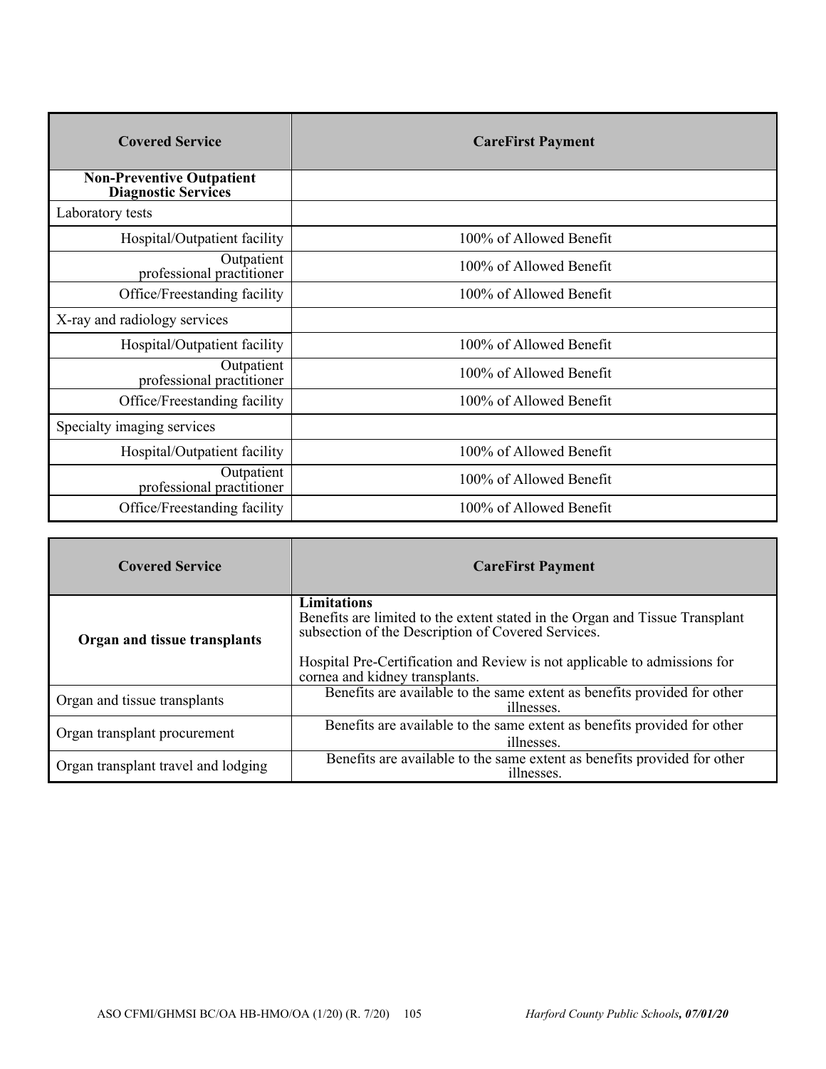| Covered Service | CareFirst Payment |
|---|---|
| **Non-Preventive Outpatient Diagnostic Services** | |
| Laboratory tests | |
| Hospital/Outpatient facility | 100% of Allowed Benefit |
| Outpatient professional practitioner | 100% of Allowed Benefit |
| Office/Freestanding facility | 100% of Allowed Benefit |
| X-ray and radiology services | |
| Hospital/Outpatient facility | 100% of Allowed Benefit |
| Outpatient professional practitioner | 100% of Allowed Benefit |
| Office/Freestanding facility | 100% of Allowed Benefit |
| Specialty imaging services | |
| Hospital/Outpatient facility | 100% of Allowed Benefit |
| Outpatient professional practitioner | 100% of Allowed Benefit |
| Office/Freestanding facility | 100% of Allowed Benefit |

| Covered Service | CareFirst Payment |
|---|---|
| **Organ and tissue transplants** | **Limitations**<br>Benefits are limited to the extent stated in the Organ and Tissue Transplant subsection of the Description of Covered Services.<br><br>Hospital Pre-Certification and Review is not applicable to admissions for cornea and kidney transplants. |
| Organ and tissue transplants | Benefits are available to the same extent as benefits provided for other illnesses. |
| Organ transplant procurement | Benefits are available to the same extent as benefits provided for other illnesses. |
| Organ transplant travel and lodging | Benefits are available to the same extent as benefits provided for other illnesses. |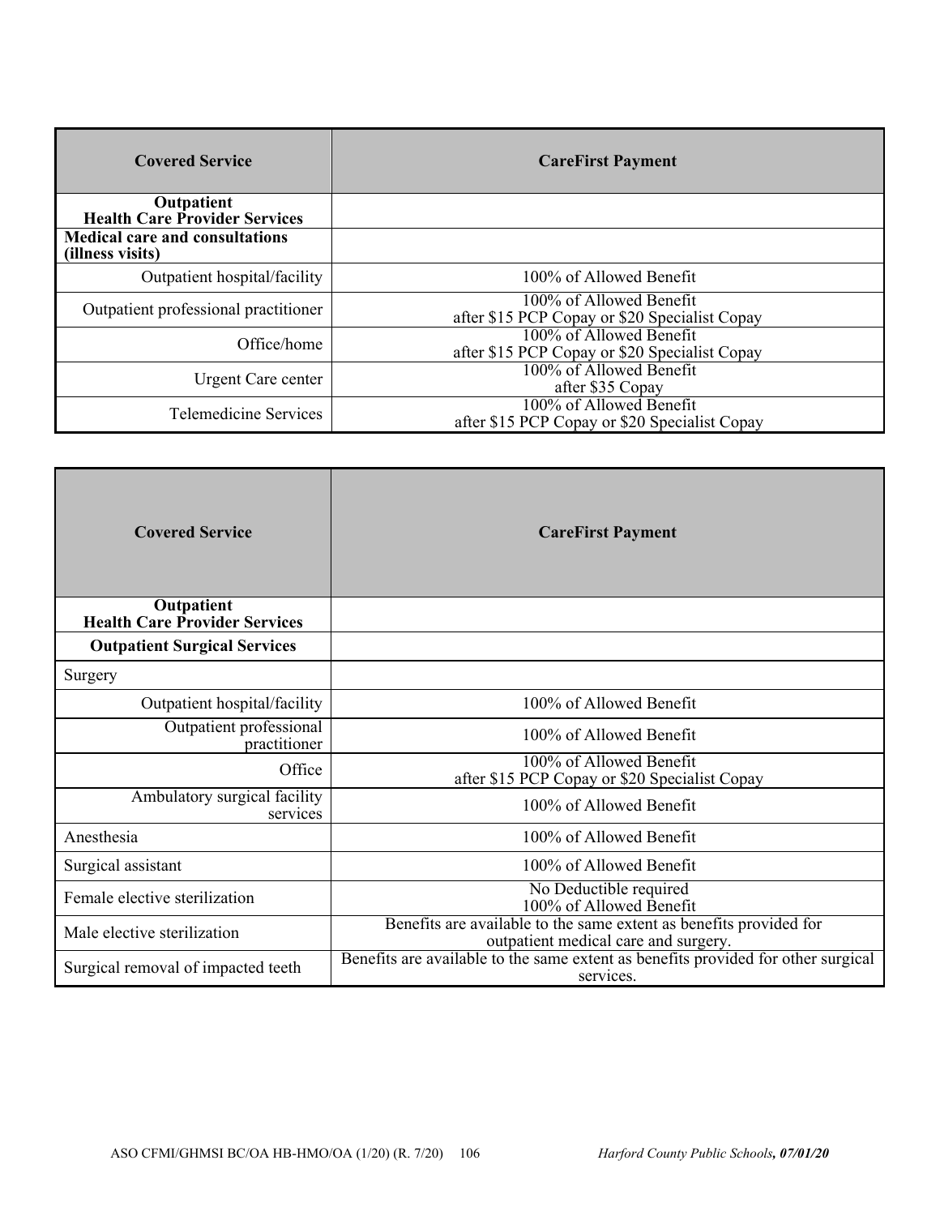| Covered Service | CareFirst Payment |
|---|---|
| **Outpatient Health Care Provider Services** | |
| **Medical care and consultations (illness visits)** | |
| Outpatient hospital/facility | 100% of Allowed Benefit |
| Outpatient professional practitioner | 100% of Allowed Benefit after $15 PCP Copay or $20 Specialist Copay |
| Office/home | 100% of Allowed Benefit after $15 PCP Copay or $20 Specialist Copay |
| Urgent Care center | 100% of Allowed Benefit after $35 Copay |
| Telemedicine Services | 100% of Allowed Benefit after $15 PCP Copay or $20 Specialist Copay |

| Covered Service | CareFirst Payment |
|---|---|
| **Outpatient Health Care Provider Services** | |
| **Outpatient Surgical Services** | |
| Surgery | |
| Outpatient hospital/facility | 100% of Allowed Benefit |
| Outpatient professional practitioner | 100% of Allowed Benefit |
| Office | 100% of Allowed Benefit after $15 PCP Copay or $20 Specialist Copay |
| Ambulatory surgical facility services | 100% of Allowed Benefit |
| Anesthesia | 100% of Allowed Benefit |
| Surgical assistant | 100% of Allowed Benefit |
| Female elective sterilization | No Deductible required 100% of Allowed Benefit |
| Male elective sterilization | Benefits are available to the same extent as benefits provided for outpatient medical care and surgery. |
| Surgical removal of impacted teeth | Benefits are available to the same extent as benefits provided for other surgical services. |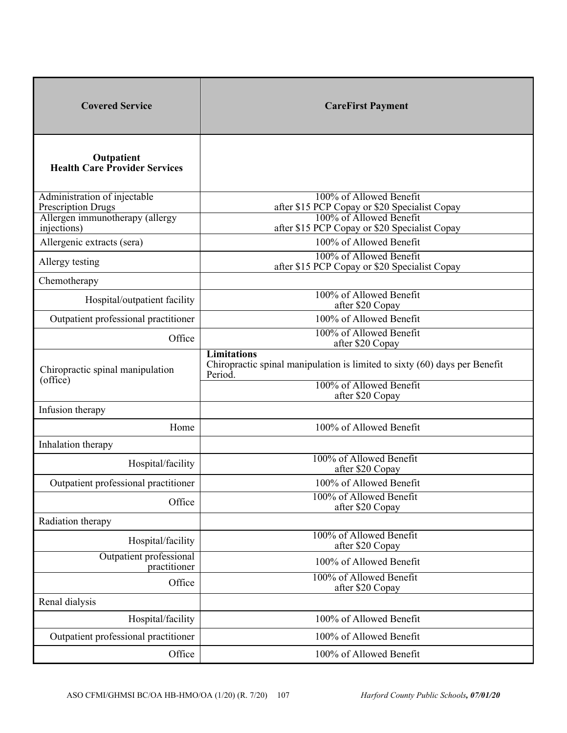| Covered Service | CareFirst Payment |
|---|---|
| **Outpatient Health Care Provider Services** | |
| Administration of injectable Prescription Drugs | 100% of Allowed Benefit after $15 PCP Copay or $20 Specialist Copay |
| Allergen immunotherapy (allergy injections) | 100% of Allowed Benefit after $15 PCP Copay or $20 Specialist Copay |
| Allergenic extracts (sera) | 100% of Allowed Benefit |
| Allergy testing | 100% of Allowed Benefit after $15 PCP Copay or $20 Specialist Copay |
| Chemotherapy | |
| Hospital/outpatient facility | 100% of Allowed Benefit after $20 Copay |
| Outpatient professional practitioner | 100% of Allowed Benefit |
| Office | 100% of Allowed Benefit after $20 Copay |
| Chiropractic spinal manipulation (office) | **Limitations** Chiropractic spinal manipulation is limited to sixty (60) days per Benefit Period. |
| | 100% of Allowed Benefit after $20 Copay |
| Infusion therapy | |
| Home | 100% of Allowed Benefit |
| Inhalation therapy | |
| Hospital/facility | 100% of Allowed Benefit after $20 Copay |
| Outpatient professional practitioner | 100% of Allowed Benefit |
| Office | 100% of Allowed Benefit after $20 Copay |
| Radiation therapy | |
| Hospital/facility | 100% of Allowed Benefit after $20 Copay |
| Outpatient professional practitioner | 100% of Allowed Benefit |
| Office | 100% of Allowed Benefit after $20 Copay |
| Renal dialysis | |
| Hospital/facility | 100% of Allowed Benefit |
| Outpatient professional practitioner | 100% of Allowed Benefit |
| Office | 100% of Allowed Benefit |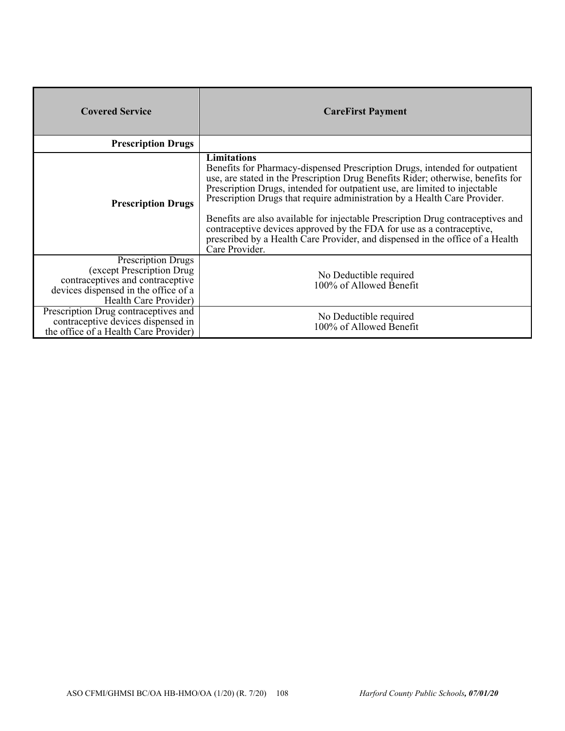| Covered Service | CareFirst Payment |
|---|---|
| **Prescription Drugs** | |
| **Prescription Drugs** | **Limitations**<br>Benefits for Pharmacy-dispensed Prescription Drugs, intended for outpatient use, are stated in the Prescription Drug Benefits Rider; otherwise, benefits for Prescription Drugs, intended for outpatient use, are limited to injectable Prescription Drugs that require administration by a Health Care Provider.<br><br>Benefits are also available for injectable Prescription Drug contraceptives and contraceptive devices approved by the FDA for use as a contraceptive, prescribed by a Health Care Provider, and dispensed in the office of a Health Care Provider. |
| Prescription Drugs (except Prescription Drug contraceptives and contraceptive devices dispensed in the office of a Health Care Provider) | No Deductible required<br>100% of Allowed Benefit |
| Prescription Drug contraceptives and contraceptive devices dispensed in the office of a Health Care Provider) | No Deductible required<br>100% of Allowed Benefit |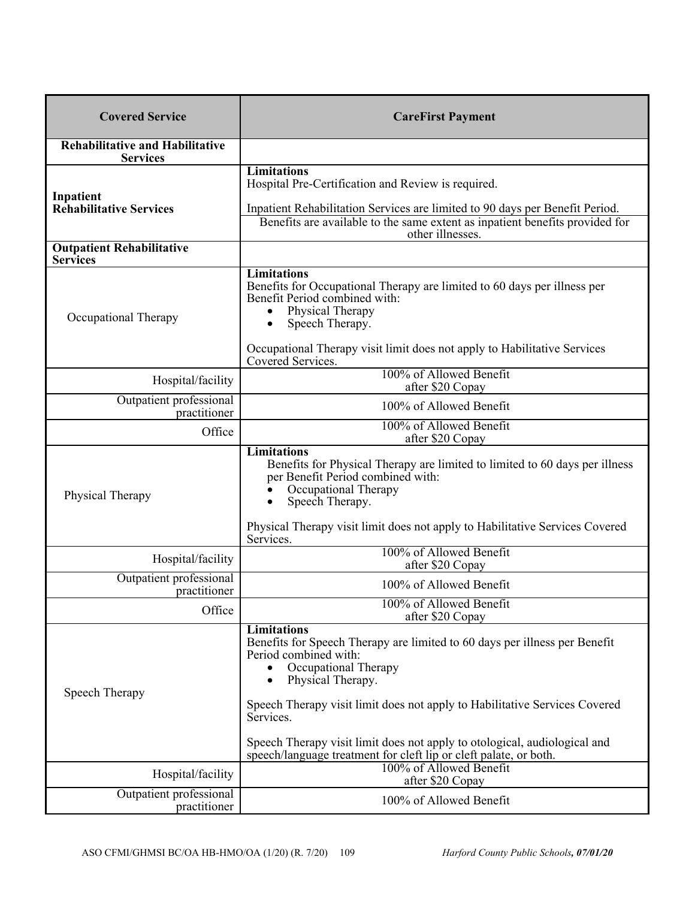| Covered Service | CareFirst Payment |
|---|---|
| **Rehabilitative and Habilitative Services** | |
| **Inpatient Rehabilitative Services** | **Limitations**<br>Hospital Pre-Certification and Review is required.<br><br>Inpatient Rehabilitation Services are limited to 90 days per Benefit Period. |
| | Benefits are available to the same extent as inpatient benefits provided for other illnesses. |
| **Outpatient Rehabilitative Services** | |
| Occupational Therapy | **Limitations**<br>Benefits for Occupational Therapy are limited to 60 days per illness per Benefit Period combined with:<br>• Physical Therapy<br>• Speech Therapy.<br><br>Occupational Therapy visit limit does not apply to Habilitative Services Covered Services. |
| Hospital/facility | 100% of Allowed Benefit after $20 Copay |
| Outpatient professional practitioner | 100% of Allowed Benefit |
| Office | 100% of Allowed Benefit after $20 Copay |
| Physical Therapy | **Limitations**<br>Benefits for Physical Therapy are limited to limited to 60 days per illness per Benefit Period combined with:<br>• Occupational Therapy<br>• Speech Therapy.<br><br>Physical Therapy visit limit does not apply to Habilitative Services Covered Services. |
| Hospital/facility | 100% of Allowed Benefit after $20 Copay |
| Outpatient professional practitioner | 100% of Allowed Benefit |
| Office | 100% of Allowed Benefit after $20 Copay |
| Speech Therapy | **Limitations**<br>Benefits for Speech Therapy are limited to 60 days per illness per Benefit Period combined with:<br>• Occupational Therapy<br>• Physical Therapy.<br><br>Speech Therapy visit limit does not apply to Habilitative Services Covered Services.<br><br>Speech Therapy visit limit does not apply to otological, audiological and speech/language treatment for cleft lip or cleft palate, or both. |
| Hospital/facility | 100% of Allowed Benefit after $20 Copay |
| Outpatient professional practitioner | 100% of Allowed Benefit |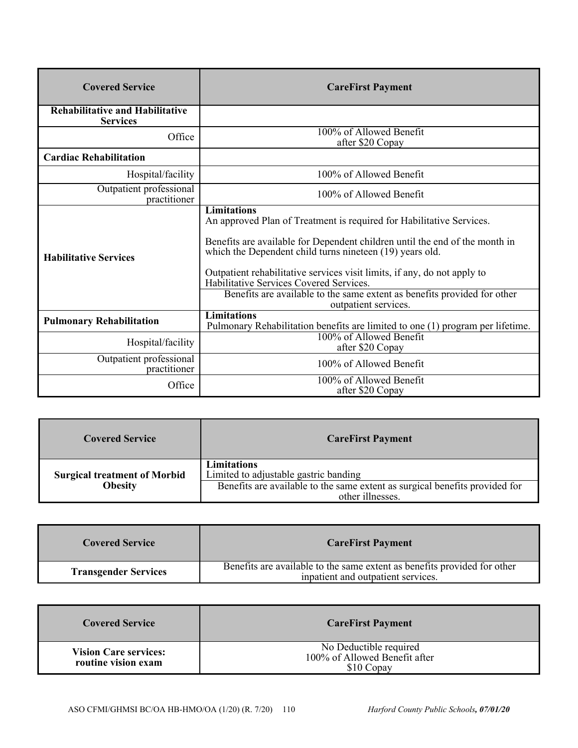| Covered Service | CareFirst Payment |
|---|---|
| **Rehabilitative and Habilitative Services** | |
| Office | 100% of Allowed Benefit after $20 Copay |
| **Cardiac Rehabilitation** | |
| Hospital/facility | 100% of Allowed Benefit |
| Outpatient professional practitioner | 100% of Allowed Benefit |
| **Habilitative Services** | **Limitations**<br>An approved Plan of Treatment is required for Habilitative Services.<br><br>Benefits are available for Dependent children until the end of the month in which the Dependent child turns nineteen (19) years old.<br><br>Outpatient rehabilitative services visit limits, if any, do not apply to Habilitative Services Covered Services.<br>Benefits are available to the same extent as benefits provided for other outpatient services. |
| **Pulmonary Rehabilitation** | **Limitations**<br>Pulmonary Rehabilitation benefits are limited to one (1) program per lifetime. |
| Hospital/facility | 100% of Allowed Benefit after $20 Copay |
| Outpatient professional practitioner | 100% of Allowed Benefit |
| Office | 100% of Allowed Benefit after $20 Copay |

| Covered Service | CareFirst Payment |
|---|---|
| **Surgical treatment of Morbid Obesity** | **Limitations**<br>Limited to adjustable gastric banding<br>Benefits are available to the same extent as surgical benefits provided for other illnesses. |

| Covered Service | CareFirst Payment |
|---|---|
| **Transgender Services** | Benefits are available to the same extent as benefits provided for other inpatient and outpatient services. |

| Covered Service | CareFirst Payment |
|---|---|
| **Vision Care services: routine vision exam** | No Deductible required<br>100% of Allowed Benefit after $10 Copay |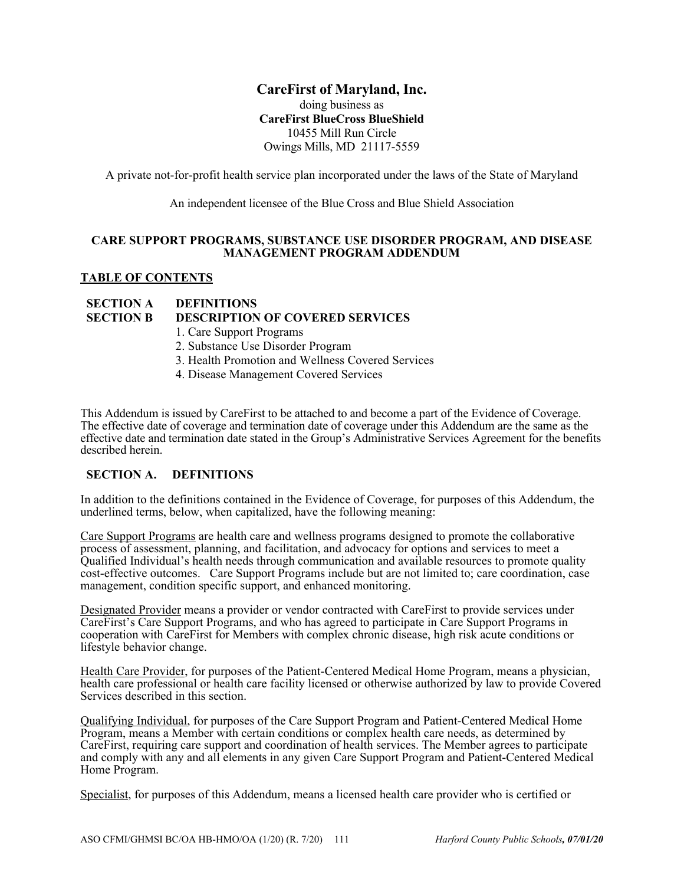# CareFirst of Maryland, Inc.

doing business as
**CareFirst BlueCross BlueShield**
10455 Mill Run Circle
Owings Mills, MD 21117-5559

A private not-for-profit health service plan incorporated under the laws of the State of Maryland

An independent licensee of the Blue Cross and Blue Shield Association

## CARE SUPPORT PROGRAMS, SUBSTANCE USE DISORDER PROGRAM, AND DISEASE MANAGEMENT PROGRAM ADDENDUM

**TABLE OF CONTENTS**

**SECTION A DEFINITIONS**

**SECTION B DESCRIPTION OF COVERED SERVICES**

1. Care Support Programs
2. Substance Use Disorder Program
3. Health Promotion and Wellness Covered Services
4. Disease Management Covered Services

This Addendum is issued by CareFirst to be attached to and become a part of the Evidence of Coverage. The effective date of coverage and termination date of coverage under this Addendum are the same as the effective date and termination date stated in the Group's Administrative Services Agreement for the benefits described herein.

### SECTION A. DEFINITIONS

In addition to the definitions contained in the Evidence of Coverage, for purposes of this Addendum, the underlined terms, below, when capitalized, have the following meaning:

Care Support Programs are health care and wellness programs designed to promote the collaborative process of assessment, planning, and facilitation, and advocacy for options and services to meet a Qualified Individual's health needs through communication and available resources to promote quality cost-effective outcomes. Care Support Programs include but are not limited to; care coordination, case management, condition specific support, and enhanced monitoring.

Designated Provider means a provider or vendor contracted with CareFirst to provide services under CareFirst's Care Support Programs, and who has agreed to participate in Care Support Programs in cooperation with CareFirst for Members with complex chronic disease, high risk acute conditions or lifestyle behavior change.

Health Care Provider, for purposes of the Patient-Centered Medical Home Program, means a physician, health care professional or health care facility licensed or otherwise authorized by law to provide Covered Services described in this section.

Qualifying Individual, for purposes of the Care Support Program and Patient-Centered Medical Home Program, means a Member with certain conditions or complex health care needs, as determined by CareFirst, requiring care support and coordination of health services. The Member agrees to participate and comply with any and all elements in any given Care Support Program and Patient-Centered Medical Home Program.

Specialist, for purposes of this Addendum, means a licensed health care provider who is certified or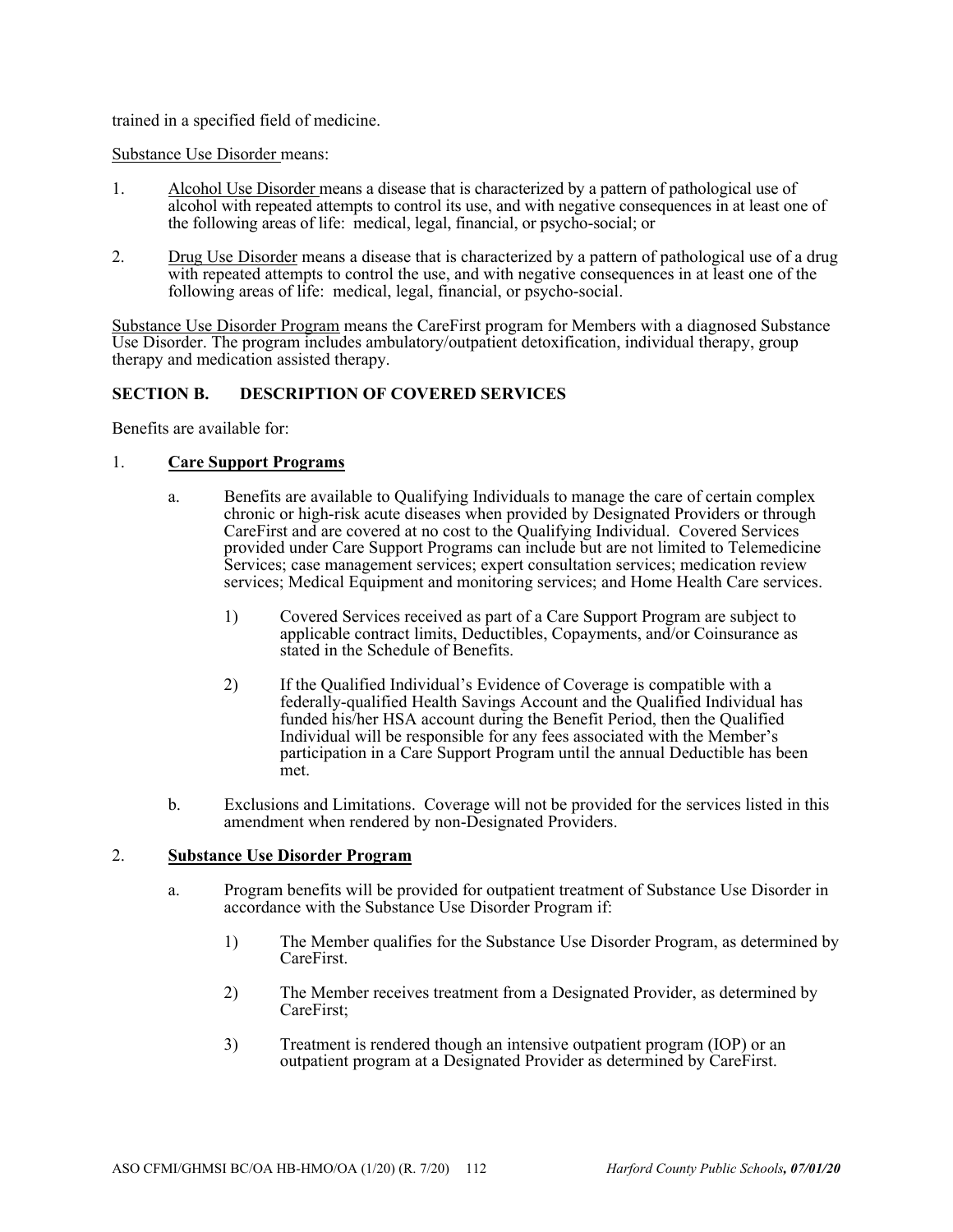trained in a specified field of medicine.

Substance Use Disorder means:

1. Alcohol Use Disorder means a disease that is characterized by a pattern of pathological use of alcohol with repeated attempts to control its use, and with negative consequences in at least one of the following areas of life: medical, legal, financial, or psycho-social; or

2. Drug Use Disorder means a disease that is characterized by a pattern of pathological use of a drug with repeated attempts to control the use, and with negative consequences in at least one of the following areas of life: medical, legal, financial, or psycho-social.

Substance Use Disorder Program means the CareFirst program for Members with a diagnosed Substance Use Disorder. The program includes ambulatory/outpatient detoxification, individual therapy, group therapy and medication assisted therapy.

## SECTION B. DESCRIPTION OF COVERED SERVICES

Benefits are available for:

### 1. Care Support Programs

a. Benefits are available to Qualifying Individuals to manage the care of certain complex chronic or high-risk acute diseases when provided by Designated Providers or through CareFirst and are covered at no cost to the Qualifying Individual. Covered Services provided under Care Support Programs can include but are not limited to Telemedicine Services; case management services; expert consultation services; medication review services; Medical Equipment and monitoring services; and Home Health Care services.

   1) Covered Services received as part of a Care Support Program are subject to applicable contract limits, Deductibles, Copayments, and/or Coinsurance as stated in the Schedule of Benefits.

   2) If the Qualified Individual's Evidence of Coverage is compatible with a federally-qualified Health Savings Account and the Qualified Individual has funded his/her HSA account during the Benefit Period, then the Qualified Individual will be responsible for any fees associated with the Member's participation in a Care Support Program until the annual Deductible has been met.

b. Exclusions and Limitations. Coverage will not be provided for the services listed in this amendment when rendered by non-Designated Providers.

### 2. Substance Use Disorder Program

a. Program benefits will be provided for outpatient treatment of Substance Use Disorder in accordance with the Substance Use Disorder Program if:

   1) The Member qualifies for the Substance Use Disorder Program, as determined by CareFirst.

   2) The Member receives treatment from a Designated Provider, as determined by CareFirst;

   3) Treatment is rendered though an intensive outpatient program (IOP) or an outpatient program at a Designated Provider as determined by CareFirst.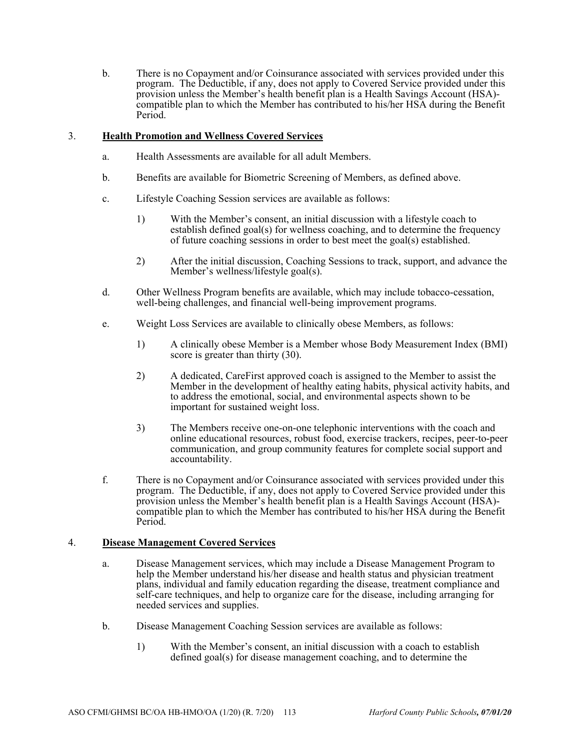b. There is no Copayment and/or Coinsurance associated with services provided under this program. The Deductible, if any, does not apply to Covered Service provided under this provision unless the Member's health benefit plan is a Health Savings Account (HSA)-compatible plan to which the Member has contributed to his/her HSA during the Benefit Period.

3. **<u>Health Promotion and Wellness Covered Services</u>**

   a. Health Assessments are available for all adult Members.

   b. Benefits are available for Biometric Screening of Members, as defined above.

   c. Lifestyle Coaching Session services are available as follows:

      1) With the Member's consent, an initial discussion with a lifestyle coach to establish defined goal(s) for wellness coaching, and to determine the frequency of future coaching sessions in order to best meet the goal(s) established.

      2) After the initial discussion, Coaching Sessions to track, support, and advance the Member's wellness/lifestyle goal(s).

   d. Other Wellness Program benefits are available, which may include tobacco-cessation, well-being challenges, and financial well-being improvement programs.

   e. Weight Loss Services are available to clinically obese Members, as follows:

      1) A clinically obese Member is a Member whose Body Measurement Index (BMI) score is greater than thirty (30).

      2) A dedicated, CareFirst approved coach is assigned to the Member to assist the Member in the development of healthy eating habits, physical activity habits, and to address the emotional, social, and environmental aspects shown to be important for sustained weight loss.

      3) The Members receive one-on-one telephonic interventions with the coach and online educational resources, robust food, exercise trackers, recipes, peer-to-peer communication, and group community features for complete social support and accountability.

   f. There is no Copayment and/or Coinsurance associated with services provided under this program. The Deductible, if any, does not apply to Covered Service provided under this provision unless the Member's health benefit plan is a Health Savings Account (HSA)-compatible plan to which the Member has contributed to his/her HSA during the Benefit Period.

4. **<u>Disease Management Covered Services</u>**

   a. Disease Management services, which may include a Disease Management Program to help the Member understand his/her disease and health status and physician treatment plans, individual and family education regarding the disease, treatment compliance and self-care techniques, and help to organize care for the disease, including arranging for needed services and supplies.

   b. Disease Management Coaching Session services are available as follows:

      1) With the Member's consent, an initial discussion with a coach to establish defined goal(s) for disease management coaching, and to determine the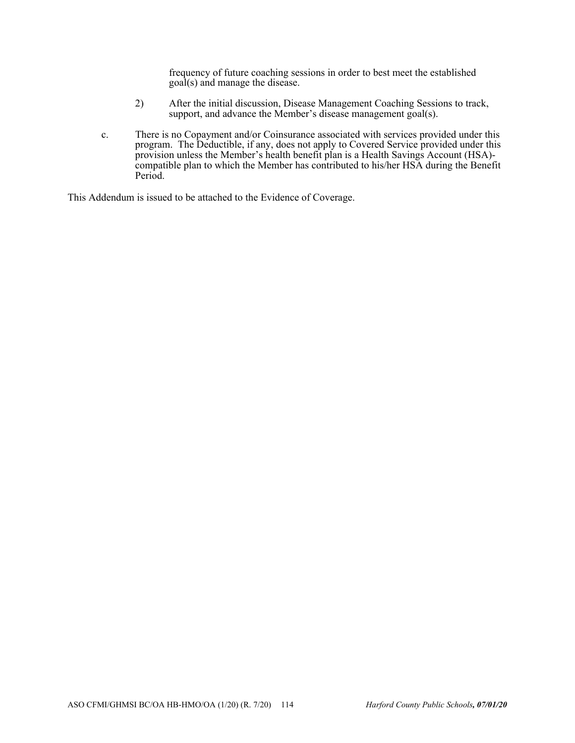frequency of future coaching sessions in order to best meet the established goal(s) and manage the disease.

2) After the initial discussion, Disease Management Coaching Sessions to track, support, and advance the Member's disease management goal(s).

c. There is no Copayment and/or Coinsurance associated with services provided under this program. The Deductible, if any, does not apply to Covered Service provided under this provision unless the Member's health benefit plan is a Health Savings Account (HSA)-compatible plan to which the Member has contributed to his/her HSA during the Benefit Period.

This Addendum is issued to be attached to the Evidence of Coverage.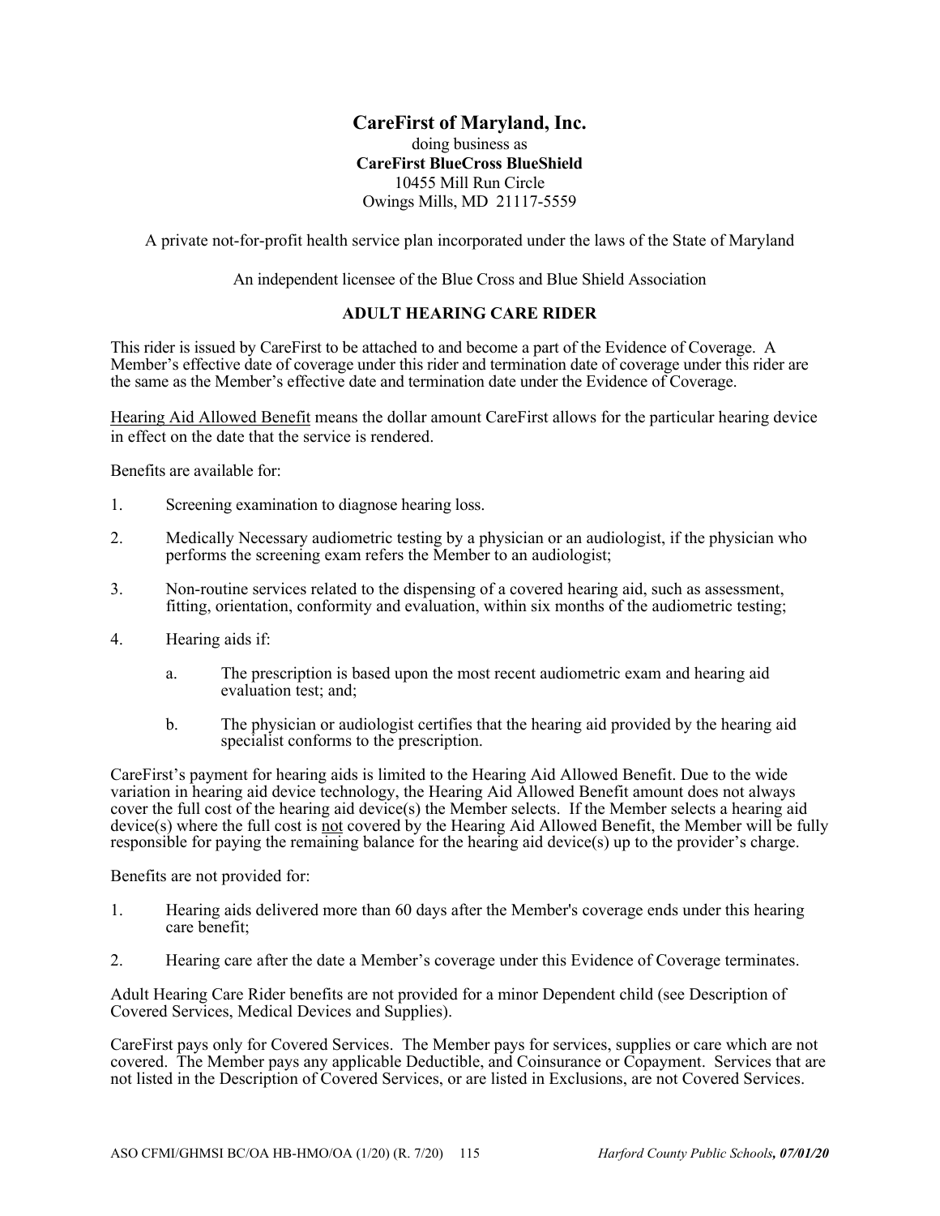**CareFirst of Maryland, Inc.**
doing business as
**CareFirst BlueCross BlueShield**
10455 Mill Run Circle
Owings Mills, MD 21117-5559

A private not-for-profit health service plan incorporated under the laws of the State of Maryland

An independent licensee of the Blue Cross and Blue Shield Association

## ADULT HEARING CARE RIDER

This rider is issued by CareFirst to be attached to and become a part of the Evidence of Coverage. A Member's effective date of coverage under this rider and termination date of coverage under this rider are the same as the Member's effective date and termination date under the Evidence of Coverage.

<u>Hearing Aid Allowed Benefit</u> means the dollar amount CareFirst allows for the particular hearing device in effect on the date that the service is rendered.

Benefits are available for:

1. Screening examination to diagnose hearing loss.
2. Medically Necessary audiometric testing by a physician or an audiologist, if the physician who performs the screening exam refers the Member to an audiologist;
3. Non-routine services related to the dispensing of a covered hearing aid, such as assessment, fitting, orientation, conformity and evaluation, within six months of the audiometric testing;
4. Hearing aids if:
   a. The prescription is based upon the most recent audiometric exam and hearing aid evaluation test; and;
   b. The physician or audiologist certifies that the hearing aid provided by the hearing aid specialist conforms to the prescription.

CareFirst's payment for hearing aids is limited to the Hearing Aid Allowed Benefit. Due to the wide variation in hearing aid device technology, the Hearing Aid Allowed Benefit amount does not always cover the full cost of the hearing aid device(s) the Member selects. If the Member selects a hearing aid device(s) where the full cost is <u>not</u> covered by the Hearing Aid Allowed Benefit, the Member will be fully responsible for paying the remaining balance for the hearing aid device(s) up to the provider's charge.

Benefits are not provided for:

1. Hearing aids delivered more than 60 days after the Member's coverage ends under this hearing care benefit;
2. Hearing care after the date a Member's coverage under this Evidence of Coverage terminates.

Adult Hearing Care Rider benefits are not provided for a minor Dependent child (see Description of Covered Services, Medical Devices and Supplies).

CareFirst pays only for Covered Services. The Member pays for services, supplies or care which are not covered. The Member pays any applicable Deductible, and Coinsurance or Copayment. Services that are not listed in the Description of Covered Services, or are listed in Exclusions, are not Covered Services.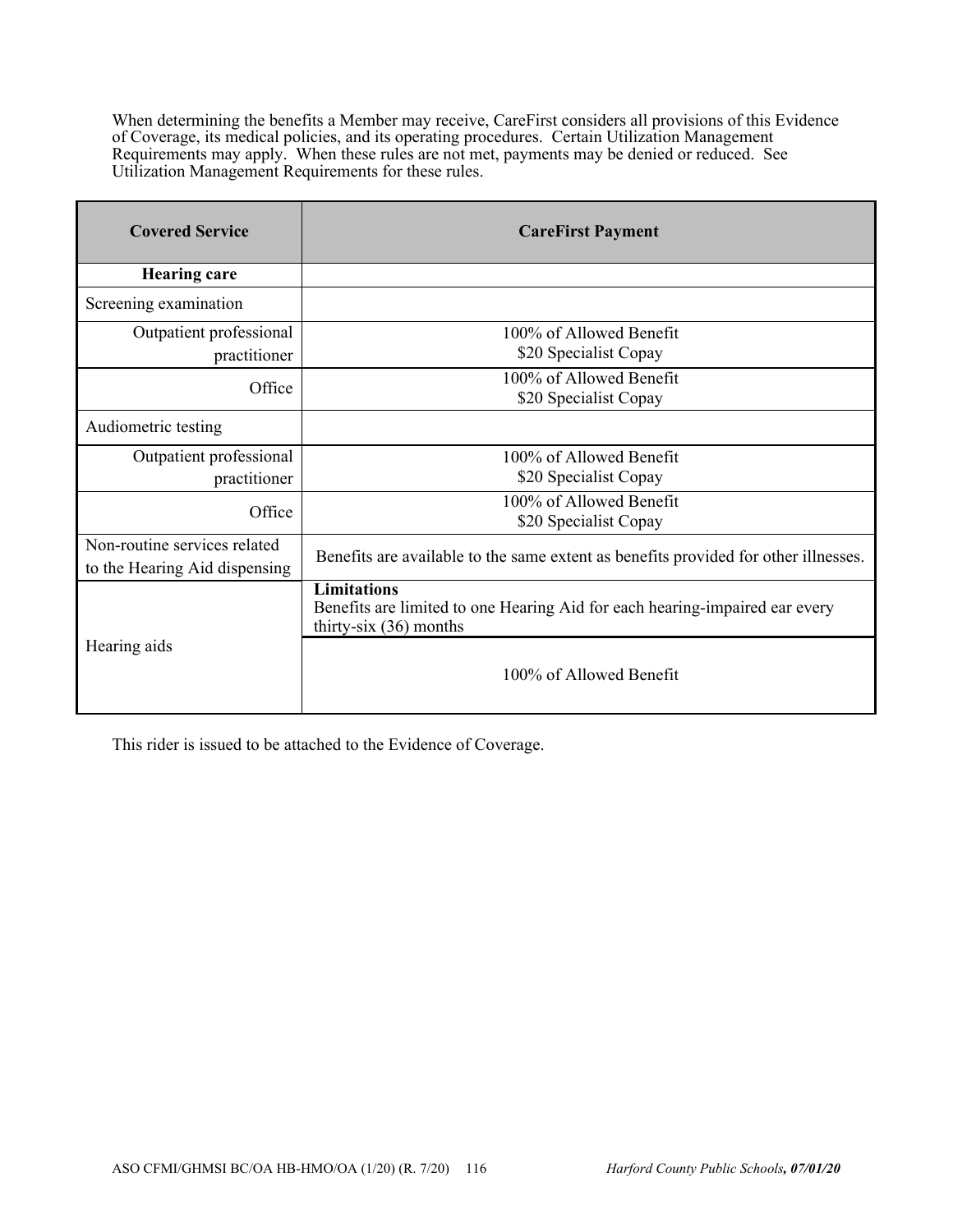When determining the benefits a Member may receive, CareFirst considers all provisions of this Evidence of Coverage, its medical policies, and its operating procedures. Certain Utilization Management Requirements may apply. When these rules are not met, payments may be denied or reduced. See Utilization Management Requirements for these rules.

| Covered Service | CareFirst Payment |
|---|---|
| **Hearing care** | |
| Screening examination | |
| Outpatient professional practitioner | 100% of Allowed Benefit<br>$20 Specialist Copay |
| Office | 100% of Allowed Benefit<br>$20 Specialist Copay |
| Audiometric testing | |
| Outpatient professional practitioner | 100% of Allowed Benefit<br>$20 Specialist Copay |
| Office | 100% of Allowed Benefit<br>$20 Specialist Copay |
| Non-routine services related to the Hearing Aid dispensing | Benefits are available to the same extent as benefits provided for other illnesses. |
| Hearing aids | **Limitations**<br>Benefits are limited to one Hearing Aid for each hearing-impaired ear every thirty-six (36) months |
| | 100% of Allowed Benefit |

This rider is issued to be attached to the Evidence of Coverage.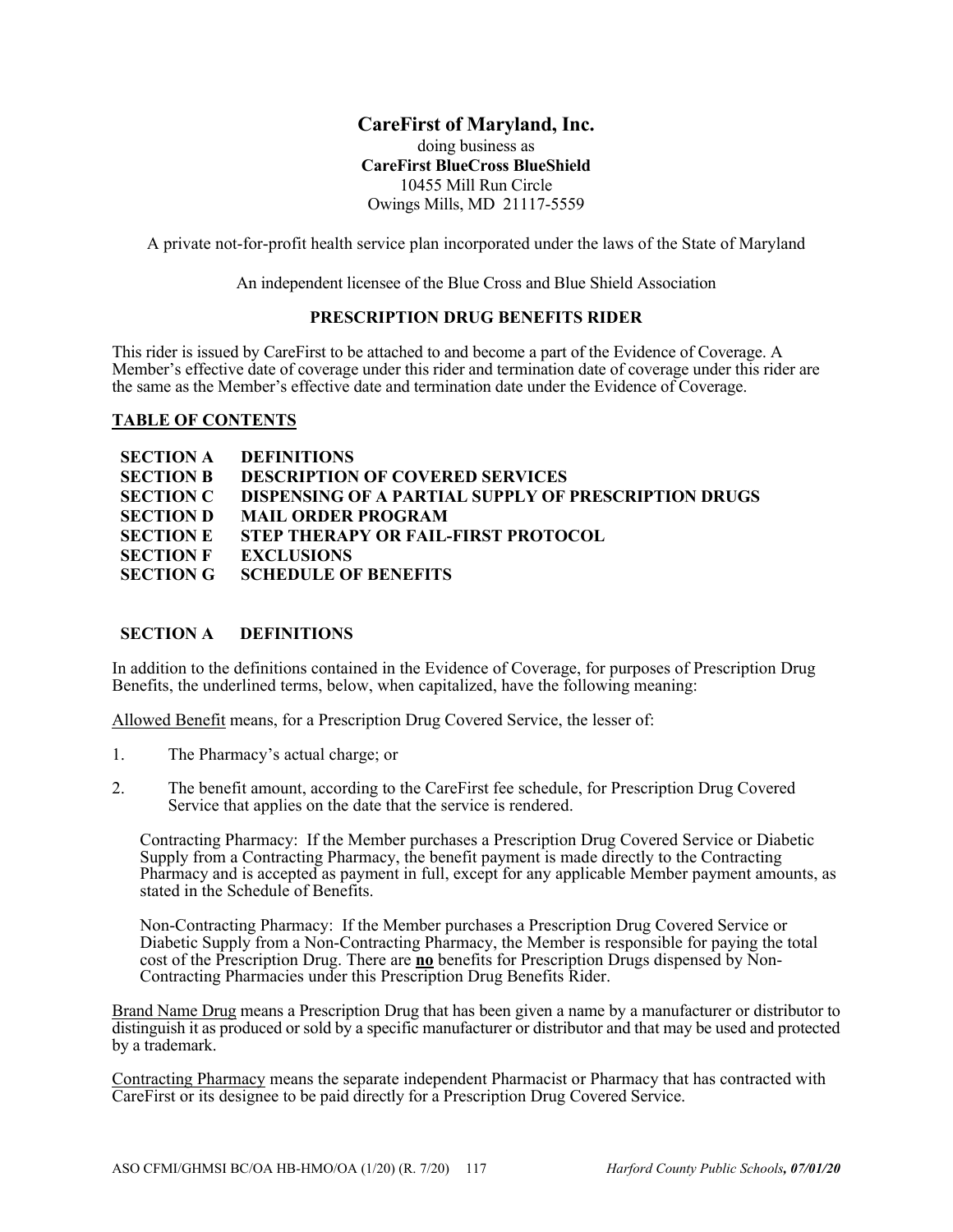**CareFirst of Maryland, Inc.**
doing business as
**CareFirst BlueCross BlueShield**
10455 Mill Run Circle
Owings Mills, MD 21117-5559

A private not-for-profit health service plan incorporated under the laws of the State of Maryland

An independent licensee of the Blue Cross and Blue Shield Association

## PRESCRIPTION DRUG BENEFITS RIDER

This rider is issued by CareFirst to be attached to and become a part of the Evidence of Coverage. A Member's effective date of coverage under this rider and termination date of coverage under this rider are the same as the Member's effective date and termination date under the Evidence of Coverage.

**TABLE OF CONTENTS**

- **SECTION A DEFINITIONS**
- **SECTION B DESCRIPTION OF COVERED SERVICES**
- **SECTION C DISPENSING OF A PARTIAL SUPPLY OF PRESCRIPTION DRUGS**
- **SECTION D MAIL ORDER PROGRAM**
- **SECTION E STEP THERAPY OR FAIL-FIRST PROTOCOL**
- **SECTION F EXCLUSIONS**
- **SECTION G SCHEDULE OF BENEFITS**

## SECTION A DEFINITIONS

In addition to the definitions contained in the Evidence of Coverage, for purposes of Prescription Drug Benefits, the underlined terms, below, when capitalized, have the following meaning:

Allowed Benefit means, for a Prescription Drug Covered Service, the lesser of:

1. The Pharmacy's actual charge; or

2. The benefit amount, according to the CareFirst fee schedule, for Prescription Drug Covered Service that applies on the date that the service is rendered.

   Contracting Pharmacy: If the Member purchases a Prescription Drug Covered Service or Diabetic Supply from a Contracting Pharmacy, the benefit payment is made directly to the Contracting Pharmacy and is accepted as payment in full, except for any applicable Member payment amounts, as stated in the Schedule of Benefits.

   Non-Contracting Pharmacy: If the Member purchases a Prescription Drug Covered Service or Diabetic Supply from a Non-Contracting Pharmacy, the Member is responsible for paying the total cost of the Prescription Drug. There are **no** benefits for Prescription Drugs dispensed by Non-Contracting Pharmacies under this Prescription Drug Benefits Rider.

Brand Name Drug means a Prescription Drug that has been given a name by a manufacturer or distributor to distinguish it as produced or sold by a specific manufacturer or distributor and that may be used and protected by a trademark.

Contracting Pharmacy means the separate independent Pharmacist or Pharmacy that has contracted with CareFirst or its designee to be paid directly for a Prescription Drug Covered Service.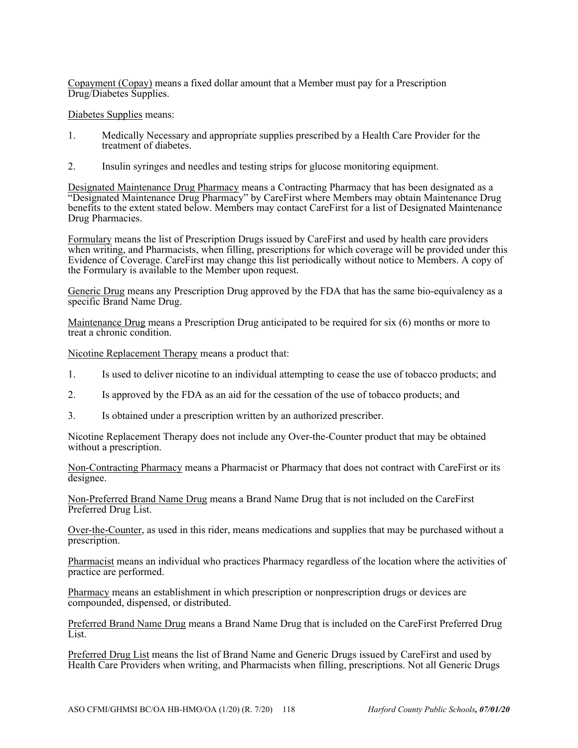Copayment (Copay) means a fixed dollar amount that a Member must pay for a Prescription Drug/Diabetes Supplies.

Diabetes Supplies means:

1. Medically Necessary and appropriate supplies prescribed by a Health Care Provider for the treatment of diabetes.

2. Insulin syringes and needles and testing strips for glucose monitoring equipment.

Designated Maintenance Drug Pharmacy means a Contracting Pharmacy that has been designated as a "Designated Maintenance Drug Pharmacy" by CareFirst where Members may obtain Maintenance Drug benefits to the extent stated below. Members may contact CareFirst for a list of Designated Maintenance Drug Pharmacies.

Formulary means the list of Prescription Drugs issued by CareFirst and used by health care providers when writing, and Pharmacists, when filling, prescriptions for which coverage will be provided under this Evidence of Coverage. CareFirst may change this list periodically without notice to Members. A copy of the Formulary is available to the Member upon request.

Generic Drug means any Prescription Drug approved by the FDA that has the same bio-equivalency as a specific Brand Name Drug.

Maintenance Drug means a Prescription Drug anticipated to be required for six (6) months or more to treat a chronic condition.

Nicotine Replacement Therapy means a product that:

1. Is used to deliver nicotine to an individual attempting to cease the use of tobacco products; and

2. Is approved by the FDA as an aid for the cessation of the use of tobacco products; and

3. Is obtained under a prescription written by an authorized prescriber.

Nicotine Replacement Therapy does not include any Over-the-Counter product that may be obtained without a prescription.

Non-Contracting Pharmacy means a Pharmacist or Pharmacy that does not contract with CareFirst or its designee.

Non-Preferred Brand Name Drug means a Brand Name Drug that is not included on the CareFirst Preferred Drug List.

Over-the-Counter, as used in this rider, means medications and supplies that may be purchased without a prescription.

Pharmacist means an individual who practices Pharmacy regardless of the location where the activities of practice are performed.

Pharmacy means an establishment in which prescription or nonprescription drugs or devices are compounded, dispensed, or distributed.

Preferred Brand Name Drug means a Brand Name Drug that is included on the CareFirst Preferred Drug List.

Preferred Drug List means the list of Brand Name and Generic Drugs issued by CareFirst and used by Health Care Providers when writing, and Pharmacists when filling, prescriptions. Not all Generic Drugs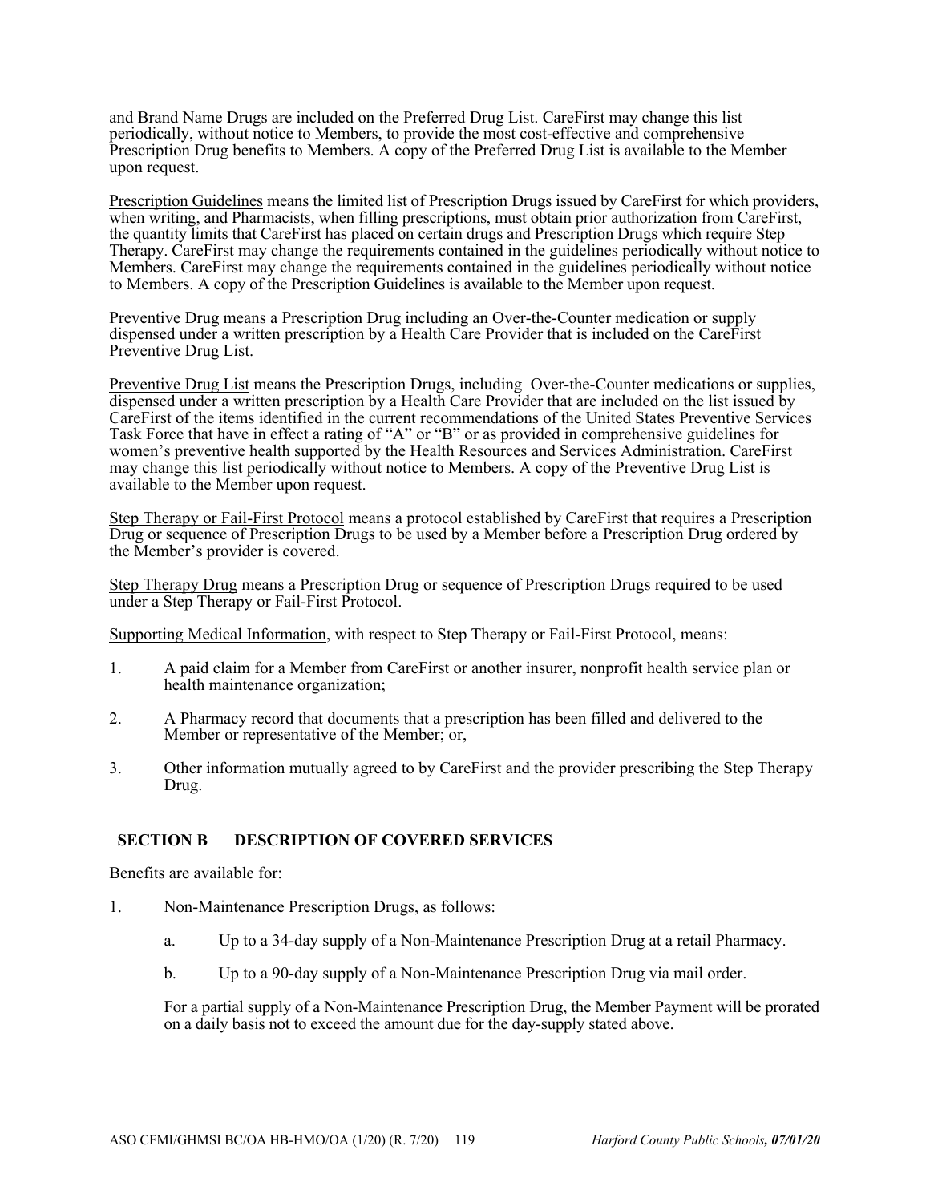and Brand Name Drugs are included on the Preferred Drug List. CareFirst may change this list periodically, without notice to Members, to provide the most cost-effective and comprehensive Prescription Drug benefits to Members. A copy of the Preferred Drug List is available to the Member upon request.

Prescription Guidelines means the limited list of Prescription Drugs issued by CareFirst for which providers, when writing, and Pharmacists, when filling prescriptions, must obtain prior authorization from CareFirst, the quantity limits that CareFirst has placed on certain drugs and Prescription Drugs which require Step Therapy. CareFirst may change the requirements contained in the guidelines periodically without notice to Members. CareFirst may change the requirements contained in the guidelines periodically without notice to Members. A copy of the Prescription Guidelines is available to the Member upon request.

Preventive Drug means a Prescription Drug including an Over-the-Counter medication or supply dispensed under a written prescription by a Health Care Provider that is included on the CareFirst Preventive Drug List.

Preventive Drug List means the Prescription Drugs, including Over-the-Counter medications or supplies, dispensed under a written prescription by a Health Care Provider that are included on the list issued by CareFirst of the items identified in the current recommendations of the United States Preventive Services Task Force that have in effect a rating of "A" or "B" or as provided in comprehensive guidelines for women's preventive health supported by the Health Resources and Services Administration. CareFirst may change this list periodically without notice to Members. A copy of the Preventive Drug List is available to the Member upon request.

Step Therapy or Fail-First Protocol means a protocol established by CareFirst that requires a Prescription Drug or sequence of Prescription Drugs to be used by a Member before a Prescription Drug ordered by the Member's provider is covered.

Step Therapy Drug means a Prescription Drug or sequence of Prescription Drugs required to be used under a Step Therapy or Fail-First Protocol.

Supporting Medical Information, with respect to Step Therapy or Fail-First Protocol, means:

1. A paid claim for a Member from CareFirst or another insurer, nonprofit health service plan or health maintenance organization;
2. A Pharmacy record that documents that a prescription has been filled and delivered to the Member or representative of the Member; or,
3. Other information mutually agreed to by CareFirst and the provider prescribing the Step Therapy Drug.

## SECTION B DESCRIPTION OF COVERED SERVICES

Benefits are available for:

1. Non-Maintenance Prescription Drugs, as follows:
   a. Up to a 34-day supply of a Non-Maintenance Prescription Drug at a retail Pharmacy.
   b. Up to a 90-day supply of a Non-Maintenance Prescription Drug via mail order.

   For a partial supply of a Non-Maintenance Prescription Drug, the Member Payment will be prorated on a daily basis not to exceed the amount due for the day-supply stated above.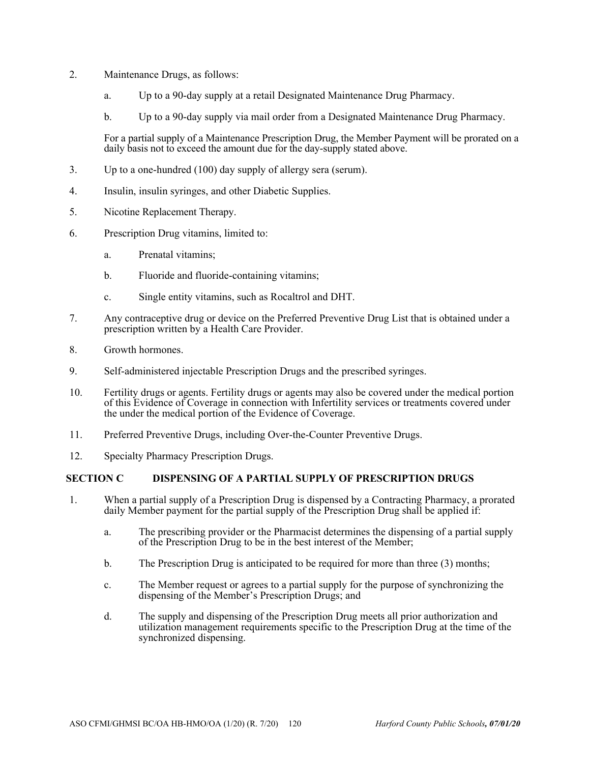2. Maintenance Drugs, as follows:

   a. Up to a 90-day supply at a retail Designated Maintenance Drug Pharmacy.

   b. Up to a 90-day supply via mail order from a Designated Maintenance Drug Pharmacy.

   For a partial supply of a Maintenance Prescription Drug, the Member Payment will be prorated on a daily basis not to exceed the amount due for the day-supply stated above.

3. Up to a one-hundred (100) day supply of allergy sera (serum).

4. Insulin, insulin syringes, and other Diabetic Supplies.

5. Nicotine Replacement Therapy.

6. Prescription Drug vitamins, limited to:

   a. Prenatal vitamins;

   b. Fluoride and fluoride-containing vitamins;

   c. Single entity vitamins, such as Rocaltrol and DHT.

7. Any contraceptive drug or device on the Preferred Preventive Drug List that is obtained under a prescription written by a Health Care Provider.

8. Growth hormones.

9. Self-administered injectable Prescription Drugs and the prescribed syringes.

10. Fertility drugs or agents. Fertility drugs or agents may also be covered under the medical portion of this Evidence of Coverage in connection with Infertility services or treatments covered under the under the medical portion of the Evidence of Coverage.

11. Preferred Preventive Drugs, including Over-the-Counter Preventive Drugs.

12. Specialty Pharmacy Prescription Drugs.

## SECTION C DISPENSING OF A PARTIAL SUPPLY OF PRESCRIPTION DRUGS

1. When a partial supply of a Prescription Drug is dispensed by a Contracting Pharmacy, a prorated daily Member payment for the partial supply of the Prescription Drug shall be applied if:

   a. The prescribing provider or the Pharmacist determines the dispensing of a partial supply of the Prescription Drug to be in the best interest of the Member;

   b. The Prescription Drug is anticipated to be required for more than three (3) months;

   c. The Member request or agrees to a partial supply for the purpose of synchronizing the dispensing of the Member's Prescription Drugs; and

   d. The supply and dispensing of the Prescription Drug meets all prior authorization and utilization management requirements specific to the Prescription Drug at the time of the synchronized dispensing.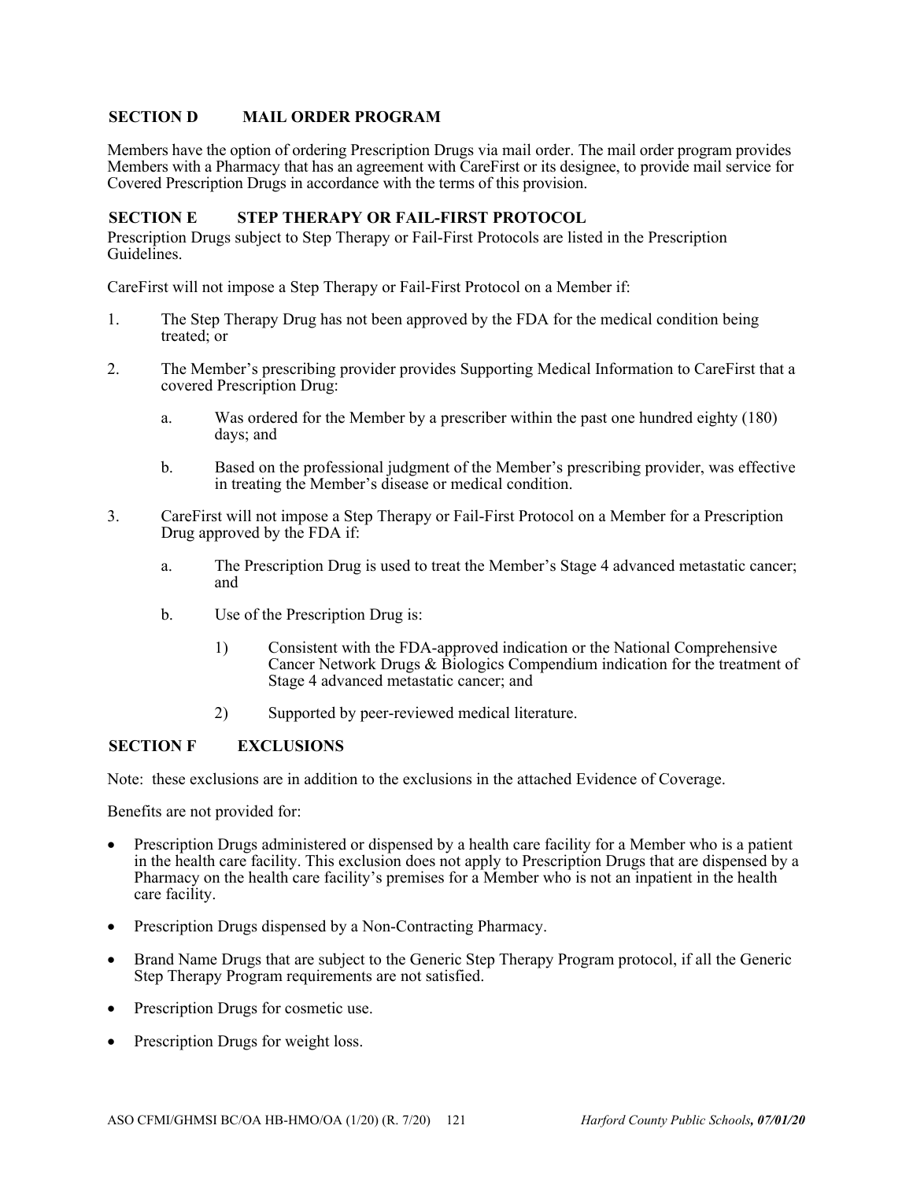## SECTION D MAIL ORDER PROGRAM

Members have the option of ordering Prescription Drugs via mail order. The mail order program provides Members with a Pharmacy that has an agreement with CareFirst or its designee, to provide mail service for Covered Prescription Drugs in accordance with the terms of this provision.

## SECTION E STEP THERAPY OR FAIL-FIRST PROTOCOL

Prescription Drugs subject to Step Therapy or Fail-First Protocols are listed in the Prescription Guidelines.

CareFirst will not impose a Step Therapy or Fail-First Protocol on a Member if:

1. The Step Therapy Drug has not been approved by the FDA for the medical condition being treated; or

2. The Member's prescribing provider provides Supporting Medical Information to CareFirst that a covered Prescription Drug:

   a. Was ordered for the Member by a prescriber within the past one hundred eighty (180) days; and

   b. Based on the professional judgment of the Member's prescribing provider, was effective in treating the Member's disease or medical condition.

3. CareFirst will not impose a Step Therapy or Fail-First Protocol on a Member for a Prescription Drug approved by the FDA if:

   a. The Prescription Drug is used to treat the Member's Stage 4 advanced metastatic cancer; and

   b. Use of the Prescription Drug is:

      1) Consistent with the FDA-approved indication or the National Comprehensive Cancer Network Drugs & Biologics Compendium indication for the treatment of Stage 4 advanced metastatic cancer; and

      2) Supported by peer-reviewed medical literature.

## SECTION F EXCLUSIONS

Note: these exclusions are in addition to the exclusions in the attached Evidence of Coverage.

Benefits are not provided for:

- Prescription Drugs administered or dispensed by a health care facility for a Member who is a patient in the health care facility. This exclusion does not apply to Prescription Drugs that are dispensed by a Pharmacy on the health care facility's premises for a Member who is not an inpatient in the health care facility.
- Prescription Drugs dispensed by a Non-Contracting Pharmacy.
- Brand Name Drugs that are subject to the Generic Step Therapy Program protocol, if all the Generic Step Therapy Program requirements are not satisfied.
- Prescription Drugs for cosmetic use.
- Prescription Drugs for weight loss.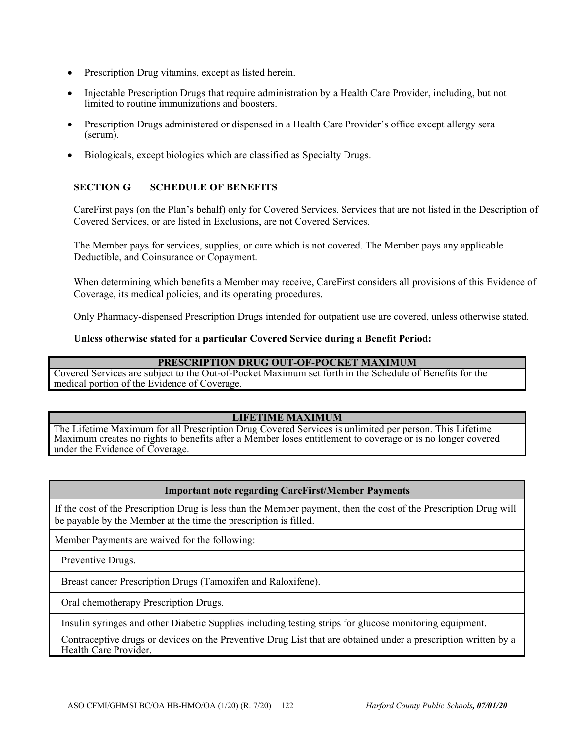- Prescription Drug vitamins, except as listed herein.
- Injectable Prescription Drugs that require administration by a Health Care Provider, including, but not limited to routine immunizations and boosters.
- Prescription Drugs administered or dispensed in a Health Care Provider's office except allergy sera (serum).
- Biologicals, except biologics which are classified as Specialty Drugs.

## SECTION G SCHEDULE OF BENEFITS

CareFirst pays (on the Plan's behalf) only for Covered Services. Services that are not listed in the Description of Covered Services, or are listed in Exclusions, are not Covered Services.

The Member pays for services, supplies, or care which is not covered. The Member pays any applicable Deductible, and Coinsurance or Copayment.

When determining which benefits a Member may receive, CareFirst considers all provisions of this Evidence of Coverage, its medical policies, and its operating procedures.

Only Pharmacy-dispensed Prescription Drugs intended for outpatient use are covered, unless otherwise stated.

**Unless otherwise stated for a particular Covered Service during a Benefit Period:**

| PRESCRIPTION DRUG OUT-OF-POCKET MAXIMUM |
| --- |
| Covered Services are subject to the Out-of-Pocket Maximum set forth in the Schedule of Benefits for the medical portion of the Evidence of Coverage. |

| LIFETIME MAXIMUM |
| --- |
| The Lifetime Maximum for all Prescription Drug Covered Services is unlimited per person. This Lifetime Maximum creates no rights to benefits after a Member loses entitlement to coverage or is no longer covered under the Evidence of Coverage. |

| Important note regarding CareFirst/Member Payments |
| --- |
| If the cost of the Prescription Drug is less than the Member payment, then the cost of the Prescription Drug will be payable by the Member at the time the prescription is filled. |
| Member Payments are waived for the following: |
| Preventive Drugs. |
| Breast cancer Prescription Drugs (Tamoxifen and Raloxifene). |
| Oral chemotherapy Prescription Drugs. |
| Insulin syringes and other Diabetic Supplies including testing strips for glucose monitoring equipment. |
| Contraceptive drugs or devices on the Preventive Drug List that are obtained under a prescription written by a Health Care Provider. |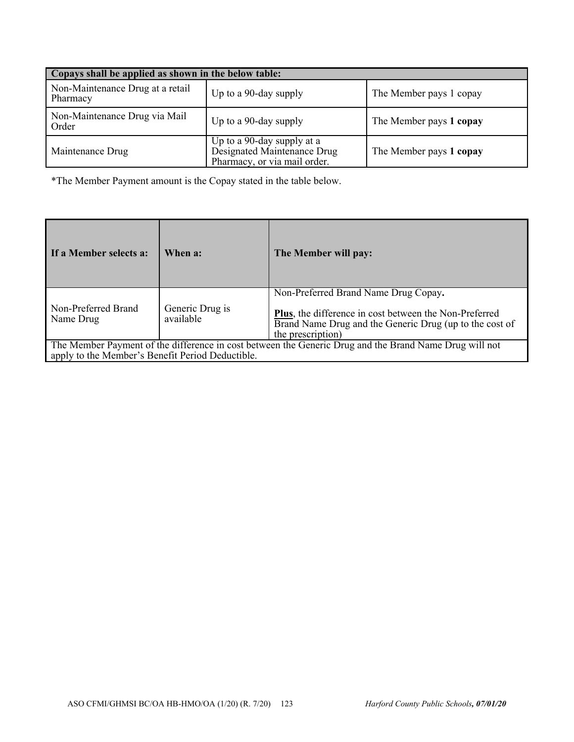| Copays shall be applied as shown in the below table: | | |
|---|---|---|
| Non-Maintenance Drug at a retail Pharmacy | Up to a 90-day supply | The Member pays 1 copay |
| Non-Maintenance Drug via Mail Order | Up to a 90-day supply | The Member pays **1 copay** |
| Maintenance Drug | Up to a 90-day supply at a Designated Maintenance Drug Pharmacy, or via mail order. | The Member pays **1 copay** |

*The Member Payment amount is the Copay stated in the table below.

| If a Member selects a: | When a: | The Member will pay: |
|---|---|---|
| Non-Preferred Brand Name Drug | Generic Drug is available | Non-Preferred Brand Name Drug Copay**.**<br><br>**<u>Plus</u>**, the difference in cost between the Non-Preferred Brand Name Drug and the Generic Drug (up to the cost of the prescription) |
| The Member Payment of the difference in cost between the Generic Drug and the Brand Name Drug will not apply to the Member's Benefit Period Deductible. | | |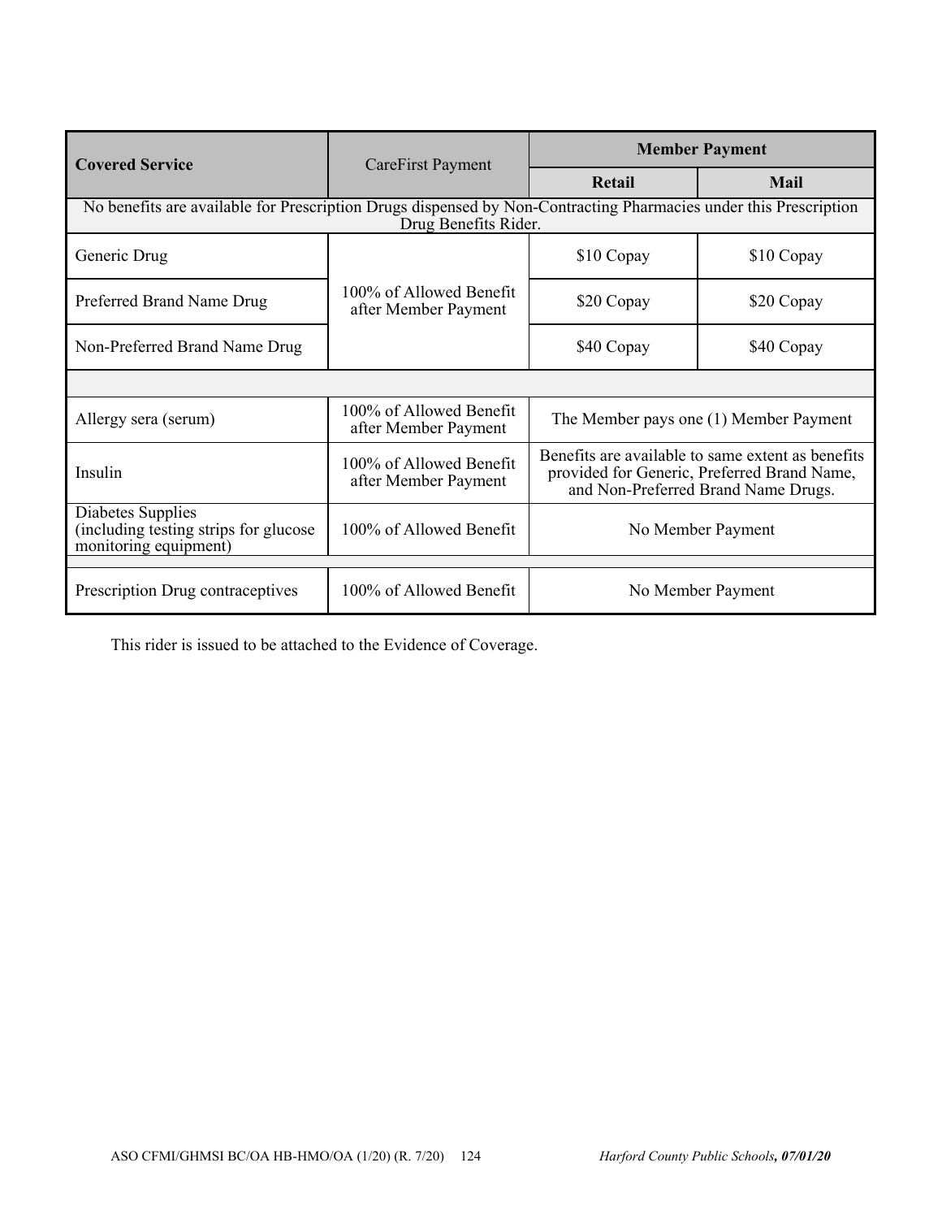| Covered Service | CareFirst Payment | Member Payment | |
|---|---|---|---|
| | | **Retail** | **Mail** |
| No benefits are available for Prescription Drugs dispensed by Non-Contracting Pharmacies under this Prescription Drug Benefits Rider. | | | |
| Generic Drug | 100% of Allowed Benefit after Member Payment | $10 Copay | $10 Copay |
| Preferred Brand Name Drug | | $20 Copay | $20 Copay |
| Non-Preferred Brand Name Drug | | $40 Copay | $40 Copay |
| | | | |
| Allergy sera (serum) | 100% of Allowed Benefit after Member Payment | The Member pays one (1) Member Payment | |
| Insulin | 100% of Allowed Benefit after Member Payment | Benefits are available to same extent as benefits provided for Generic, Preferred Brand Name, and Non-Preferred Brand Name Drugs. | |
| Diabetes Supplies (including testing strips for glucose monitoring equipment) | 100% of Allowed Benefit | No Member Payment | |
| | | | |
| Prescription Drug contraceptives | 100% of Allowed Benefit | No Member Payment | |

This rider is issued to be attached to the Evidence of Coverage.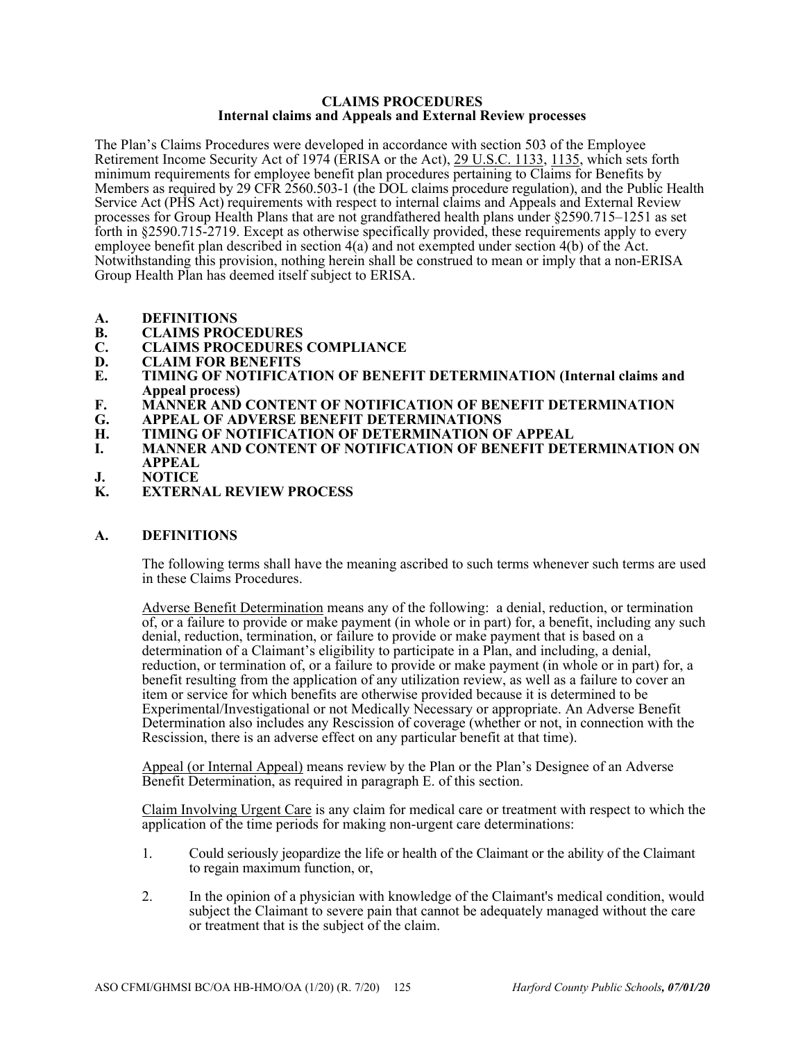**CLAIMS PROCEDURES**
**Internal claims and Appeals and External Review processes**

The Plan's Claims Procedures were developed in accordance with section 503 of the Employee Retirement Income Security Act of 1974 (ERISA or the Act), 29 U.S.C. 1133, 1135, which sets forth minimum requirements for employee benefit plan procedures pertaining to Claims for Benefits by Members as required by 29 CFR 2560.503-1 (the DOL claims procedure regulation), and the Public Health Service Act (PHS Act) requirements with respect to internal claims and Appeals and External Review processes for Group Health Plans that are not grandfathered health plans under §2590.715–1251 as set forth in §2590.715-2719. Except as otherwise specifically provided, these requirements apply to every employee benefit plan described in section 4(a) and not exempted under section 4(b) of the Act. Notwithstanding this provision, nothing herein shall be construed to mean or imply that a non-ERISA Group Health Plan has deemed itself subject to ERISA.

- **A. DEFINITIONS**
- **B. CLAIMS PROCEDURES**
- **C. CLAIMS PROCEDURES COMPLIANCE**
- **D. CLAIM FOR BENEFITS**
- **E. TIMING OF NOTIFICATION OF BENEFIT DETERMINATION (Internal claims and Appeal process)**
- **F. MANNER AND CONTENT OF NOTIFICATION OF BENEFIT DETERMINATION**
- **G. APPEAL OF ADVERSE BENEFIT DETERMINATIONS**
- **H. TIMING OF NOTIFICATION OF DETERMINATION OF APPEAL**
- **I. MANNER AND CONTENT OF NOTIFICATION OF BENEFIT DETERMINATION ON APPEAL**
- **J. NOTICE**
- **K. EXTERNAL REVIEW PROCESS**

## A. DEFINITIONS

The following terms shall have the meaning ascribed to such terms whenever such terms are used in these Claims Procedures.

Adverse Benefit Determination means any of the following: a denial, reduction, or termination of, or a failure to provide or make payment (in whole or in part) for, a benefit, including any such denial, reduction, termination, or failure to provide or make payment that is based on a determination of a Claimant's eligibility to participate in a Plan, and including, a denial, reduction, or termination of, or a failure to provide or make payment (in whole or in part) for, a benefit resulting from the application of any utilization review, as well as a failure to cover an item or service for which benefits are otherwise provided because it is determined to be Experimental/Investigational or not Medically Necessary or appropriate. An Adverse Benefit Determination also includes any Rescission of coverage (whether or not, in connection with the Rescission, there is an adverse effect on any particular benefit at that time).

Appeal (or Internal Appeal) means review by the Plan or the Plan's Designee of an Adverse Benefit Determination, as required in paragraph E. of this section.

Claim Involving Urgent Care is any claim for medical care or treatment with respect to which the application of the time periods for making non-urgent care determinations:

1. Could seriously jeopardize the life or health of the Claimant or the ability of the Claimant to regain maximum function, or,

2. In the opinion of a physician with knowledge of the Claimant's medical condition, would subject the Claimant to severe pain that cannot be adequately managed without the care or treatment that is the subject of the claim.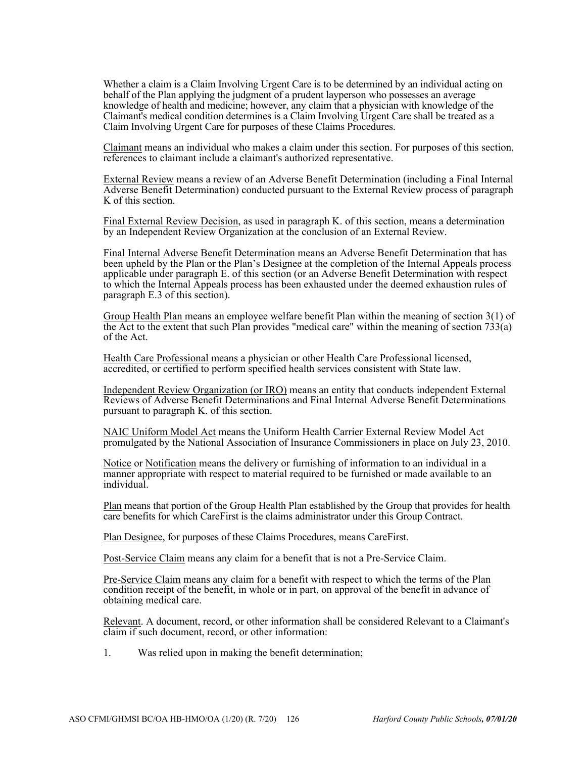Whether a claim is a Claim Involving Urgent Care is to be determined by an individual acting on behalf of the Plan applying the judgment of a prudent layperson who possesses an average knowledge of health and medicine; however, any claim that a physician with knowledge of the Claimant's medical condition determines is a Claim Involving Urgent Care shall be treated as a Claim Involving Urgent Care for purposes of these Claims Procedures.

Claimant means an individual who makes a claim under this section. For purposes of this section, references to claimant include a claimant's authorized representative.

External Review means a review of an Adverse Benefit Determination (including a Final Internal Adverse Benefit Determination) conducted pursuant to the External Review process of paragraph K of this section.

Final External Review Decision, as used in paragraph K. of this section, means a determination by an Independent Review Organization at the conclusion of an External Review.

Final Internal Adverse Benefit Determination means an Adverse Benefit Determination that has been upheld by the Plan or the Plan's Designee at the completion of the Internal Appeals process applicable under paragraph E. of this section (or an Adverse Benefit Determination with respect to which the Internal Appeals process has been exhausted under the deemed exhaustion rules of paragraph E.3 of this section).

Group Health Plan means an employee welfare benefit Plan within the meaning of section 3(1) of the Act to the extent that such Plan provides "medical care" within the meaning of section 733(a) of the Act.

Health Care Professional means a physician or other Health Care Professional licensed, accredited, or certified to perform specified health services consistent with State law.

Independent Review Organization (or IRO) means an entity that conducts independent External Reviews of Adverse Benefit Determinations and Final Internal Adverse Benefit Determinations pursuant to paragraph K. of this section.

NAIC Uniform Model Act means the Uniform Health Carrier External Review Model Act promulgated by the National Association of Insurance Commissioners in place on July 23, 2010.

Notice or Notification means the delivery or furnishing of information to an individual in a manner appropriate with respect to material required to be furnished or made available to an individual.

Plan means that portion of the Group Health Plan established by the Group that provides for health care benefits for which CareFirst is the claims administrator under this Group Contract.

Plan Designee, for purposes of these Claims Procedures, means CareFirst.

Post-Service Claim means any claim for a benefit that is not a Pre-Service Claim.

Pre-Service Claim means any claim for a benefit with respect to which the terms of the Plan condition receipt of the benefit, in whole or in part, on approval of the benefit in advance of obtaining medical care.

Relevant. A document, record, or other information shall be considered Relevant to a Claimant's claim if such document, record, or other information:

1. Was relied upon in making the benefit determination;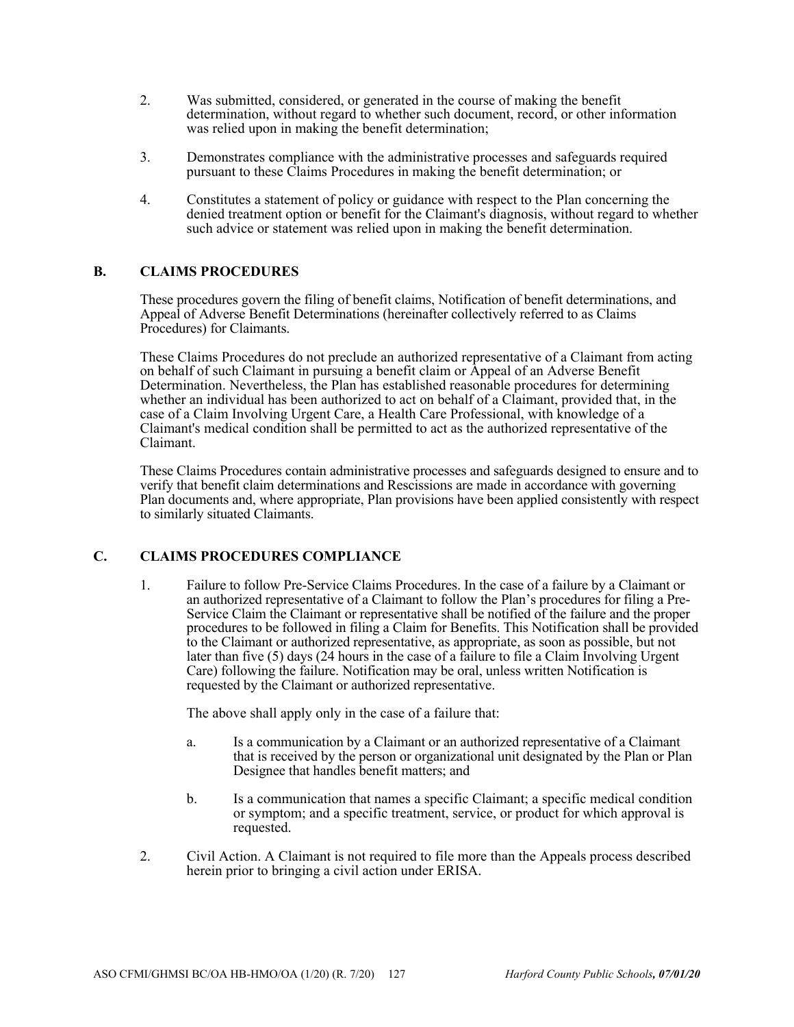2. Was submitted, considered, or generated in the course of making the benefit determination, without regard to whether such document, record, or other information was relied upon in making the benefit determination;

3. Demonstrates compliance with the administrative processes and safeguards required pursuant to these Claims Procedures in making the benefit determination; or

4. Constitutes a statement of policy or guidance with respect to the Plan concerning the denied treatment option or benefit for the Claimant's diagnosis, without regard to whether such advice or statement was relied upon in making the benefit determination.

## B. CLAIMS PROCEDURES

These procedures govern the filing of benefit claims, Notification of benefit determinations, and Appeal of Adverse Benefit Determinations (hereinafter collectively referred to as Claims Procedures) for Claimants.

These Claims Procedures do not preclude an authorized representative of a Claimant from acting on behalf of such Claimant in pursuing a benefit claim or Appeal of an Adverse Benefit Determination. Nevertheless, the Plan has established reasonable procedures for determining whether an individual has been authorized to act on behalf of a Claimant, provided that, in the case of a Claim Involving Urgent Care, a Health Care Professional, with knowledge of a Claimant's medical condition shall be permitted to act as the authorized representative of the Claimant.

These Claims Procedures contain administrative processes and safeguards designed to ensure and to verify that benefit claim determinations and Rescissions are made in accordance with governing Plan documents and, where appropriate, Plan provisions have been applied consistently with respect to similarly situated Claimants.

## C. CLAIMS PROCEDURES COMPLIANCE

1. Failure to follow Pre-Service Claims Procedures. In the case of a failure by a Claimant or an authorized representative of a Claimant to follow the Plan's procedures for filing a Pre-Service Claim the Claimant or representative shall be notified of the failure and the proper procedures to be followed in filing a Claim for Benefits. This Notification shall be provided to the Claimant or authorized representative, as appropriate, as soon as possible, but not later than five (5) days (24 hours in the case of a failure to file a Claim Involving Urgent Care) following the failure. Notification may be oral, unless written Notification is requested by the Claimant or authorized representative.

   The above shall apply only in the case of a failure that:

   a. Is a communication by a Claimant or an authorized representative of a Claimant that is received by the person or organizational unit designated by the Plan or Plan Designee that handles benefit matters; and

   b. Is a communication that names a specific Claimant; a specific medical condition or symptom; and a specific treatment, service, or product for which approval is requested.

2. Civil Action. A Claimant is not required to file more than the Appeals process described herein prior to bringing a civil action under ERISA.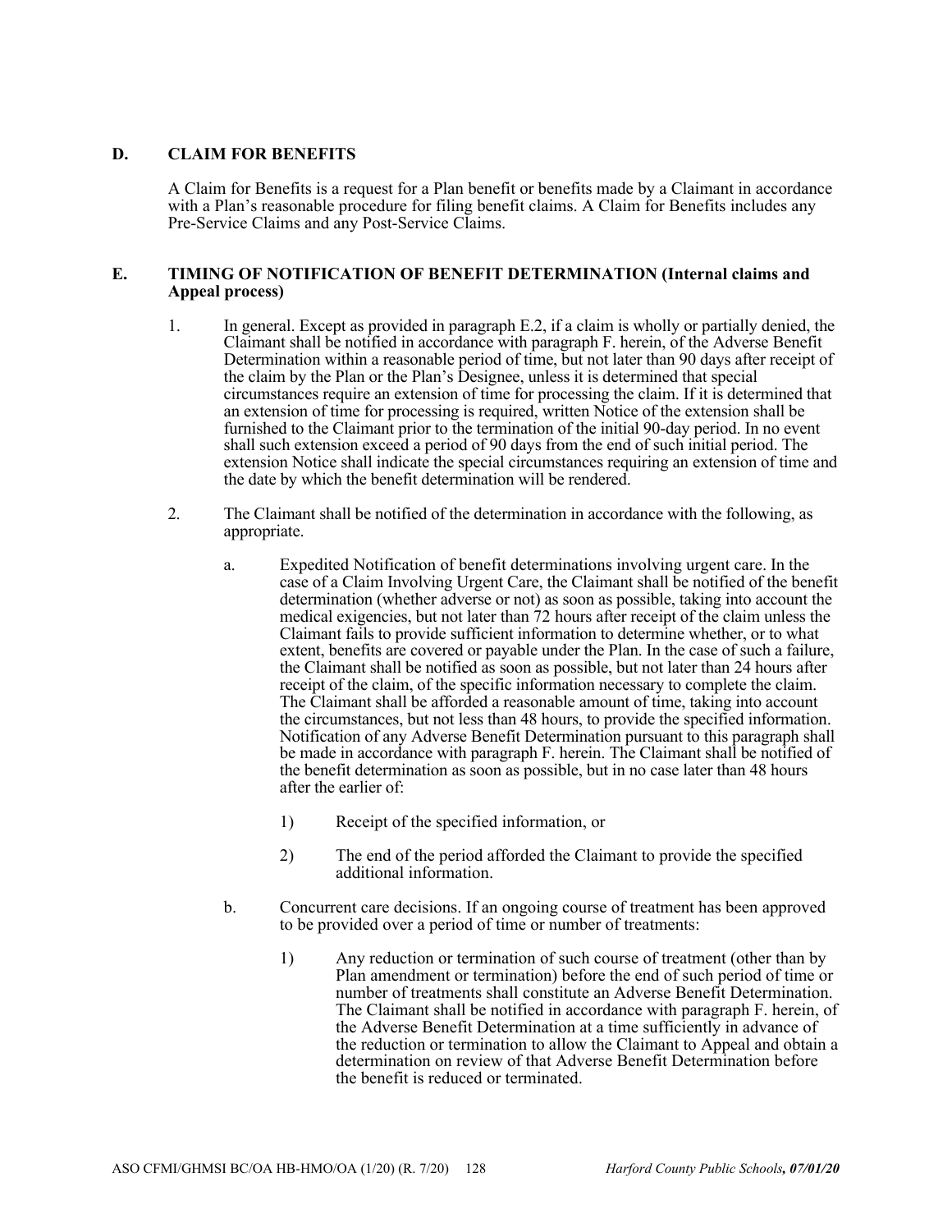## D. CLAIM FOR BENEFITS

A Claim for Benefits is a request for a Plan benefit or benefits made by a Claimant in accordance with a Plan's reasonable procedure for filing benefit claims. A Claim for Benefits includes any Pre-Service Claims and any Post-Service Claims.

## E. TIMING OF NOTIFICATION OF BENEFIT DETERMINATION (Internal claims and Appeal process)

1. In general. Except as provided in paragraph E.2, if a claim is wholly or partially denied, the Claimant shall be notified in accordance with paragraph F. herein, of the Adverse Benefit Determination within a reasonable period of time, but not later than 90 days after receipt of the claim by the Plan or the Plan's Designee, unless it is determined that special circumstances require an extension of time for processing the claim. If it is determined that an extension of time for processing is required, written Notice of the extension shall be furnished to the Claimant prior to the termination of the initial 90-day period. In no event shall such extension exceed a period of 90 days from the end of such initial period. The extension Notice shall indicate the special circumstances requiring an extension of time and the date by which the benefit determination will be rendered.

2. The Claimant shall be notified of the determination in accordance with the following, as appropriate.

   a. Expedited Notification of benefit determinations involving urgent care. In the case of a Claim Involving Urgent Care, the Claimant shall be notified of the benefit determination (whether adverse or not) as soon as possible, taking into account the medical exigencies, but not later than 72 hours after receipt of the claim unless the Claimant fails to provide sufficient information to determine whether, or to what extent, benefits are covered or payable under the Plan. In the case of such a failure, the Claimant shall be notified as soon as possible, but not later than 24 hours after receipt of the claim, of the specific information necessary to complete the claim. The Claimant shall be afforded a reasonable amount of time, taking into account the circumstances, but not less than 48 hours, to provide the specified information. Notification of any Adverse Benefit Determination pursuant to this paragraph shall be made in accordance with paragraph F. herein. The Claimant shall be notified of the benefit determination as soon as possible, but in no case later than 48 hours after the earlier of:

      1) Receipt of the specified information, or

      2) The end of the period afforded the Claimant to provide the specified additional information.

   b. Concurrent care decisions. If an ongoing course of treatment has been approved to be provided over a period of time or number of treatments:

      1) Any reduction or termination of such course of treatment (other than by Plan amendment or termination) before the end of such period of time or number of treatments shall constitute an Adverse Benefit Determination. The Claimant shall be notified in accordance with paragraph F. herein, of the Adverse Benefit Determination at a time sufficiently in advance of the reduction or termination to allow the Claimant to Appeal and obtain a determination on review of that Adverse Benefit Determination before the benefit is reduced or terminated.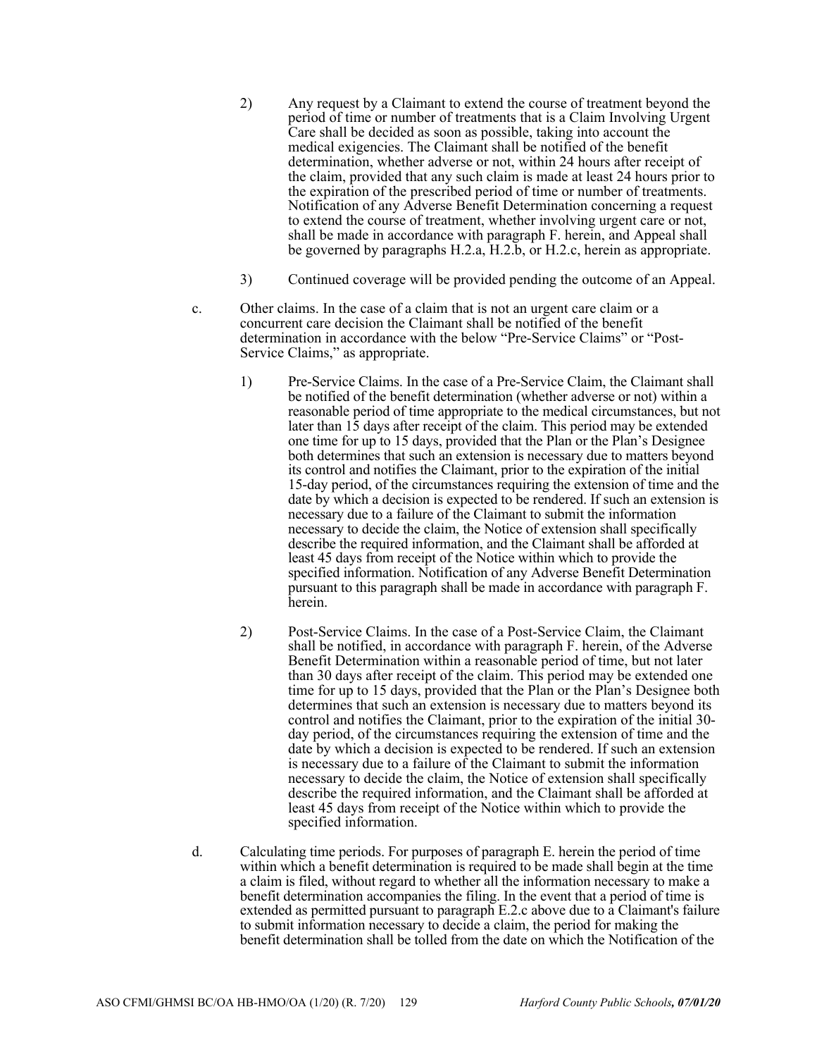2) Any request by a Claimant to extend the course of treatment beyond the period of time or number of treatments that is a Claim Involving Urgent Care shall be decided as soon as possible, taking into account the medical exigencies. The Claimant shall be notified of the benefit determination, whether adverse or not, within 24 hours after receipt of the claim, provided that any such claim is made at least 24 hours prior to the expiration of the prescribed period of time or number of treatments. Notification of any Adverse Benefit Determination concerning a request to extend the course of treatment, whether involving urgent care or not, shall be made in accordance with paragraph F. herein, and Appeal shall be governed by paragraphs H.2.a, H.2.b, or H.2.c, herein as appropriate.

3) Continued coverage will be provided pending the outcome of an Appeal.

c. Other claims. In the case of a claim that is not an urgent care claim or a concurrent care decision the Claimant shall be notified of the benefit determination in accordance with the below "Pre-Service Claims" or "Post-Service Claims," as appropriate.

1) Pre-Service Claims. In the case of a Pre-Service Claim, the Claimant shall be notified of the benefit determination (whether adverse or not) within a reasonable period of time appropriate to the medical circumstances, but not later than 15 days after receipt of the claim. This period may be extended one time for up to 15 days, provided that the Plan or the Plan's Designee both determines that such an extension is necessary due to matters beyond its control and notifies the Claimant, prior to the expiration of the initial 15-day period, of the circumstances requiring the extension of time and the date by which a decision is expected to be rendered. If such an extension is necessary due to a failure of the Claimant to submit the information necessary to decide the claim, the Notice of extension shall specifically describe the required information, and the Claimant shall be afforded at least 45 days from receipt of the Notice within which to provide the specified information. Notification of any Adverse Benefit Determination pursuant to this paragraph shall be made in accordance with paragraph F. herein.

2) Post-Service Claims. In the case of a Post-Service Claim, the Claimant shall be notified, in accordance with paragraph F. herein, of the Adverse Benefit Determination within a reasonable period of time, but not later than 30 days after receipt of the claim. This period may be extended one time for up to 15 days, provided that the Plan or the Plan's Designee both determines that such an extension is necessary due to matters beyond its control and notifies the Claimant, prior to the expiration of the initial 30-day period, of the circumstances requiring the extension of time and the date by which a decision is expected to be rendered. If such an extension is necessary due to a failure of the Claimant to submit the information necessary to decide the claim, the Notice of extension shall specifically describe the required information, and the Claimant shall be afforded at least 45 days from receipt of the Notice within which to provide the specified information.

d. Calculating time periods. For purposes of paragraph E. herein the period of time within which a benefit determination is required to be made shall begin at the time a claim is filed, without regard to whether all the information necessary to make a benefit determination accompanies the filing. In the event that a period of time is extended as permitted pursuant to paragraph E.2.c above due to a Claimant's failure to submit information necessary to decide a claim, the period for making the benefit determination shall be tolled from the date on which the Notification of the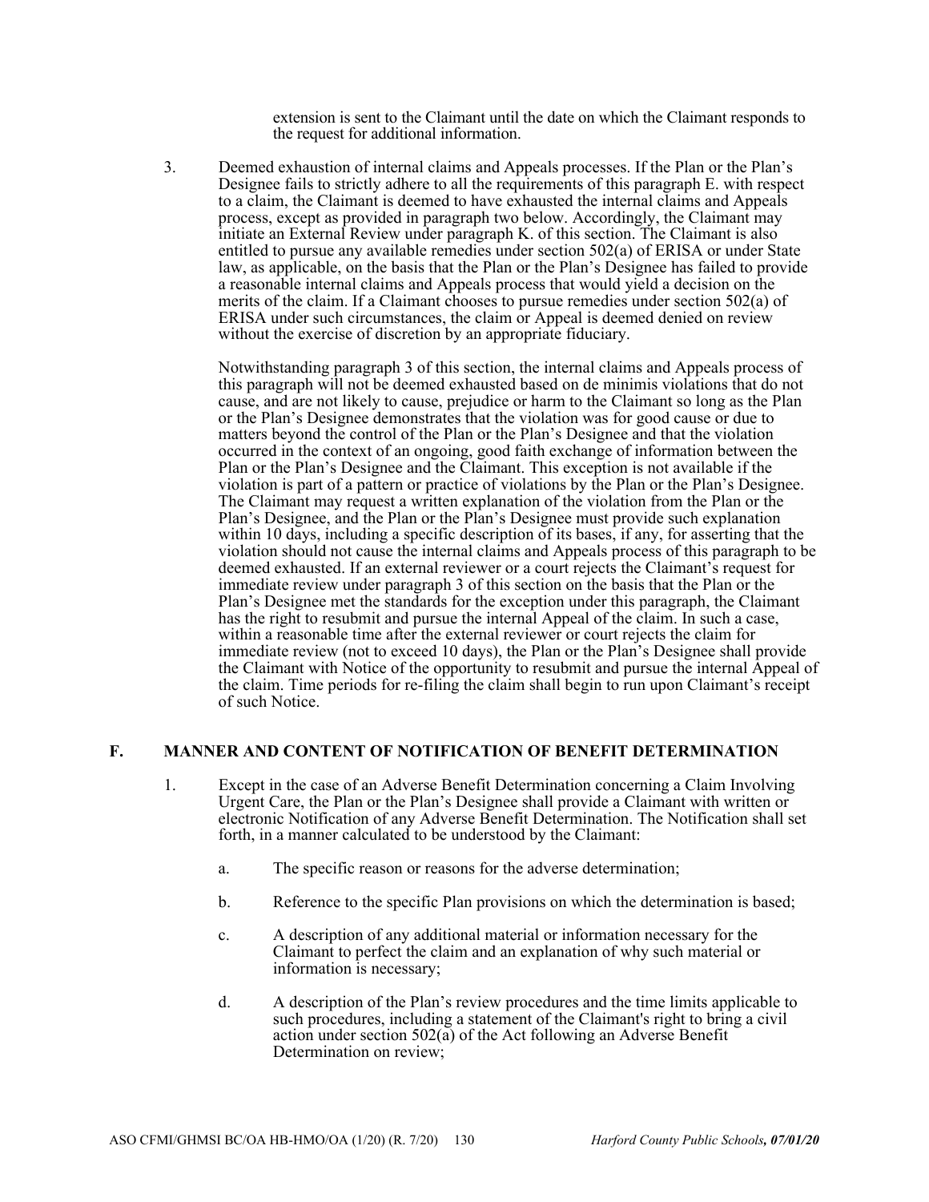extension is sent to the Claimant until the date on which the Claimant responds to the request for additional information.

3. Deemed exhaustion of internal claims and Appeals processes. If the Plan or the Plan's Designee fails to strictly adhere to all the requirements of this paragraph E. with respect to a claim, the Claimant is deemed to have exhausted the internal claims and Appeals process, except as provided in paragraph two below. Accordingly, the Claimant may initiate an External Review under paragraph K. of this section. The Claimant is also entitled to pursue any available remedies under section 502(a) of ERISA or under State law, as applicable, on the basis that the Plan or the Plan's Designee has failed to provide a reasonable internal claims and Appeals process that would yield a decision on the merits of the claim. If a Claimant chooses to pursue remedies under section 502(a) of ERISA under such circumstances, the claim or Appeal is deemed denied on review without the exercise of discretion by an appropriate fiduciary.

   Notwithstanding paragraph 3 of this section, the internal claims and Appeals process of this paragraph will not be deemed exhausted based on de minimis violations that do not cause, and are not likely to cause, prejudice or harm to the Claimant so long as the Plan or the Plan's Designee demonstrates that the violation was for good cause or due to matters beyond the control of the Plan or the Plan's Designee and that the violation occurred in the context of an ongoing, good faith exchange of information between the Plan or the Plan's Designee and the Claimant. This exception is not available if the violation is part of a pattern or practice of violations by the Plan or the Plan's Designee. The Claimant may request a written explanation of the violation from the Plan or the Plan's Designee, and the Plan or the Plan's Designee must provide such explanation within 10 days, including a specific description of its bases, if any, for asserting that the violation should not cause the internal claims and Appeals process of this paragraph to be deemed exhausted. If an external reviewer or a court rejects the Claimant's request for immediate review under paragraph 3 of this section on the basis that the Plan or the Plan's Designee met the standards for the exception under this paragraph, the Claimant has the right to resubmit and pursue the internal Appeal of the claim. In such a case, within a reasonable time after the external reviewer or court rejects the claim for immediate review (not to exceed 10 days), the Plan or the Plan's Designee shall provide the Claimant with Notice of the opportunity to resubmit and pursue the internal Appeal of the claim. Time periods for re-filing the claim shall begin to run upon Claimant's receipt of such Notice.

## F. MANNER AND CONTENT OF NOTIFICATION OF BENEFIT DETERMINATION

1. Except in the case of an Adverse Benefit Determination concerning a Claim Involving Urgent Care, the Plan or the Plan's Designee shall provide a Claimant with written or electronic Notification of any Adverse Benefit Determination. The Notification shall set forth, in a manner calculated to be understood by the Claimant:

   a. The specific reason or reasons for the adverse determination;

   b. Reference to the specific Plan provisions on which the determination is based;

   c. A description of any additional material or information necessary for the Claimant to perfect the claim and an explanation of why such material or information is necessary;

   d. A description of the Plan's review procedures and the time limits applicable to such procedures, including a statement of the Claimant's right to bring a civil action under section 502(a) of the Act following an Adverse Benefit Determination on review;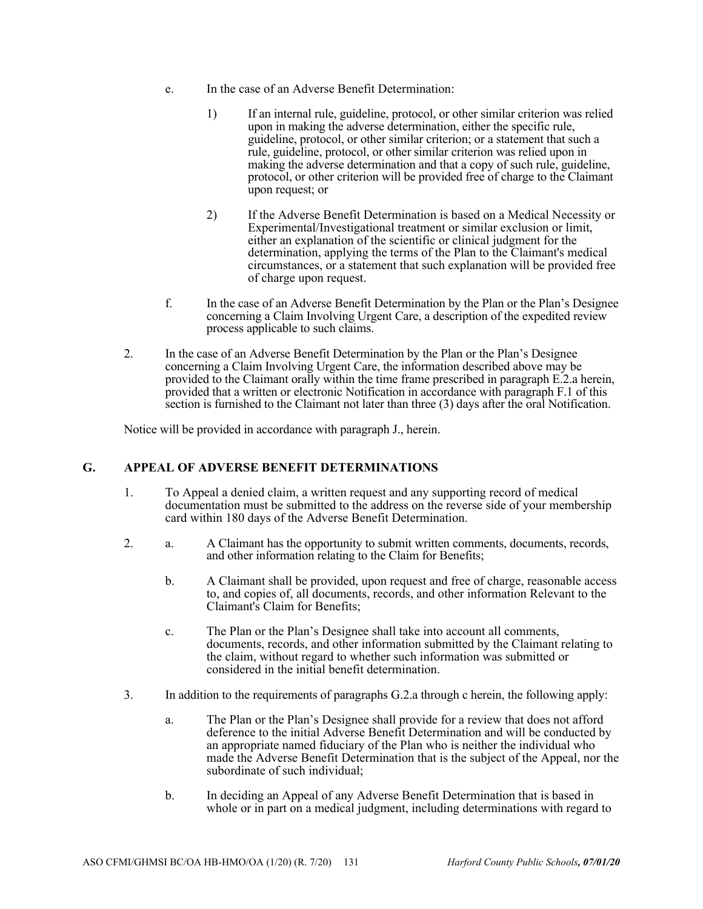e. In the case of an Adverse Benefit Determination:

   1) If an internal rule, guideline, protocol, or other similar criterion was relied upon in making the adverse determination, either the specific rule, guideline, protocol, or other similar criterion; or a statement that such a rule, guideline, protocol, or other similar criterion was relied upon in making the adverse determination and that a copy of such rule, guideline, protocol, or other criterion will be provided free of charge to the Claimant upon request; or

   2) If the Adverse Benefit Determination is based on a Medical Necessity or Experimental/Investigational treatment or similar exclusion or limit, either an explanation of the scientific or clinical judgment for the determination, applying the terms of the Plan to the Claimant's medical circumstances, or a statement that such explanation will be provided free of charge upon request.

f. In the case of an Adverse Benefit Determination by the Plan or the Plan's Designee concerning a Claim Involving Urgent Care, a description of the expedited review process applicable to such claims.

2. In the case of an Adverse Benefit Determination by the Plan or the Plan's Designee concerning a Claim Involving Urgent Care, the information described above may be provided to the Claimant orally within the time frame prescribed in paragraph E.2.a herein, provided that a written or electronic Notification in accordance with paragraph F.1 of this section is furnished to the Claimant not later than three (3) days after the oral Notification.

Notice will be provided in accordance with paragraph J., herein.

## G. APPEAL OF ADVERSE BENEFIT DETERMINATIONS

1. To Appeal a denied claim, a written request and any supporting record of medical documentation must be submitted to the address on the reverse side of your membership card within 180 days of the Adverse Benefit Determination.

2. a. A Claimant has the opportunity to submit written comments, documents, records, and other information relating to the Claim for Benefits;

   b. A Claimant shall be provided, upon request and free of charge, reasonable access to, and copies of, all documents, records, and other information Relevant to the Claimant's Claim for Benefits;

   c. The Plan or the Plan's Designee shall take into account all comments, documents, records, and other information submitted by the Claimant relating to the claim, without regard to whether such information was submitted or considered in the initial benefit determination.

3. In addition to the requirements of paragraphs G.2.a through c herein, the following apply:

   a. The Plan or the Plan's Designee shall provide for a review that does not afford deference to the initial Adverse Benefit Determination and will be conducted by an appropriate named fiduciary of the Plan who is neither the individual who made the Adverse Benefit Determination that is the subject of the Appeal, nor the subordinate of such individual;

   b. In deciding an Appeal of any Adverse Benefit Determination that is based in whole or in part on a medical judgment, including determinations with regard to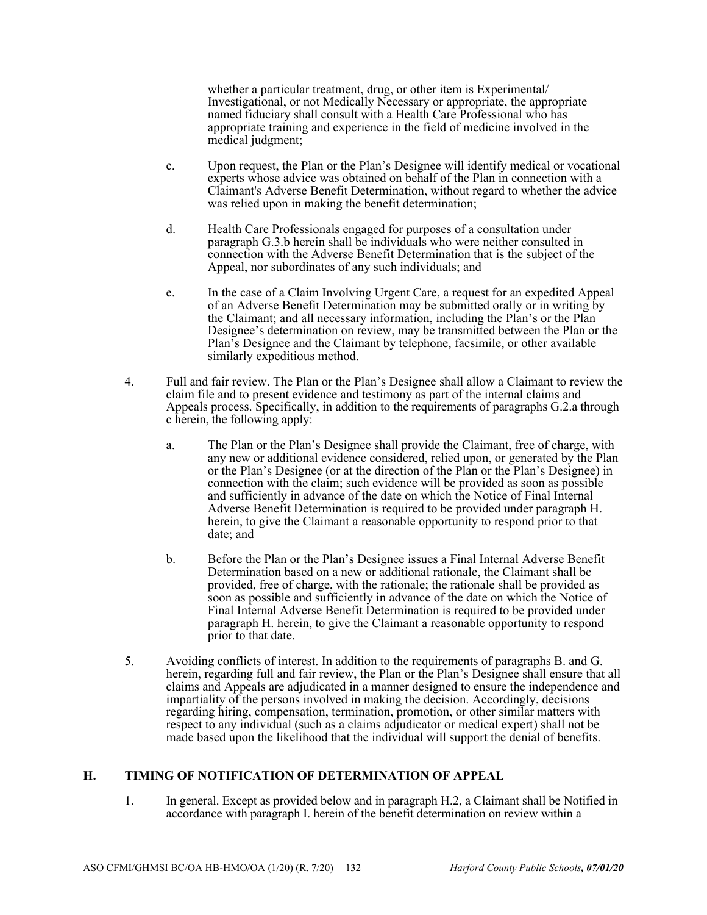whether a particular treatment, drug, or other item is Experimental/ Investigational, or not Medically Necessary or appropriate, the appropriate named fiduciary shall consult with a Health Care Professional who has appropriate training and experience in the field of medicine involved in the medical judgment;

c. Upon request, the Plan or the Plan's Designee will identify medical or vocational experts whose advice was obtained on behalf of the Plan in connection with a Claimant's Adverse Benefit Determination, without regard to whether the advice was relied upon in making the benefit determination;

d. Health Care Professionals engaged for purposes of a consultation under paragraph G.3.b herein shall be individuals who were neither consulted in connection with the Adverse Benefit Determination that is the subject of the Appeal, nor subordinates of any such individuals; and

e. In the case of a Claim Involving Urgent Care, a request for an expedited Appeal of an Adverse Benefit Determination may be submitted orally or in writing by the Claimant; and all necessary information, including the Plan's or the Plan Designee's determination on review, may be transmitted between the Plan or the Plan's Designee and the Claimant by telephone, facsimile, or other available similarly expeditious method.

4. Full and fair review. The Plan or the Plan's Designee shall allow a Claimant to review the claim file and to present evidence and testimony as part of the internal claims and Appeals process. Specifically, in addition to the requirements of paragraphs G.2.a through c herein, the following apply:

   a. The Plan or the Plan's Designee shall provide the Claimant, free of charge, with any new or additional evidence considered, relied upon, or generated by the Plan or the Plan's Designee (or at the direction of the Plan or the Plan's Designee) in connection with the claim; such evidence will be provided as soon as possible and sufficiently in advance of the date on which the Notice of Final Internal Adverse Benefit Determination is required to be provided under paragraph H. herein, to give the Claimant a reasonable opportunity to respond prior to that date; and

   b. Before the Plan or the Plan's Designee issues a Final Internal Adverse Benefit Determination based on a new or additional rationale, the Claimant shall be provided, free of charge, with the rationale; the rationale shall be provided as soon as possible and sufficiently in advance of the date on which the Notice of Final Internal Adverse Benefit Determination is required to be provided under paragraph H. herein, to give the Claimant a reasonable opportunity to respond prior to that date.

5. Avoiding conflicts of interest. In addition to the requirements of paragraphs B. and G. herein, regarding full and fair review, the Plan or the Plan's Designee shall ensure that all claims and Appeals are adjudicated in a manner designed to ensure the independence and impartiality of the persons involved in making the decision. Accordingly, decisions regarding hiring, compensation, termination, promotion, or other similar matters with respect to any individual (such as a claims adjudicator or medical expert) shall not be made based upon the likelihood that the individual will support the denial of benefits.

## H. TIMING OF NOTIFICATION OF DETERMINATION OF APPEAL

1. In general. Except as provided below and in paragraph H.2, a Claimant shall be Notified in accordance with paragraph I. herein of the benefit determination on review within a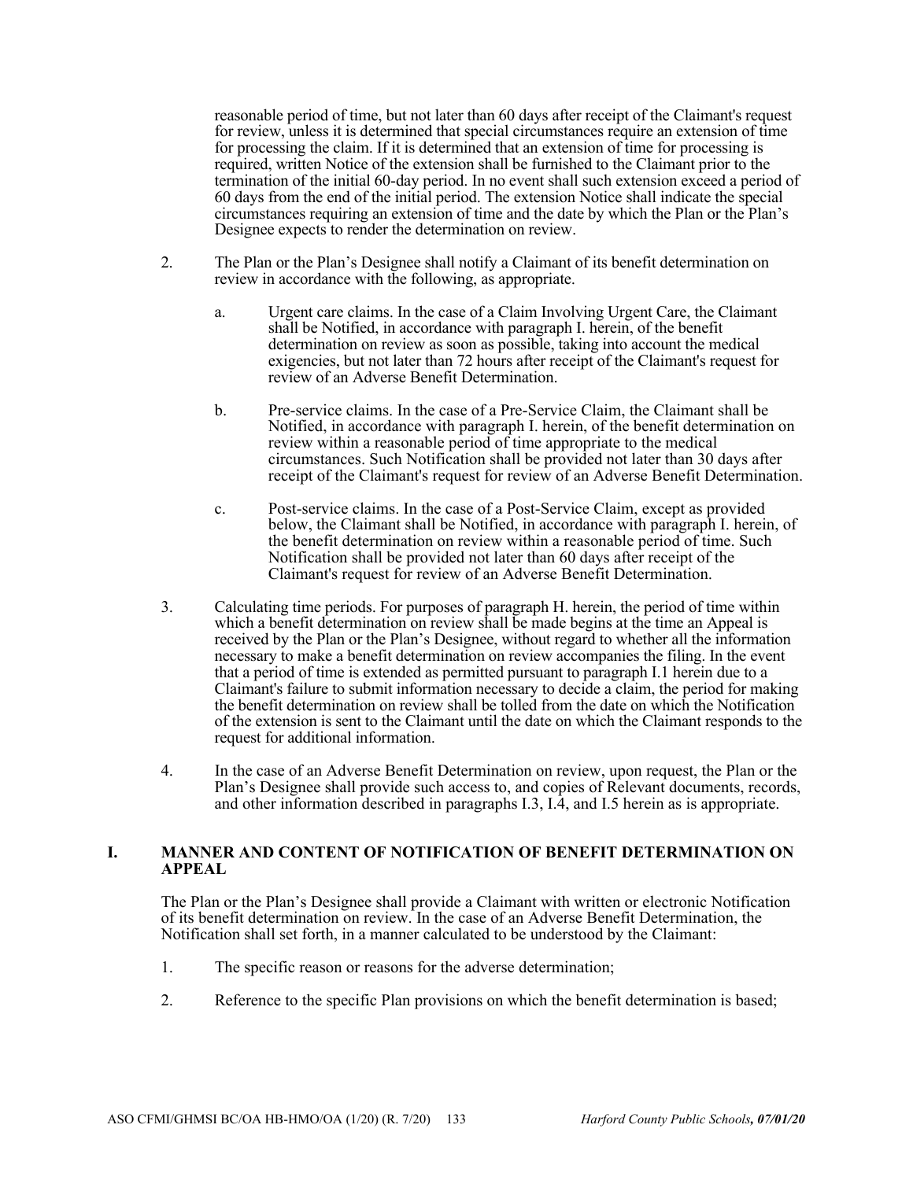reasonable period of time, but not later than 60 days after receipt of the Claimant's request for review, unless it is determined that special circumstances require an extension of time for processing the claim. If it is determined that an extension of time for processing is required, written Notice of the extension shall be furnished to the Claimant prior to the termination of the initial 60-day period. In no event shall such extension exceed a period of 60 days from the end of the initial period. The extension Notice shall indicate the special circumstances requiring an extension of time and the date by which the Plan or the Plan's Designee expects to render the determination on review.

2. The Plan or the Plan's Designee shall notify a Claimant of its benefit determination on review in accordance with the following, as appropriate.

   a. Urgent care claims. In the case of a Claim Involving Urgent Care, the Claimant shall be Notified, in accordance with paragraph I. herein, of the benefit determination on review as soon as possible, taking into account the medical exigencies, but not later than 72 hours after receipt of the Claimant's request for review of an Adverse Benefit Determination.

   b. Pre-service claims. In the case of a Pre-Service Claim, the Claimant shall be Notified, in accordance with paragraph I. herein, of the benefit determination on review within a reasonable period of time appropriate to the medical circumstances. Such Notification shall be provided not later than 30 days after receipt of the Claimant's request for review of an Adverse Benefit Determination.

   c. Post-service claims. In the case of a Post-Service Claim, except as provided below, the Claimant shall be Notified, in accordance with paragraph I. herein, of the benefit determination on review within a reasonable period of time. Such Notification shall be provided not later than 60 days after receipt of the Claimant's request for review of an Adverse Benefit Determination.

3. Calculating time periods. For purposes of paragraph H. herein, the period of time within which a benefit determination on review shall be made begins at the time an Appeal is received by the Plan or the Plan's Designee, without regard to whether all the information necessary to make a benefit determination on review accompanies the filing. In the event that a period of time is extended as permitted pursuant to paragraph I.1 herein due to a Claimant's failure to submit information necessary to decide a claim, the period for making the benefit determination on review shall be tolled from the date on which the Notification of the extension is sent to the Claimant until the date on which the Claimant responds to the request for additional information.

4. In the case of an Adverse Benefit Determination on review, upon request, the Plan or the Plan's Designee shall provide such access to, and copies of Relevant documents, records, and other information described in paragraphs I.3, I.4, and I.5 herein as is appropriate.

## I. MANNER AND CONTENT OF NOTIFICATION OF BENEFIT DETERMINATION ON APPEAL

The Plan or the Plan's Designee shall provide a Claimant with written or electronic Notification of its benefit determination on review. In the case of an Adverse Benefit Determination, the Notification shall set forth, in a manner calculated to be understood by the Claimant:

1. The specific reason or reasons for the adverse determination;

2. Reference to the specific Plan provisions on which the benefit determination is based;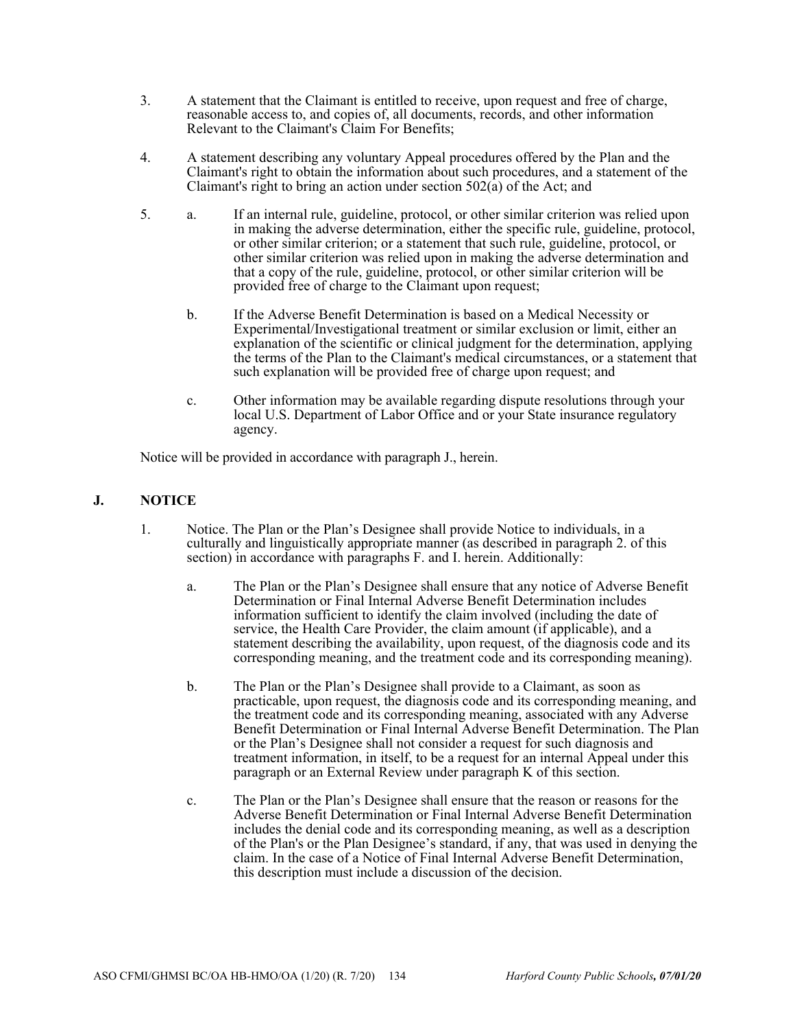3. A statement that the Claimant is entitled to receive, upon request and free of charge, reasonable access to, and copies of, all documents, records, and other information Relevant to the Claimant's Claim For Benefits;

4. A statement describing any voluntary Appeal procedures offered by the Plan and the Claimant's right to obtain the information about such procedures, and a statement of the Claimant's right to bring an action under section 502(a) of the Act; and

5. 
   a. If an internal rule, guideline, protocol, or other similar criterion was relied upon in making the adverse determination, either the specific rule, guideline, protocol, or other similar criterion; or a statement that such rule, guideline, protocol, or other similar criterion was relied upon in making the adverse determination and that a copy of the rule, guideline, protocol, or other similar criterion will be provided free of charge to the Claimant upon request;

   b. If the Adverse Benefit Determination is based on a Medical Necessity or Experimental/Investigational treatment or similar exclusion or limit, either an explanation of the scientific or clinical judgment for the determination, applying the terms of the Plan to the Claimant's medical circumstances, or a statement that such explanation will be provided free of charge upon request; and

   c. Other information may be available regarding dispute resolutions through your local U.S. Department of Labor Office and or your State insurance regulatory agency.

Notice will be provided in accordance with paragraph J., herein.

## J. NOTICE

1. Notice. The Plan or the Plan's Designee shall provide Notice to individuals, in a culturally and linguistically appropriate manner (as described in paragraph 2. of this section) in accordance with paragraphs F. and I. herein. Additionally:

   a. The Plan or the Plan's Designee shall ensure that any notice of Adverse Benefit Determination or Final Internal Adverse Benefit Determination includes information sufficient to identify the claim involved (including the date of service, the Health Care Provider, the claim amount (if applicable), and a statement describing the availability, upon request, of the diagnosis code and its corresponding meaning, and the treatment code and its corresponding meaning).

   b. The Plan or the Plan's Designee shall provide to a Claimant, as soon as practicable, upon request, the diagnosis code and its corresponding meaning, and the treatment code and its corresponding meaning, associated with any Adverse Benefit Determination or Final Internal Adverse Benefit Determination. The Plan or the Plan's Designee shall not consider a request for such diagnosis and treatment information, in itself, to be a request for an internal Appeal under this paragraph or an External Review under paragraph K of this section.

   c. The Plan or the Plan's Designee shall ensure that the reason or reasons for the Adverse Benefit Determination or Final Internal Adverse Benefit Determination includes the denial code and its corresponding meaning, as well as a description of the Plan's or the Plan Designee's standard, if any, that was used in denying the claim. In the case of a Notice of Final Internal Adverse Benefit Determination, this description must include a discussion of the decision.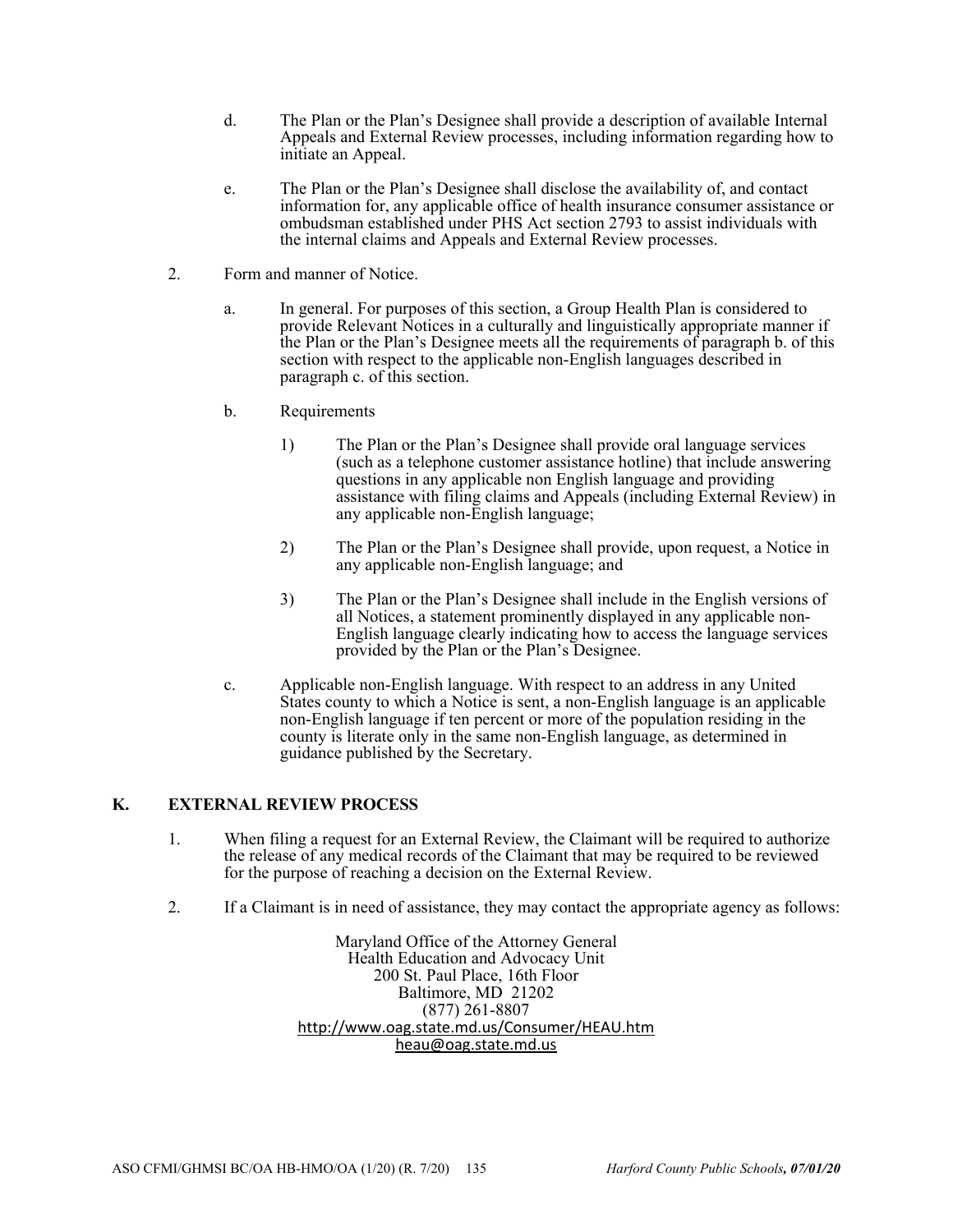d. The Plan or the Plan's Designee shall provide a description of available Internal Appeals and External Review processes, including information regarding how to initiate an Appeal.

e. The Plan or the Plan's Designee shall disclose the availability of, and contact information for, any applicable office of health insurance consumer assistance or ombudsman established under PHS Act section 2793 to assist individuals with the internal claims and Appeals and External Review processes.

2. Form and manner of Notice.

   a. In general. For purposes of this section, a Group Health Plan is considered to provide Relevant Notices in a culturally and linguistically appropriate manner if the Plan or the Plan's Designee meets all the requirements of paragraph b. of this section with respect to the applicable non-English languages described in paragraph c. of this section.

   b. Requirements

      1) The Plan or the Plan's Designee shall provide oral language services (such as a telephone customer assistance hotline) that include answering questions in any applicable non English language and providing assistance with filing claims and Appeals (including External Review) in any applicable non-English language;

      2) The Plan or the Plan's Designee shall provide, upon request, a Notice in any applicable non-English language; and

      3) The Plan or the Plan's Designee shall include in the English versions of all Notices, a statement prominently displayed in any applicable non-English language clearly indicating how to access the language services provided by the Plan or the Plan's Designee.

   c. Applicable non-English language. With respect to an address in any United States county to which a Notice is sent, a non-English language is an applicable non-English language if ten percent or more of the population residing in the county is literate only in the same non-English language, as determined in guidance published by the Secretary.

## K. EXTERNAL REVIEW PROCESS

1. When filing a request for an External Review, the Claimant will be required to authorize the release of any medical records of the Claimant that may be required to be reviewed for the purpose of reaching a decision on the External Review.

2. If a Claimant is in need of assistance, they may contact the appropriate agency as follows:

Maryland Office of the Attorney General
Health Education and Advocacy Unit
200 St. Paul Place, 16th Floor
Baltimore, MD 21202
(877) 261-8807
http://www.oag.state.md.us/Consumer/HEAU.htm
heau@oag.state.md.us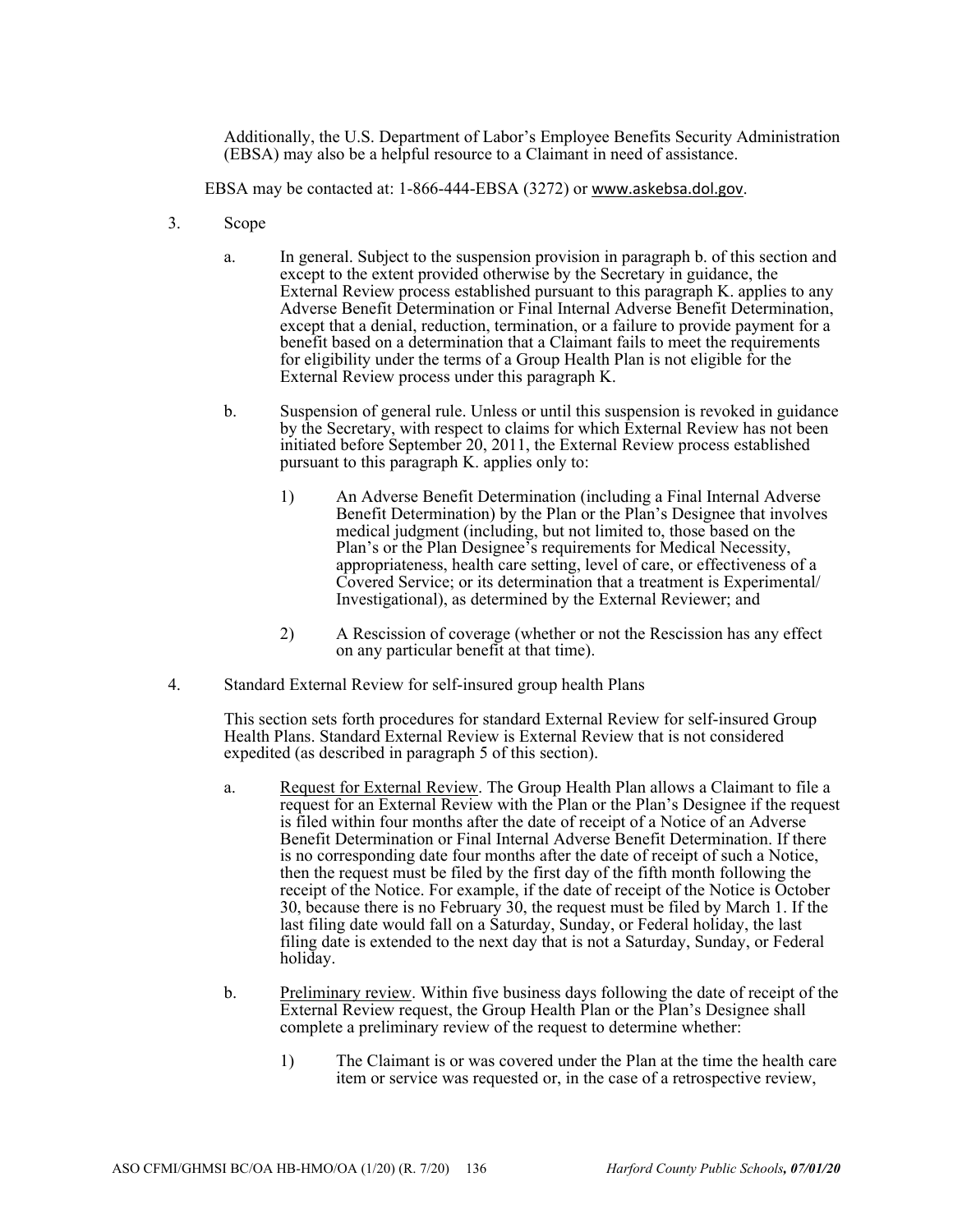Additionally, the U.S. Department of Labor's Employee Benefits Security Administration (EBSA) may also be a helpful resource to a Claimant in need of assistance.

EBSA may be contacted at: 1-866-444-EBSA (3272) or www.askebsa.dol.gov.

3. Scope

   a. In general. Subject to the suspension provision in paragraph b. of this section and except to the extent provided otherwise by the Secretary in guidance, the External Review process established pursuant to this paragraph K. applies to any Adverse Benefit Determination or Final Internal Adverse Benefit Determination, except that a denial, reduction, termination, or a failure to provide payment for a benefit based on a determination that a Claimant fails to meet the requirements for eligibility under the terms of a Group Health Plan is not eligible for the External Review process under this paragraph K.

   b. Suspension of general rule. Unless or until this suspension is revoked in guidance by the Secretary, with respect to claims for which External Review has not been initiated before September 20, 2011, the External Review process established pursuant to this paragraph K. applies only to:

      1) An Adverse Benefit Determination (including a Final Internal Adverse Benefit Determination) by the Plan or the Plan's Designee that involves medical judgment (including, but not limited to, those based on the Plan's or the Plan Designee's requirements for Medical Necessity, appropriateness, health care setting, level of care, or effectiveness of a Covered Service; or its determination that a treatment is Experimental/ Investigational), as determined by the External Reviewer; and

      2) A Rescission of coverage (whether or not the Rescission has any effect on any particular benefit at that time).

4. Standard External Review for self-insured group health Plans

   This section sets forth procedures for standard External Review for self-insured Group Health Plans. Standard External Review is External Review that is not considered expedited (as described in paragraph 5 of this section).

   a. Request for External Review. The Group Health Plan allows a Claimant to file a request for an External Review with the Plan or the Plan's Designee if the request is filed within four months after the date of receipt of a Notice of an Adverse Benefit Determination or Final Internal Adverse Benefit Determination. If there is no corresponding date four months after the date of receipt of such a Notice, then the request must be filed by the first day of the fifth month following the receipt of the Notice. For example, if the date of receipt of the Notice is October 30, because there is no February 30, the request must be filed by March 1. If the last filing date would fall on a Saturday, Sunday, or Federal holiday, the last filing date is extended to the next day that is not a Saturday, Sunday, or Federal holiday.

   b. Preliminary review. Within five business days following the date of receipt of the External Review request, the Group Health Plan or the Plan's Designee shall complete a preliminary review of the request to determine whether:

      1) The Claimant is or was covered under the Plan at the time the health care item or service was requested or, in the case of a retrospective review,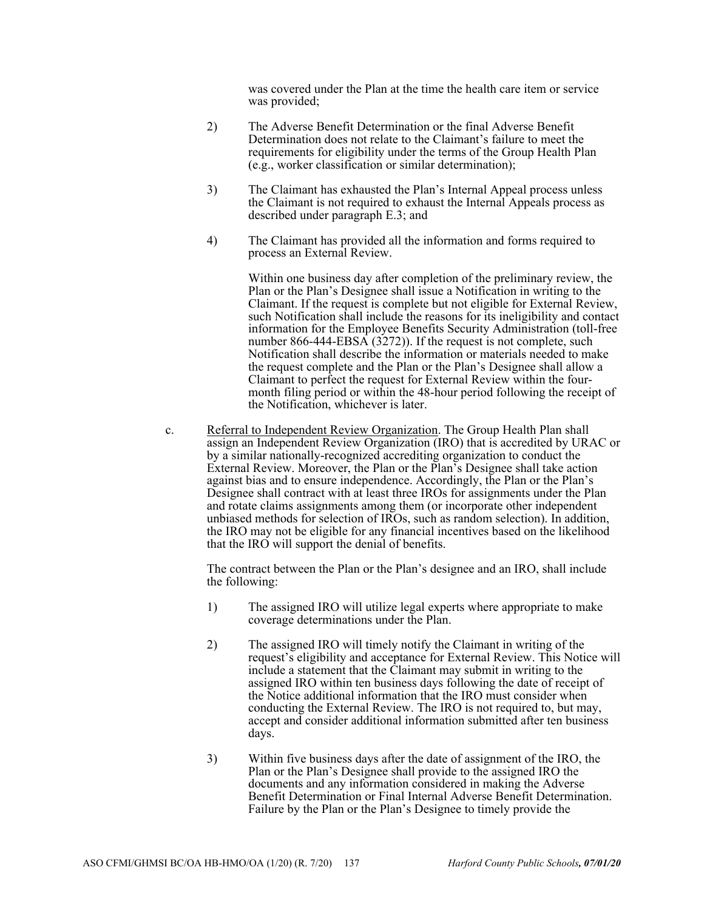was covered under the Plan at the time the health care item or service was provided;

2) The Adverse Benefit Determination or the final Adverse Benefit Determination does not relate to the Claimant's failure to meet the requirements for eligibility under the terms of the Group Health Plan (e.g., worker classification or similar determination);

3) The Claimant has exhausted the Plan's Internal Appeal process unless the Claimant is not required to exhaust the Internal Appeals process as described under paragraph E.3; and

4) The Claimant has provided all the information and forms required to process an External Review.

   Within one business day after completion of the preliminary review, the Plan or the Plan's Designee shall issue a Notification in writing to the Claimant. If the request is complete but not eligible for External Review, such Notification shall include the reasons for its ineligibility and contact information for the Employee Benefits Security Administration (toll-free number 866-444-EBSA (3272)). If the request is not complete, such Notification shall describe the information or materials needed to make the request complete and the Plan or the Plan's Designee shall allow a Claimant to perfect the request for External Review within the four-month filing period or within the 48-hour period following the receipt of the Notification, whichever is later.

c. Referral to Independent Review Organization. The Group Health Plan shall assign an Independent Review Organization (IRO) that is accredited by URAC or by a similar nationally-recognized accrediting organization to conduct the External Review. Moreover, the Plan or the Plan's Designee shall take action against bias and to ensure independence. Accordingly, the Plan or the Plan's Designee shall contract with at least three IROs for assignments under the Plan and rotate claims assignments among them (or incorporate other independent unbiased methods for selection of IROs, such as random selection). In addition, the IRO may not be eligible for any financial incentives based on the likelihood that the IRO will support the denial of benefits.

   The contract between the Plan or the Plan's designee and an IRO, shall include the following:

   1) The assigned IRO will utilize legal experts where appropriate to make coverage determinations under the Plan.

   2) The assigned IRO will timely notify the Claimant in writing of the request's eligibility and acceptance for External Review. This Notice will include a statement that the Claimant may submit in writing to the assigned IRO within ten business days following the date of receipt of the Notice additional information that the IRO must consider when conducting the External Review. The IRO is not required to, but may, accept and consider additional information submitted after ten business days.

   3) Within five business days after the date of assignment of the IRO, the Plan or the Plan's Designee shall provide to the assigned IRO the documents and any information considered in making the Adverse Benefit Determination or Final Internal Adverse Benefit Determination. Failure by the Plan or the Plan's Designee to timely provide the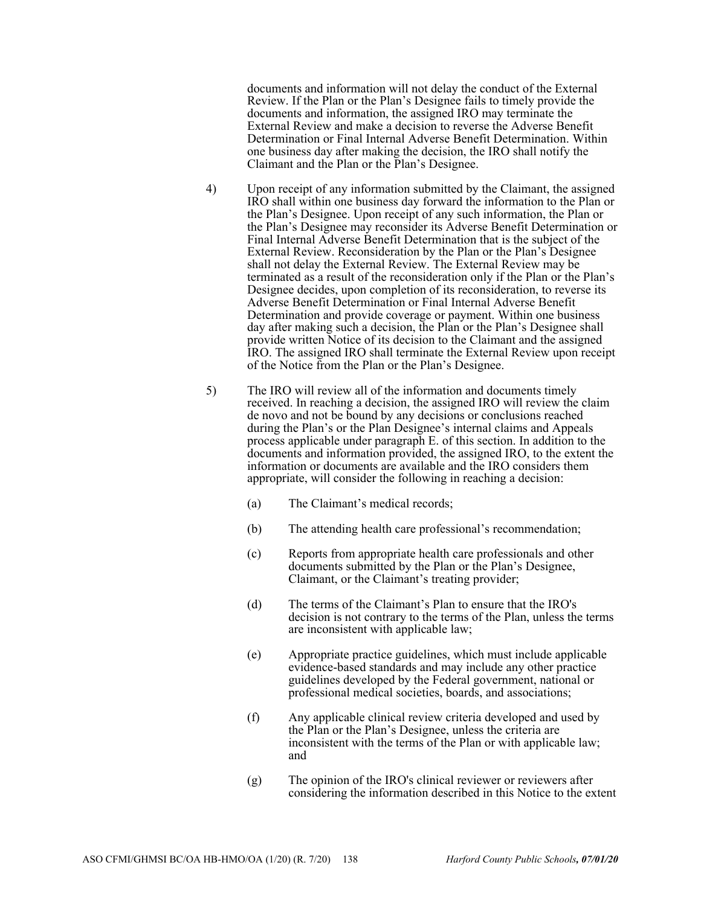documents and information will not delay the conduct of the External Review. If the Plan or the Plan's Designee fails to timely provide the documents and information, the assigned IRO may terminate the External Review and make a decision to reverse the Adverse Benefit Determination or Final Internal Adverse Benefit Determination. Within one business day after making the decision, the IRO shall notify the Claimant and the Plan or the Plan's Designee.

4) Upon receipt of any information submitted by the Claimant, the assigned IRO shall within one business day forward the information to the Plan or the Plan's Designee. Upon receipt of any such information, the Plan or the Plan's Designee may reconsider its Adverse Benefit Determination or Final Internal Adverse Benefit Determination that is the subject of the External Review. Reconsideration by the Plan or the Plan's Designee shall not delay the External Review. The External Review may be terminated as a result of the reconsideration only if the Plan or the Plan's Designee decides, upon completion of its reconsideration, to reverse its Adverse Benefit Determination or Final Internal Adverse Benefit Determination and provide coverage or payment. Within one business day after making such a decision, the Plan or the Plan's Designee shall provide written Notice of its decision to the Claimant and the assigned IRO. The assigned IRO shall terminate the External Review upon receipt of the Notice from the Plan or the Plan's Designee.

5) The IRO will review all of the information and documents timely received. In reaching a decision, the assigned IRO will review the claim de novo and not be bound by any decisions or conclusions reached during the Plan's or the Plan Designee's internal claims and Appeals process applicable under paragraph E. of this section. In addition to the documents and information provided, the assigned IRO, to the extent the information or documents are available and the IRO considers them appropriate, will consider the following in reaching a decision:

   (a) The Claimant's medical records;

   (b) The attending health care professional's recommendation;

   (c) Reports from appropriate health care professionals and other documents submitted by the Plan or the Plan's Designee, Claimant, or the Claimant's treating provider;

   (d) The terms of the Claimant's Plan to ensure that the IRO's decision is not contrary to the terms of the Plan, unless the terms are inconsistent with applicable law;

   (e) Appropriate practice guidelines, which must include applicable evidence-based standards and may include any other practice guidelines developed by the Federal government, national or professional medical societies, boards, and associations;

   (f) Any applicable clinical review criteria developed and used by the Plan or the Plan's Designee, unless the criteria are inconsistent with the terms of the Plan or with applicable law; and

   (g) The opinion of the IRO's clinical reviewer or reviewers after considering the information described in this Notice to the extent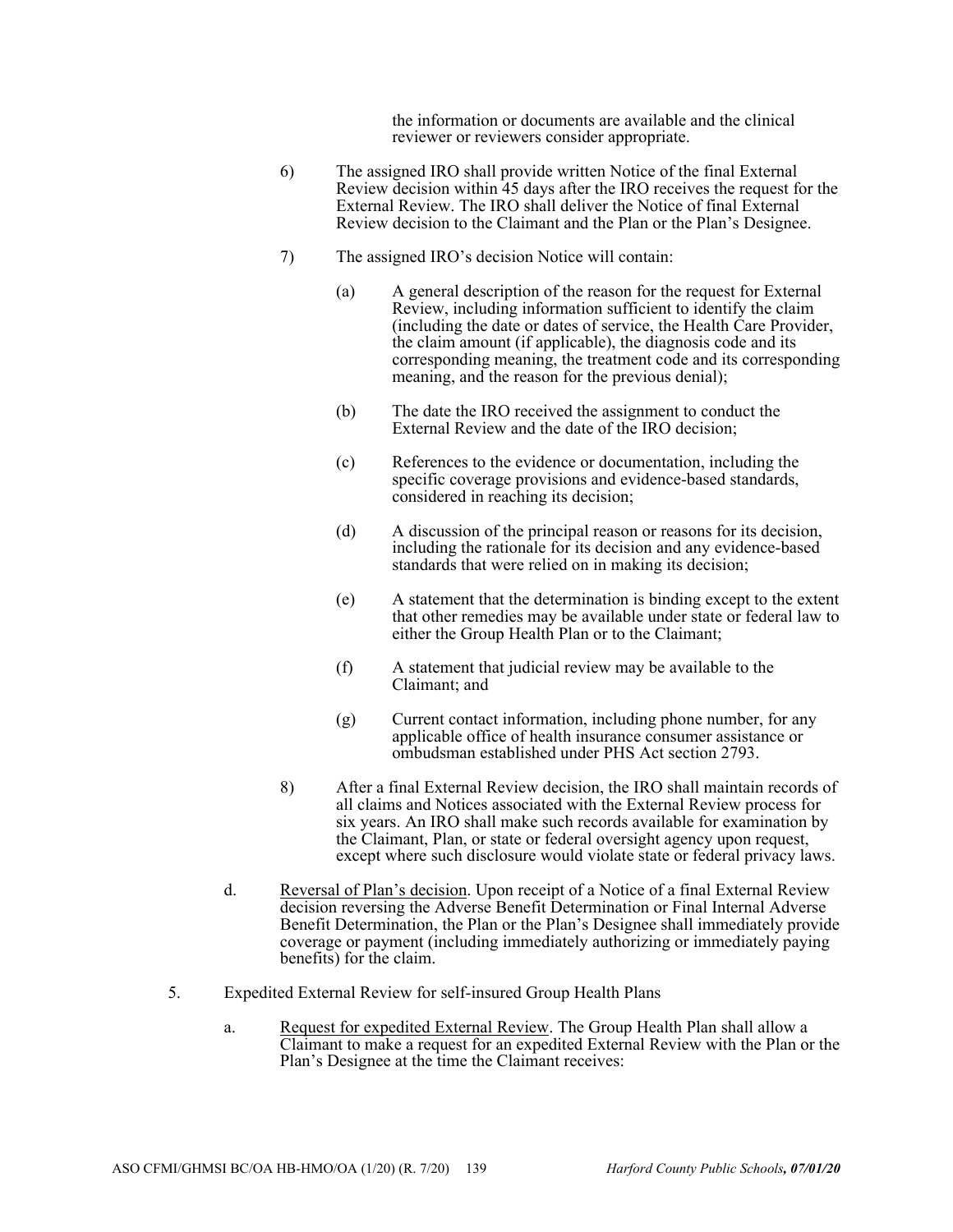the information or documents are available and the clinical reviewer or reviewers consider appropriate.

6) The assigned IRO shall provide written Notice of the final External Review decision within 45 days after the IRO receives the request for the External Review. The IRO shall deliver the Notice of final External Review decision to the Claimant and the Plan or the Plan's Designee.

7) The assigned IRO's decision Notice will contain:

(a) A general description of the reason for the request for External Review, including information sufficient to identify the claim (including the date or dates of service, the Health Care Provider, the claim amount (if applicable), the diagnosis code and its corresponding meaning, the treatment code and its corresponding meaning, and the reason for the previous denial);

(b) The date the IRO received the assignment to conduct the External Review and the date of the IRO decision;

(c) References to the evidence or documentation, including the specific coverage provisions and evidence-based standards, considered in reaching its decision;

(d) A discussion of the principal reason or reasons for its decision, including the rationale for its decision and any evidence-based standards that were relied on in making its decision;

(e) A statement that the determination is binding except to the extent that other remedies may be available under state or federal law to either the Group Health Plan or to the Claimant;

(f) A statement that judicial review may be available to the Claimant; and

(g) Current contact information, including phone number, for any applicable office of health insurance consumer assistance or ombudsman established under PHS Act section 2793.

8) After a final External Review decision, the IRO shall maintain records of all claims and Notices associated with the External Review process for six years. An IRO shall make such records available for examination by the Claimant, Plan, or state or federal oversight agency upon request, except where such disclosure would violate state or federal privacy laws.

d. Reversal of Plan's decision. Upon receipt of a Notice of a final External Review decision reversing the Adverse Benefit Determination or Final Internal Adverse Benefit Determination, the Plan or the Plan's Designee shall immediately provide coverage or payment (including immediately authorizing or immediately paying benefits) for the claim.

5. Expedited External Review for self-insured Group Health Plans

a. Request for expedited External Review. The Group Health Plan shall allow a Claimant to make a request for an expedited External Review with the Plan or the Plan's Designee at the time the Claimant receives: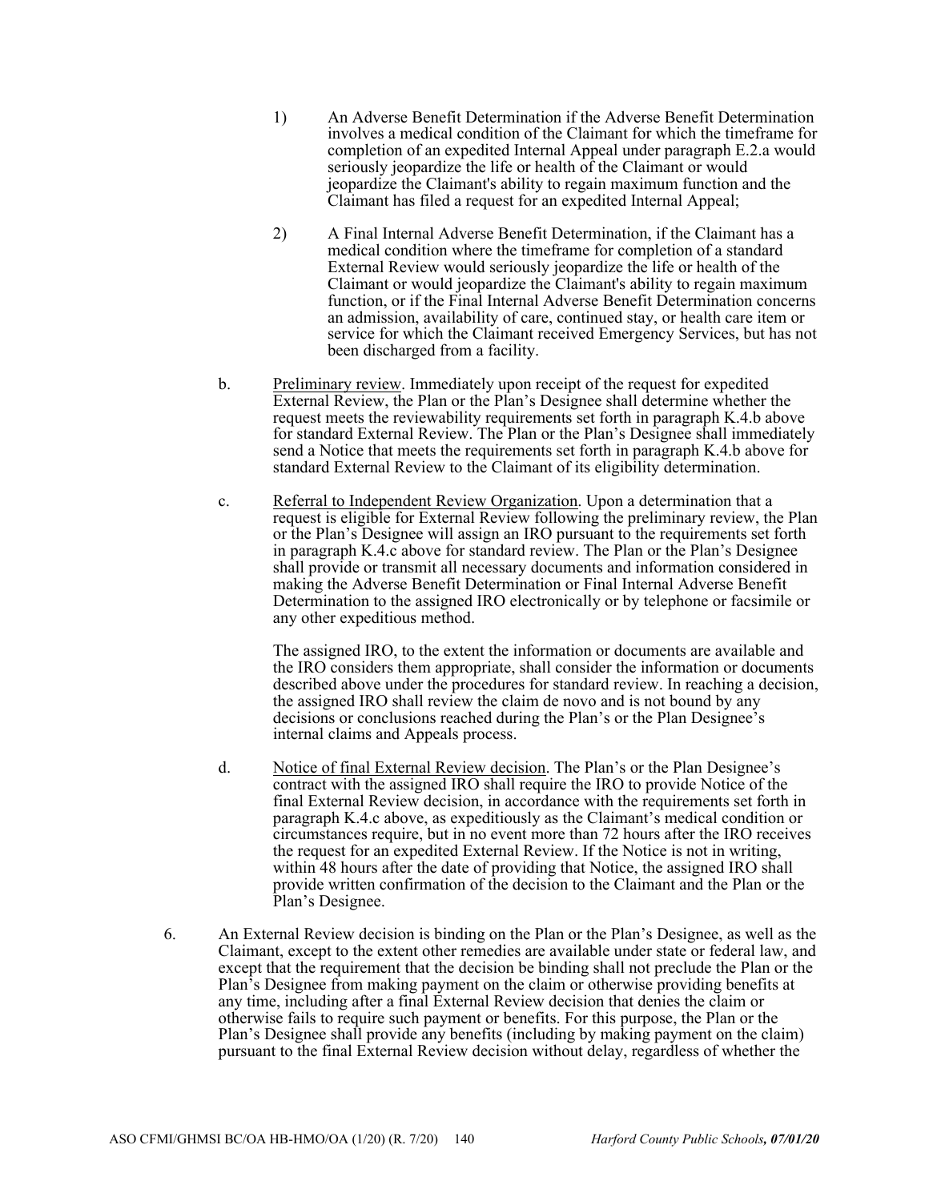1) An Adverse Benefit Determination if the Adverse Benefit Determination involves a medical condition of the Claimant for which the timeframe for completion of an expedited Internal Appeal under paragraph E.2.a would seriously jeopardize the life or health of the Claimant or would jeopardize the Claimant's ability to regain maximum function and the Claimant has filed a request for an expedited Internal Appeal;

2) A Final Internal Adverse Benefit Determination, if the Claimant has a medical condition where the timeframe for completion of a standard External Review would seriously jeopardize the life or health of the Claimant or would jeopardize the Claimant's ability to regain maximum function, or if the Final Internal Adverse Benefit Determination concerns an admission, availability of care, continued stay, or health care item or service for which the Claimant received Emergency Services, but has not been discharged from a facility.

b. Preliminary review. Immediately upon receipt of the request for expedited External Review, the Plan or the Plan's Designee shall determine whether the request meets the reviewability requirements set forth in paragraph K.4.b above for standard External Review. The Plan or the Plan's Designee shall immediately send a Notice that meets the requirements set forth in paragraph K.4.b above for standard External Review to the Claimant of its eligibility determination.

c. Referral to Independent Review Organization. Upon a determination that a request is eligible for External Review following the preliminary review, the Plan or the Plan's Designee will assign an IRO pursuant to the requirements set forth in paragraph K.4.c above for standard review. The Plan or the Plan's Designee shall provide or transmit all necessary documents and information considered in making the Adverse Benefit Determination or Final Internal Adverse Benefit Determination to the assigned IRO electronically or by telephone or facsimile or any other expeditious method.

The assigned IRO, to the extent the information or documents are available and the IRO considers them appropriate, shall consider the information or documents described above under the procedures for standard review. In reaching a decision, the assigned IRO shall review the claim de novo and is not bound by any decisions or conclusions reached during the Plan's or the Plan Designee's internal claims and Appeals process.

d. Notice of final External Review decision. The Plan's or the Plan Designee's contract with the assigned IRO shall require the IRO to provide Notice of the final External Review decision, in accordance with the requirements set forth in paragraph K.4.c above, as expeditiously as the Claimant's medical condition or circumstances require, but in no event more than 72 hours after the IRO receives the request for an expedited External Review. If the Notice is not in writing, within 48 hours after the date of providing that Notice, the assigned IRO shall provide written confirmation of the decision to the Claimant and the Plan or the Plan's Designee.

6. An External Review decision is binding on the Plan or the Plan's Designee, as well as the Claimant, except to the extent other remedies are available under state or federal law, and except that the requirement that the decision be binding shall not preclude the Plan or the Plan's Designee from making payment on the claim or otherwise providing benefits at any time, including after a final External Review decision that denies the claim or otherwise fails to require such payment or benefits. For this purpose, the Plan or the Plan's Designee shall provide any benefits (including by making payment on the claim) pursuant to the final External Review decision without delay, regardless of whether the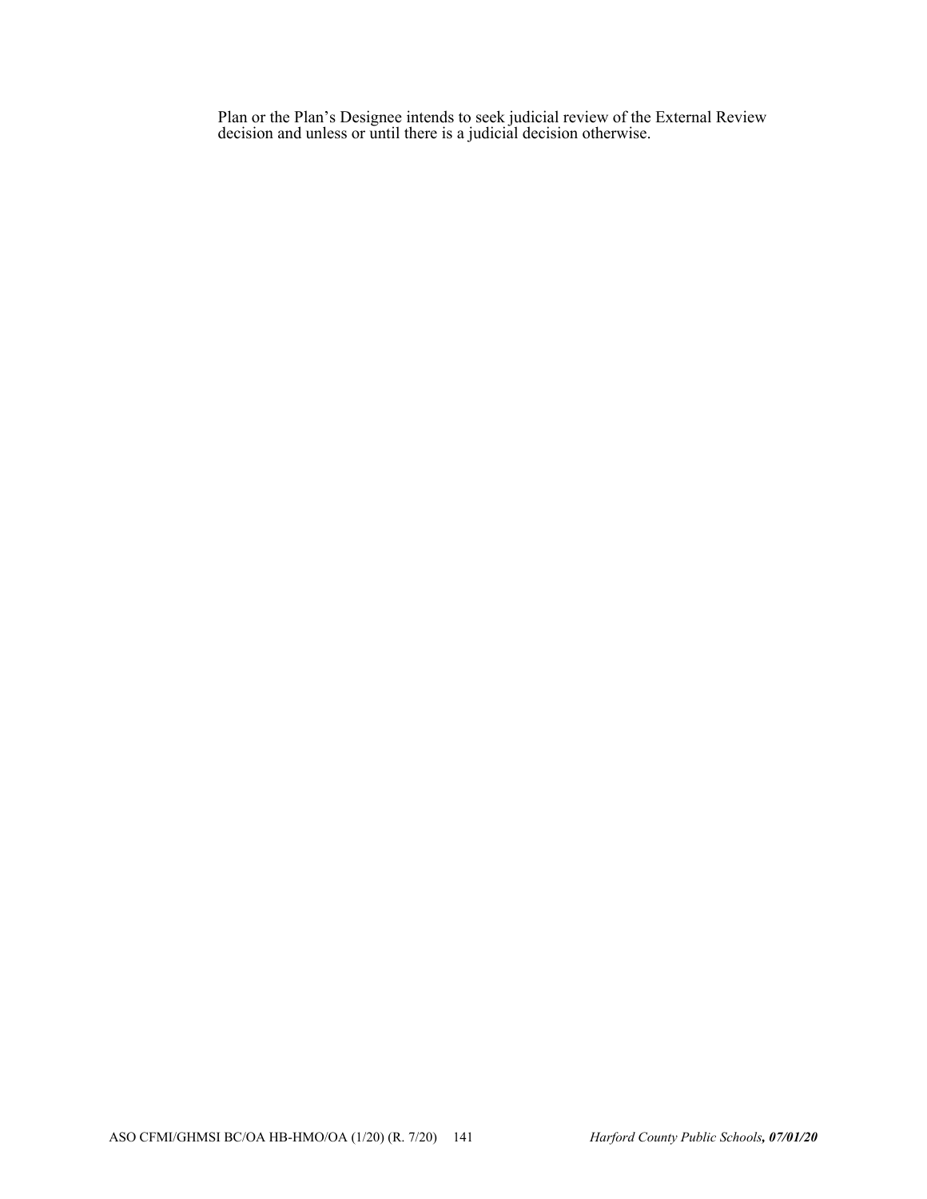Plan or the Plan's Designee intends to seek judicial review of the External Review decision and unless or until there is a judicial decision otherwise.